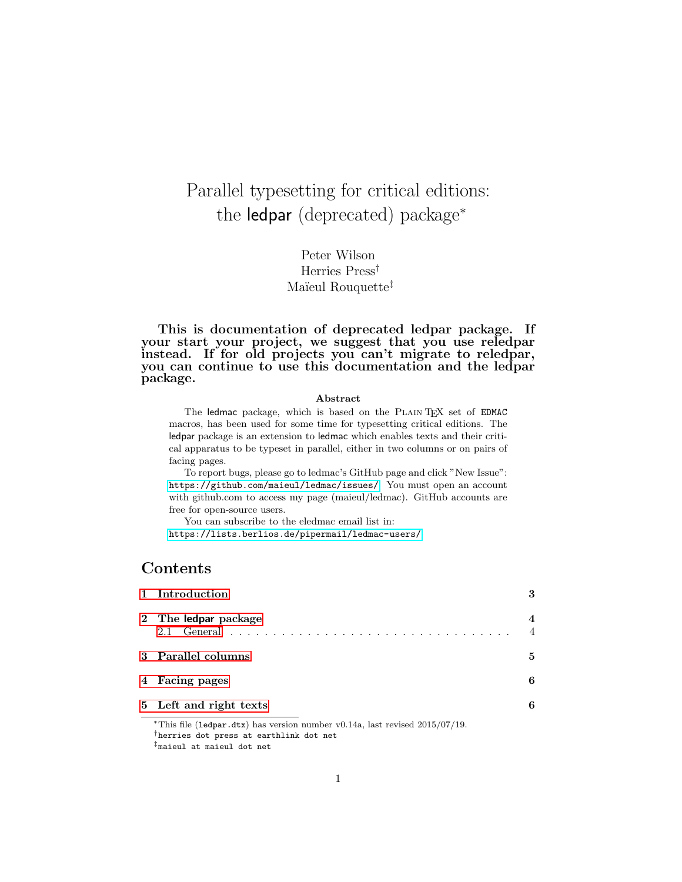# Parallel typesetting for critical editions: the ledpar (deprecated) package*

Peter Wilson
Herries Press†
Maïeul Rouquette‡

**This is documentation of deprecated ledpar package. If your start your project, we suggest that you use reledpar instead. If for old projects you can't migrate to reledpar, you can continue to use this documentation and the ledpar package.**

### Abstract

The ledmac package, which is based on the PLAIN TEX set of EDMAC macros, has been used for some time for typesetting critical editions. The ledpar package is an extension to ledmac which enables texts and their critical apparatus to be typeset in parallel, either in two columns or on pairs of facing pages.

To report bugs, please go to ledmac's GitHub page and click "New Issue": https://github.com/maieul/ledmac/issues/ You must open an account with github.com to access my page (maieul/ledmac). GitHub accounts are free for open-source users.

You can subscribe to the eledmac email list in:
https://lists.berlios.de/pipermail/ledmac-users/

## Contents

- **1 Introduction** — 3
- **2 The ledpar package** — 4
  - 2.1 General — 4
- **3 Parallel columns** — 5
- **4 Facing pages** — 6
- **5 Left and right texts** — 6

---

*This file (ledpar.dtx) has version number v0.14a, last revised 2015/07/19.
†herries dot press at earthlink dot net
‡maieul at maieul dot net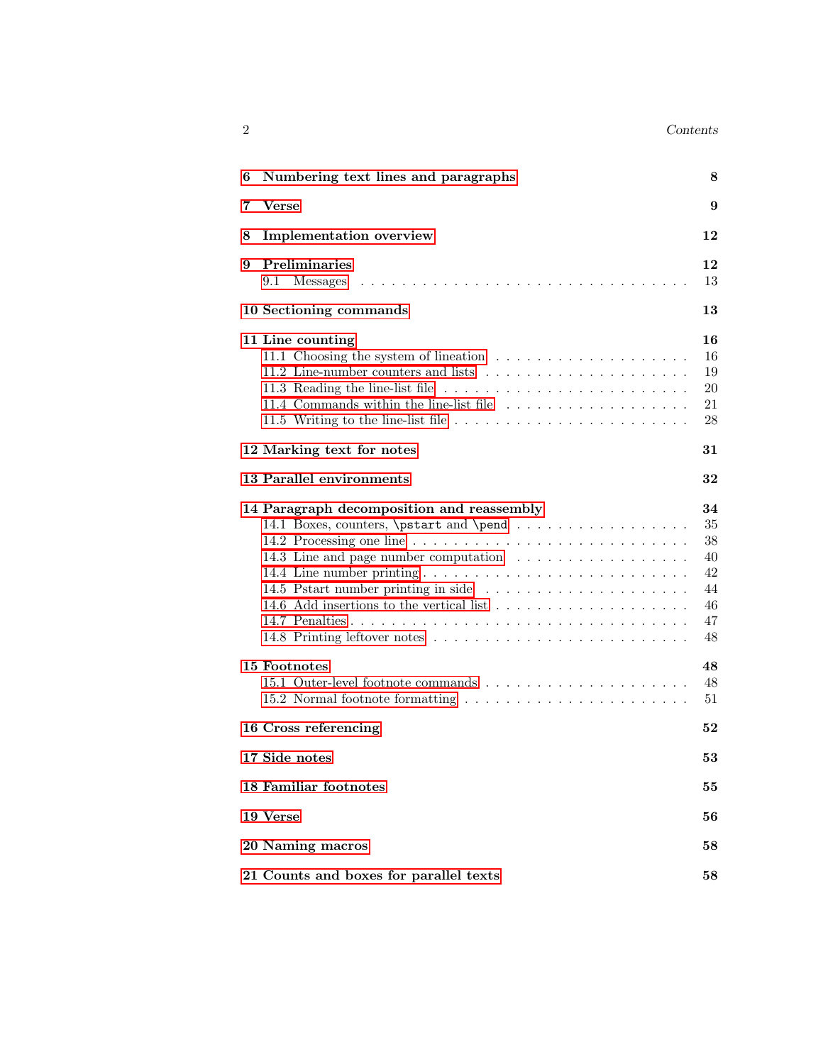**6 Numbering text lines and paragraphs** 8

**7 Verse** 9

**8 Implementation overview** 12

**9 Preliminaries** 12
- 9.1 Messages . . . . . . . . . . 13

**10 Sectioning commands** 13

**11 Line counting** 16
- 11.1 Choosing the system of lineation . . . . . . . . . . 16
- 11.2 Line-number counters and lists . . . . . . . . . . 19
- 11.3 Reading the line-list file . . . . . . . . . . 20
- 11.4 Commands within the line-list file . . . . . . . . . . 21
- 11.5 Writing to the line-list file . . . . . . . . . . 28

**12 Marking text for notes** 31

**13 Parallel environments** 32

**14 Paragraph decomposition and reassembly** 34
- 14.1 Boxes, counters, `\pstart` and `\pend` . . . . . . . . . . 35
- 14.2 Processing one line . . . . . . . . . . 38
- 14.3 Line and page number computation . . . . . . . . . . 40
- 14.4 Line number printing . . . . . . . . . . 42
- 14.5 Pstart number printing in side . . . . . . . . . . 44
- 14.6 Add insertions to the vertical list . . . . . . . . . . 46
- 14.7 Penalties . . . . . . . . . . 47
- 14.8 Printing leftover notes . . . . . . . . . . 48

**15 Footnotes** 48
- 15.1 Outer-level footnote commands . . . . . . . . . . 48
- 15.2 Normal footnote formatting . . . . . . . . . . 51

**16 Cross referencing** 52

**17 Side notes** 53

**18 Familiar footnotes** 55

**19 Verse** 56

**20 Naming macros** 58

**21 Counts and boxes for parallel texts** 58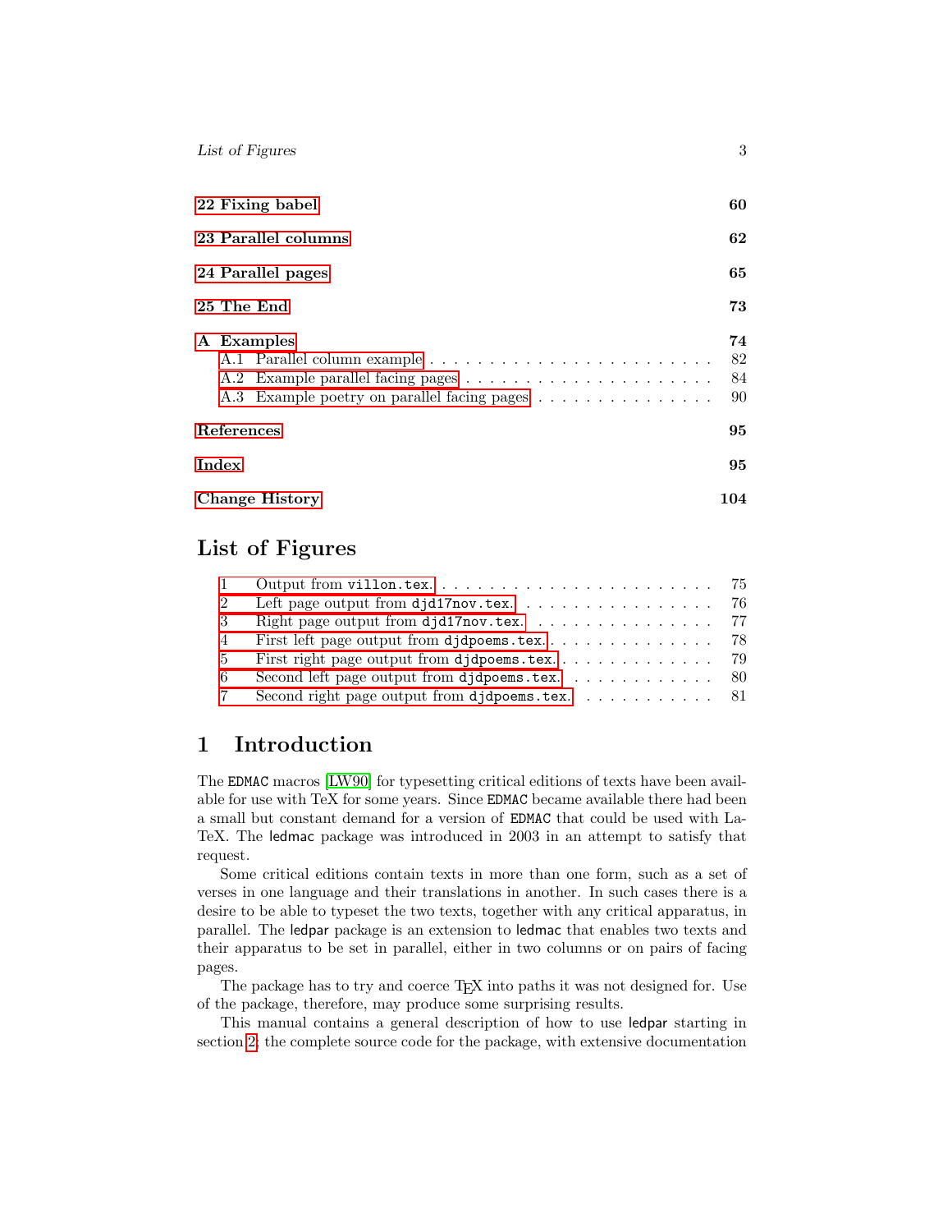**22 Fixing babel** **60**

**23 Parallel columns** **62**

**24 Parallel pages** **65**

**25 The End** **73**

**A Examples** **74**

A.1 Parallel column example . . . . . . . . . . . . . . . . . . . . . . . . 82
A.2 Example parallel facing pages . . . . . . . . . . . . . . . . . . . . . 84
A.3 Example poetry on parallel facing pages . . . . . . . . . . . . . . . 90

**References** **95**

**Index** **95**

**Change History** **104**

## List of Figures

1 Output from `villon.tex`. . . . . . . . . . . . . . . . . . . . . . . . 75
2 Left page output from `djd17nov.tex`. . . . . . . . . . . . . . . . . 76
3 Right page output from `djd17nov.tex`. . . . . . . . . . . . . . . . 77
4 First left page output from `djdpoems.tex`. . . . . . . . . . . . . . 78
5 First right page output from `djdpoems.tex`. . . . . . . . . . . . . 79
6 Second left page output from `djdpoems.tex`. . . . . . . . . . . . . 80
7 Second right page output from `djdpoems.tex`. . . . . . . . . . . . 81

## 1 Introduction

The EDMAC macros [LW90] for typesetting critical editions of texts have been available for use with TeX for some years. Since EDMAC became available there had been a small but constant demand for a version of EDMAC that could be used with LaTeX. The ledmac package was introduced in 2003 in an attempt to satisfy that request.

Some critical editions contain texts in more than one form, such as a set of verses in one language and their translations in another. In such cases there is a desire to be able to typeset the two texts, together with any critical apparatus, in parallel. The ledpar package is an extension to ledmac that enables two texts and their apparatus to be set in parallel, either in two columns or on pairs of facing pages.

The package has to try and coerce TEX into paths it was not designed for. Use of the package, therefore, may produce some surprising results.

This manual contains a general description of how to use ledpar starting in section 2; the complete source code for the package, with extensive documentation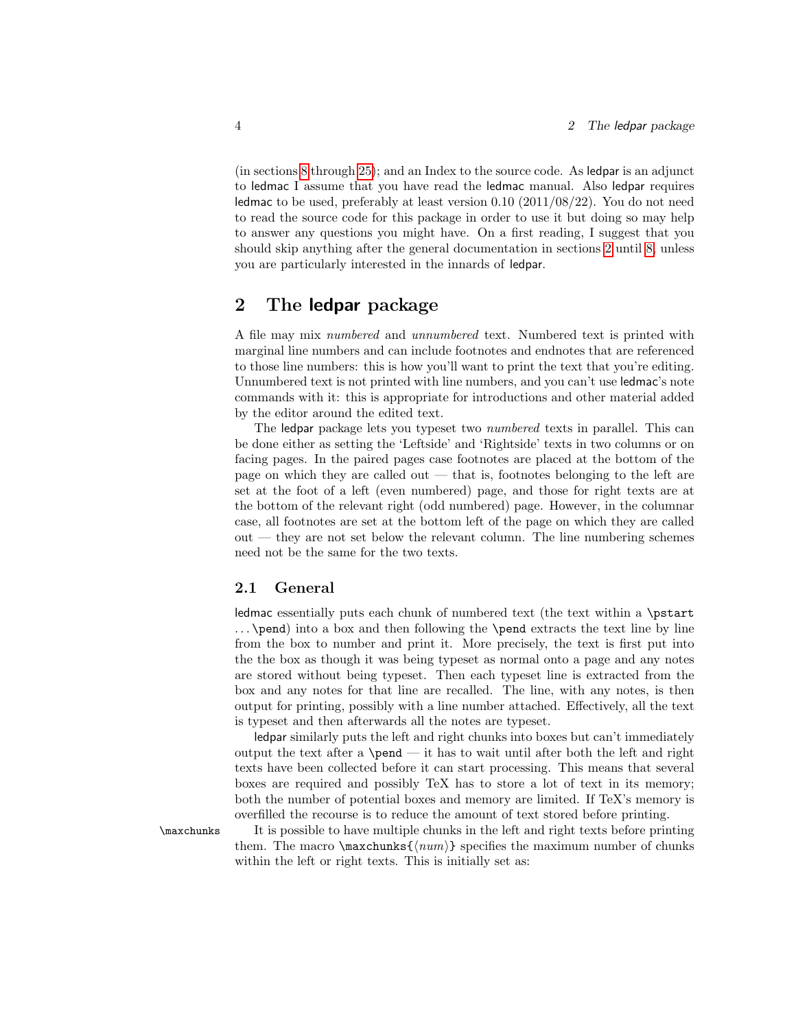(in sections 8 through 25); and an Index to the source code. As ledpar is an adjunct to ledmac I assume that you have read the ledmac manual. Also ledpar requires ledmac to be used, preferably at least version 0.10 (2011/08/22). You do not need to read the source code for this package in order to use it but doing so may help to answer any questions you might have. On a first reading, I suggest that you should skip anything after the general documentation in sections 2 until 8, unless you are particularly interested in the innards of ledpar.

# 2 The ledpar package

A file may mix *numbered* and *unnumbered* text. Numbered text is printed with marginal line numbers and can include footnotes and endnotes that are referenced to those line numbers: this is how you'll want to print the text that you're editing. Unnumbered text is not printed with line numbers, and you can't use ledmac's note commands with it: this is appropriate for introductions and other material added by the editor around the edited text.

The ledpar package lets you typeset two *numbered* texts in parallel. This can be done either as setting the 'Leftside' and 'Rightside' texts in two columns or on facing pages. In the paired pages case footnotes are placed at the bottom of the page on which they are called out — that is, footnotes belonging to the left are set at the foot of a left (even numbered) page, and those for right texts are at the bottom of the relevant right (odd numbered) page. However, in the columnar case, all footnotes are set at the bottom left of the page on which they are called out — they are not set below the relevant column. The line numbering schemes need not be the same for the two texts.

## 2.1 General

ledmac essentially puts each chunk of numbered text (the text within a `\pstart` ... `\pend`) into a box and then following the `\pend` extracts the text line by line from the box to number and print it. More precisely, the text is first put into the the box as though it was being typeset as normal onto a page and any notes are stored without being typeset. Then each typeset line is extracted from the box and any notes for that line are recalled. The line, with any notes, is then output for printing, possibly with a line number attached. Effectively, all the text is typeset and then afterwards all the notes are typeset.

ledpar similarly puts the left and right chunks into boxes but can't immediately output the text after a `\pend` — it has to wait until after both the left and right texts have been collected before it can start processing. This means that several boxes are required and possibly TeX has to store a lot of text in its memory; both the number of potential boxes and memory are limited. If TeX's memory is overfilled the recourse is to reduce the amount of text stored before printing.

`\maxchunks` It is possible to have multiple chunks in the left and right texts before printing them. The macro `\maxchunks{⟨num⟩}` specifies the maximum number of chunks within the left or right texts. This is initially set as: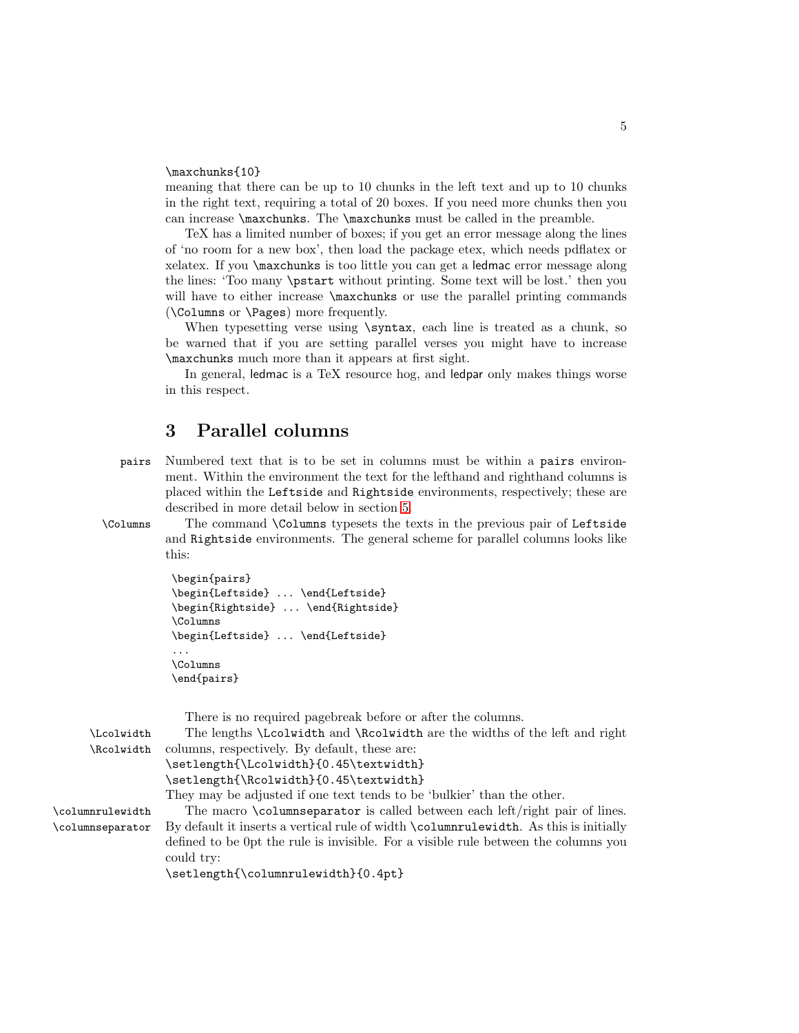\maxchunks{10}
meaning that there can be up to 10 chunks in the left text and up to 10 chunks in the right text, requiring a total of 20 boxes. If you need more chunks then you can increase \maxchunks. The \maxchunks must be called in the preamble.

TeX has a limited number of boxes; if you get an error message along the lines of 'no room for a new box', then load the package etex, which needs pdflatex or xelatex. If you \maxchunks is too little you can get a ledmac error message along the lines: 'Too many \pstart without printing. Some text will be lost.' then you will have to either increase \maxchunks or use the parallel printing commands (\Columns or \Pages) more frequently.

When typesetting verse using \syntax, each line is treated as a chunk, so be warned that if you are setting parallel verses you might have to increase \maxchunks much more than it appears at first sight.

In general, ledmac is a TeX resource hog, and ledpar only makes things worse in this respect.

# 3 Parallel columns

pairs — Numbered text that is to be set in columns must be within a pairs environment. Within the environment the text for the lefthand and righthand columns is placed within the Leftside and Rightside environments, respectively; these are described in more detail below in section 5.

\Columns — The command \Columns typesets the texts in the previous pair of Leftside and Rightside environments. The general scheme for parallel columns looks like this:

```
\begin{pairs}
\begin{Leftside} ... \end{Leftside}
\begin{Rightside} ... \end{Rightside}
\Columns
\begin{Leftside} ... \end{Leftside}
...
\Columns
\end{pairs}
```

There is no required pagebreak before or after the columns.

\Lcolwidth \Rcolwidth — The lengths \Lcolwidth and \Rcolwidth are the widths of the left and right columns, respectively. By default, these are:
\setlength{\Lcolwidth}{0.45\textwidth}
\setlength{\Rcolwidth}{0.45\textwidth}
They may be adjusted if one text tends to be 'bulkier' than the other.

\columnrulewidth \columnseparator — The macro \columnseparator is called between each left/right pair of lines. By default it inserts a vertical rule of width \columnrulewidth. As this is initially defined to be 0pt the rule is invisible. For a visible rule between the columns you could try:
\setlength{\columnrulewidth}{0.4pt}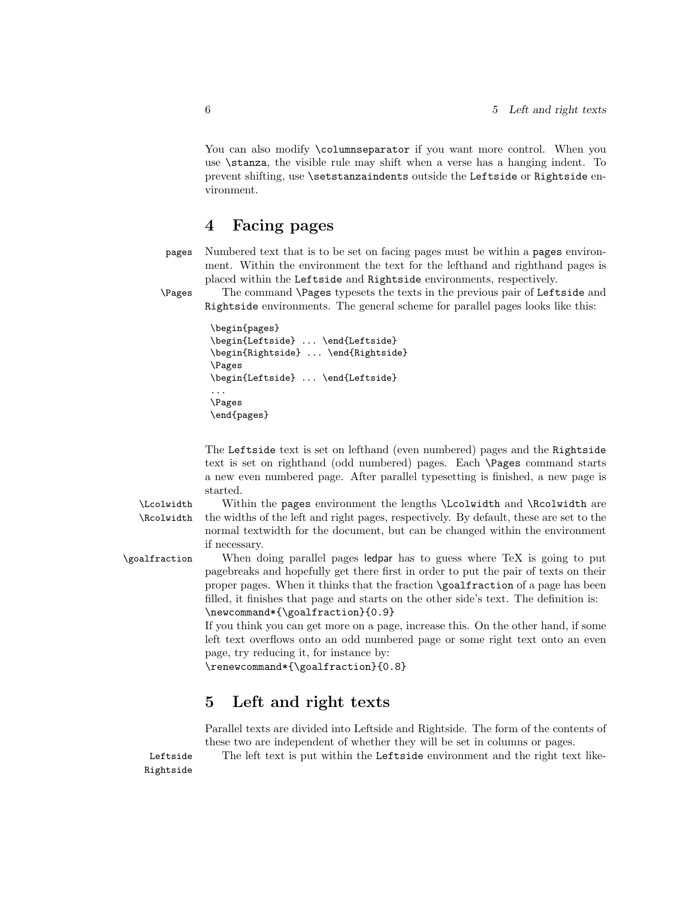You can also modify `\columnseparator` if you want more control. When you use `\stanza`, the visible rule may shift when a verse has a hanging indent. To prevent shifting, use `\setstanzaindents` outside the `Leftside` or `Rightside` environment.

## 4 Facing pages

`pages` Numbered text that is to be set on facing pages must be within a `pages` environment. Within the environment the text for the lefthand and righthand pages is placed within the `Leftside` and `Rightside` environments, respectively.

`\Pages` The command `\Pages` typesets the texts in the previous pair of `Leftside` and `Rightside` environments. The general scheme for parallel pages looks like this:

```
\begin{pages}
\begin{Leftside} ... \end{Leftside}
\begin{Rightside} ... \end{Rightside}
\Pages
\begin{Leftside} ... \end{Leftside}
...
\Pages
\end{pages}
```

The `Leftside` text is set on lefthand (even numbered) pages and the `Rightside` text is set on righthand (odd numbered) pages. Each `\Pages` command starts a new even numbered page. After parallel typesetting is finished, a new page is started.

`\Lcolwidth` `\Rcolwidth` Within the `pages` environment the lengths `\Lcolwidth` and `\Rcolwidth` are the widths of the left and right pages, respectively. By default, these are set to the normal textwidth for the document, but can be changed within the environment if necessary.

`\goalfraction` When doing parallel pages ledpar has to guess where TeX is going to put pagebreaks and hopefully get there first in order to put the pair of texts on their proper pages. When it thinks that the fraction `\goalfraction` of a page has been filled, it finishes that page and starts on the other side's text. The definition is:
`\newcommand*{\goalfraction}{0.9}`
If you think you can get more on a page, increase this. On the other hand, if some left text overflows onto an odd numbered page or some right text onto an even page, try reducing it, for instance by:
`\renewcommand*{\goalfraction}{0.8}`

## 5 Left and right texts

Parallel texts are divided into Leftside and Rightside. The form of the contents of these two are independent of whether they will be set in columns or pages.

`Leftside` `Rightside` The left text is put within the `Leftside` environment and the right text like-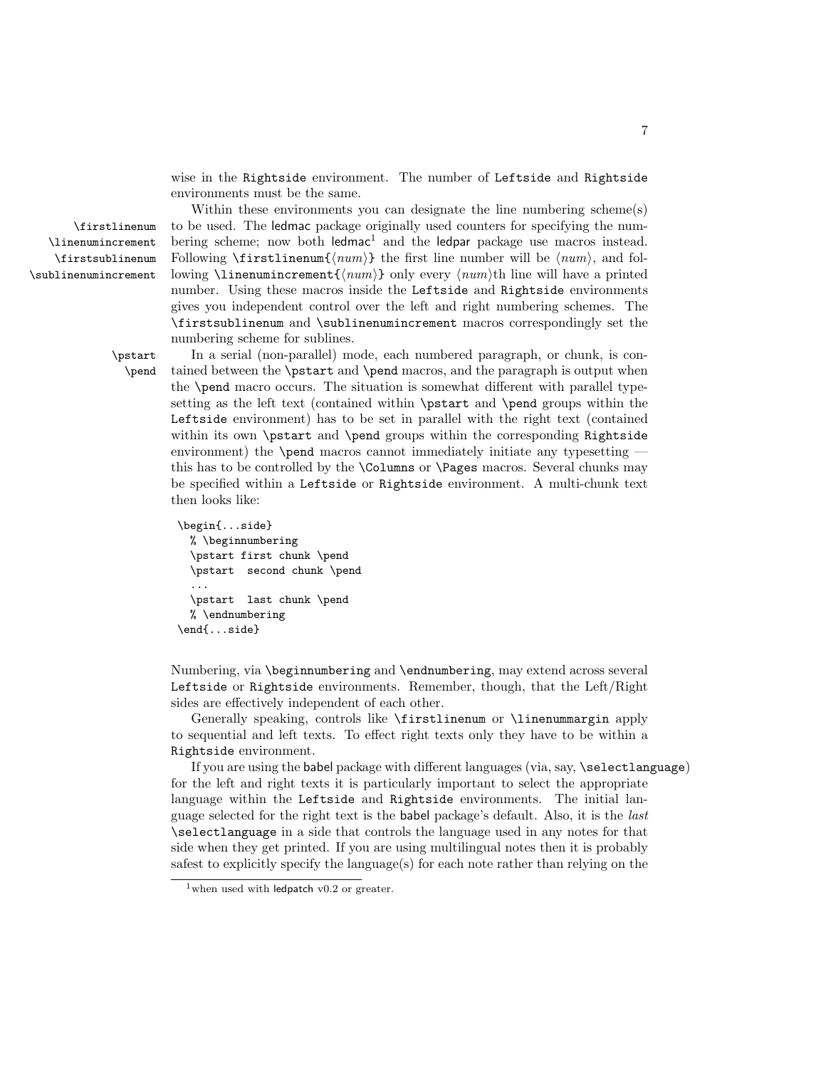wise in the `Rightside` environment. The number of `Leftside` and `Rightside` environments must be the same.

`\firstlinenum` `\linenumincrement` `\firstsublinenum` `\sublinenumincrement`

Within these environments you can designate the line numbering scheme(s) to be used. The ledmac package originally used counters for specifying the numbering scheme; now both ledmac[1] and the ledpar package use macros instead. Following `\firstlinenum{⟨num⟩}` the first line number will be ⟨*num*⟩, and following `\linenumincrement{⟨num⟩}` only every ⟨*num*⟩th line will have a printed number. Using these macros inside the `Leftside` and `Rightside` environments gives you independent control over the left and right numbering schemes. The `\firstsublinenum` and `\sublinenumincrement` macros correspondingly set the numbering scheme for sublines.

`\pstart` `\pend`

In a serial (non-parallel) mode, each numbered paragraph, or chunk, is contained between the `\pstart` and `\pend` macros, and the paragraph is output when the `\pend` macro occurs. The situation is somewhat different with parallel typesetting as the left text (contained within `\pstart` and `\pend` groups within the `Leftside` environment) has to be set in parallel with the right text (contained within its own `\pstart` and `\pend` groups within the corresponding `Rightside` environment) the `\pend` macros cannot immediately initiate any typesetting — this has to be controlled by the `\Columns` or `\Pages` macros. Several chunks may be specified within a `Leftside` or `Rightside` environment. A multi-chunk text then looks like:

```
\begin{...side}
  % \beginnumbering
  \pstart first chunk \pend
  \pstart  second chunk \pend
  ...
  \pstart  last chunk \pend
  % \endnumbering
\end{...side}
```

Numbering, via `\beginnumbering` and `\endnumbering`, may extend across several `Leftside` or `Rightside` environments. Remember, though, that the Left/Right sides are effectively independent of each other.

Generally speaking, controls like `\firstlinenum` or `\linenummargin` apply to sequential and left texts. To effect right texts only they have to be within a `Rightside` environment.

If you are using the babel package with different languages (via, say, `\selectlanguage`) for the left and right texts it is particularly important to select the appropriate language within the `Leftside` and `Rightside` environments. The initial language selected for the right text is the babel package's default. Also, it is the *last* `\selectlanguage` in a side that controls the language used in any notes for that side when they get printed. If you are using multilingual notes then it is probably safest to explicitly specify the language(s) for each note rather than relying on the

[1] when used with ledpatch v0.2 or greater.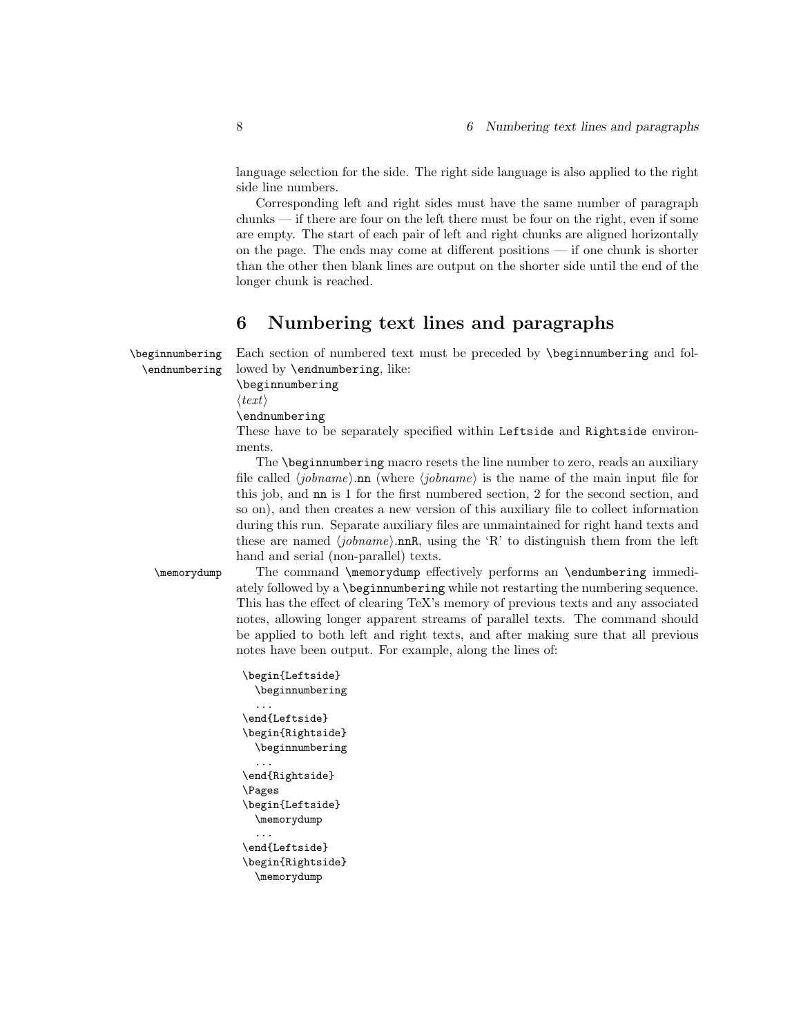language selection for the side. The right side language is also applied to the right side line numbers.

Corresponding left and right sides must have the same number of paragraph chunks — if there are four on the left there must be four on the right, even if some are empty. The start of each pair of left and right chunks are aligned horizontally on the page. The ends may come at different positions — if one chunk is shorter than the other then blank lines are output on the shorter side until the end of the longer chunk is reached.

## 6 Numbering text lines and paragraphs

`\beginnumbering` `\endnumbering`

Each section of numbered text must be preceded by `\beginnumbering` and followed by `\endnumbering`, like:

`\beginnumbering`
⟨*text*⟩
`\endnumbering`

These have to be separately specified within `Leftside` and `Rightside` environments.

The `\beginnumbering` macro resets the line number to zero, reads an auxiliary file called ⟨*jobname*⟩`.nn` (where ⟨*jobname*⟩ is the name of the main input file for this job, and `nn` is 1 for the first numbered section, 2 for the second section, and so on), and then creates a new version of this auxiliary file to collect information during this run. Separate auxiliary files are unmaintained for right hand texts and these are named ⟨*jobname*⟩`.nnR`, using the 'R' to distinguish them from the left hand and serial (non-parallel) texts.

`\memorydump`

The command `\memorydump` effectively performs an `\endumbering` immediately followed by a `\beginnumbering` while not restarting the numbering sequence. This has the effect of clearing TeX's memory of previous texts and any associated notes, allowing longer apparent streams of parallel texts. The command should be applied to both left and right texts, and after making sure that all previous notes have been output. For example, along the lines of:

```
\begin{Leftside}
  \beginnumbering
  ...
\end{Leftside}
\begin{Rightside}
  \beginnumbering
  ...
\end{Rightside}
\Pages
\begin{Leftside}
  \memorydump
  ...
\end{Leftside}
\begin{Rightside}
  \memorydump
```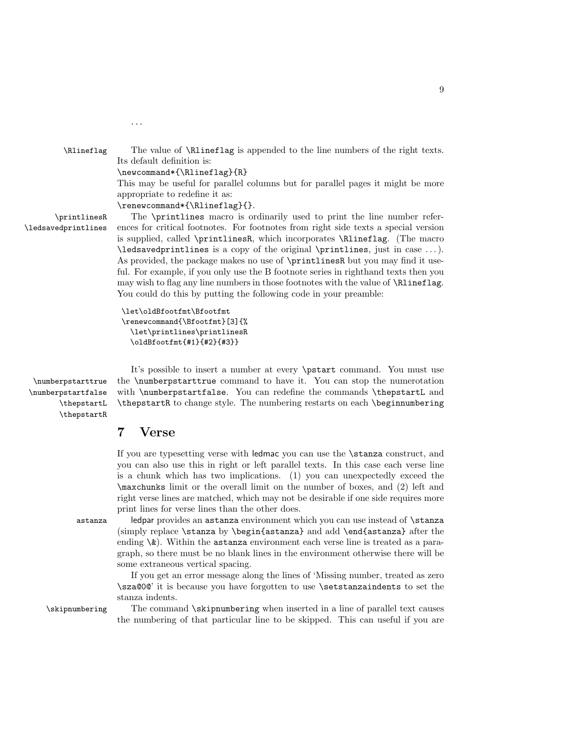. . .

`\Rlineflag` The value of `\Rlineflag` is appended to the line numbers of the right texts. Its default definition is:

`\newcommand*{\Rlineflag}{R}`

This may be useful for parallel columns but for parallel pages it might be more appropriate to redefine it as:

`\renewcommand*{\Rlineflag}{}`.

`\printlinesR` `\ledsavedprintlines` The `\printlines` macro is ordinarily used to print the line number references for critical footnotes. For footnotes from right side texts a special version is supplied, called `\printlinesR`, which incorporates `\Rlineflag`. (The macro `\ledsavedprintlines` is a copy of the original `\printlines`, just in case . . . ). As provided, the package makes no use of `\printlinesR` but you may find it useful. For example, if you only use the B footnote series in righthand texts then you may wish to flag any line numbers in those footnotes with the value of `\Rlineflag`. You could do this by putting the following code in your preamble:

```
\let\oldBfootfmt\Bfootfmt
\renewcommand{\Bfootfmt}[3]{%
  \let\printlines\printlinesR
  \oldBfootfmt{#1}{#2}{#3}}
```

`\numberpstarttrue` `\numberpstartfalse` `\thepstartL` `\thepstartR` It's possible to insert a number at every `\pstart` command. You must use the `\numberpstarttrue` command to have it. You can stop the numerotation with `\numberpstartfalse`. You can redefine the commands `\thepstartL` and `\thepstartR` to change style. The numbering restarts on each `\beginnumbering`

## 7 Verse

If you are typesetting verse with ledmac you can use the `\stanza` construct, and you can also use this in right or left parallel texts. In this case each verse line is a chunk which has two implications. (1) you can unexpectedly exceed the `\maxchunks` limit or the overall limit on the number of boxes, and (2) left and right verse lines are matched, which may not be desirable if one side requires more print lines for verse lines than the other does.

`astanza` ledpar provides an `astanza` environment which you can use instead of `\stanza` (simply replace `\stanza` by `\begin{astanza}` and add `\end{astanza}` after the ending `\&`). Within the `astanza` environment each verse line is treated as a paragraph, so there must be no blank lines in the environment otherwise there will be some extraneous vertical spacing.

If you get an error message along the lines of 'Missing number, treated as zero `\sza@0@`' it is because you have forgotten to use `\setstanzaindents` to set the stanza indents.

`\skipnumbering` The command `\skipnumbering` when inserted in a line of parallel text causes the numbering of that particular line to be skipped. This can useful if you are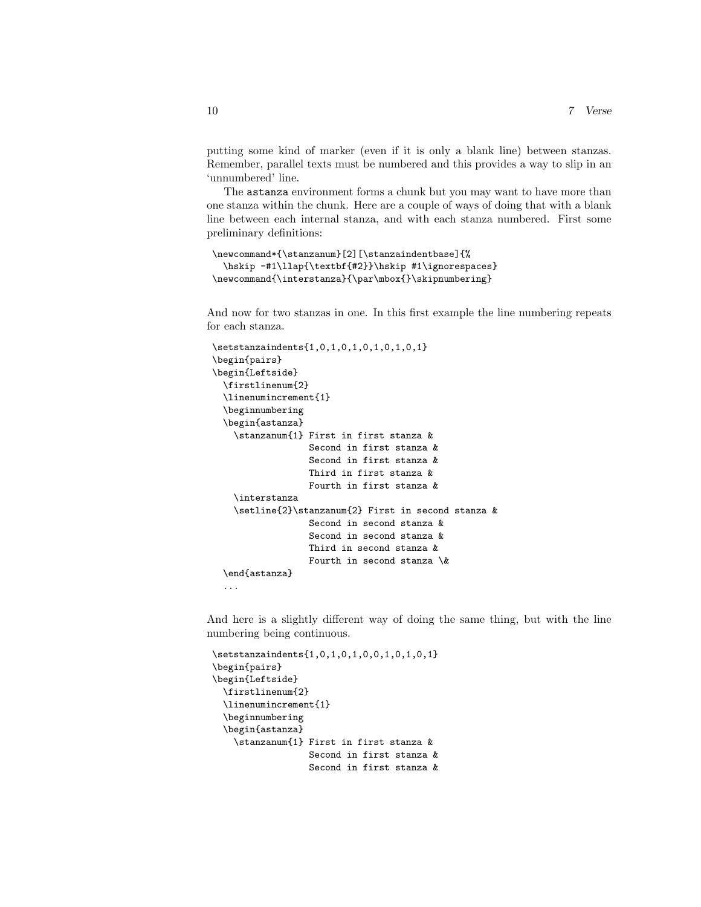putting some kind of marker (even if it is only a blank line) between stanzas. Remember, parallel texts must be numbered and this provides a way to slip in an 'unnumbered' line.

The astanza environment forms a chunk but you may want to have more than one stanza within the chunk. Here are a couple of ways of doing that with a blank line between each internal stanza, and with each stanza numbered. First some preliminary definitions:

```
\newcommand*{\stanzanum}[2][\stanzaindentbase]{%
  \hskip -#1\llap{\textbf{#2}}\hskip #1\ignorespaces}
\newcommand{\interstanza}{\par\mbox{}\skipnumbering}
```

And now for two stanzas in one. In this first example the line numbering repeats for each stanza.

```
\setstanzaindents{1,0,1,0,1,0,1,0,1,0,1}
\begin{pairs}
\begin{Leftside}
  \firstlinenum{2}
  \linenumincrement{1}
  \beginnumbering
  \begin{astanza}
    \stanzanum{1} First in first stanza &
                  Second in first stanza &
                  Second in first stanza &
                  Third in first stanza &
                  Fourth in first stanza &
    \interstanza
    \setline{2}\stanzanum{2} First in second stanza &
                  Second in second stanza &
                  Second in second stanza &
                  Third in second stanza &
                  Fourth in second stanza \&
  \end{astanza}
  ...
```

And here is a slightly different way of doing the same thing, but with the line numbering being continuous.

```
\setstanzaindents{1,0,1,0,1,0,0,1,0,1,0,1}
\begin{pairs}
\begin{Leftside}
  \firstlinenum{2}
  \linenumincrement{1}
  \beginnumbering
  \begin{astanza}
    \stanzanum{1} First in first stanza &
                  Second in first stanza &
                  Second in first stanza &
```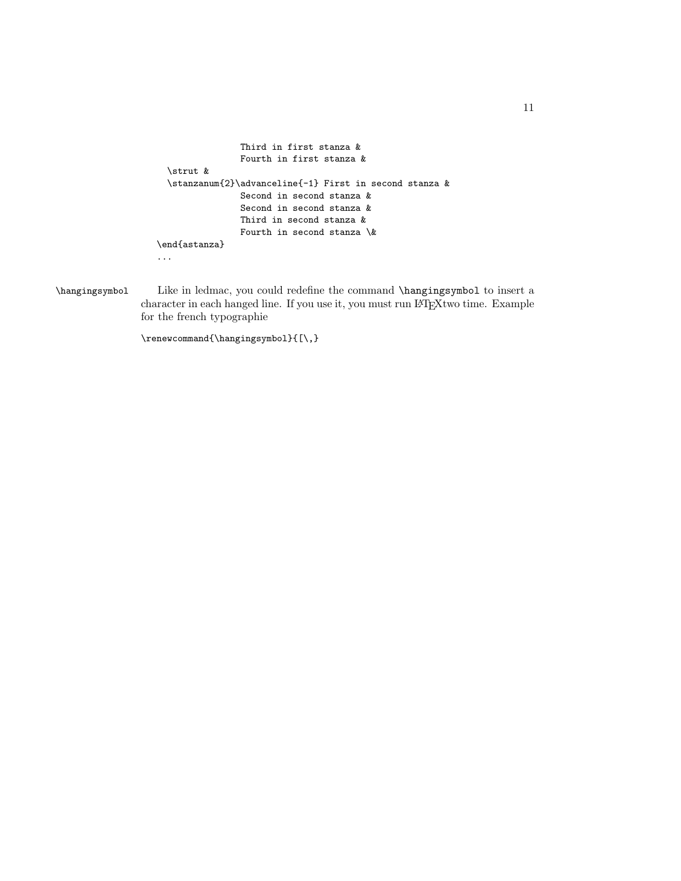```
                Third in first stanza &
                Fourth in first stanza &
    \strut &
    \stanzanum{2}\advanceline{-1} First in second stanza &
                Second in second stanza &
                Second in second stanza &
                Third in second stanza &
                Fourth in second stanza \&
  \end{astanza}
  ...
```

`\hangingsymbol` Like in ledmac, you could redefine the command `\hangingsymbol` to insert a character in each hanged line. If you use it, you must run LaTeXtwo time. Example for the french typographie

```
\renewcommand{\hangingsymbol}{[\,}
```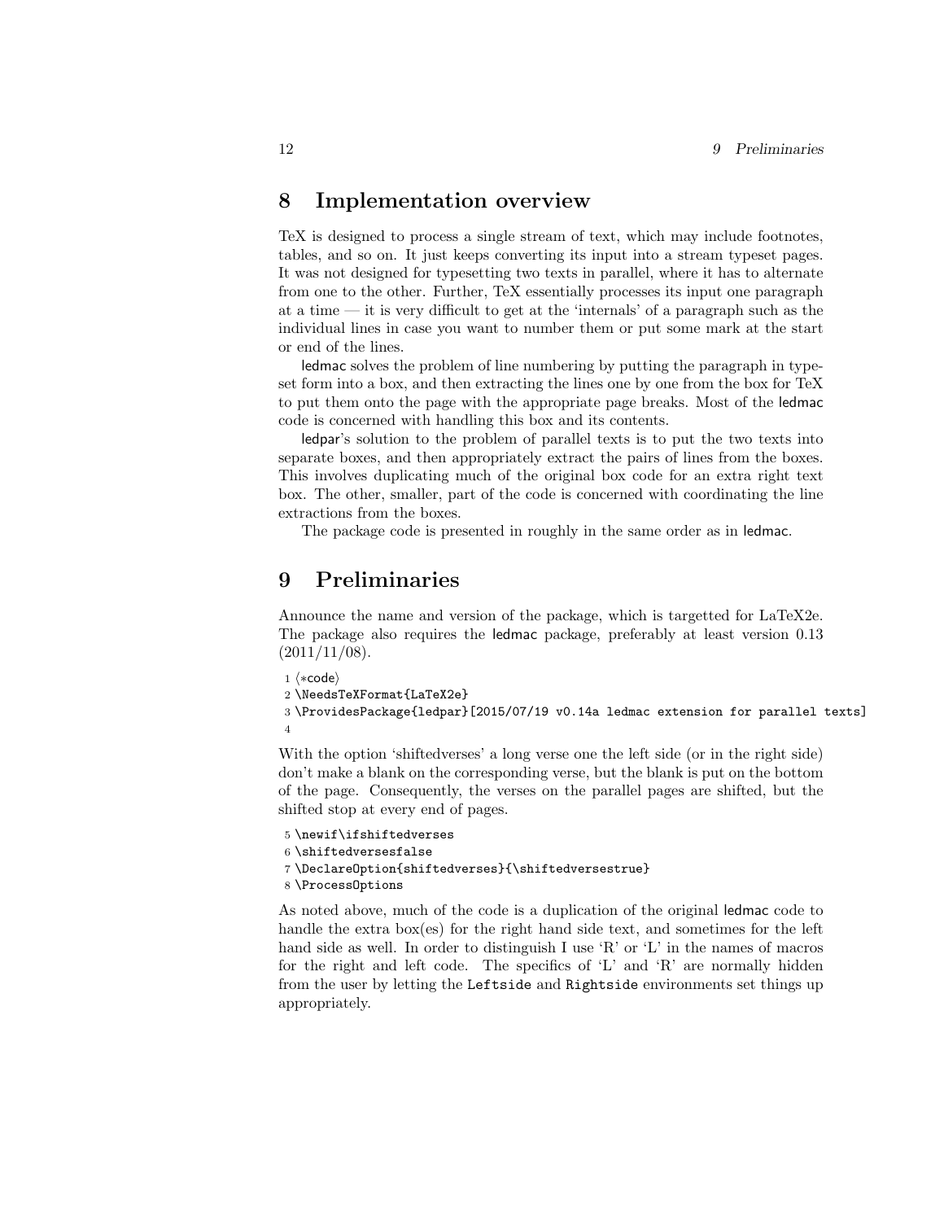# 8 Implementation overview

TeX is designed to process a single stream of text, which may include footnotes, tables, and so on. It just keeps converting its input into a stream typeset pages. It was not designed for typesetting two texts in parallel, where it has to alternate from one to the other. Further, TeX essentially processes its input one paragraph at a time — it is very difficult to get at the 'internals' of a paragraph such as the individual lines in case you want to number them or put some mark at the start or end of the lines.

ledmac solves the problem of line numbering by putting the paragraph in typeset form into a box, and then extracting the lines one by one from the box for TeX to put them onto the page with the appropriate page breaks. Most of the ledmac code is concerned with handling this box and its contents.

ledpar's solution to the problem of parallel texts is to put the two texts into separate boxes, and then appropriately extract the pairs of lines from the boxes. This involves duplicating much of the original box code for an extra right text box. The other, smaller, part of the code is concerned with coordinating the line extractions from the boxes.

The package code is presented in roughly in the same order as in ledmac.

# 9 Preliminaries

Announce the name and version of the package, which is targetted for LaTeX2e. The package also requires the ledmac package, preferably at least version 0.13 (2011/11/08).

```
1 ⟨*code⟩
2 \NeedsTeXFormat{LaTeX2e}
3 \ProvidesPackage{ledpar}[2015/07/19 v0.14a ledmac extension for parallel texts]
4
```

With the option 'shiftedverses' a long verse one the left side (or in the right side) don't make a blank on the corresponding verse, but the blank is put on the bottom of the page. Consequently, the verses on the parallel pages are shifted, but the shifted stop at every end of pages.

```
5 \newif\ifshiftedverses
6 \shiftedversesfalse
7 \DeclareOption{shiftedverses}{\shiftedversestrue}
8 \ProcessOptions
```

As noted above, much of the code is a duplication of the original ledmac code to handle the extra box(es) for the right hand side text, and sometimes for the left hand side as well. In order to distinguish I use 'R' or 'L' in the names of macros for the right and left code. The specifics of 'L' and 'R' are normally hidden from the user by letting the Leftside and Rightside environments set things up appropriately.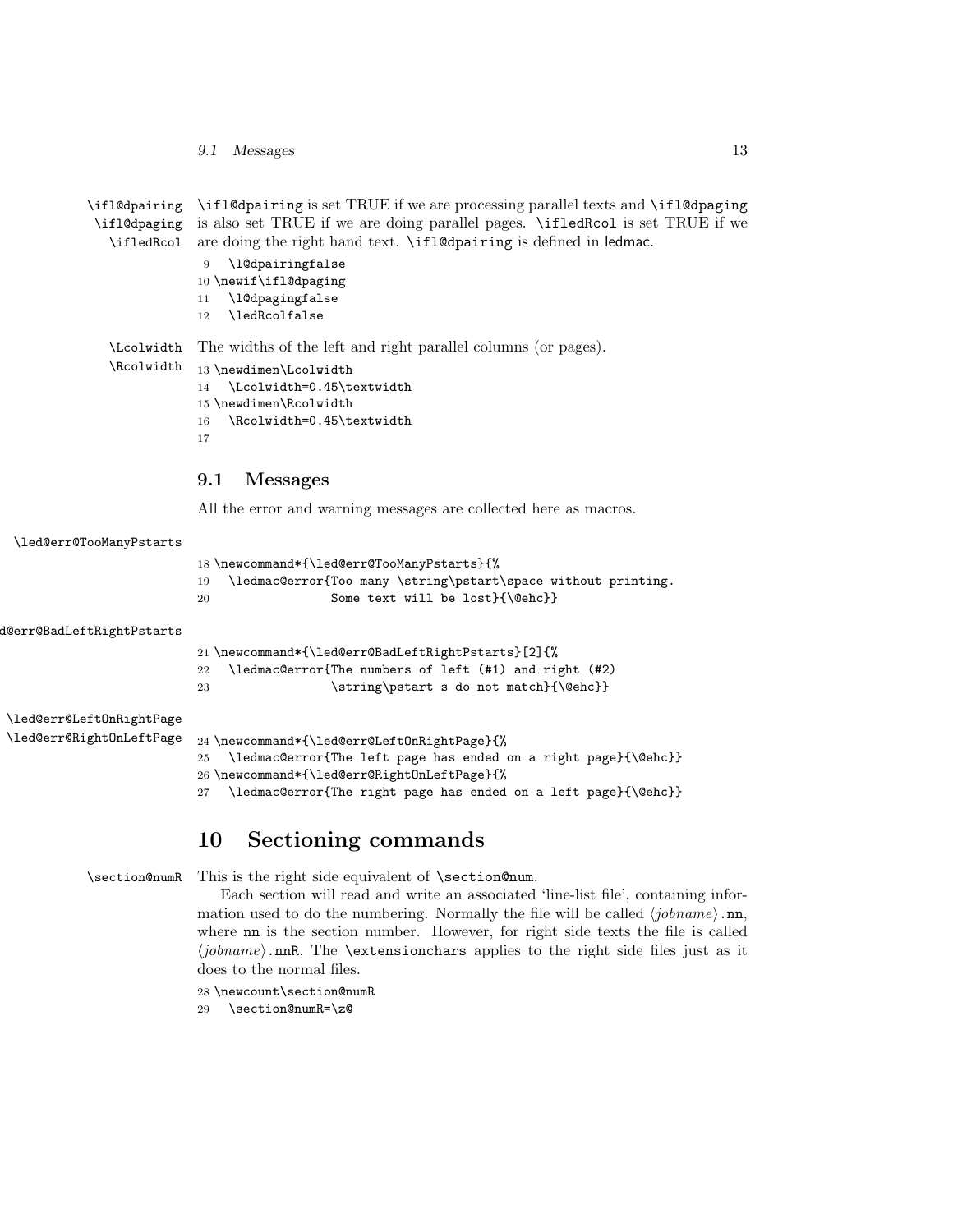\ifl@dpairing \ifl@dpaging \ifledRcol

`\ifl@dpairing` is set TRUE if we are processing parallel texts and `\ifl@dpaging` is also set TRUE if we are doing parallel pages. `\ifledRcol` is set TRUE if we are doing the right hand text. `\ifl@dpairing` is defined in ledmac.

```
9   \l@dpairingfalse
10 \newif\ifl@dpaging
11   \l@dpagingfalse
12   \ledRcolfalse
```

\Lcolwidth \Rcolwidth

The widths of the left and right parallel columns (or pages).

```
13 \newdimen\Lcolwidth
14   \Lcolwidth=0.45\textwidth
15 \newdimen\Rcolwidth
16   \Rcolwidth=0.45\textwidth
17
```

## 9.1 Messages

All the error and warning messages are collected here as macros.

\led@err@TooManyPstarts

```
18 \newcommand*{\led@err@TooManyPstarts}{%
19   \ledmac@error{Too many \string\pstart\space without printing.
20                 Some text will be lost}{\@ehc}}
```

\led@err@BadLeftRightPstarts

```
21 \newcommand*{\led@err@BadLeftRightPstarts}[2]{%
22   \ledmac@error{The numbers of left (#1) and right (#2)
23                 \string\pstart s do not match}{\@ehc}}
```

\led@err@LeftOnRightPage \led@err@RightOnLeftPage

```
24 \newcommand*{\led@err@LeftOnRightPage}{%
25   \ledmac@error{The left page has ended on a right page}{\@ehc}}
26 \newcommand*{\led@err@RightOnLeftPage}{%
27   \ledmac@error{The right page has ended on a left page}{\@ehc}}
```

# 10 Sectioning commands

\section@numR

This is the right side equivalent of `\section@num`.

Each section will read and write an associated 'line-list file', containing information used to do the numbering. Normally the file will be called ⟨*jobname*⟩`.nn`, where `nn` is the section number. However, for right side texts the file is called ⟨*jobname*⟩`.nnR`. The `\extensionchars` applies to the right side files just as it does to the normal files.

```
28 \newcount\section@numR
29   \section@numR=\z@
```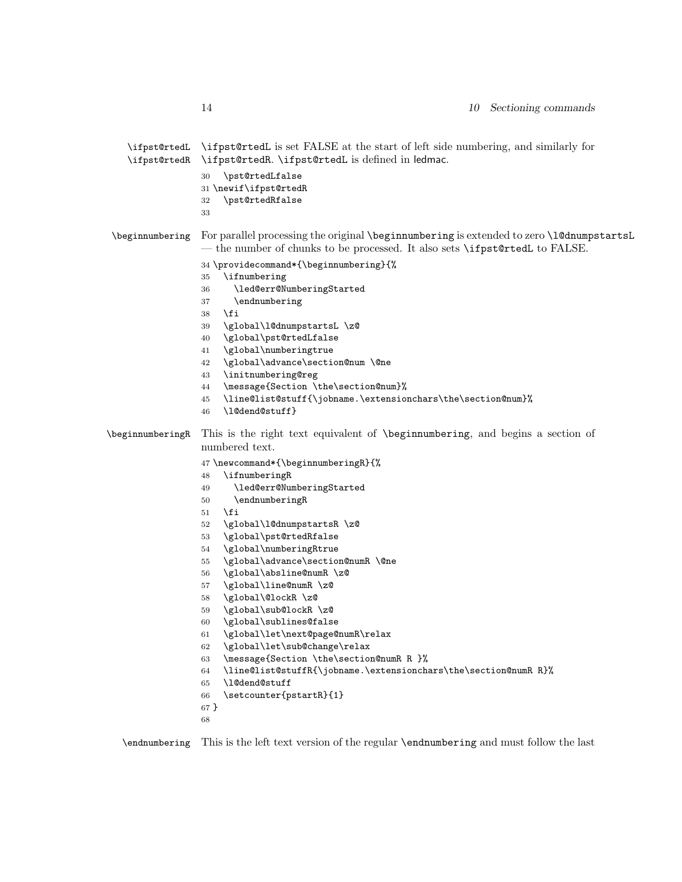\ifpst@rtedL
\ifpst@rtedR

\ifpst@rtedL is set FALSE at the start of left side numbering, and similarly for \ifpst@rtedR. \ifpst@rtedL is defined in ledmac.

```
30   \pst@rtedLfalse
31 \newif\ifpst@rtedR
32   \pst@rtedRfalse
33
```

\beginnumbering

For parallel processing the original \beginnumbering is extended to zero \l@dnumpstartsL — the number of chunks to be processed. It also sets \ifpst@rtedL to FALSE.

```
34 \providecommand*{\beginnumbering}{%
35   \ifnumbering
36     \led@err@NumberingStarted
37     \endnumbering
38   \fi
39   \global\l@dnumpstartsL \z@
40   \global\pst@rtedLfalse
41   \global\numberingtrue
42   \global\advance\section@num \@ne
43   \initnumbering@reg
44   \message{Section \the\section@num}%
45   \line@list@stuff{\jobname.\extensionchars\the\section@num}%
46   \l@dend@stuff}
```

\beginnumberingR

This is the right text equivalent of \beginnumbering, and begins a section of numbered text.

```
47 \newcommand*{\beginnumberingR}{%
48   \ifnumberingR
49     \led@err@NumberingStarted
50     \endnumberingR
51   \fi
52   \global\l@dnumpstartsR \z@
53   \global\pst@rtedRfalse
54   \global\numberingRtrue
55   \global\advance\section@numR \@ne
56   \global\absline@numR \z@
57   \global\line@numR \z@
58   \global\@lockR \z@
59   \global\sub@lockR \z@
60   \global\sublines@false
61   \global\let\next@page@numR\relax
62   \global\let\sub@change\relax
63   \message{Section \the\section@numR R }%
64   \line@list@stuffR{\jobname.\extensionchars\the\section@numR R}%
65   \l@dend@stuff
66   \setcounter{pstartR}{1}
67 }
68
```

\endnumbering

This is the left text version of the regular \endnumbering and must follow the last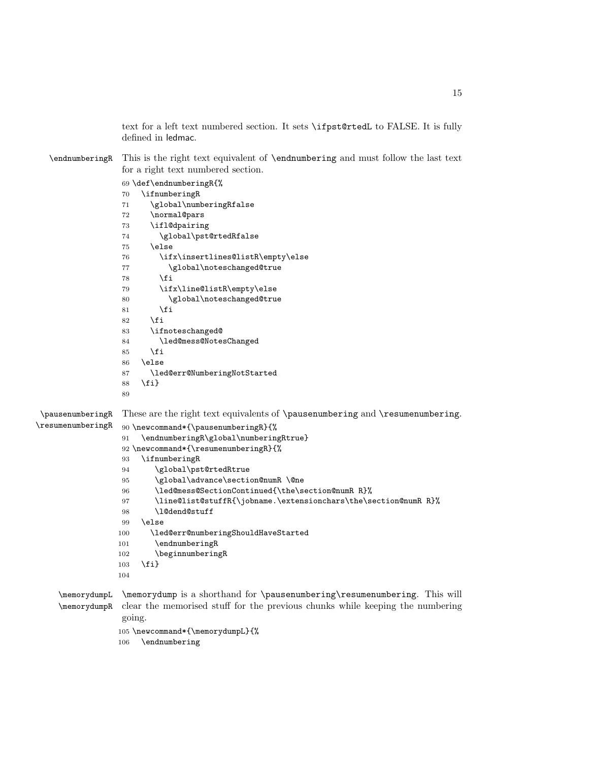text for a left text numbered section. It sets `\ifpst@rtedL` to FALSE. It is fully defined in ledmac.

`\endnumberingR` This is the right text equivalent of `\endnumbering` and must follow the last text for a right text numbered section.

```
69 \def\endnumberingR{%
70   \ifnumberingR
71     \global\numberingRfalse
72     \normal@pars
73     \ifl@dpairing
74       \global\pst@rtedRfalse
75     \else
76       \ifx\insertlines@listR\empty\else
77         \global\noteschanged@true
78       \fi
79       \ifx\line@listR\empty\else
80         \global\noteschanged@true
81       \fi
82     \fi
83     \ifnoteschanged@
84       \led@mess@NotesChanged
85     \fi
86   \else
87     \led@err@NumberingNotStarted
88   \fi}
89
```

`\pausenumberingR` `\resumenumberingR` These are the right text equivalents of `\pausenumbering` and `\resumenumbering`.

```
90 \newcommand*{\pausenumberingR}{%
91   \endnumberingR\global\numberingRtrue}
92 \newcommand*{\resumenumberingR}{%
93   \ifnumberingR
94     \global\pst@rtedRtrue
95     \global\advance\section@numR \@ne
96     \led@mess@SectionContinued{\the\section@numR R}%
97     \line@list@stuffR{\jobname.\extensionchars\the\section@numR R}%
98     \l@dend@stuff
99   \else
100    \led@err@numberingShouldHaveStarted
101    \endnumberingR
102    \beginnumberingR
103  \fi}
104
```

`\memorydumpL` `\memorydumpR` `\memorydump` is a shorthand for `\pausenumbering\resumenumbering`. This will clear the memorised stuff for the previous chunks while keeping the numbering going.

```
105 \newcommand*{\memorydumpL}{%
106   \endnumbering
```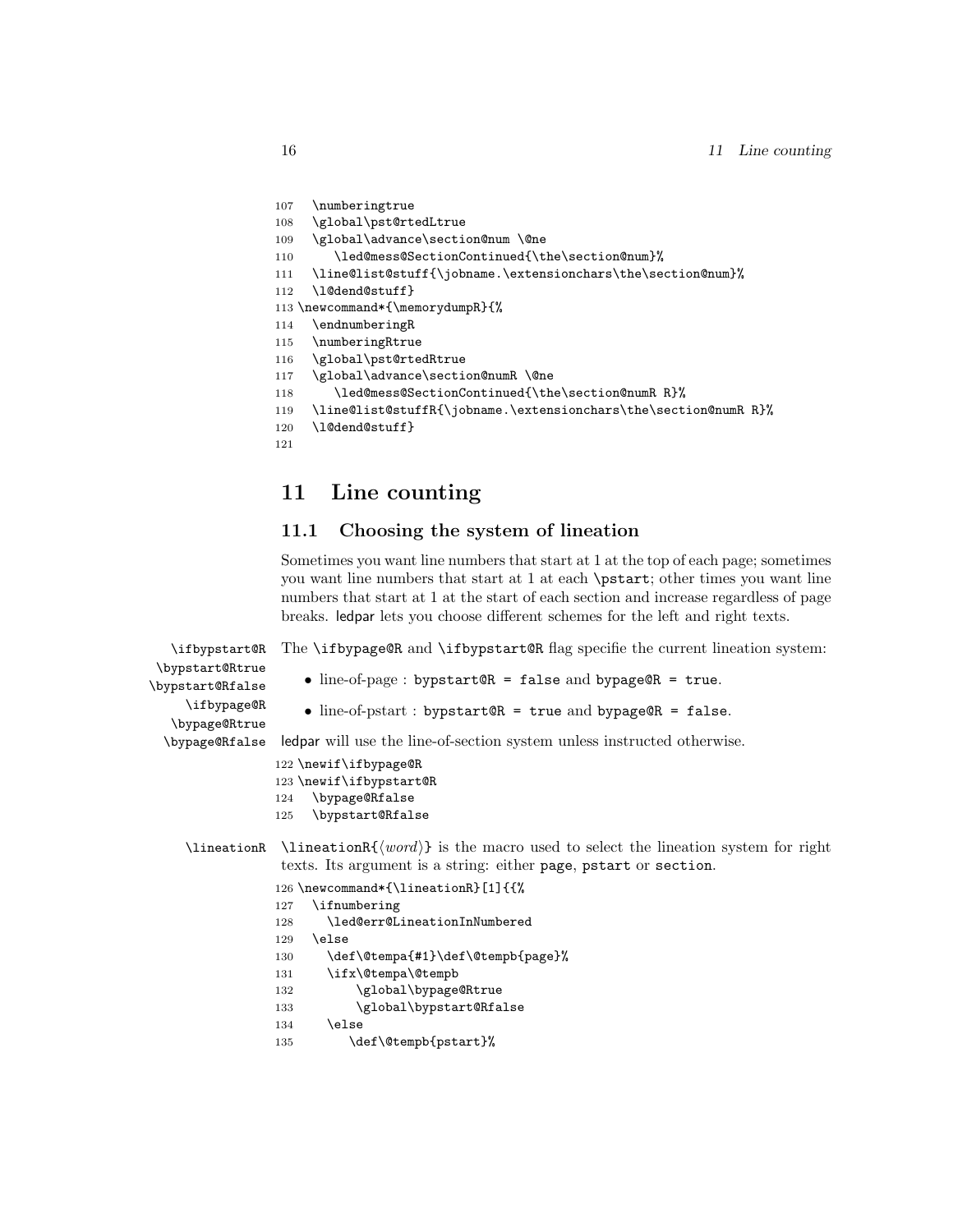```
107   \numberingtrue
108   \global\pst@rtedLtrue
109   \global\advance\section@num \@ne
110      \led@mess@SectionContinued{\the\section@num}%
111   \line@list@stuff{\jobname.\extensionchars\the\section@num}%
112   \l@dend@stuff}
113 \newcommand*{\memorydumpR}{%
114   \endnumberingR
115   \numberingRtrue
116   \global\pst@rtedRtrue
117   \global\advance\section@numR \@ne
118      \led@mess@SectionContinued{\the\section@numR R}%
119   \line@list@stuffR{\jobname.\extensionchars\the\section@numR R}%
120   \l@dend@stuff}
121
```

# 11 Line counting

## 11.1 Choosing the system of lineation

Sometimes you want line numbers that start at 1 at the top of each page; sometimes you want line numbers that start at 1 at each `\pstart`; other times you want line numbers that start at 1 at the start of each section and increase regardless of page breaks. ledpar lets you choose different schemes for the left and right texts.

`\ifbypstart@R` `\bypstart@Rtrue` `\bypstart@Rfalse` `\ifbypage@R` `\bypage@Rtrue` `\bypage@Rfalse`

The `\ifbypage@R` and `\ifbypstart@R` flag specifie the current lineation system:

- line-of-page : `bypstart@R = false` and `bypage@R = true`.
- line-of-pstart : `bypstart@R = true` and `bypage@R = false`.

ledpar will use the line-of-section system unless instructed otherwise.

```
122 \newif\ifbypage@R
123 \newif\ifbypstart@R
124   \bypage@Rfalse
125   \bypstart@Rfalse
```

`\lineationR`

`\lineationR{⟨word⟩}` is the macro used to select the lineation system for right texts. Its argument is a string: either `page`, `pstart` or `section`.

```
126 \newcommand*{\lineationR}[1]{{%
127   \ifnumbering
128     \led@err@LineationInNumbered
129   \else
130     \def\@tempa{#1}\def\@tempb{page}%
131     \ifx\@tempa\@tempb
132        \global\bypage@Rtrue
133        \global\bypstart@Rfalse
134     \else
135        \def\@tempb{pstart}%
```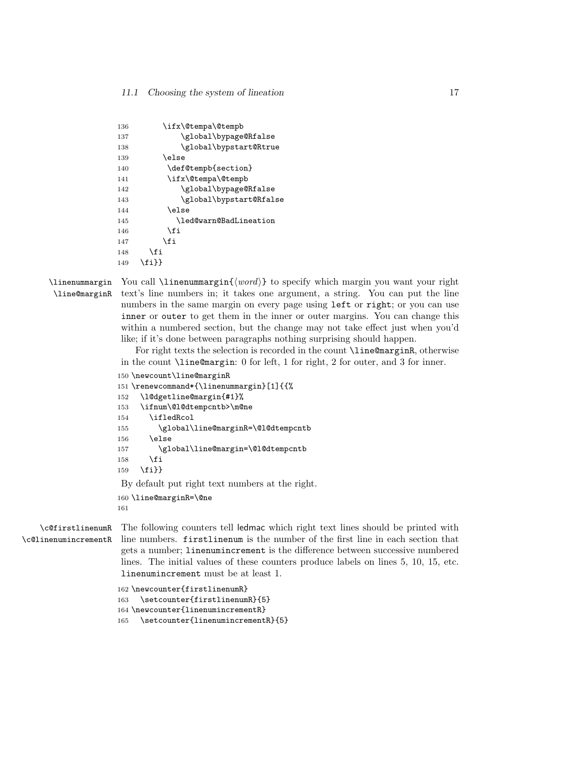```
136       \ifx\@tempa\@tempb
137           \global\bypage@Rfalse
138           \global\bypstart@Rtrue
139       \else
140        \def@tempb{section}
141        \ifx\@tempa\@tempb
142           \global\bypage@Rfalse
143           \global\bypstart@Rfalse
144        \else
145          \led@warn@BadLineation
146        \fi
147       \fi
148     \fi
149   \fi}}
```

\linenummargin \line@marginR You call `\linenummargin{⟨word⟩}` to specify which margin you want your right text's line numbers in; it takes one argument, a string. You can put the line numbers in the same margin on every page using `left` or `right`; or you can use `inner` or `outer` to get them in the inner or outer margins. You can change this within a numbered section, but the change may not take effect just when you'd like; if it's done between paragraphs nothing surprising should happen.

For right texts the selection is recorded in the count `\line@marginR`, otherwise in the count `\line@margin`: 0 for left, 1 for right, 2 for outer, and 3 for inner.

```
150 \newcount\line@marginR
151 \renewcommand*{\linenummargin}[1]{{%
152   \l@dgetline@margin{#1}%
153   \ifnum\@l@dtempcntb>\m@ne
154     \ifledRcol
155       \global\line@marginR=\@l@dtempcntb
156     \else
157       \global\line@margin=\@l@dtempcntb
158     \fi
159   \fi}}
```

By default put right text numbers at the right.

```
160 \line@marginR=\@ne
161
```

\c@firstlinenumR \c@linenumincrementR The following counters tell ledmac which right text lines should be printed with line numbers. `firstlinenum` is the number of the first line in each section that gets a number; `linenumincrement` is the difference between successive numbered lines. The initial values of these counters produce labels on lines 5, 10, 15, etc. `linenumincrement` must be at least 1.

```
162 \newcounter{firstlinenumR}
163   \setcounter{firstlinenumR}{5}
164 \newcounter{linenumincrementR}
165   \setcounter{linenumincrementR}{5}
```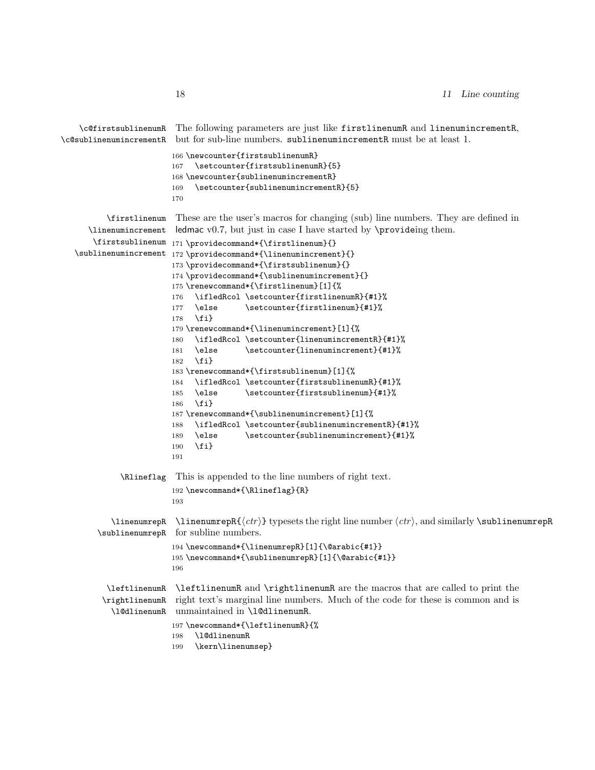\c@firstsublinenumR
\c@sublinenumincrementR

The following parameters are just like firstlinenumR and linenumincrementR, but for sub-line numbers. sublinenumincrementR must be at least 1.

```
166 \newcounter{firstsublinenumR}
167   \setcounter{firstsublinenumR}{5}
168 \newcounter{sublinenumincrementR}
169   \setcounter{sublinenumincrementR}{5}
170
```

\firstlinenum
\linenumincrement
\firstsublinenum
\sublinenumincrement

These are the user's macros for changing (sub) line numbers. They are defined in ledmac v0.7, but just in case I have started by \provideing them.

```
171 \providecommand*{\firstlinenum}{}
172 \providecommand*{\linenumincrement}{}
173 \providecommand*{\firstsublinenum}{}
174 \providecommand*{\sublinenumincrement}{}
175 \renewcommand*{\firstlinenum}[1]{%
176   \ifledRcol \setcounter{firstlinenumR}{#1}%
177   \else      \setcounter{firstlinenum}{#1}%
178   \fi}
179 \renewcommand*{\linenumincrement}[1]{%
180   \ifledRcol \setcounter{linenumincrementR}{#1}%
181   \else      \setcounter{linenumincrement}{#1}%
182   \fi}
183 \renewcommand*{\firstsublinenum}[1]{%
184   \ifledRcol \setcounter{firstsublinenumR}{#1}%
185   \else      \setcounter{firstsublinenum}{#1}%
186   \fi}
187 \renewcommand*{\sublinenumincrement}[1]{%
188   \ifledRcol \setcounter{sublinenumincrementR}{#1}%
189   \else      \setcounter{sublinenumincrement}{#1}%
190   \fi}
191
```

\Rlineflag

This is appended to the line numbers of right text.

```
192 \newcommand*{\Rlineflag}{R}
193
```

\linenumrepR
\sublinenumrepR

\linenumrepR{⟨*ctr*⟩} typesets the right line number ⟨*ctr*⟩, and similarly \sublinenumrepR for subline numbers.

```
194 \newcommand*{\linenumrepR}[1]{\@arabic{#1}}
195 \newcommand*{\sublinenumrepR}[1]{\@arabic{#1}}
196
```

\leftlinenumR
\rightlinenumR
\l@dlinenumR

\leftlinenumR and \rightlinenumR are the macros that are called to print the right text's marginal line numbers. Much of the code for these is common and is unmaintained in \l@dlinenumR.

```
197 \newcommand*{\leftlinenumR}{%
198   \l@dlinenumR
199   \kern\linenumsep}
```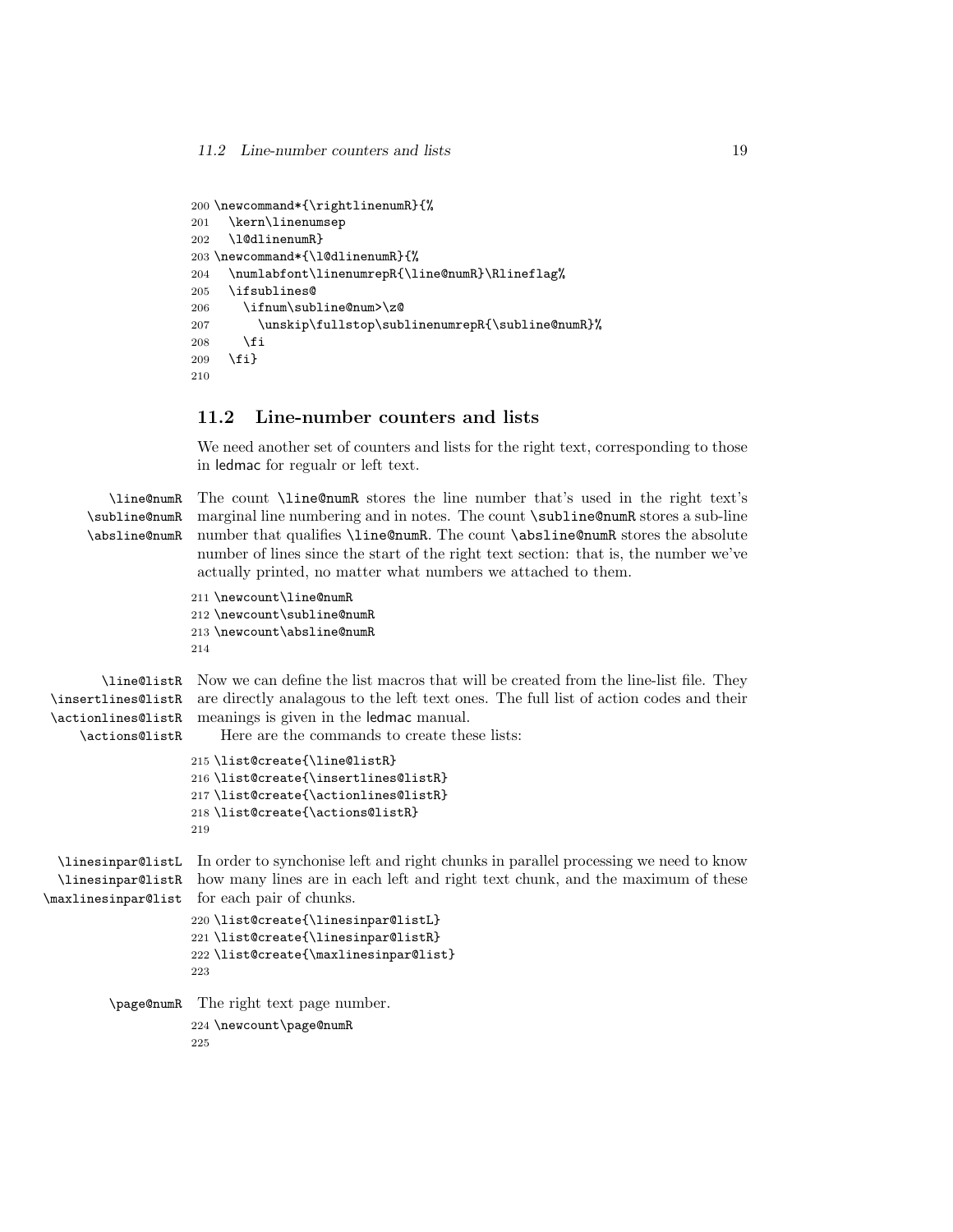```
200 \newcommand*{\rightlinenumR}{%
201   \kern\linenumsep
202   \l@dlinenumR}
203 \newcommand*{\l@dlinenumR}{%
204   \numlabfont\linenumrepR{\line@numR}\Rlineflag%
205   \ifsublines@
206     \ifnum\subline@num>\z@
207       \unskip\fullstop\sublinenumrepR{\subline@numR}%
208     \fi
209   \fi}
210
```

## 11.2 Line-number counters and lists

We need another set of counters and lists for the right text, corresponding to those in ledmac for regualr or left text.

\line@numR  
\subline@numR  
\absline@numR

The count `\line@numR` stores the line number that's used in the right text's marginal line numbering and in notes. The count `\subline@numR` stores a sub-line number that qualifies `\line@numR`. The count `\absline@numR` stores the absolute number of lines since the start of the right text section: that is, the number we've actually printed, no matter what numbers we attached to them.

```
211 \newcount\line@numR
212 \newcount\subline@numR
213 \newcount\absline@numR
214
```

\line@listR  
\insertlines@listR  
\actionlines@listR  
\actions@listR

Now we can define the list macros that will be created from the line-list file. They are directly analagous to the left text ones. The full list of action codes and their meanings is given in the ledmac manual.

Here are the commands to create these lists:

```
215 \list@create{\line@listR}
216 \list@create{\insertlines@listR}
217 \list@create{\actionlines@listR}
218 \list@create{\actions@listR}
219
```

\linesinpar@listL  
\linesinpar@listR  
\maxlinesinpar@list

In order to synchonise left and right chunks in parallel processing we need to know how many lines are in each left and right text chunk, and the maximum of these for each pair of chunks.

```
220 \list@create{\linesinpar@listL}
221 \list@create{\linesinpar@listR}
222 \list@create{\maxlinesinpar@list}
223
```

\page@numR

The right text page number.

```
224 \newcount\page@numR
225
```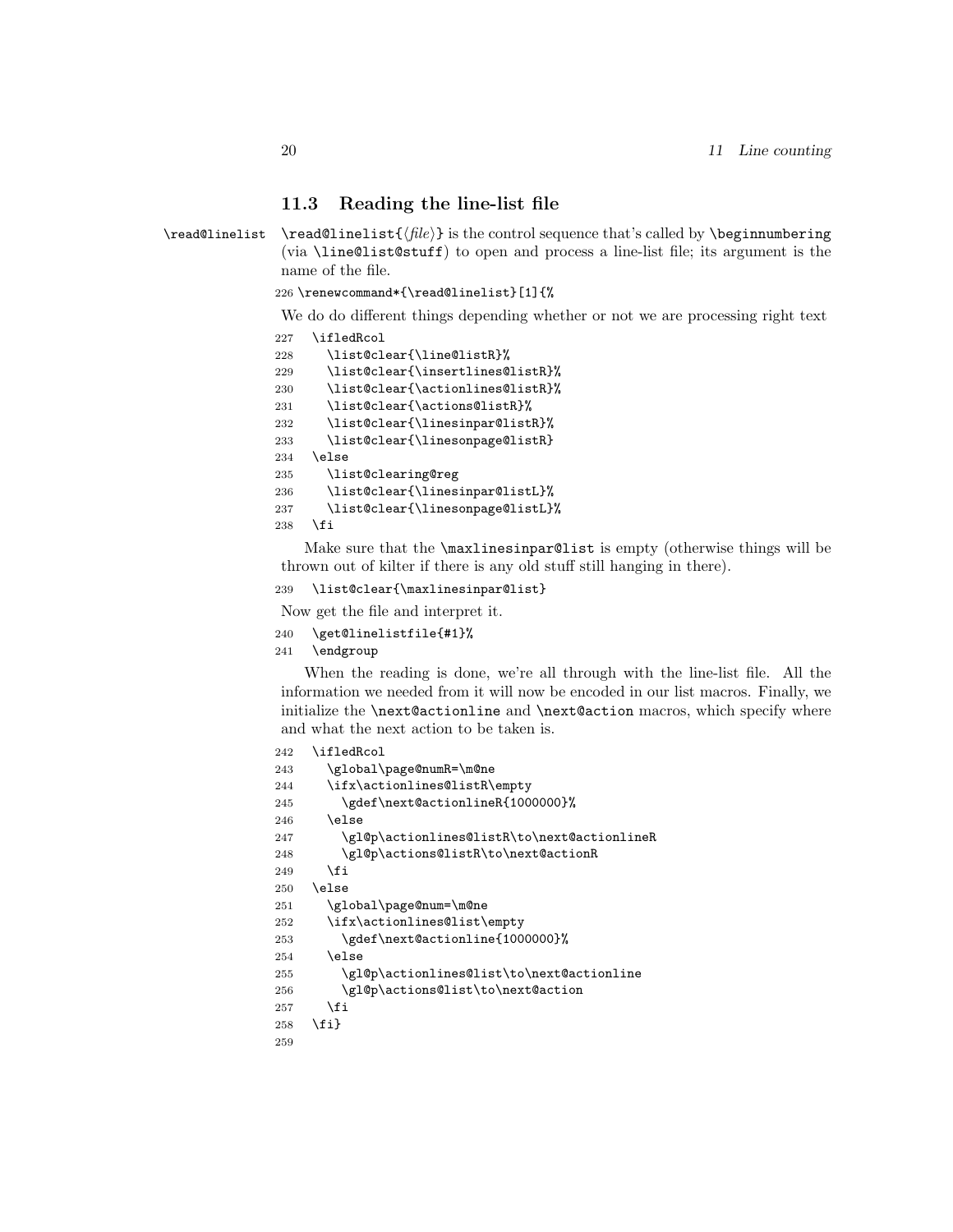### 11.3 Reading the line-list file

\read@linelist `\read@linelist{⟨file⟩}` is the control sequence that's called by `\beginnumbering` (via `\line@list@stuff`) to open and process a line-list file; its argument is the name of the file.

```
226 \renewcommand*{\read@linelist}[1]{%
```

We do do different things depending whether or not we are processing right text

```
227   \ifledRcol
228     \list@clear{\line@listR}%
229     \list@clear{\insertlines@listR}%
230     \list@clear{\actionlines@listR}%
231     \list@clear{\actions@listR}%
232     \list@clear{\linesinpar@listR}%
233     \list@clear{\linesonpage@listR}
234   \else
235     \list@clearing@reg
236     \list@clear{\linesinpar@listL}%
237     \list@clear{\linesonpage@listL}%
238   \fi
```

Make sure that the `\maxlinesinpar@list` is empty (otherwise things will be thrown out of kilter if there is any old stuff still hanging in there).

```
239   \list@clear{\maxlinesinpar@list}
```

Now get the file and interpret it.

```
240   \get@linelistfile{#1}%
241   \endgroup
```

When the reading is done, we're all through with the line-list file. All the information we needed from it will now be encoded in our list macros. Finally, we initialize the `\next@actionline` and `\next@action` macros, which specify where and what the next action to be taken is.

```
242   \ifledRcol
243     \global\page@numR=\m@ne
244     \ifx\actionlines@listR\empty
245       \gdef\next@actionlineR{1000000}%
246     \else
247       \gl@p\actionlines@listR\to\next@actionlineR
248       \gl@p\actions@listR\to\next@actionR
249     \fi
250   \else
251     \global\page@num=\m@ne
252     \ifx\actionlines@list\empty
253       \gdef\next@actionline{1000000}%
254     \else
255       \gl@p\actionlines@list\to\next@actionline
256       \gl@p\actions@list\to\next@action
257     \fi
258   \fi}
259
```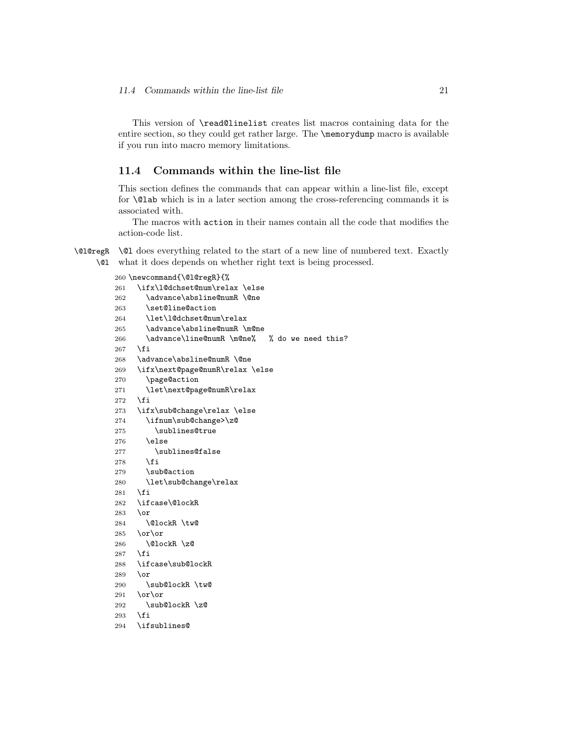This version of `\read@linelist` creates list macros containing data for the entire section, so they could get rather large. The `\memorydump` macro is available if you run into macro memory limitations.

## 11.4 Commands within the line-list file

This section defines the commands that can appear within a line-list file, except for `\@lab` which is in a later section among the cross-referencing commands it is associated with.

The macros with `action` in their names contain all the code that modifies the action-code list.

`\@l@regR` `\@l` — `\@l` does everything related to the start of a new line of numbered text. Exactly what it does depends on whether right text is being processed.

```
260 \newcommand{\@l@regR}{%
261   \ifx\l@dchset@num\relax \else
262     \advance\absline@numR \@ne
263     \set@line@action
264     \let\l@dchset@num\relax
265     \advance\absline@numR \m@ne
266     \advance\line@numR \m@ne%   % do we need this?
267   \fi
268   \advance\absline@numR \@ne
269   \ifx\next@page@numR\relax \else
270     \page@action
271     \let\next@page@numR\relax
272   \fi
273   \ifx\sub@change\relax \else
274     \ifnum\sub@change>\z@
275       \sublines@true
276     \else
277       \sublines@false
278     \fi
279     \sub@action
280     \let\sub@change\relax
281   \fi
282   \ifcase\@lockR
283   \or
284     \@lockR \tw@
285   \or\or
286     \@lockR \z@
287   \fi
288   \ifcase\sub@lockR
289   \or
290     \sub@lockR \tw@
291   \or\or
292     \sub@lockR \z@
293   \fi
294   \ifsublines@
```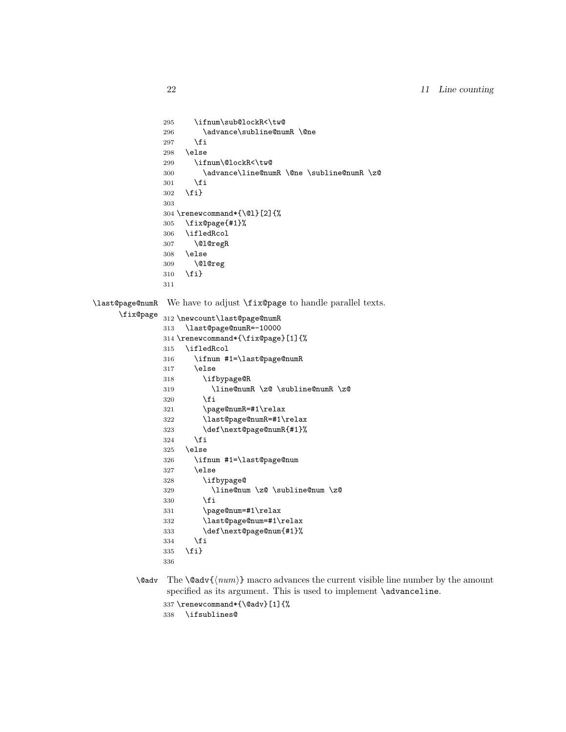```
295     \ifnum\sub@lockR<\tw@
296       \advance\subline@numR \@ne
297     \fi
298   \else
299     \ifnum\@lockR<\tw@
300       \advance\line@numR \@ne \subline@numR \z@
301     \fi
302   \fi}
303 
304 \renewcommand*{\@l}[2]{%
305   \fix@page{#1}%
306   \ifledRcol
307     \@l@regR
308   \else
309     \@l@reg
310   \fi}
311 
```

\last@page@numR \fix@page

We have to adjust `\fix@page` to handle parallel texts.

```
312 \newcount\last@page@numR
313   \last@page@numR=-10000
314 \renewcommand*{\fix@page}[1]{%
315   \ifledRcol
316     \ifnum #1=\last@page@numR
317     \else
318       \ifbypage@R
319         \line@numR \z@ \subline@numR \z@
320       \fi
321       \page@numR=#1\relax
322       \last@page@numR=#1\relax
323       \def\next@page@numR{#1}%
324     \fi
325   \else
326     \ifnum #1=\last@page@num
327     \else
328       \ifbypage@
329         \line@num \z@ \subline@num \z@
330       \fi
331       \page@num=#1\relax
332       \last@page@num=#1\relax
333       \def\next@page@num{#1}%
334     \fi
335   \fi}
336 
```

\@adv

The `\@adv{`⟨*num*⟩`}` macro advances the current visible line number by the amount specified as its argument. This is used to implement `\advanceline`.

```
337 \renewcommand*{\@adv}[1]{%
338   \ifsublines@
```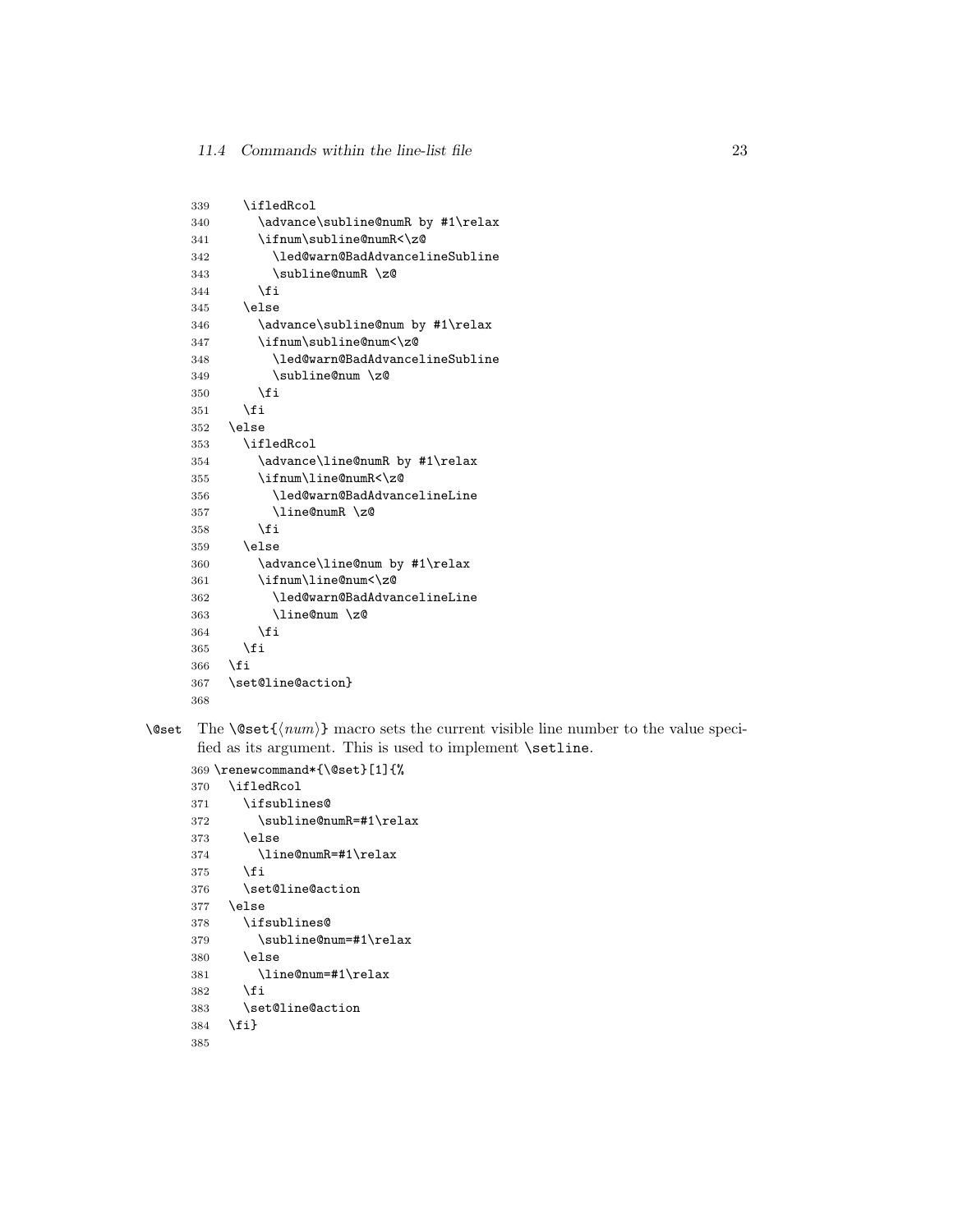```
339     \ifledRcol
340       \advance\subline@numR by #1\relax
341       \ifnum\subline@numR<\z@
342         \led@warn@BadAdvancelineSubline
343         \subline@numR \z@
344       \fi
345     \else
346       \advance\subline@num by #1\relax
347       \ifnum\subline@num<\z@
348         \led@warn@BadAdvancelineSubline
349         \subline@num \z@
350       \fi
351     \fi
352   \else
353     \ifledRcol
354       \advance\line@numR by #1\relax
355       \ifnum\line@numR<\z@
356         \led@warn@BadAdvancelineLine
357         \line@numR \z@
358       \fi
359     \else
360       \advance\line@num by #1\relax
361       \ifnum\line@num<\z@
362         \led@warn@BadAdvancelineLine
363         \line@num \z@
364       \fi
365     \fi
366   \fi
367   \set@line@action}
368
```

`\@set` The `\@set{`⟨*num*⟩`}` macro sets the current visible line number to the value specified as its argument. This is used to implement `\setline`.

```
369 \renewcommand*{\@set}[1]{%
370   \ifledRcol
371     \ifsublines@
372       \subline@numR=#1\relax
373     \else
374       \line@numR=#1\relax
375     \fi
376     \set@line@action
377   \else
378     \ifsublines@
379       \subline@num=#1\relax
380     \else
381       \line@num=#1\relax
382     \fi
383     \set@line@action
384   \fi}
385
```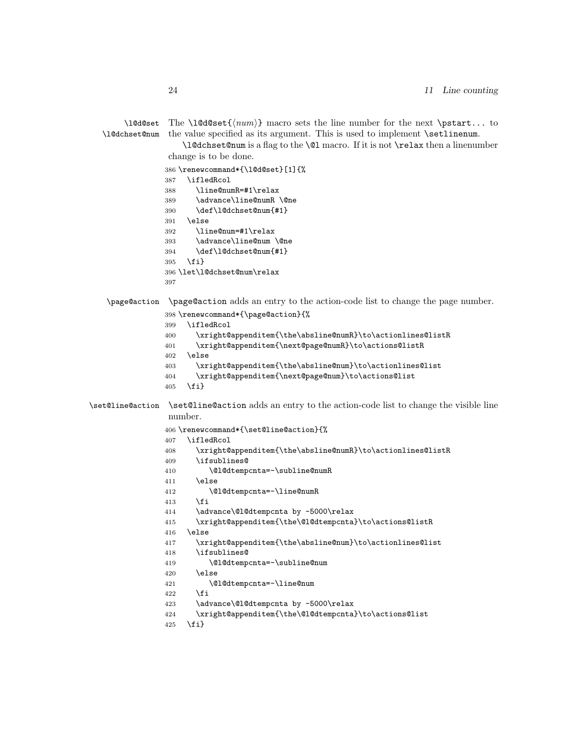\l@d@set
\l@dchset@num

The `\l@d@set{⟨num⟩}` macro sets the line number for the next `\pstart...` to the value specified as its argument. This is used to implement `\setlinenum`.

`\l@dchset@num` is a flag to the `\@l` macro. If it is not `\relax` then a linenumber change is to be done.

```
386 \renewcommand*{\l@d@set}[1]{%
387   \ifledRcol
388     \line@numR=#1\relax
389     \advance\line@numR \@ne
390     \def\l@dchset@num{#1}
391   \else
392     \line@num=#1\relax
393     \advance\line@num \@ne
394     \def\l@dchset@num{#1}
395   \fi}
396 \let\l@dchset@num\relax
397
```

\page@action

`\page@action` adds an entry to the action-code list to change the page number.

```
398 \renewcommand*{\page@action}{%
399   \ifledRcol
400     \xright@appenditem{\the\absline@numR}\to\actionlines@listR
401     \xright@appenditem{\next@page@numR}\to\actions@listR
402   \else
403     \xright@appenditem{\the\absline@num}\to\actionlines@list
404     \xright@appenditem{\next@page@num}\to\actions@list
405   \fi}
```

\set@line@action

`\set@line@action` adds an entry to the action-code list to change the visible line number.

```
406 \renewcommand*{\set@line@action}{%
407   \ifledRcol
408     \xright@appenditem{\the\absline@numR}\to\actionlines@listR
409     \ifsublines@
410       \@l@dtempcnta=-\subline@numR
411     \else
412       \@l@dtempcnta=-\line@numR
413     \fi
414     \advance\@l@dtempcnta by -5000\relax
415     \xright@appenditem{\the\@l@dtempcnta}\to\actions@listR
416   \else
417     \xright@appenditem{\the\absline@num}\to\actionlines@list
418     \ifsublines@
419       \@l@dtempcnta=-\subline@num
420     \else
421       \@l@dtempcnta=-\line@num
422     \fi
423     \advance\@l@dtempcnta by -5000\relax
424     \xright@appenditem{\the\@l@dtempcnta}\to\actions@list
425   \fi}
```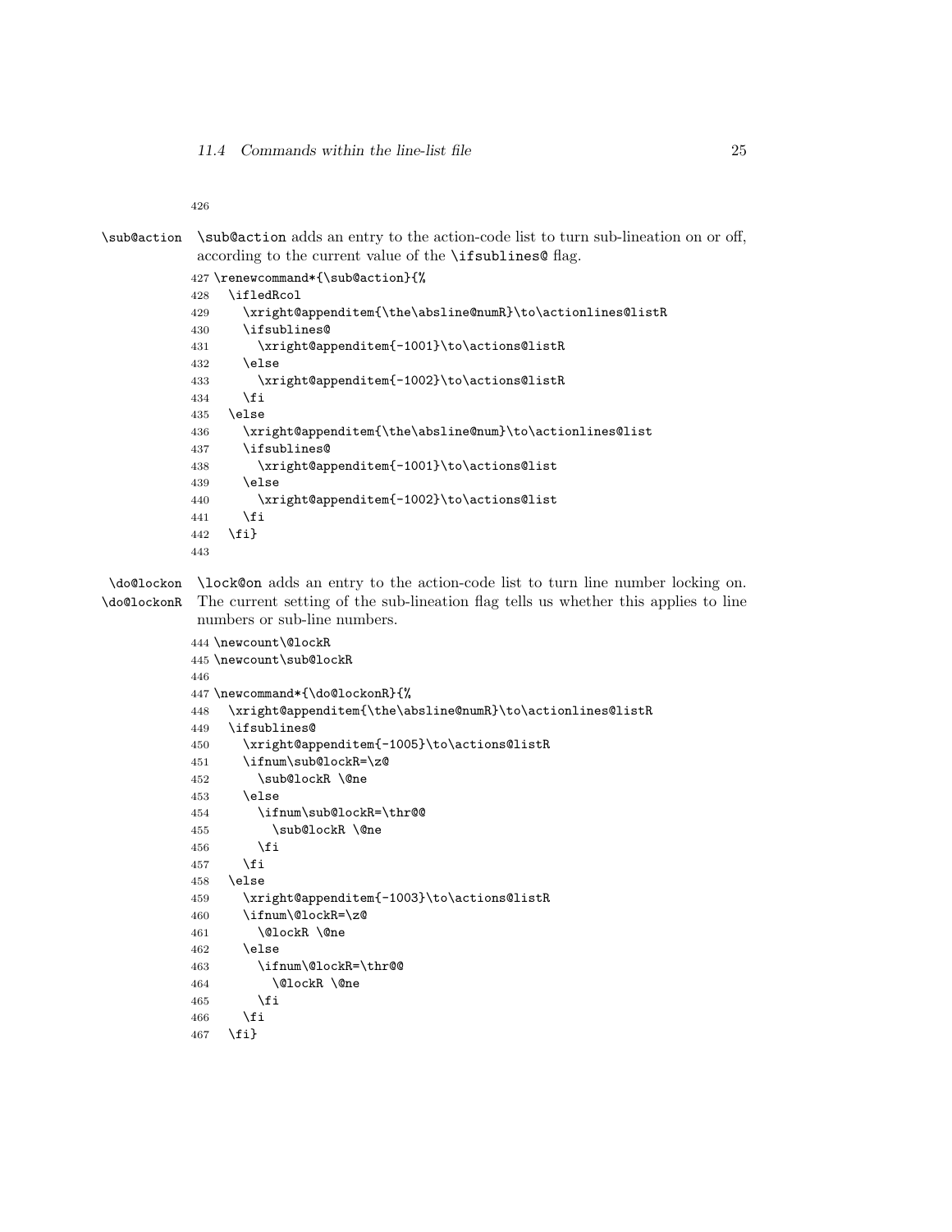```
426
```

\sub@action — \sub@action adds an entry to the action-code list to turn sub-lineation on or off, according to the current value of the \ifsublines@ flag.

```
427 \renewcommand*{\sub@action}{%
428   \ifledRcol
429     \xright@appenditem{\the\absline@numR}\to\actionlines@listR
430     \ifsublines@
431       \xright@appenditem{-1001}\to\actions@listR
432     \else
433       \xright@appenditem{-1002}\to\actions@listR
434     \fi
435   \else
436     \xright@appenditem{\the\absline@num}\to\actionlines@list
437     \ifsublines@
438       \xright@appenditem{-1001}\to\actions@list
439     \else
440       \xright@appenditem{-1002}\to\actions@list
441     \fi
442   \fi}
443
```

\do@lockon \do@lockonR — \lock@on adds an entry to the action-code list to turn line number locking on. The current setting of the sub-lineation flag tells us whether this applies to line numbers or sub-line numbers.

```
444 \newcount\@lockR
445 \newcount\sub@lockR
446
447 \newcommand*{\do@lockonR}{%
448   \xright@appenditem{\the\absline@numR}\to\actionlines@listR
449   \ifsublines@
450     \xright@appenditem{-1005}\to\actions@listR
451     \ifnum\sub@lockR=\z@
452       \sub@lockR \@ne
453     \else
454       \ifnum\sub@lockR=\thr@@
455         \sub@lockR \@ne
456       \fi
457     \fi
458   \else
459     \xright@appenditem{-1003}\to\actions@listR
460     \ifnum\@lockR=\z@
461       \@lockR \@ne
462     \else
463       \ifnum\@lockR=\thr@@
464         \@lockR \@ne
465       \fi
466     \fi
467   \fi}
```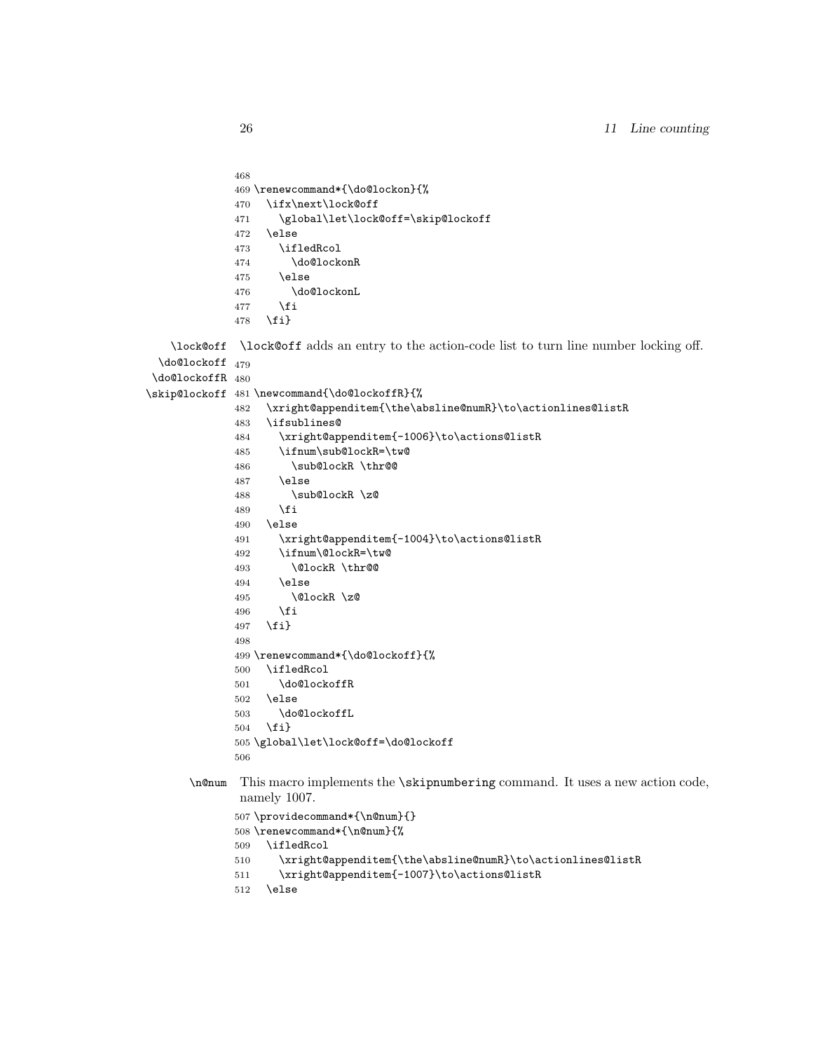```
468
469 \renewcommand*{\do@lockon}{%
470   \ifx\next\lock@off
471     \global\let\lock@off=\skip@lockoff
472   \else
473     \ifledRcol
474       \do@lockonR
475     \else
476       \do@lockonL
477     \fi
478   \fi}
```

\lock@off \do@lockoff \do@lockoffR \skip@lockoff

`\lock@off` adds an entry to the action-code list to turn line number locking off.

```
479
480
481 \newcommand{\do@lockoffR}{%
482   \xright@appenditem{\the\absline@numR}\to\actionlines@listR
483   \ifsublines@
484     \xright@appenditem{-1006}\to\actions@listR
485     \ifnum\sub@lockR=\tw@
486       \sub@lockR \thr@@
487     \else
488       \sub@lockR \z@
489     \fi
490   \else
491     \xright@appenditem{-1004}\to\actions@listR
492     \ifnum\@lockR=\tw@
493       \@lockR \thr@@
494     \else
495       \@lockR \z@
496     \fi
497   \fi}
498
499 \renewcommand*{\do@lockoff}{%
500   \ifledRcol
501     \do@lockoffR
502   \else
503     \do@lockoffL
504   \fi}
505 \global\let\lock@off=\do@lockoff
506
```

\n@num

This macro implements the `\skipnumbering` command. It uses a new action code, namely 1007.

```
507 \providecommand*{\n@num}{}
508 \renewcommand*{\n@num}{%
509   \ifledRcol
510     \xright@appenditem{\the\absline@numR}\to\actionlines@listR
511     \xright@appenditem{-1007}\to\actions@listR
512   \else
```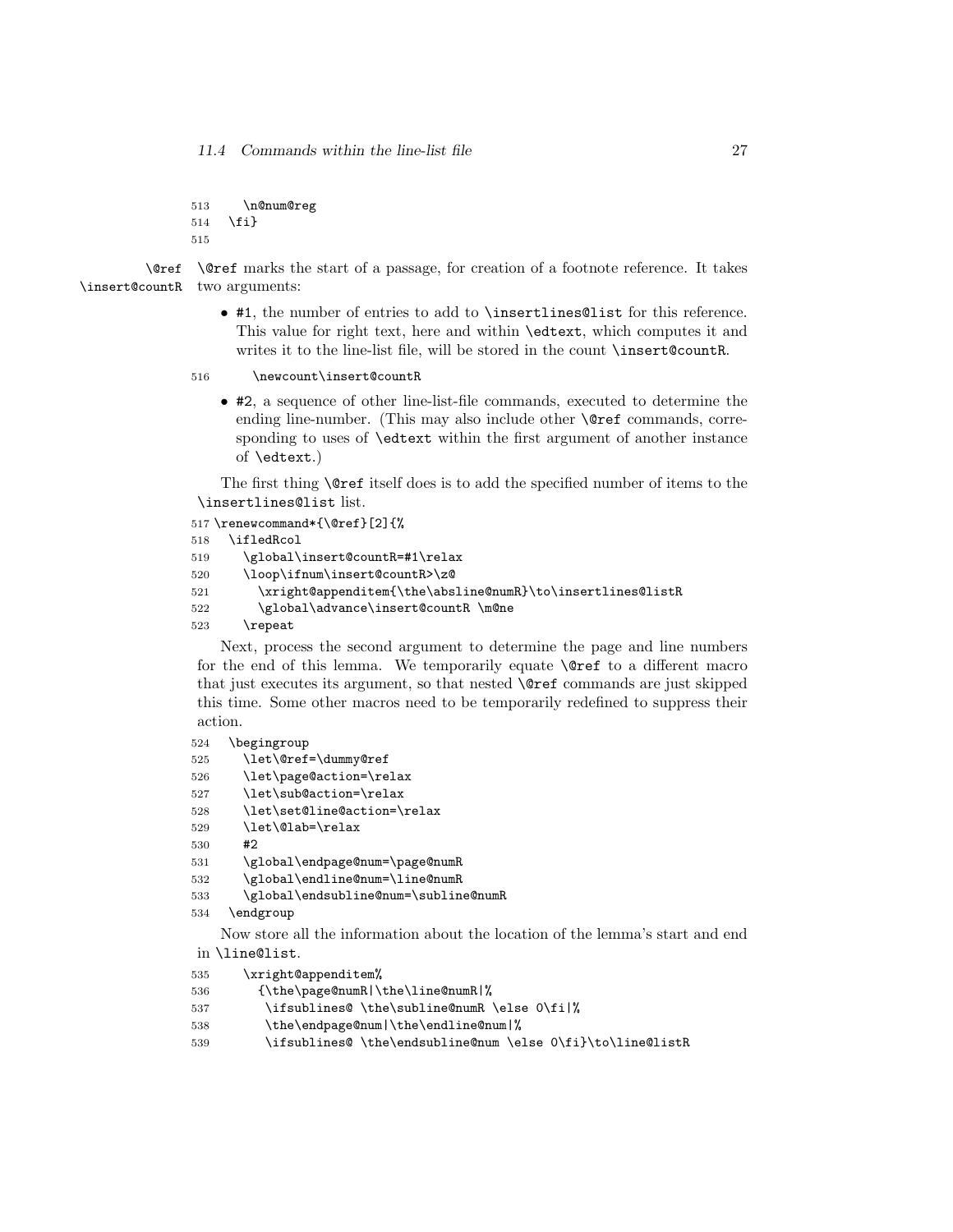```
513     \n@num@reg
514   \fi}
515
```

`\@ref` `\insert@countR`

`\@ref` marks the start of a passage, for creation of a footnote reference. It takes two arguments:

- `#1`, the number of entries to add to `\insertlines@list` for this reference. This value for right text, here and within `\edtext`, which computes it and writes it to the line-list file, will be stored in the count `\insert@countR`.

```
516       \newcount\insert@countR
```

- `#2`, a sequence of other line-list-file commands, executed to determine the ending line-number. (This may also include other `\@ref` commands, corresponding to uses of `\edtext` within the first argument of another instance of `\edtext`.)

The first thing `\@ref` itself does is to add the specified number of items to the `\insertlines@list` list.

```
517 \renewcommand*{\@ref}[2]{%
518   \ifledRcol
519     \global\insert@countR=#1\relax
520     \loop\ifnum\insert@countR>\z@
521       \xright@appenditem{\the\absline@numR}\to\insertlines@listR
522       \global\advance\insert@countR \m@ne
523     \repeat
```

Next, process the second argument to determine the page and line numbers for the end of this lemma. We temporarily equate `\@ref` to a different macro that just executes its argument, so that nested `\@ref` commands are just skipped this time. Some other macros need to be temporarily redefined to suppress their action.

```
524   \begingroup
525     \let\@ref=\dummy@ref
526     \let\page@action=\relax
527     \let\sub@action=\relax
528     \let\set@line@action=\relax
529     \let\@lab=\relax
530     #2
531     \global\endpage@num=\page@numR
532     \global\endline@num=\line@numR
533     \global\endsubline@num=\subline@numR
534   \endgroup
```

Now store all the information about the location of the lemma's start and end in `\line@list`.

```
535     \xright@appenditem%
536       {\the\page@numR|\the\line@numR|%
537        \ifsublines@ \the\subline@numR \else 0\fi|%
538        \the\endpage@num|\the\endline@num|%
539        \ifsublines@ \the\endsubline@num \else 0\fi}\to\line@listR
```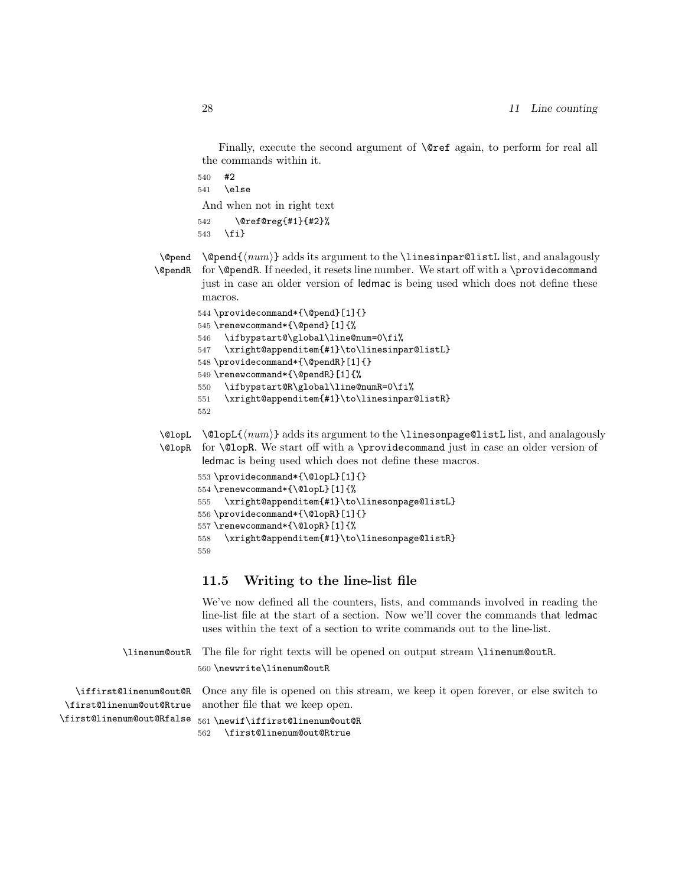Finally, execute the second argument of `\@ref` again, to perform for real all the commands within it.

```
540   #2
541   \else
```

And when not in right text

```
542     \@ref@reg{#1}{#2}%
543   \fi}
```

`\@pend` `\@pendR` `\@pend{⟨num⟩}` adds its argument to the `\linesinpar@listL` list, and analagously for `\@pendR`. If needed, it resets line number. We start off with a `\providecommand` just in case an older version of ledmac is being used which does not define these macros.

```
544 \providecommand*{\@pend}[1]{}
545 \renewcommand*{\@pend}[1]{%
546   \ifbypstart@\global\line@num=0\fi%
547   \xright@appenditem{#1}\to\linesinpar@listL}
548 \providecommand*{\@pendR}[1]{}
549 \renewcommand*{\@pendR}[1]{%
550   \ifbypstart@R\global\line@numR=0\fi%
551   \xright@appenditem{#1}\to\linesinpar@listR}
552
```

`\@lopL` `\@lopR` `\@lopL{⟨num⟩}` adds its argument to the `\linesonpage@listL` list, and analagously for `\@lopR`. We start off with a `\providecommand` just in case an older version of ledmac is being used which does not define these macros.

```
553 \providecommand*{\@lopL}[1]{}
554 \renewcommand*{\@lopL}[1]{%
555   \xright@appenditem{#1}\to\linesonpage@listL}
556 \providecommand*{\@lopR}[1]{}
557 \renewcommand*{\@lopR}[1]{%
558   \xright@appenditem{#1}\to\linesonpage@listR}
559
```

## 11.5 Writing to the line-list file

We've now defined all the counters, lists, and commands involved in reading the line-list file at the start of a section. Now we'll cover the commands that ledmac uses within the text of a section to write commands out to the line-list.

`\linenum@outR` The file for right texts will be opened on output stream `\linenum@outR`.

```
560 \newwrite\linenum@outR
```

`\iffirst@linenum@out@R` `\first@linenum@out@Rtrue` `\first@linenum@out@Rfalse` Once any file is opened on this stream, we keep it open forever, or else switch to another file that we keep open.

```
561 \newif\iffirst@linenum@out@R
562   \first@linenum@out@Rtrue
```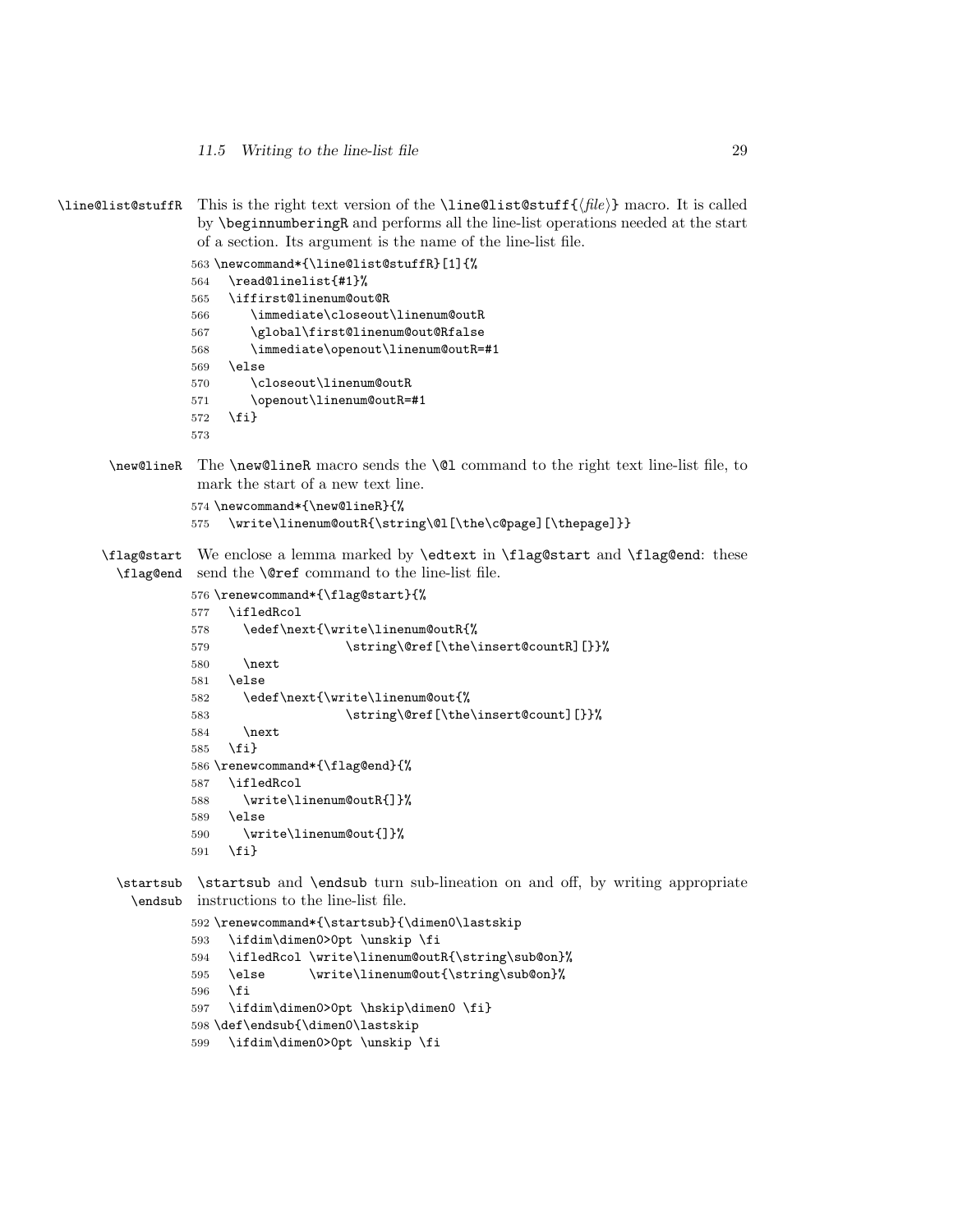\line@list@stuffR This is the right text version of the `\line@list@stuff{⟨file⟩}` macro. It is called by `\beginnumberingR` and performs all the line-list operations needed at the start of a section. Its argument is the name of the line-list file.

```
563 \newcommand*{\line@list@stuffR}[1]{%
564   \read@linelist{#1}%
565   \iffirst@linenum@out@R
566      \immediate\closeout\linenum@outR
567      \global\first@linenum@out@Rfalse
568      \immediate\openout\linenum@outR=#1
569   \else
570      \closeout\linenum@outR
571      \openout\linenum@outR=#1
572   \fi}
573
```

\new@lineR The `\new@lineR` macro sends the `\@l` command to the right text line-list file, to mark the start of a new text line.

```
574 \newcommand*{\new@lineR}{%
575   \write\linenum@outR{\string\@l[\the\c@page][\thepage]}}
```

\flag@start \flag@end We enclose a lemma marked by `\edtext` in `\flag@start` and `\flag@end`: these send the `\@ref` command to the line-list file.

```
576 \renewcommand*{\flag@start}{%
577   \ifledRcol
578     \edef\next{\write\linenum@outR{%
579                   \string\@ref[\the\insert@countR][}}%
580     \next
581   \else
582     \edef\next{\write\linenum@out{%
583                   \string\@ref[\the\insert@count][}}%
584     \next
585   \fi}
586 \renewcommand*{\flag@end}{%
587   \ifledRcol
588     \write\linenum@outR{]}%
589   \else
590     \write\linenum@out{]}%
591   \fi}
```

\startsub \endsub `\startsub` and `\endsub` turn sub-lineation on and off, by writing appropriate instructions to the line-list file.

```
592 \renewcommand*{\startsub}{\dimen0\lastskip
593   \ifdim\dimen0>0pt \unskip \fi
594   \ifledRcol \write\linenum@outR{\string\sub@on}%
595   \else      \write\linenum@out{\string\sub@on}%
596   \fi
597   \ifdim\dimen0>0pt \hskip\dimen0 \fi}
598 \def\endsub{\dimen0\lastskip
599   \ifdim\dimen0>0pt \unskip \fi
```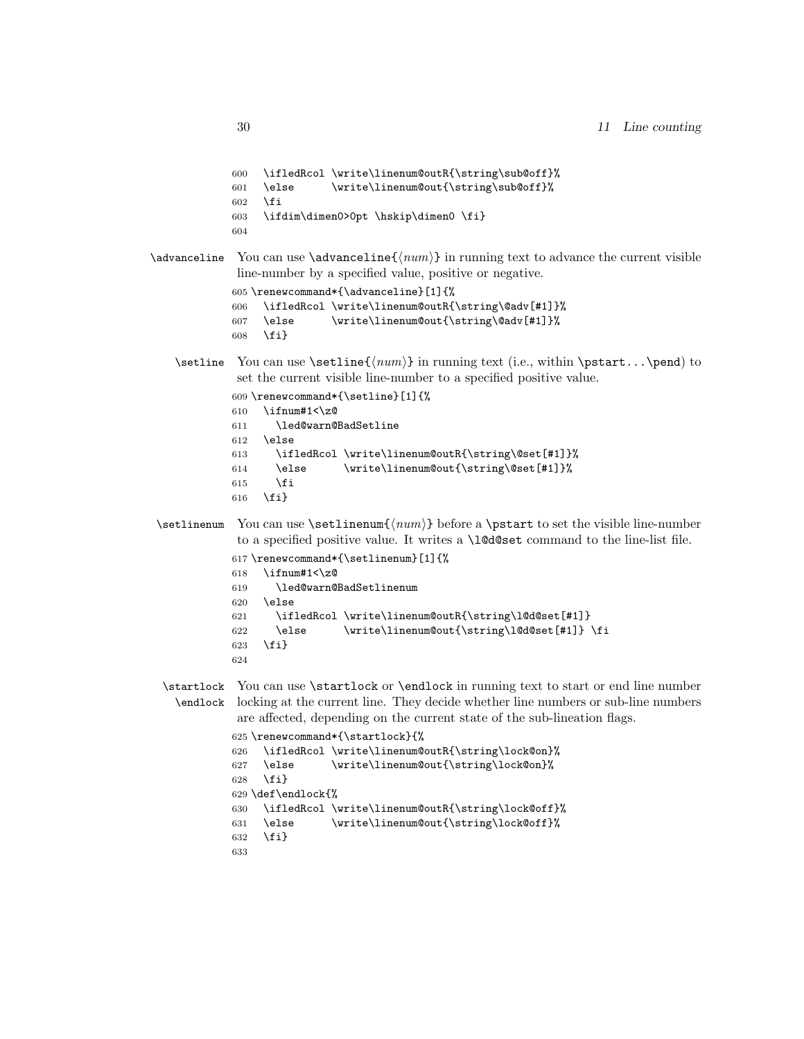```
600   \ifledRcol \write\linenum@outR{\string\sub@off}%
601   \else      \write\linenum@out{\string\sub@off}%
602   \fi
603   \ifdim\dimen0>0pt \hskip\dimen0 \fi}
604
```

`\advanceline` You can use `\advanceline{⟨num⟩}` in running text to advance the current visible line-number by a specified value, positive or negative.

```
605 \renewcommand*{\advanceline}[1]{%
606   \ifledRcol \write\linenum@outR{\string\@adv[#1]}%
607   \else      \write\linenum@out{\string\@adv[#1]}%
608   \fi}
```

`\setline` You can use `\setline{⟨num⟩}` in running text (i.e., within `\pstart...\pend`) to set the current visible line-number to a specified positive value.

```
609 \renewcommand*{\setline}[1]{%
610   \ifnum#1<\z@
611     \led@warn@BadSetline
612   \else
613     \ifledRcol \write\linenum@outR{\string\@set[#1]}%
614     \else      \write\linenum@out{\string\@set[#1]}%
615     \fi
616   \fi}
```

`\setlinenum` You can use `\setlinenum{⟨num⟩}` before a `\pstart` to set the visible line-number to a specified positive value. It writes a `\l@d@set` command to the line-list file.

```
617 \renewcommand*{\setlinenum}[1]{%
618   \ifnum#1<\z@
619     \led@warn@BadSetlinenum
620   \else
621     \ifledRcol \write\linenum@outR{\string\l@d@set[#1]}
622     \else      \write\linenum@out{\string\l@d@set[#1]} \fi
623   \fi}
624
```

`\startlock` `\endlock` You can use `\startlock` or `\endlock` in running text to start or end line number locking at the current line. They decide whether line numbers or sub-line numbers are affected, depending on the current state of the sub-lineation flags.

```
625 \renewcommand*{\startlock}{%
626   \ifledRcol \write\linenum@outR{\string\lock@on}%
627   \else      \write\linenum@out{\string\lock@on}%
628   \fi}
629 \def\endlock{%
630   \ifledRcol \write\linenum@outR{\string\lock@off}%
631   \else      \write\linenum@out{\string\lock@off}%
632   \fi}
633
```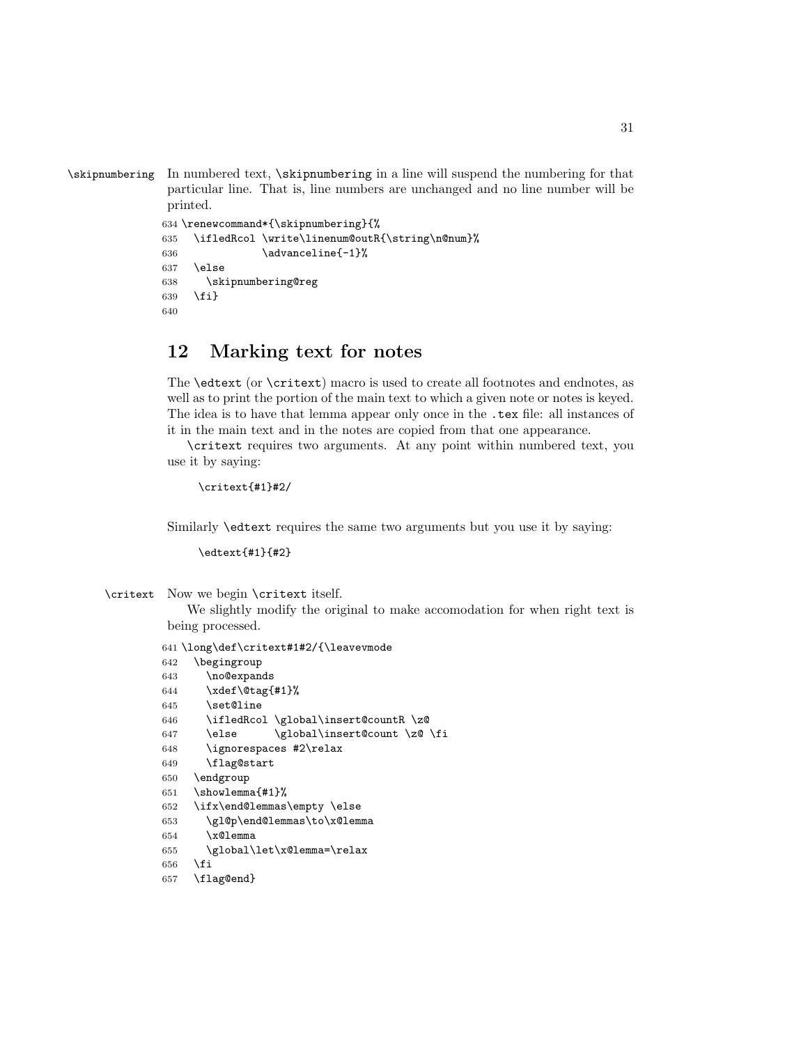\skipnumbering In numbered text, `\skipnumbering` in a line will suspend the numbering for that particular line. That is, line numbers are unchanged and no line number will be printed.

```
634 \renewcommand*{\skipnumbering}{%
635   \ifledRcol \write\linenum@outR{\string\n@num}%
636              \advanceline{-1}%
637   \else
638     \skipnumbering@reg
639   \fi}
640
```

## 12 Marking text for notes

The `\edtext` (or `\critext`) macro is used to create all footnotes and endnotes, as well as to print the portion of the main text to which a given note or notes is keyed. The idea is to have that lemma appear only once in the `.tex` file: all instances of it in the main text and in the notes are copied from that one appearance.

`\critext` requires two arguments. At any point within numbered text, you use it by saying:

```
\critext{#1}#2/
```

Similarly `\edtext` requires the same two arguments but you use it by saying:

```
\edtext{#1}{#2}
```

\critext Now we begin `\critext` itself.

We slightly modify the original to make accomodation for when right text is being processed.

```
641 \long\def\critext#1#2/{\leavevmode
642   \begingroup
643     \no@expands
644     \xdef\@tag{#1}%
645     \set@line
646     \ifledRcol \global\insert@countR \z@
647     \else      \global\insert@count \z@ \fi
648     \ignorespaces #2\relax
649     \flag@start
650   \endgroup
651   \showlemma{#1}%
652   \ifx\end@lemmas\empty \else
653     \gl@p\end@lemmas\to\x@lemma
654     \x@lemma
655     \global\let\x@lemma=\relax
656   \fi
657   \flag@end}
```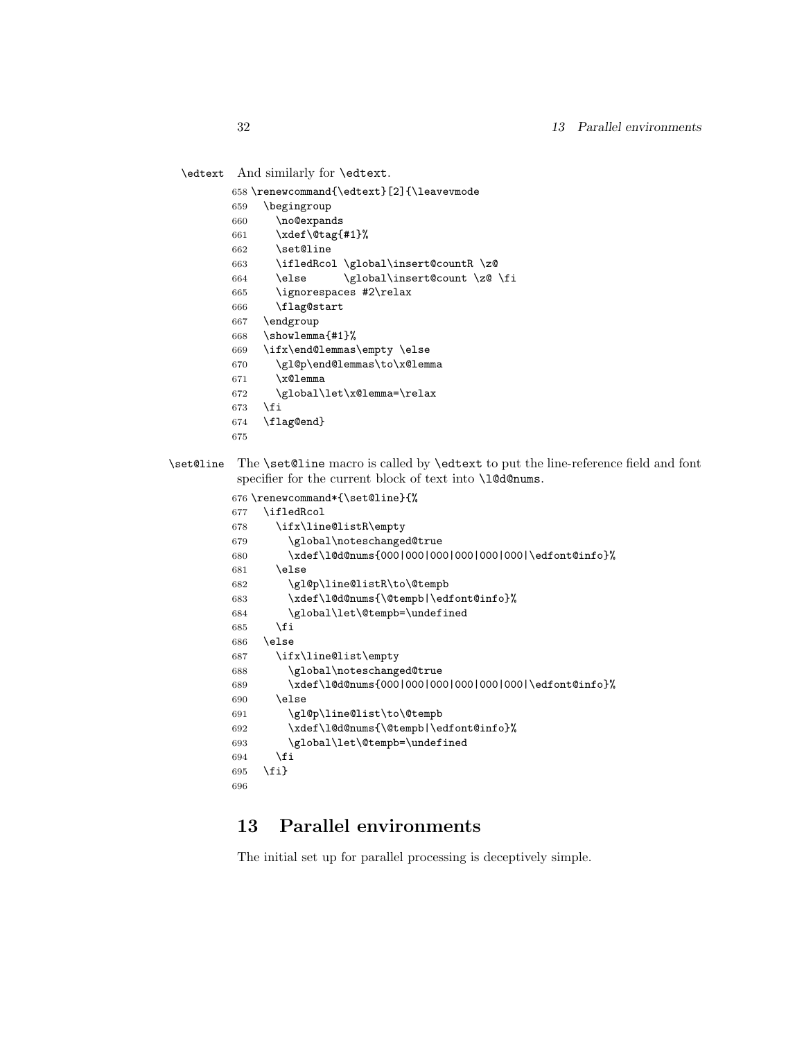\edtext And similarly for \edtext.

```
658 \renewcommand{\edtext}[2]{\leavevmode
659   \begingroup
660     \no@expands
661     \xdef\@tag{#1}%
662     \set@line
663     \ifledRcol \global\insert@countR \z@
664     \else      \global\insert@count \z@ \fi
665     \ignorespaces #2\relax
666     \flag@start
667   \endgroup
668   \showlemma{#1}%
669   \ifx\end@lemmas\empty \else
670     \gl@p\end@lemmas\to\x@lemma
671     \x@lemma
672     \global\let\x@lemma=\relax
673   \fi
674   \flag@end}
675
```

\set@line The \set@line macro is called by \edtext to put the line-reference field and font specifier for the current block of text into \l@d@nums.

```
676 \renewcommand*{\set@line}{%
677   \ifledRcol
678     \ifx\line@listR\empty
679       \global\noteschanged@true
680       \xdef\l@d@nums{000|000|000|000|000|000|\edfont@info}%
681     \else
682       \gl@p\line@listR\to\@tempb
683       \xdef\l@d@nums{\@tempb|\edfont@info}%
684       \global\let\@tempb=\undefined
685     \fi
686   \else
687     \ifx\line@list\empty
688       \global\noteschanged@true
689       \xdef\l@d@nums{000|000|000|000|000|000|\edfont@info}%
690     \else
691       \gl@p\line@list\to\@tempb
692       \xdef\l@d@nums{\@tempb|\edfont@info}%
693       \global\let\@tempb=\undefined
694     \fi
695   \fi}
696
```

# 13 Parallel environments

The initial set up for parallel processing is deceptively simple.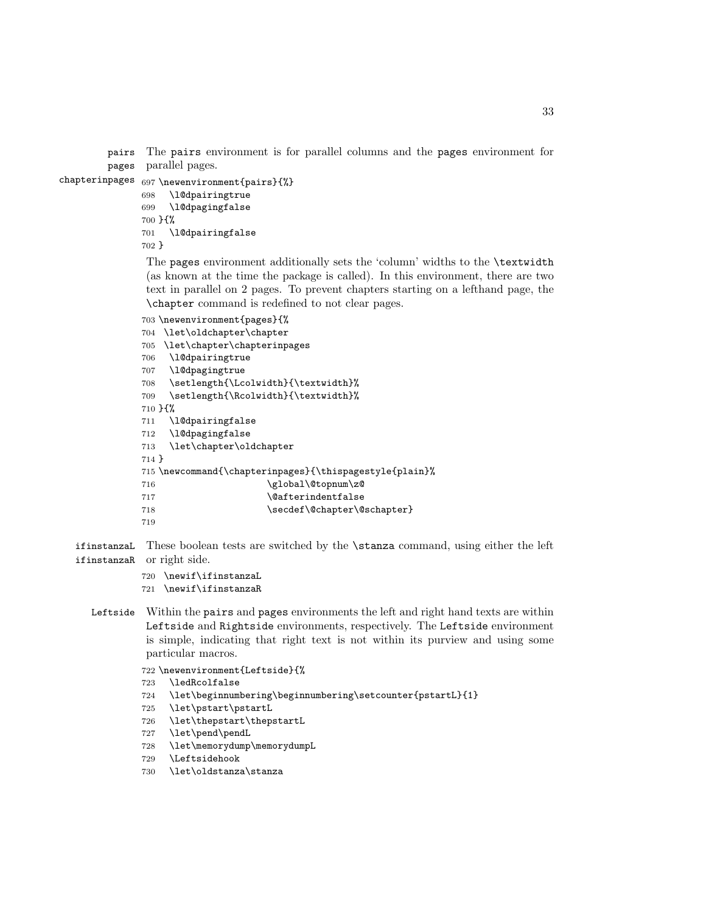pairs
pages
chapterinpages

The pairs environment is for parallel columns and the pages environment for parallel pages.

```
697 \newenvironment{pairs}{%
698   \l@dpairingtrue
699   \l@dpagingfalse
700 }{%
701   \l@dpairingfalse
702 }
```

The pages environment additionally sets the 'column' widths to the \textwidth (as known at the time the package is called). In this environment, there are two text in parallel on 2 pages. To prevent chapters starting on a lefthand page, the \chapter command is redefined to not clear pages.

```
703 \newenvironment{pages}{%
704  \let\oldchapter\chapter
705  \let\chapter\chapterinpages
706   \l@dpairingtrue
707   \l@dpagingtrue
708   \setlength{\Lcolwidth}{\textwidth}%
709   \setlength{\Rcolwidth}{\textwidth}%
710 }{%
711   \l@dpairingfalse
712   \l@dpagingfalse
713   \let\chapter\oldchapter
714 }
715 \newcommand{\chapterinpages}{\thispagestyle{plain}%
716                     \global\@topnum\z@
717                     \@afterindentfalse
718                     \secdef\@chapter\@schapter}
719
```

ifinstanzaL
ifinstanzaR

These boolean tests are switched by the \stanza command, using either the left or right side.

```
720  \newif\ifinstanzaL
721  \newif\ifinstanzaR
```

Leftside

Within the pairs and pages environments the left and right hand texts are within Leftside and Rightside environments, respectively. The Leftside environment is simple, indicating that right text is not within its purview and using some particular macros.

```
722 \newenvironment{Leftside}{%
723   \ledRcolfalse
724   \let\beginnumbering\beginnumbering\setcounter{pstartL}{1}
725   \let\pstart\pstartL
726   \let\thepstart\thepstartL
727   \let\pend\pendL
728   \let\memorydump\memorydumpL
729   \Leftsidehook
730   \let\oldstanza\stanza
```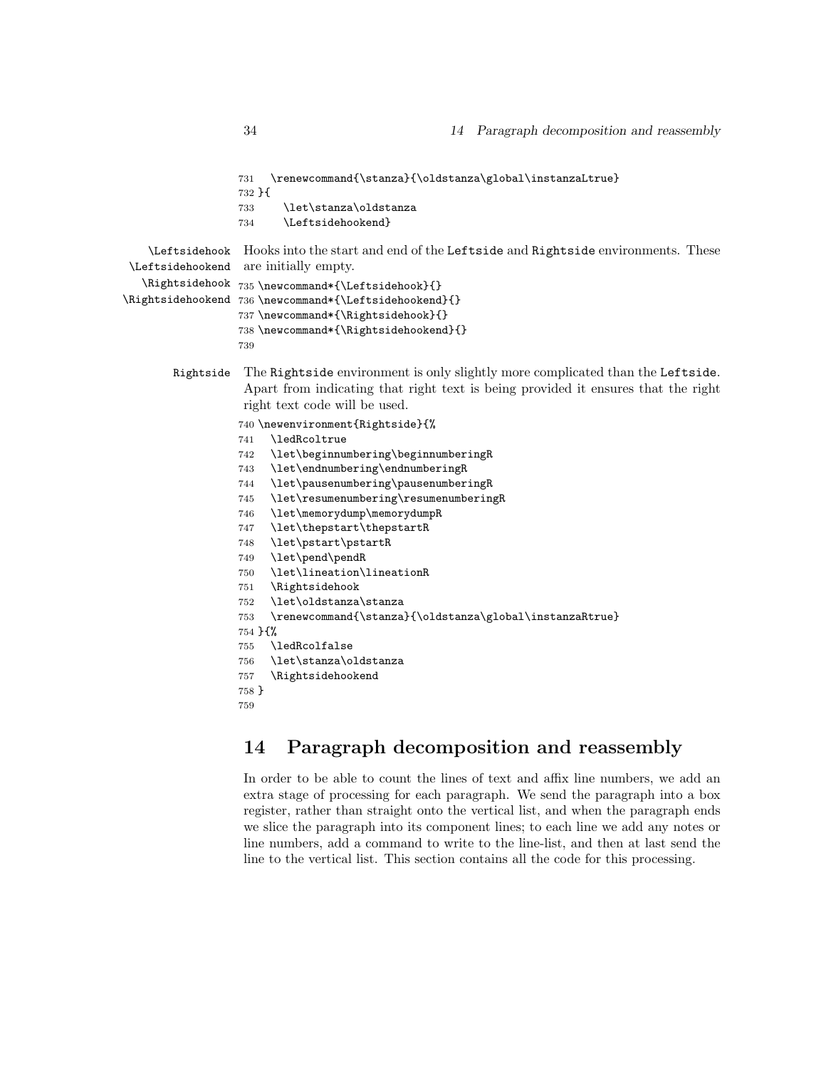```
731   \renewcommand{\stanza}{\oldstanza\global\instanzaLtrue}
732 }{
733     \let\stanza\oldstanza
734     \Leftsidehookend}
```

\Leftsidehook \Leftsidehookend \Rightsidehook \Rightsidehookend Hooks into the start and end of the Leftside and Rightside environments. These are initially empty.

```
735 \newcommand*{\Leftsidehook}{}
736 \newcommand*{\Leftsidehookend}{}
737 \newcommand*{\Rightsidehook}{}
738 \newcommand*{\Rightsidehookend}{}
739
```

Rightside The Rightside environment is only slightly more complicated than the Leftside. Apart from indicating that right text is being provided it ensures that the right right text code will be used.

```
740 \newenvironment{Rightside}{%
741   \ledRcoltrue
742   \let\beginnumbering\beginnumberingR
743   \let\endnumbering\endnumberingR
744   \let\pausenumbering\pausenumberingR
745   \let\resumenumbering\resumenumberingR
746   \let\memorydump\memorydumpR
747   \let\thepstart\thepstartR
748   \let\pstart\pstartR
749   \let\pend\pendR
750   \let\lineation\lineationR
751   \Rightsidehook
752   \let\oldstanza\stanza
753   \renewcommand{\stanza}{\oldstanza\global\instanzaRtrue}
754 }{%
755   \ledRcolfalse
756   \let\stanza\oldstanza
757   \Rightsidehookend
758 }
759
```

## 14 Paragraph decomposition and reassembly

In order to be able to count the lines of text and affix line numbers, we add an extra stage of processing for each paragraph. We send the paragraph into a box register, rather than straight onto the vertical list, and when the paragraph ends we slice the paragraph into its component lines; to each line we add any notes or line numbers, add a command to write to the line-list, and then at last send the line to the vertical list. This section contains all the code for this processing.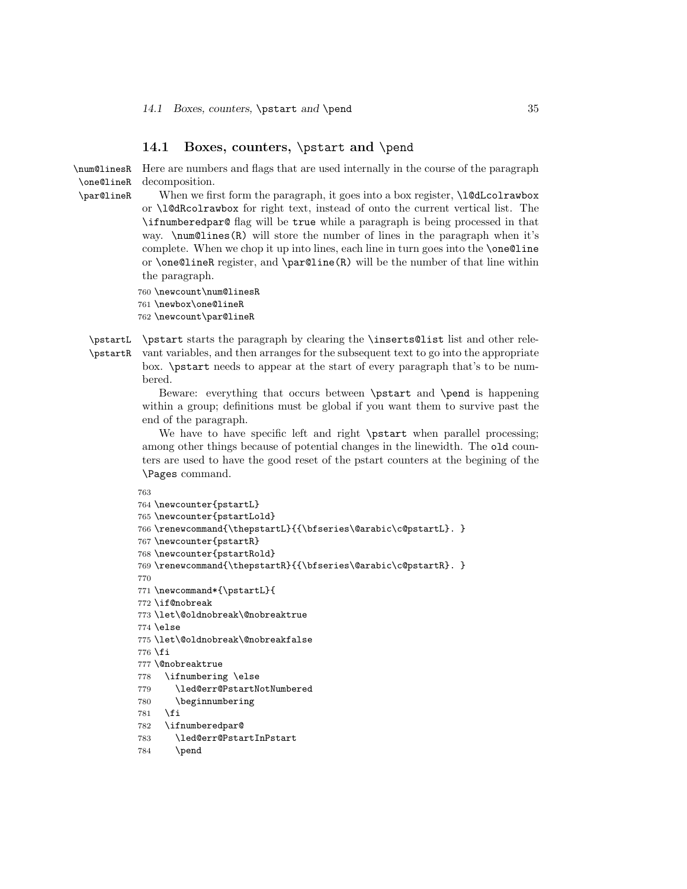## 14.1 Boxes, counters, \pstart and \pend

\num@linesR \one@lineR \par@lineR

Here are numbers and flags that are used internally in the course of the paragraph decomposition.

When we first form the paragraph, it goes into a box register, \l@dLcolrawbox or \l@dRcolrawbox for right text, instead of onto the current vertical list. The \ifnumberedpar@ flag will be true while a paragraph is being processed in that way. \num@lines(R) will store the number of lines in the paragraph when it's complete. When we chop it up into lines, each line in turn goes into the \one@line or \one@lineR register, and \par@line(R) will be the number of that line within the paragraph.

```
760 \newcount\num@linesR
761 \newbox\one@lineR
762 \newcount\par@lineR
```

\pstartL \pstartR

\pstart starts the paragraph by clearing the \inserts@list list and other relevant variables, and then arranges for the subsequent text to go into the appropriate box. \pstart needs to appear at the start of every paragraph that's to be numbered.

Beware: everything that occurs between \pstart and \pend is happening within a group; definitions must be global if you want them to survive past the end of the paragraph.

We have to have specific left and right \pstart when parallel processing; among other things because of potential changes in the linewidth. The old counters are used to have the good reset of the pstart counters at the begining of the \Pages command.

```
763
764 \newcounter{pstartL}
765 \newcounter{pstartLold}
766 \renewcommand{\thepstartL}{{\bfseries\@arabic\c@pstartL}. }
767 \newcounter{pstartR}
768 \newcounter{pstartRold}
769 \renewcommand{\thepstartR}{{\bfseries\@arabic\c@pstartR}. }
770
771 \newcommand*{\pstartL}{
772 \if@nobreak
773 \let\@oldnobreak\@nobreaktrue
774 \else
775 \let\@oldnobreak\@nobreakfalse
776 \fi
777 \@nobreaktrue
778   \ifnumbering \else
779     \led@err@PstartNotNumbered
780     \beginnumbering
781   \fi
782   \ifnumberedpar@
783     \led@err@PstartInPstart
784     \pend
```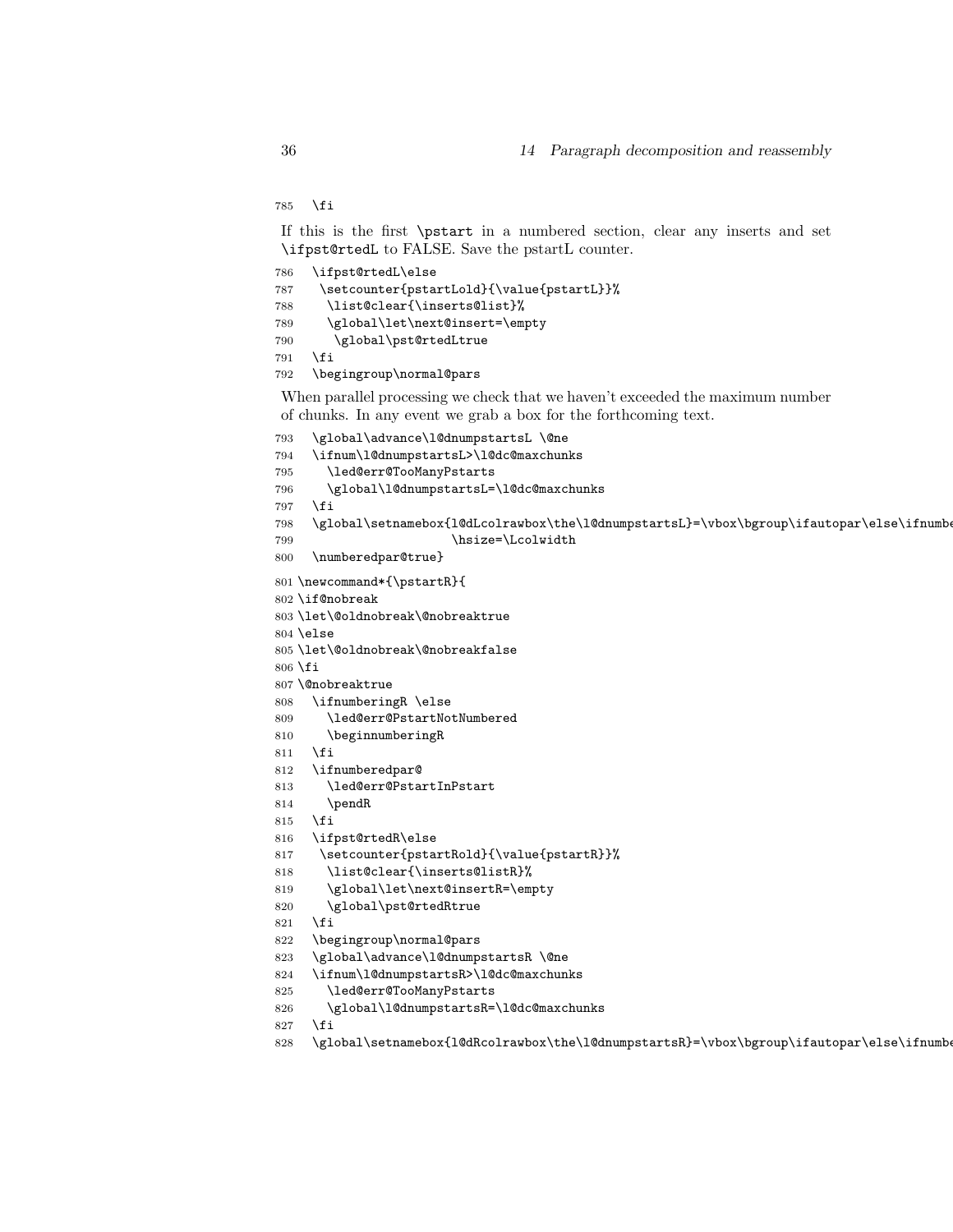```
785   \fi
```

If this is the first `\pstart` in a numbered section, clear any inserts and set `\ifpst@rtedL` to FALSE. Save the pstartL counter.

```
786   \ifpst@rtedL\else
787    \setcounter{pstartLold}{\value{pstartL}}%
788     \list@clear{\inserts@list}%
789     \global\let\next@insert=\empty
790      \global\pst@rtedLtrue
791   \fi
792   \begingroup\normal@pars
```

When parallel processing we check that we haven't exceeded the maximum number of chunks. In any event we grab a box for the forthcoming text.

```
793   \global\advance\l@dnumpstartsL \@ne
794   \ifnum\l@dnumpstartsL>\l@dc@maxchunks
795     \led@err@TooManyPstarts
796     \global\l@dnumpstartsL=\l@dc@maxchunks
797   \fi
798   \global\setnamebox{l@dLcolrawbox\the\l@dnumpstartsL}=\vbox\bgroup\ifautopar\else\ifnumbe
799                      \hsize=\Lcolwidth
800   \numberedpar@true}
801 \newcommand*{\pstartR}{
802 \if@nobreak
803 \let\@oldnobreak\@nobreaktrue
804 \else
805 \let\@oldnobreak\@nobreakfalse
806 \fi
807 \@nobreaktrue
808   \ifnumberingR \else
809     \led@err@PstartNotNumbered
810     \beginnumberingR
811   \fi
812   \ifnumberedpar@
813     \led@err@PstartInPstart
814     \pendR
815   \fi
816   \ifpst@rtedR\else
817    \setcounter{pstartRold}{\value{pstartR}}%
818     \list@clear{\inserts@listR}%
819     \global\let\next@insertR=\empty
820     \global\pst@rtedRtrue
821   \fi
822   \begingroup\normal@pars
823   \global\advance\l@dnumpstartsR \@ne
824   \ifnum\l@dnumpstartsR>\l@dc@maxchunks
825     \led@err@TooManyPstarts
826     \global\l@dnumpstartsR=\l@dc@maxchunks
827   \fi
828   \global\setnamebox{l@dRcolrawbox\the\l@dnumpstartsR}=\vbox\bgroup\ifautopar\else\ifnumbe
```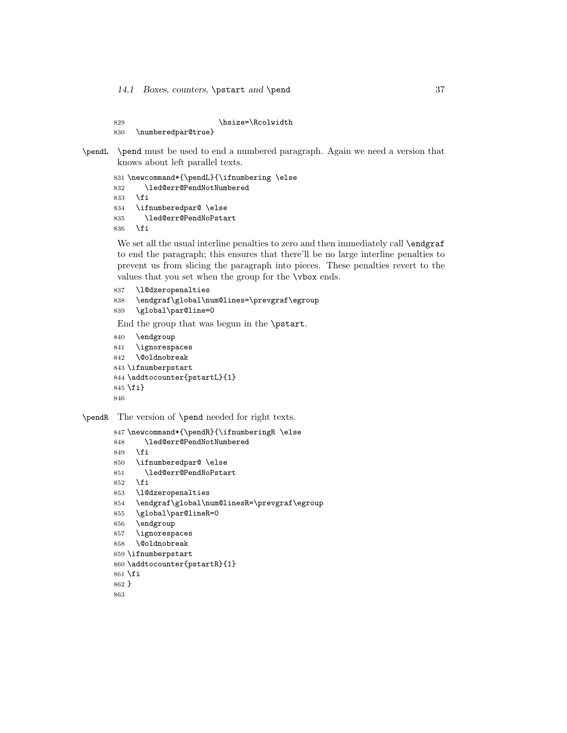```
829                     \hsize=\Rcolwidth
830   \numberedpar@true}
```

\pendL `\pend` must be used to end a numbered paragraph. Again we need a version that knows about left parallel texts.

```
831 \newcommand*{\pendL}{\ifnumbering \else
832     \led@err@PendNotNumbered
833   \fi
834   \ifnumberedpar@ \else
835     \led@err@PendNoPstart
836   \fi
```

We set all the usual interline penalties to zero and then immediately call `\endgraf` to end the paragraph; this ensures that there'll be no large interline penalties to prevent us from slicing the paragraph into pieces. These penalties revert to the values that you set when the group for the `\vbox` ends.

```
837   \l@dzeropenalties
838   \endgraf\global\num@lines=\prevgraf\egroup
839   \global\par@line=0
```

End the group that was begun in the `\pstart`.

```
840   \endgroup
841   \ignorespaces
842   \@oldnobreak
843 \ifnumberpstart
844 \addtocounter{pstartL}{1}
845 \fi}
846
```

\pendR The version of `\pend` needed for right texts.

```
847 \newcommand*{\pendR}{\ifnumberingR \else
848     \led@err@PendNotNumbered
849   \fi
850   \ifnumberedpar@ \else
851     \led@err@PendNoPstart
852   \fi
853   \l@dzeropenalties
854   \endgraf\global\num@linesR=\prevgraf\egroup
855   \global\par@lineR=0
856   \endgroup
857   \ignorespaces
858   \@oldnobreak
859 \ifnumberpstart
860 \addtocounter{pstartR}{1}
861 \fi
862 }
863
```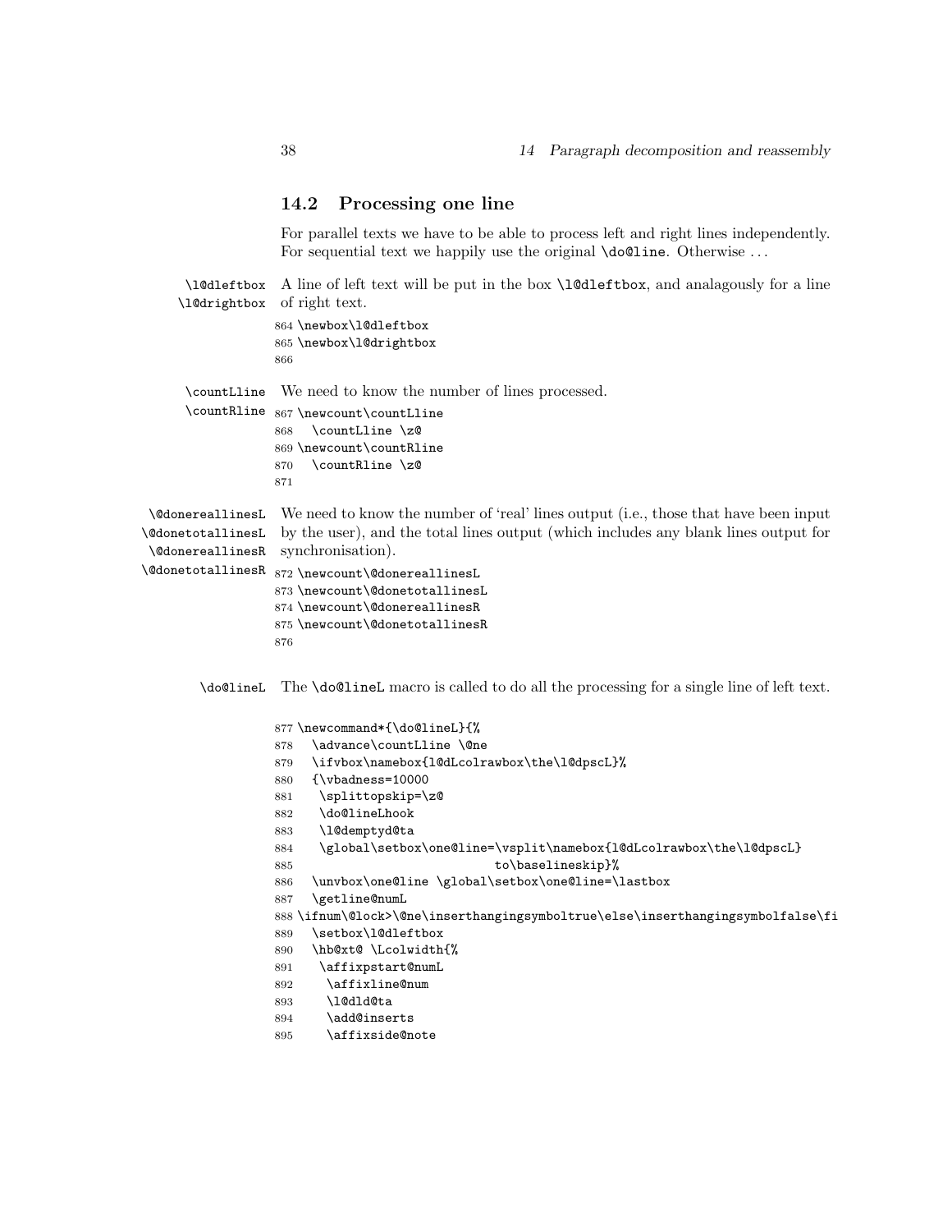## 14.2 Processing one line

For parallel texts we have to be able to process left and right lines independently. For sequential text we happily use the original `\do@line`. Otherwise ...

`\l@dleftbox` `\l@drightbox` A line of left text will be put in the box `\l@dleftbox`, and analagously for a line of right text.

```
864 \newbox\l@dleftbox
865 \newbox\l@drightbox
866
```

`\countLline` `\countRline` We need to know the number of lines processed.

```
867 \newcount\countLline
868   \countLline \z@
869 \newcount\countRline
870   \countRline \z@
871
```

`\@donereallinesL` `\@donetotallinesL` `\@donereallinesR` `\@donetotallinesR` We need to know the number of 'real' lines output (i.e., those that have been input by the user), and the total lines output (which includes any blank lines output for synchronisation).

```
872 \newcount\@donereallinesL
873 \newcount\@donetotallinesL
874 \newcount\@donereallinesR
875 \newcount\@donetotallinesR
876
```

`\do@lineL` The `\do@lineL` macro is called to do all the processing for a single line of left text.

```
877 \newcommand*{\do@lineL}{%
878   \advance\countLline \@ne
879   \ifvbox\namebox{l@dLcolrawbox\the\l@dpscL}%
880   {\vbadness=10000
881    \splittopskip=\z@
882    \do@lineLhook
883    \l@demptyd@ta
884    \global\setbox\one@line=\vsplit\namebox{l@dLcolrawbox\the\l@dpscL}
885                             to\baselineskip}%
886   \unvbox\one@line \global\setbox\one@line=\lastbox
887   \getline@numL
888 \ifnum\@lock>\@ne\inserthangingsymboltrue\else\inserthangingsymbolfalse\fi
889   \setbox\l@dleftbox
890   \hb@xt@ \Lcolwidth{%
891    \affixpstart@numL
892     \affixline@num
893     \l@dld@ta
894     \add@inserts
895     \affixside@note
```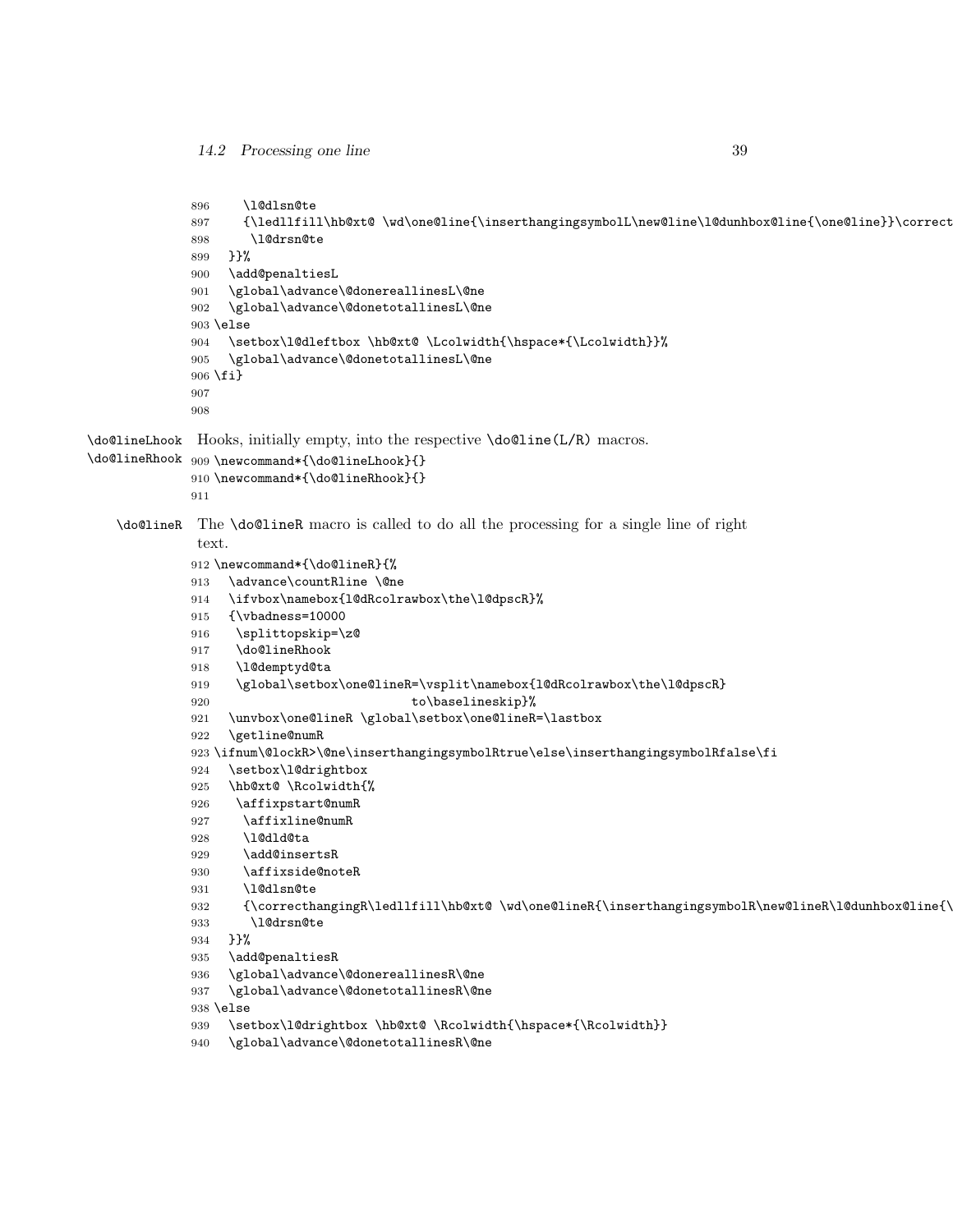```
896     \l@dlsn@te
897     {\ledllfill\hb@xt@ \wd\one@line{\inserthangingsymbolL\new@line\l@dunhbox@line{\one@line}}\correct
898      \l@drsn@te
899   }}%
900   \add@penaltiesL
901   \global\advance\@donereallinesL\@ne
902   \global\advance\@donetotallinesL\@ne
903 \else
904   \setbox\l@dleftbox \hb@xt@ \Lcolwidth{\hspace*{\Lcolwidth}}%
905   \global\advance\@donetotallinesL\@ne
906 \fi}
907
908
```

**\do@lineLhook** **\do@lineRhook** Hooks, initially empty, into the respective `\do@line(L/R)` macros.

```
909 \newcommand*{\do@lineLhook}{}
910 \newcommand*{\do@lineRhook}{}
911
```

**\do@lineR** The `\do@lineR` macro is called to do all the processing for a single line of right text.

```
912 \newcommand*{\do@lineR}{%
913   \advance\countRline \@ne
914   \ifvbox\namebox{l@dRcolrawbox\the\l@dpscR}%
915   {\vbadness=10000
916    \splittopskip=\z@
917    \do@lineRhook
918    \l@demptyd@ta
919    \global\setbox\one@lineR=\vsplit\namebox{l@dRcolrawbox\the\l@dpscR}
920                            to\baselineskip}%
921   \unvbox\one@lineR \global\setbox\one@lineR=\lastbox
922   \getline@numR
923 \ifnum\@lockR>\@ne\inserthangingsymbolRtrue\else\inserthangingsymbolRfalse\fi
924   \setbox\l@drightbox
925   \hb@xt@ \Rcolwidth{%
926    \affixpstart@numR
927     \affixline@numR
928     \l@dld@ta
929     \add@insertsR
930     \affixside@noteR
931     \l@dlsn@te
932     {\correcthangingR\ledllfill\hb@xt@ \wd\one@lineR{\inserthangingsymbolR\new@lineR\l@dunhbox@line{\
933      \l@drsn@te
934   }}%
935   \add@penaltiesR
936   \global\advance\@donereallinesR\@ne
937   \global\advance\@donetotallinesR\@ne
938 \else
939   \setbox\l@drightbox \hb@xt@ \Rcolwidth{\hspace*{\Rcolwidth}}
940   \global\advance\@donetotallinesR\@ne
```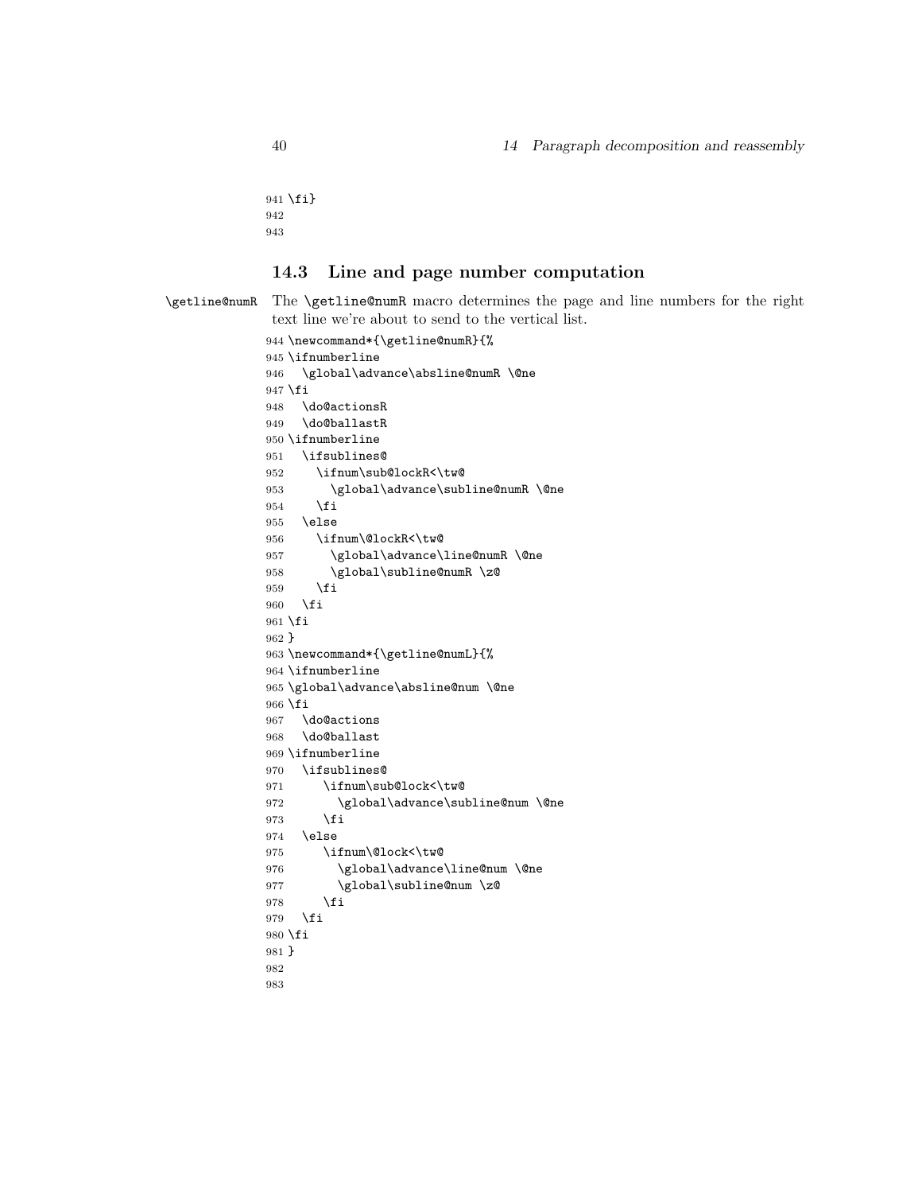```
941 \fi}
942
943
```

## 14.3 Line and page number computation

\getline@numR The \getline@numR macro determines the page and line numbers for the right text line we're about to send to the vertical list.

```
944 \newcommand*{\getline@numR}{%
945 \ifnumberline
946   \global\advance\absline@numR \@ne
947 \fi
948   \do@actionsR
949   \do@ballastR
950 \ifnumberline
951   \ifsublines@
952     \ifnum\sub@lockR<\tw@
953       \global\advance\subline@numR \@ne
954     \fi
955   \else
956     \ifnum\@lockR<\tw@
957       \global\advance\line@numR \@ne
958       \global\subline@numR \z@
959     \fi
960   \fi
961 \fi
962 }
963 \newcommand*{\getline@numL}{%
964 \ifnumberline
965 \global\advance\absline@num \@ne
966 \fi
967   \do@actions
968   \do@ballast
969 \ifnumberline
970   \ifsublines@
971      \ifnum\sub@lock<\tw@
972        \global\advance\subline@num \@ne
973      \fi
974   \else
975      \ifnum\@lock<\tw@
976        \global\advance\line@num \@ne
977        \global\subline@num \z@
978      \fi
979   \fi
980 \fi
981 }
982
983
```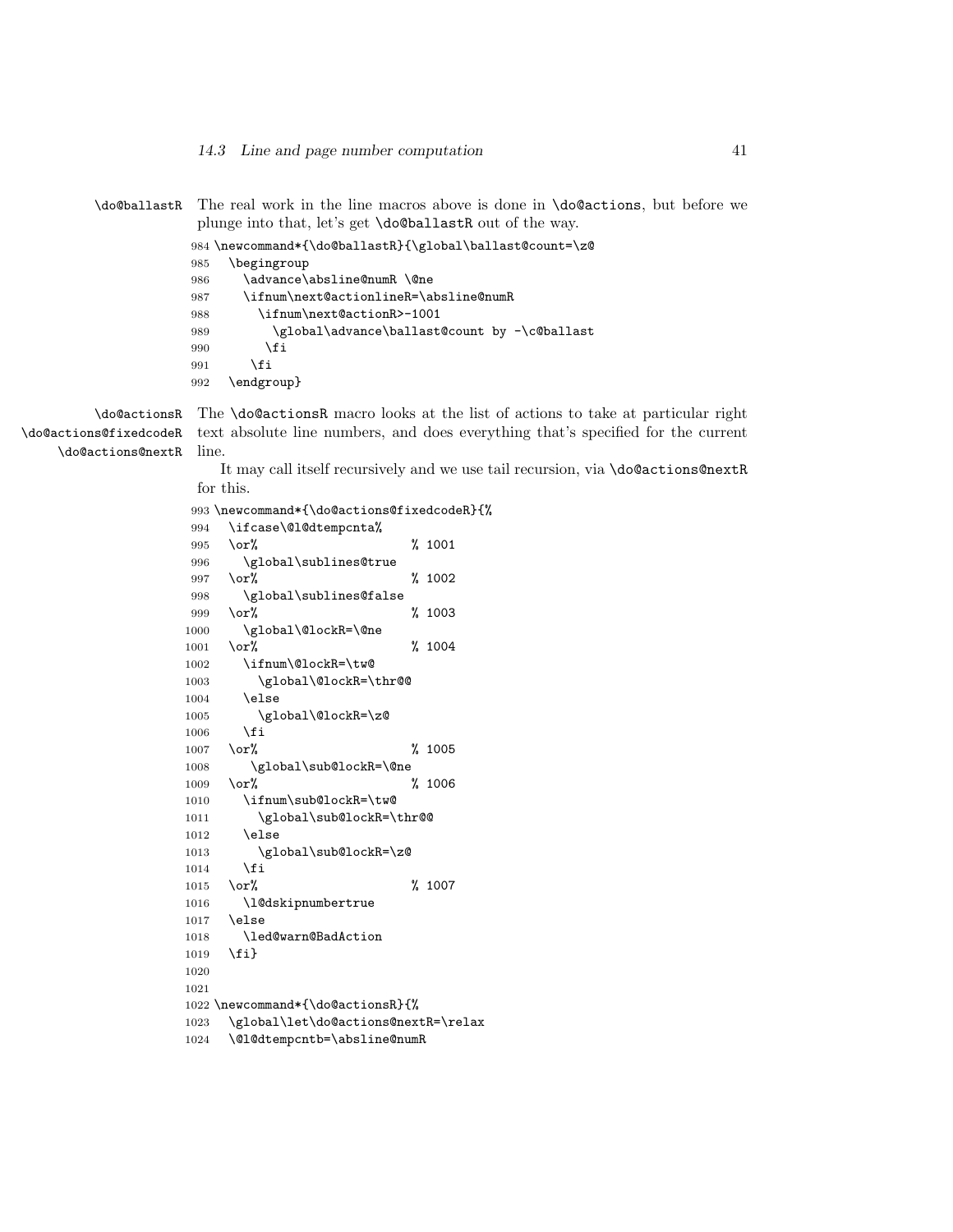\do@ballastR The real work in the line macros above is done in \do@actions, but before we plunge into that, let's get \do@ballastR out of the way.

```
984 \newcommand*{\do@ballastR}{\global\ballast@count=\z@
985   \begingroup
986     \advance\absline@numR \@ne
987     \ifnum\next@actionlineR=\absline@numR
988       \ifnum\next@actionR>-1001
989         \global\advance\ballast@count by -\c@ballast
990       \fi
991     \fi
992   \endgroup}
```

\do@actionsR \do@actions@fixedcodeR \do@actions@nextR The \do@actionsR macro looks at the list of actions to take at particular right text absolute line numbers, and does everything that's specified for the current line.

It may call itself recursively and we use tail recursion, via \do@actions@nextR for this.

```
993 \newcommand*{\do@actions@fixedcodeR}{%
994   \ifcase\@l@dtempcnta%
995   \or%                      % 1001
996     \global\sublines@true
997   \or%                      % 1002
998     \global\sublines@false
999   \or%                      % 1003
1000    \global\@lockR=\@ne
1001  \or%                      % 1004
1002    \ifnum\@lockR=\tw@
1003      \global\@lockR=\thr@@
1004    \else
1005      \global\@lockR=\z@
1006    \fi
1007  \or%                      % 1005
1008     \global\sub@lockR=\@ne
1009  \or%                      % 1006
1010    \ifnum\sub@lockR=\tw@
1011      \global\sub@lockR=\thr@@
1012    \else
1013      \global\sub@lockR=\z@
1014    \fi
1015  \or%                      % 1007
1016    \l@dskipnumbertrue
1017  \else
1018    \led@warn@BadAction
1019  \fi}
1020
1021
1022 \newcommand*{\do@actionsR}{%
1023   \global\let\do@actions@nextR=\relax
1024   \@l@dtempcntb=\absline@numR
```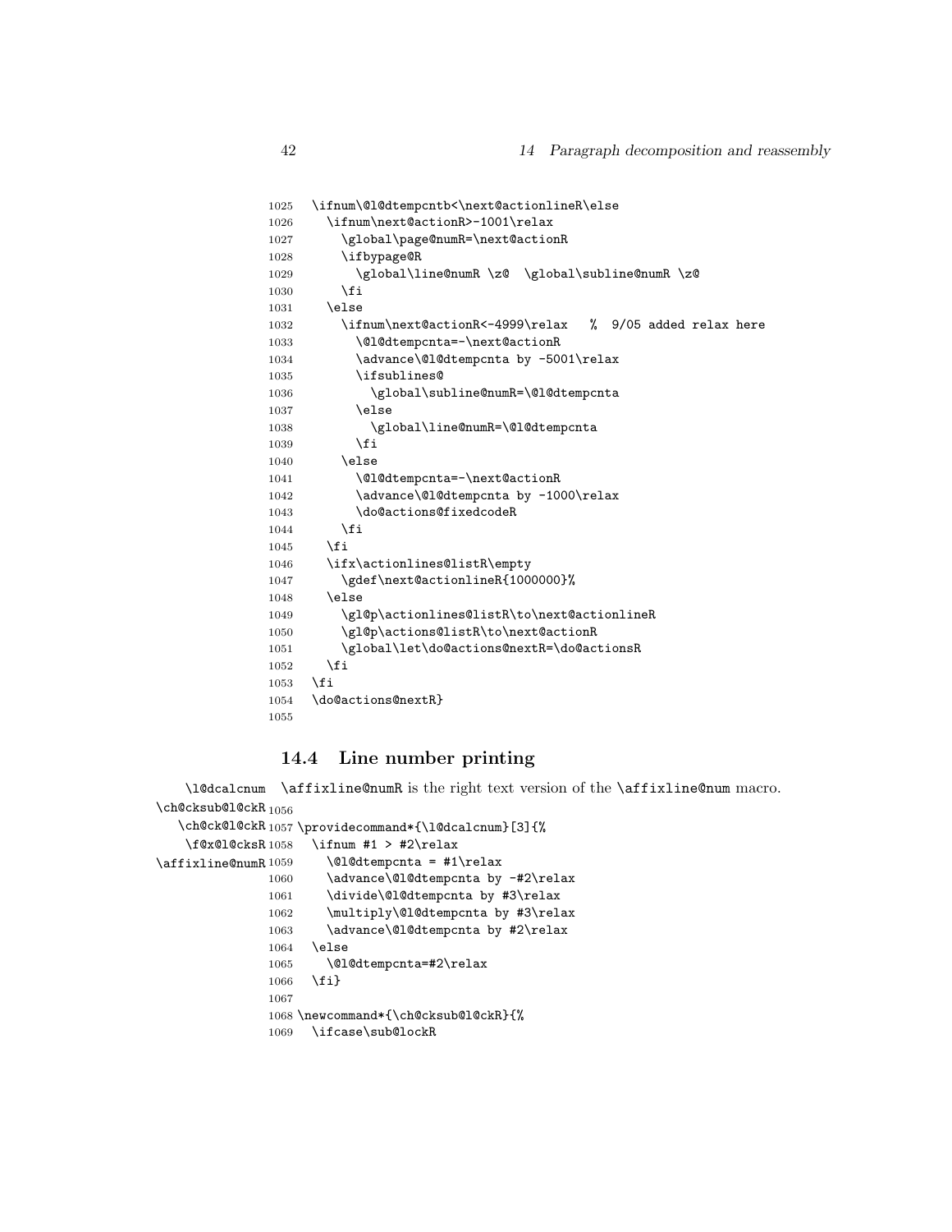```
1025  \ifnum\@l@dtempcntb<\next@actionlineR\else
1026    \ifnum\next@actionR>-1001\relax
1027      \global\page@numR=\next@actionR
1028      \ifbypage@R
1029        \global\line@numR \z@  \global\subline@numR \z@
1030      \fi
1031    \else
1032      \ifnum\next@actionR<-4999\relax   %  9/05 added relax here
1033        \@l@dtempcnta=-\next@actionR
1034        \advance\@l@dtempcnta by -5001\relax
1035        \ifsublines@
1036          \global\subline@numR=\@l@dtempcnta
1037        \else
1038          \global\line@numR=\@l@dtempcnta
1039        \fi
1040      \else
1041        \@l@dtempcnta=-\next@actionR
1042        \advance\@l@dtempcnta by -1000\relax
1043        \do@actions@fixedcodeR
1044      \fi
1045    \fi
1046    \ifx\actionlines@listR\empty
1047      \gdef\next@actionlineR{1000000}%
1048    \else
1049      \gl@p\actionlines@listR\to\next@actionlineR
1050      \gl@p\actions@listR\to\next@actionR
1051      \global\let\do@actions@nextR=\do@actionsR
1052    \fi
1053  \fi
1054  \do@actions@nextR}
1055
```

## 14.4 Line number printing

\l@dcalcnum \ch@cksub@l@ckR \ch@ck@l@ckR \f@x@l@cksR \affixline@numR

`\affixline@numR` is the right text version of the `\affixline@num` macro.

```
1056
1057 \providecommand*{\l@dcalcnum}[3]{%
1058   \ifnum #1 > #2\relax
1059     \@l@dtempcnta = #1\relax
1060     \advance\@l@dtempcnta by -#2\relax
1061     \divide\@l@dtempcnta by #3\relax
1062     \multiply\@l@dtempcnta by #3\relax
1063     \advance\@l@dtempcnta by #2\relax
1064   \else
1065     \@l@dtempcnta=#2\relax
1066   \fi}
1067
1068 \newcommand*{\ch@cksub@l@ckR}{%
1069   \ifcase\sub@lockR
```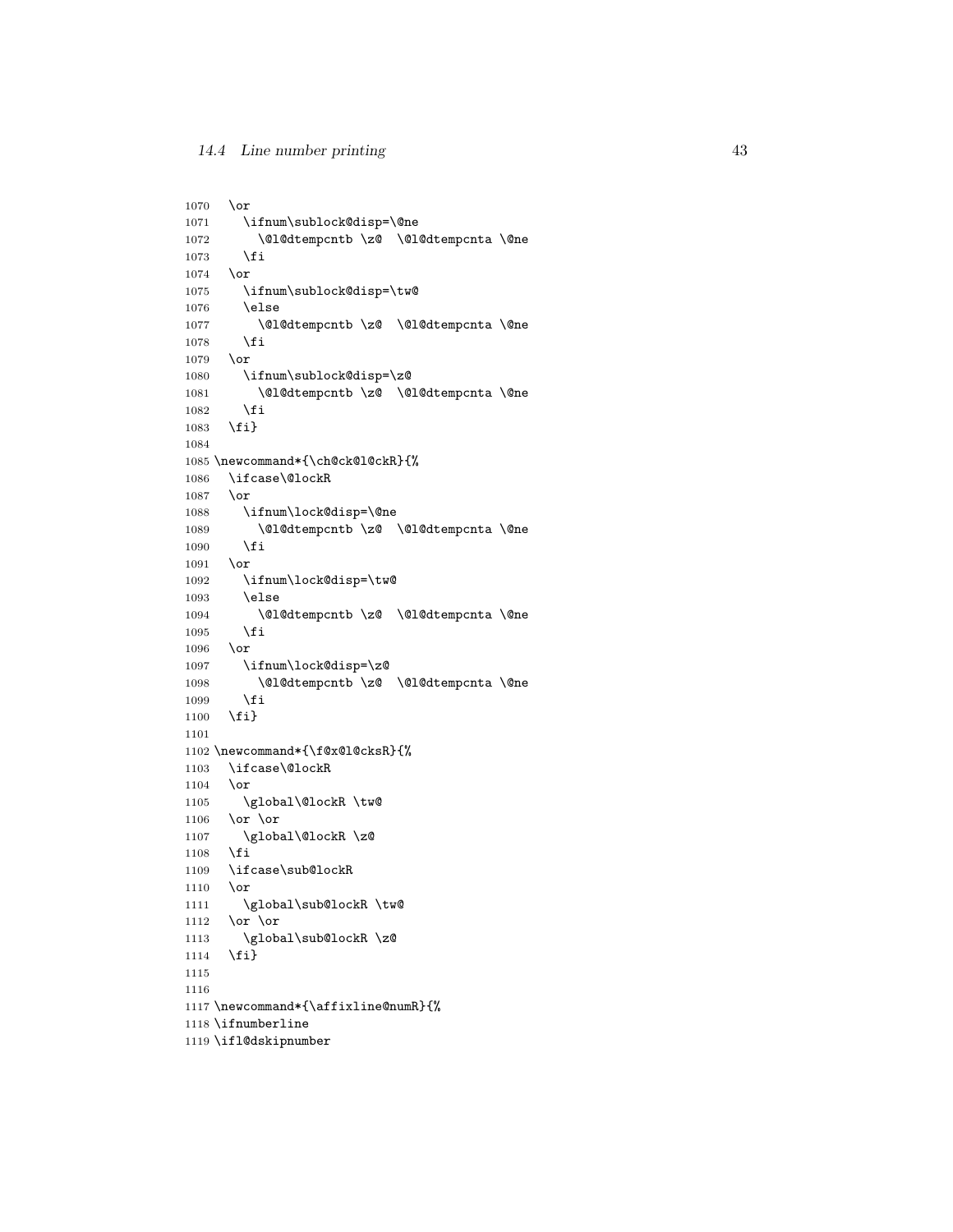```
1070   \or
1071     \ifnum\sublock@disp=\@ne
1072       \@l@dtempcntb \z@  \@l@dtempcnta \@ne
1073     \fi
1074   \or
1075     \ifnum\sublock@disp=\tw@
1076     \else
1077       \@l@dtempcntb \z@  \@l@dtempcnta \@ne
1078     \fi
1079   \or
1080     \ifnum\sublock@disp=\z@
1081       \@l@dtempcntb \z@  \@l@dtempcnta \@ne
1082     \fi
1083   \fi}
1084
1085 \newcommand*{\ch@ck@l@ckR}{%
1086   \ifcase\@lockR
1087   \or
1088     \ifnum\lock@disp=\@ne
1089       \@l@dtempcntb \z@  \@l@dtempcnta \@ne
1090     \fi
1091   \or
1092     \ifnum\lock@disp=\tw@
1093     \else
1094       \@l@dtempcntb \z@  \@l@dtempcnta \@ne
1095     \fi
1096   \or
1097     \ifnum\lock@disp=\z@
1098       \@l@dtempcntb \z@  \@l@dtempcnta \@ne
1099     \fi
1100   \fi}
1101
1102 \newcommand*{\f@x@l@cksR}{%
1103   \ifcase\@lockR
1104   \or
1105     \global\@lockR \tw@
1106   \or \or
1107     \global\@lockR \z@
1108   \fi
1109   \ifcase\sub@lockR
1110   \or
1111     \global\sub@lockR \tw@
1112   \or \or
1113     \global\sub@lockR \z@
1114   \fi}
1115
1116
1117 \newcommand*{\affixline@numR}{%
1118 \ifnumberline
1119 \ifl@dskipnumber
```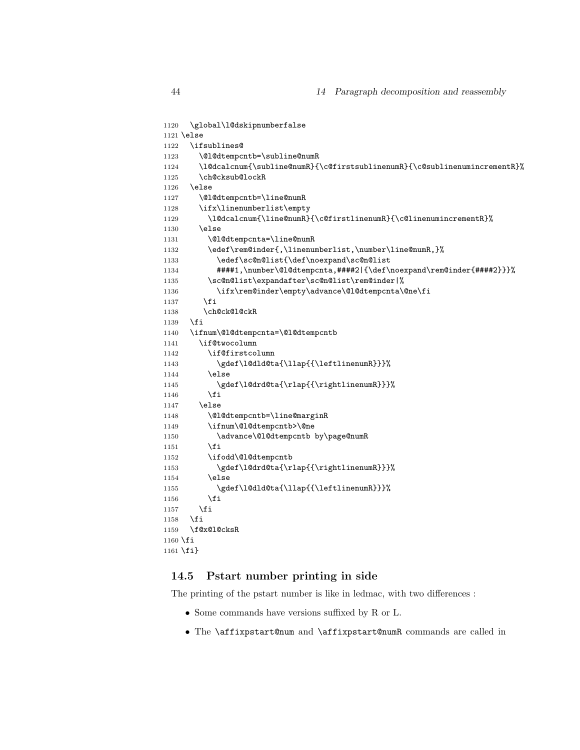```
1120  \global\l@dskipnumberfalse
1121 \else
1122   \ifsublines@
1123     \@l@dtempcntb=\subline@numR
1124     \l@dcalcnum{\subline@numR}{\c@firstsublinenumR}{\c@sublinenumincrementR}%
1125     \ch@cksub@l@ckR
1126   \else
1127     \@l@dtempcntb=\line@numR
1128     \ifx\linenumberlist\empty
1129       \l@dcalcnum{\line@numR}{\c@firstlinenumR}{\c@linenumincrementR}%
1130     \else
1131       \@l@dtempcnta=\line@numR
1132       \edef\rem@inder{,\linenumberlist,\number\line@numR,}%
1133         \edef\sc@n@list{\def\noexpand\sc@n@list
1134         ####1,\number\@l@dtempcnta,####2|{\def\noexpand\rem@inder{####2}}}%
1135       \sc@n@list\expandafter\sc@n@list\rem@inder|%
1136         \ifx\rem@inder\empty\advance\@l@dtempcnta\@ne\fi
1137      \fi
1138      \ch@ck@l@ckR
1139   \fi
1140   \ifnum\@l@dtempcnta=\@l@dtempcntb
1141     \if@twocolumn
1142       \if@firstcolumn
1143         \gdef\l@dld@ta{\llap{{\leftlinenumR}}}%
1144       \else
1145         \gdef\l@drd@ta{\rlap{{\rightlinenumR}}}%
1146       \fi
1147     \else
1148       \@l@dtempcntb=\line@marginR
1149       \ifnum\@l@dtempcntb>\@ne
1150         \advance\@l@dtempcntb by\page@numR
1151       \fi
1152       \ifodd\@l@dtempcntb
1153         \gdef\l@drd@ta{\rlap{{\rightlinenumR}}}%
1154       \else
1155         \gdef\l@dld@ta{\llap{{\leftlinenumR}}}%
1156       \fi
1157     \fi
1158   \fi
1159   \f@x@l@cksR
1160 \fi
1161 \fi}
```

## 14.5 Pstart number printing in side

The printing of the pstart number is like in ledmac, with two differences :

- Some commands have versions suffixed by R or L.
- The `\affixpstart@num` and `\affixpstart@numR` commands are called in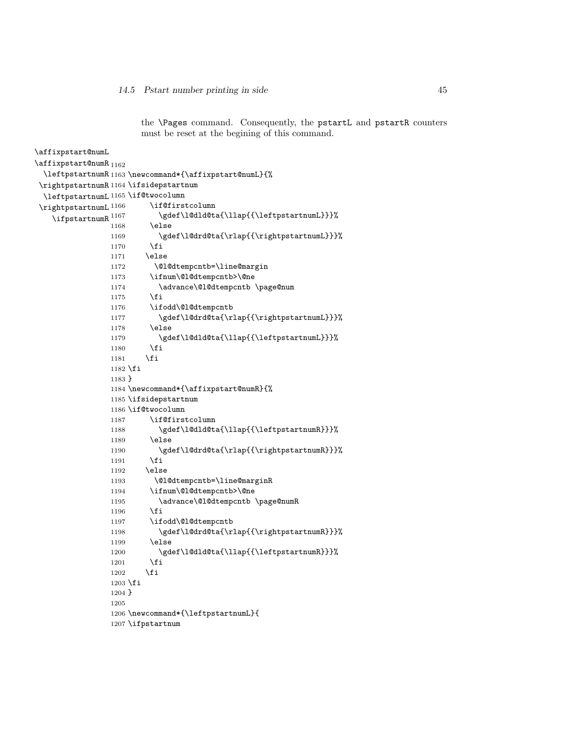the `\Pages` command. Consequently, the `pstartL` and `pstartR` counters must be reset at the begining of this command.

\affixpstart@numL
\affixpstart@numR
\leftpstartnumR
\rightpstartnumR
\leftpstartnumL
\rightpstartnumL
\ifpstartnumR

```
1162
1163 \newcommand*{\affixpstart@numL}{%
1164 \ifsidepstartnum
1165 \if@twocolumn
1166     \if@firstcolumn
1167       \gdef\l@dld@ta{\llap{{\leftpstartnumL}}}%
1168     \else
1169       \gdef\l@drd@ta{\rlap{{\rightpstartnumL}}}%
1170     \fi
1171    \else
1172      \@l@dtempcntb=\line@margin
1173     \ifnum\@l@dtempcntb>\@ne
1174       \advance\@l@dtempcntb \page@num
1175     \fi
1176     \ifodd\@l@dtempcntb
1177       \gdef\l@drd@ta{\rlap{{\rightpstartnumL}}}%
1178     \else
1179       \gdef\l@dld@ta{\llap{{\leftpstartnumL}}}%
1180     \fi
1181    \fi
1182 \fi
1183 }
1184 \newcommand*{\affixpstart@numR}{%
1185 \ifsidepstartnum
1186 \if@twocolumn
1187     \if@firstcolumn
1188       \gdef\l@dld@ta{\llap{{\leftpstartnumR}}}%
1189     \else
1190       \gdef\l@drd@ta{\rlap{{\rightpstartnumR}}}%
1191     \fi
1192    \else
1193      \@l@dtempcntb=\line@marginR
1194     \ifnum\@l@dtempcntb>\@ne
1195       \advance\@l@dtempcntb \page@numR
1196     \fi
1197     \ifodd\@l@dtempcntb
1198       \gdef\l@drd@ta{\rlap{{\rightpstartnumR}}}%
1199     \else
1200       \gdef\l@dld@ta{\llap{{\leftpstartnumR}}}%
1201     \fi
1202    \fi
1203 \fi
1204 }
1205
1206 \newcommand*{\leftpstartnumL}{
1207 \ifpstartnum
```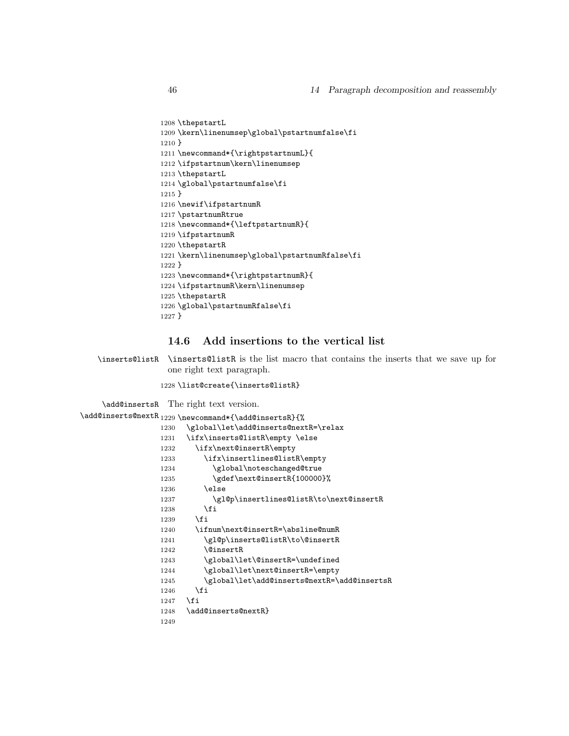```
1208 \thepstartL
1209 \kern\linenumsep\global\pstartnumfalse\fi
1210 }
1211 \newcommand*{\rightpstartnumL}{
1212 \ifpstartnum\kern\linenumsep
1213 \thepstartL
1214 \global\pstartnumfalse\fi
1215 }
1216 \newif\ifpstartnumR
1217 \pstartnumRtrue
1218 \newcommand*{\leftpstartnumR}{
1219 \ifpstartnumR
1220 \thepstartR
1221 \kern\linenumsep\global\pstartnumRfalse\fi
1222 }
1223 \newcommand*{\rightpstartnumR}{
1224 \ifpstartnumR\kern\linenumsep
1225 \thepstartR
1226 \global\pstartnumRfalse\fi
1227 }
```

### 14.6 Add insertions to the vertical list

\inserts@listR

\inserts@listR is the list macro that contains the inserts that we save up for one right text paragraph.

```
1228 \list@create{\inserts@listR}
```

\add@insertsR
\add@inserts@nextR

The right text version.

```
1229 \newcommand*{\add@insertsR}{%
1230   \global\let\add@inserts@nextR=\relax
1231   \ifx\inserts@listR\empty \else
1232     \ifx\next@insertR\empty
1233       \ifx\insertlines@listR\empty
1234         \global\noteschanged@true
1235         \gdef\next@insertR{100000}%
1236       \else
1237         \gl@p\insertlines@listR\to\next@insertR
1238       \fi
1239     \fi
1240     \ifnum\next@insertR=\absline@numR
1241       \gl@p\inserts@listR\to\@insertR
1242       \@insertR
1243       \global\let\@insertR=\undefined
1244       \global\let\next@insertR=\empty
1245       \global\let\add@inserts@nextR=\add@insertsR
1246     \fi
1247   \fi
1248   \add@inserts@nextR}
1249
```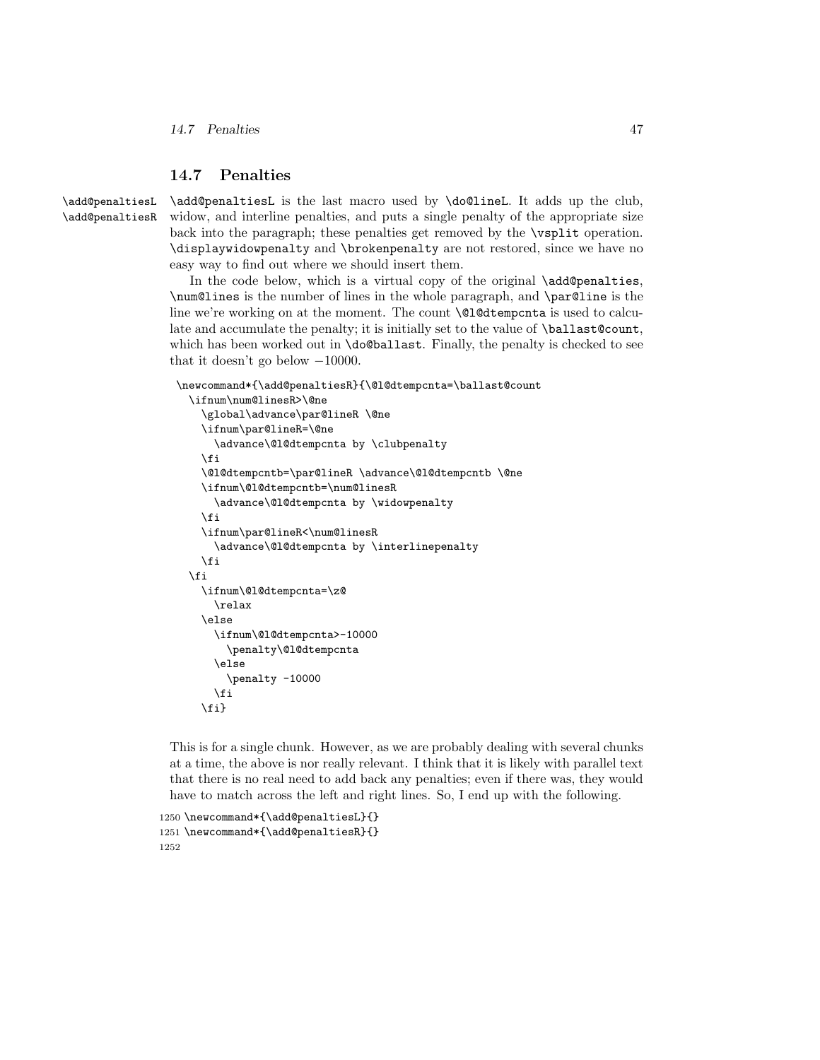### 14.7 Penalties

\add@penaltiesL
\add@penaltiesR

\add@penaltiesL is the last macro used by \do@lineL. It adds up the club, widow, and interline penalties, and puts a single penalty of the appropriate size back into the paragraph; these penalties get removed by the \vsplit operation. \displaywidowpenalty and \brokenpenalty are not restored, since we have no easy way to find out where we should insert them.

In the code below, which is a virtual copy of the original \add@penalties, \num@lines is the number of lines in the whole paragraph, and \par@line is the line we're working on at the moment. The count \@l@dtempcnta is used to calculate and accumulate the penalty; it is initially set to the value of \ballast@count, which has been worked out in \do@ballast. Finally, the penalty is checked to see that it doesn't go below −10000.

```
\newcommand*{\add@penaltiesR}{\@l@dtempcnta=\ballast@count
  \ifnum\num@linesR>\@ne
    \global\advance\par@lineR \@ne
    \ifnum\par@lineR=\@ne
      \advance\@l@dtempcnta by \clubpenalty
    \fi
    \@l@dtempcntb=\par@lineR \advance\@l@dtempcntb \@ne
    \ifnum\@l@dtempcntb=\num@linesR
      \advance\@l@dtempcnta by \widowpenalty
    \fi
    \ifnum\par@lineR<\num@linesR
      \advance\@l@dtempcnta by \interlinepenalty
    \fi
  \fi
    \ifnum\@l@dtempcnta=\z@
      \relax
    \else
      \ifnum\@l@dtempcnta>-10000
        \penalty\@l@dtempcnta
      \else
        \penalty -10000
      \fi
    \fi}
```

This is for a single chunk. However, as we are probably dealing with several chunks at a time, the above is nor really relevant. I think that it is likely with parallel text that there is no real need to add back any penalties; even if there was, they would have to match across the left and right lines. So, I end up with the following.

```
1250 \newcommand*{\add@penaltiesL}{}
1251 \newcommand*{\add@penaltiesR}{}
1252
```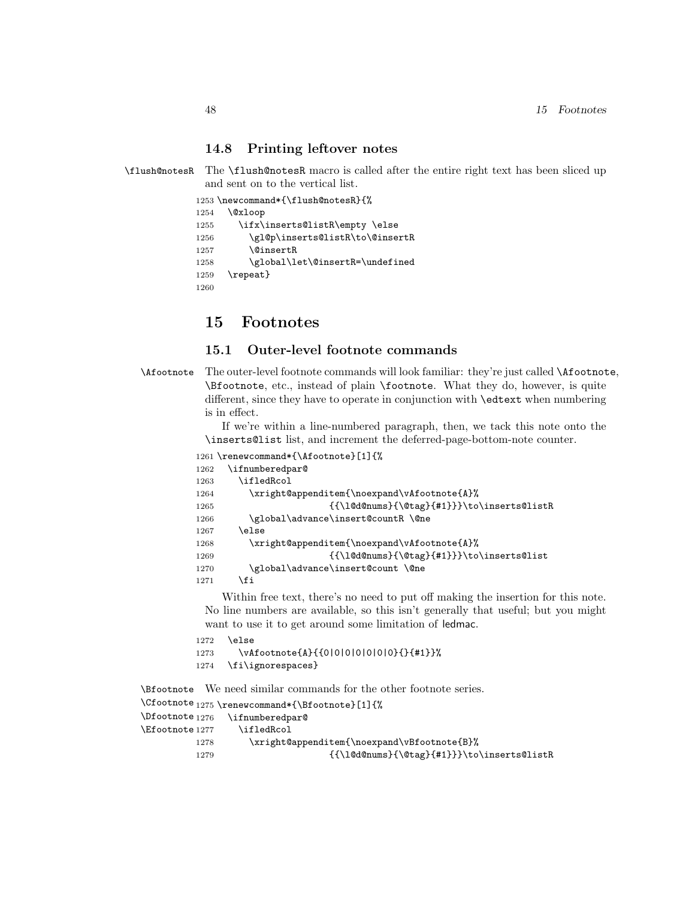### 14.8 Printing leftover notes

\flush@notesR The `\flush@notesR` macro is called after the entire right text has been sliced up and sent on to the vertical list.

```
1253 \newcommand*{\flush@notesR}{%
1254   \@xloop
1255     \ifx\inserts@listR\empty \else
1256       \gl@p\inserts@listR\to\@insertR
1257       \@insertR
1258       \global\let\@insertR=\undefined
1259   \repeat}
1260
```

# 15 Footnotes

## 15.1 Outer-level footnote commands

\Afootnote The outer-level footnote commands will look familiar: they're just called `\Afootnote`, `\Bfootnote`, etc., instead of plain `\footnote`. What they do, however, is quite different, since they have to operate in conjunction with `\edtext` when numbering is in effect.

If we're within a line-numbered paragraph, then, we tack this note onto the `\inserts@list` list, and increment the deferred-page-bottom-note counter.

```
1261 \renewcommand*{\Afootnote}[1]{%
1262   \ifnumberedpar@
1263     \ifledRcol
1264       \xright@appenditem{\noexpand\vAfootnote{A}%
1265                     {{\l@d@nums}{\@tag}{#1}}}\to\inserts@listR
1266       \global\advance\insert@countR \@ne
1267     \else
1268       \xright@appenditem{\noexpand\vAfootnote{A}%
1269                     {{\l@d@nums}{\@tag}{#1}}}\to\inserts@list
1270       \global\advance\insert@count \@ne
1271     \fi
```

Within free text, there's no need to put off making the insertion for this note. No line numbers are available, so this isn't generally that useful; but you might want to use it to get around some limitation of ledmac.

```
1272   \else
1273     \vAfootnote{A}{{0|0|0|0|0|0|0}{}{#1}}%
1274   \fi\ignorespaces}
```

\Bfootnote \Cfootnote \Dfootnote \Efootnote We need similar commands for the other footnote series.

```
1275 \renewcommand*{\Bfootnote}[1]{%
1276   \ifnumberedpar@
1277     \ifledRcol
1278       \xright@appenditem{\noexpand\vBfootnote{B}%
1279                     {{\l@d@nums}{\@tag}{#1}}}\to\inserts@listR
```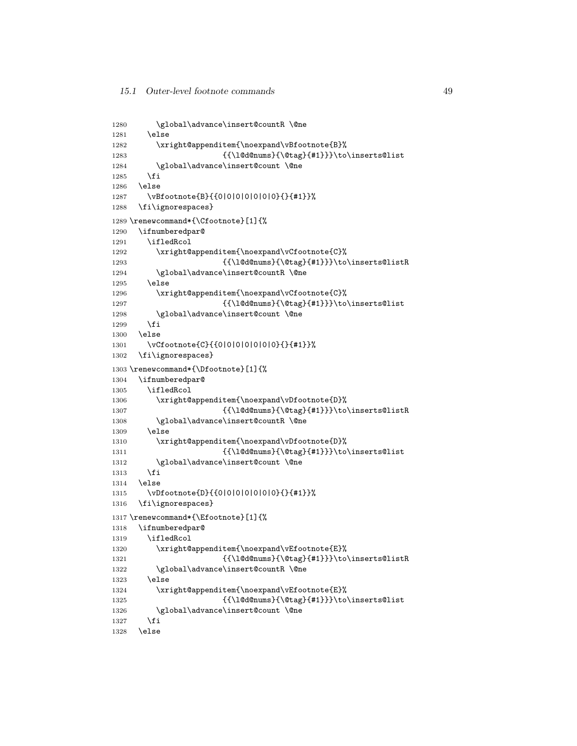```
1280      \global\advance\insert@countR \@ne
1281    \else
1282      \xright@appenditem{\noexpand\vBfootnote{B}%
1283                    {{\l@d@nums}{\@tag}{#1}}}\to\inserts@list
1284      \global\advance\insert@count \@ne
1285    \fi
1286  \else
1287    \vBfootnote{B}{{0|0|0|0|0|0|0}{}{#1}}%
1288  \fi\ignorespaces}
1289 \renewcommand*{\Cfootnote}[1]{%
1290  \ifnumberedpar@
1291    \ifledRcol
1292      \xright@appenditem{\noexpand\vCfootnote{C}%
1293                    {{\l@d@nums}{\@tag}{#1}}}\to\inserts@listR
1294      \global\advance\insert@countR \@ne
1295    \else
1296      \xright@appenditem{\noexpand\vCfootnote{C}%
1297                    {{\l@d@nums}{\@tag}{#1}}}\to\inserts@list
1298      \global\advance\insert@count \@ne
1299    \fi
1300  \else
1301    \vCfootnote{C}{{0|0|0|0|0|0|0}{}{#1}}%
1302  \fi\ignorespaces}
1303 \renewcommand*{\Dfootnote}[1]{%
1304  \ifnumberedpar@
1305    \ifledRcol
1306      \xright@appenditem{\noexpand\vDfootnote{D}%
1307                    {{\l@d@nums}{\@tag}{#1}}}\to\inserts@listR
1308      \global\advance\insert@countR \@ne
1309    \else
1310      \xright@appenditem{\noexpand\vDfootnote{D}%
1311                    {{\l@d@nums}{\@tag}{#1}}}\to\inserts@list
1312      \global\advance\insert@count \@ne
1313    \fi
1314  \else
1315    \vDfootnote{D}{{0|0|0|0|0|0|0}{}{#1}}%
1316  \fi\ignorespaces}
1317 \renewcommand*{\Efootnote}[1]{%
1318  \ifnumberedpar@
1319    \ifledRcol
1320      \xright@appenditem{\noexpand\vEfootnote{E}%
1321                    {{\l@d@nums}{\@tag}{#1}}}\to\inserts@listR
1322      \global\advance\insert@countR \@ne
1323    \else
1324      \xright@appenditem{\noexpand\vEfootnote{E}%
1325                    {{\l@d@nums}{\@tag}{#1}}}\to\inserts@list
1326      \global\advance\insert@count \@ne
1327    \fi
1328  \else
```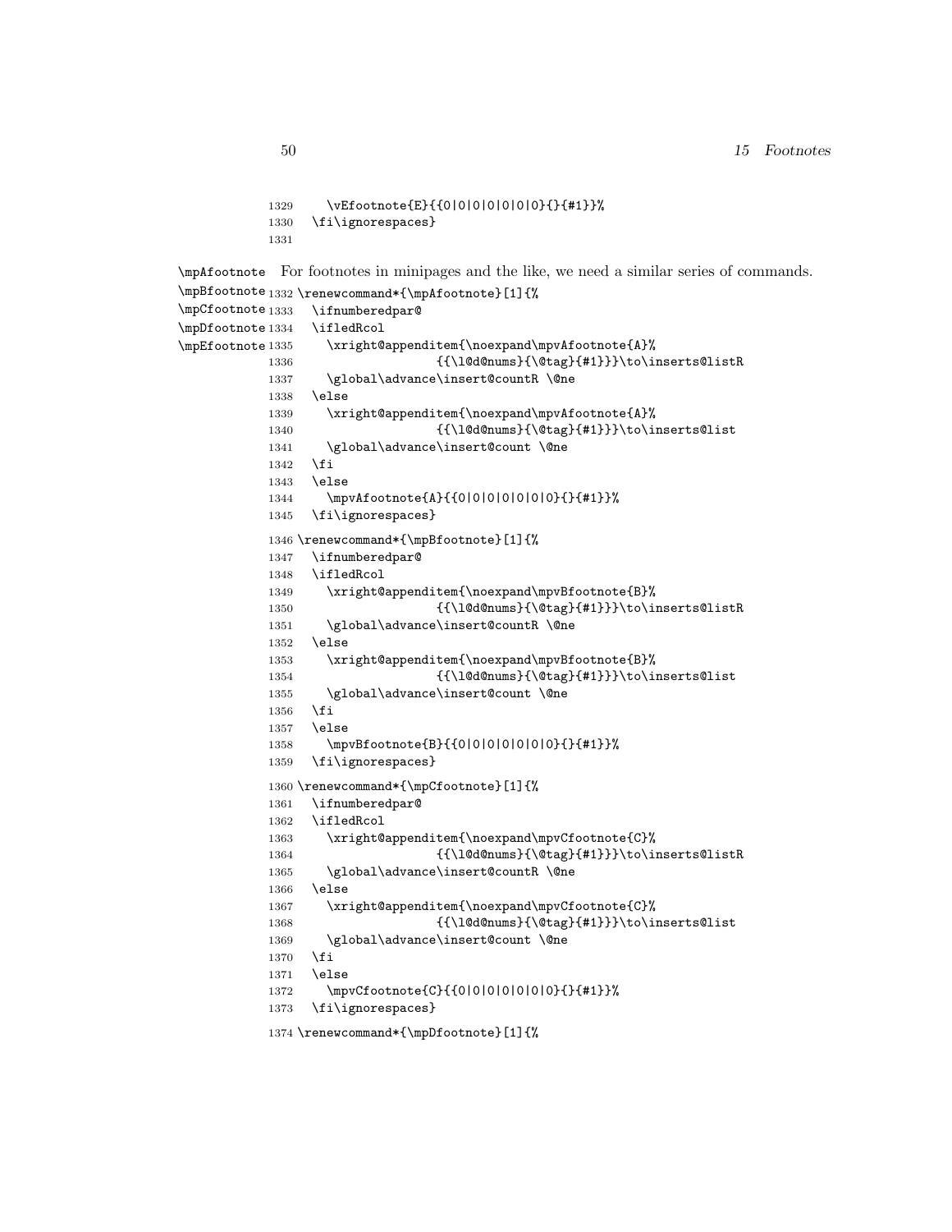```
1329     \vEfootnote{E}{{0|0|0|0|0|0|0}{}{#1}}%
1330   \fi\ignorespaces}
1331
```

\mpAfootnote \mpBfootnote \mpCfootnote \mpDfootnote \mpEfootnote

For footnotes in minipages and the like, we need a similar series of commands.

```
1332 \renewcommand*{\mpAfootnote}[1]{%
1333   \ifnumberedpar@
1334   \ifledRcol
1335     \xright@appenditem{\noexpand\mpvAfootnote{A}%
1336                   {{\l@d@nums}{\@tag}{#1}}}\to\inserts@listR
1337     \global\advance\insert@countR \@ne
1338   \else
1339     \xright@appenditem{\noexpand\mpvAfootnote{A}%
1340                   {{\l@d@nums}{\@tag}{#1}}}\to\inserts@list
1341     \global\advance\insert@count \@ne
1342   \fi
1343   \else
1344     \mpvAfootnote{A}{{0|0|0|0|0|0|0}{}{#1}}%
1345   \fi\ignorespaces}
1346 \renewcommand*{\mpBfootnote}[1]{%
1347   \ifnumberedpar@
1348   \ifledRcol
1349     \xright@appenditem{\noexpand\mpvBfootnote{B}%
1350                   {{\l@d@nums}{\@tag}{#1}}}\to\inserts@listR
1351     \global\advance\insert@countR \@ne
1352   \else
1353     \xright@appenditem{\noexpand\mpvBfootnote{B}%
1354                   {{\l@d@nums}{\@tag}{#1}}}\to\inserts@list
1355     \global\advance\insert@count \@ne
1356   \fi
1357   \else
1358     \mpvBfootnote{B}{{0|0|0|0|0|0|0}{}{#1}}%
1359   \fi\ignorespaces}
1360 \renewcommand*{\mpCfootnote}[1]{%
1361   \ifnumberedpar@
1362   \ifledRcol
1363     \xright@appenditem{\noexpand\mpvCfootnote{C}%
1364                   {{\l@d@nums}{\@tag}{#1}}}\to\inserts@listR
1365     \global\advance\insert@countR \@ne
1366   \else
1367     \xright@appenditem{\noexpand\mpvCfootnote{C}%
1368                   {{\l@d@nums}{\@tag}{#1}}}\to\inserts@list
1369     \global\advance\insert@count \@ne
1370   \fi
1371   \else
1372     \mpvCfootnote{C}{{0|0|0|0|0|0|0}{}{#1}}%
1373   \fi\ignorespaces}
1374 \renewcommand*{\mpDfootnote}[1]{%
```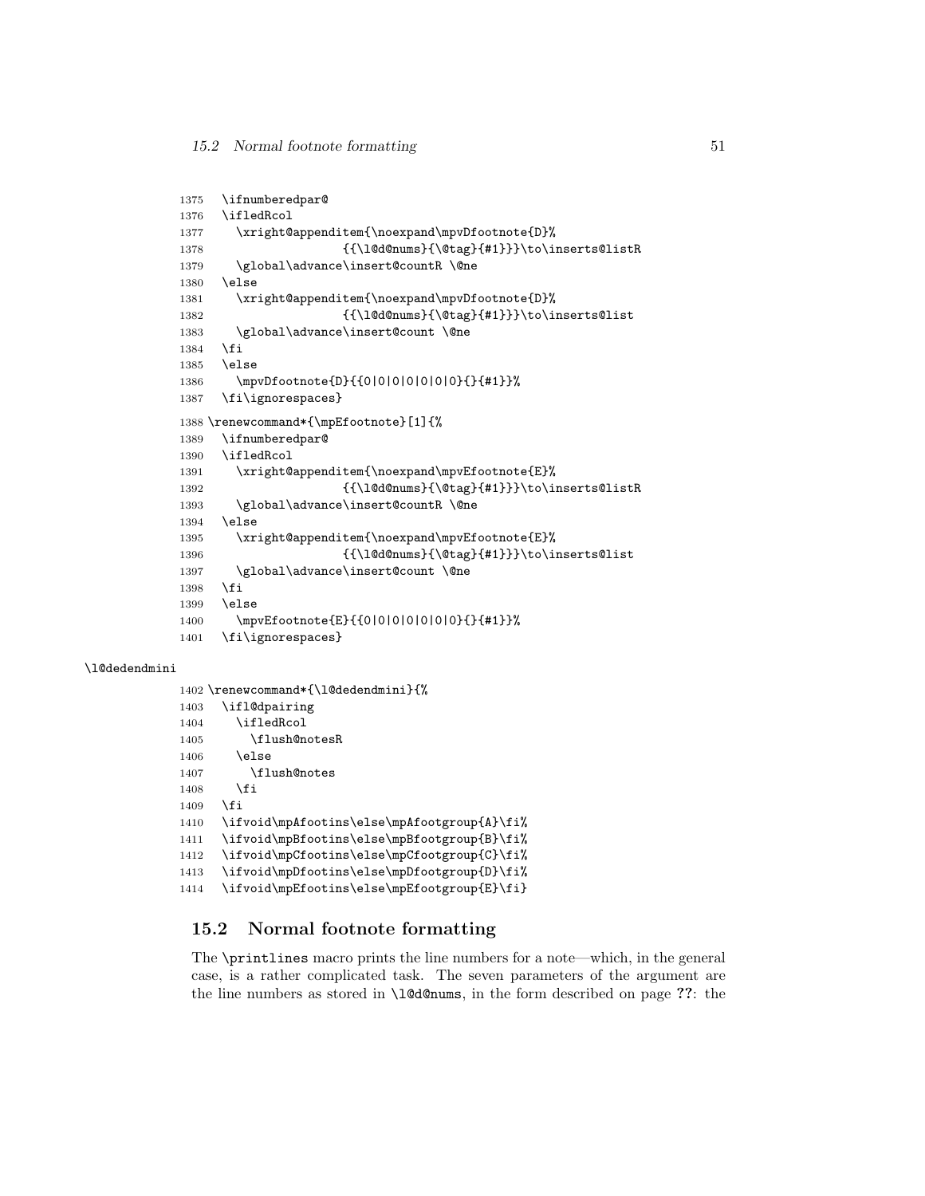```
1375   \ifnumberedpar@
1376   \ifledRcol
1377     \xright@appenditem{\noexpand\mpvDfootnote{D}%
1378                     {{\l@d@nums}{\@tag}{#1}}}\to\inserts@listR
1379     \global\advance\insert@countR \@ne
1380   \else
1381     \xright@appenditem{\noexpand\mpvDfootnote{D}%
1382                     {{\l@d@nums}{\@tag}{#1}}}\to\inserts@list
1383     \global\advance\insert@count \@ne
1384   \fi
1385   \else
1386     \mpvDfootnote{D}{{0|0|0|0|0|0|0}{}{#1}}%
1387   \fi\ignorespaces}
1388 \renewcommand*{\mpEfootnote}[1]{%
1389   \ifnumberedpar@
1390   \ifledRcol
1391     \xright@appenditem{\noexpand\mpvEfootnote{E}%
1392                     {{\l@d@nums}{\@tag}{#1}}}\to\inserts@listR
1393     \global\advance\insert@countR \@ne
1394   \else
1395     \xright@appenditem{\noexpand\mpvEfootnote{E}%
1396                     {{\l@d@nums}{\@tag}{#1}}}\to\inserts@list
1397     \global\advance\insert@count \@ne
1398   \fi
1399   \else
1400     \mpvEfootnote{E}{{0|0|0|0|0|0|0}{}{#1}}%
1401   \fi\ignorespaces}
```

\l@dedendmini

```
1402 \renewcommand*{\l@dedendmini}{%
1403   \ifl@dpairing
1404     \ifledRcol
1405       \flush@notesR
1406     \else
1407       \flush@notes
1408     \fi
1409   \fi
1410   \ifvoid\mpAfootins\else\mpAfootgroup{A}\fi%
1411   \ifvoid\mpBfootins\else\mpBfootgroup{B}\fi%
1412   \ifvoid\mpCfootins\else\mpCfootgroup{C}\fi%
1413   \ifvoid\mpDfootins\else\mpDfootgroup{D}\fi%
1414   \ifvoid\mpEfootins\else\mpEfootgroup{E}\fi}
```

## 15.2 Normal footnote formatting

The `\printlines` macro prints the line numbers for a note—which, in the general case, is a rather complicated task. The seven parameters of the argument are the line numbers as stored in `\l@d@nums`, in the form described on page **??**: the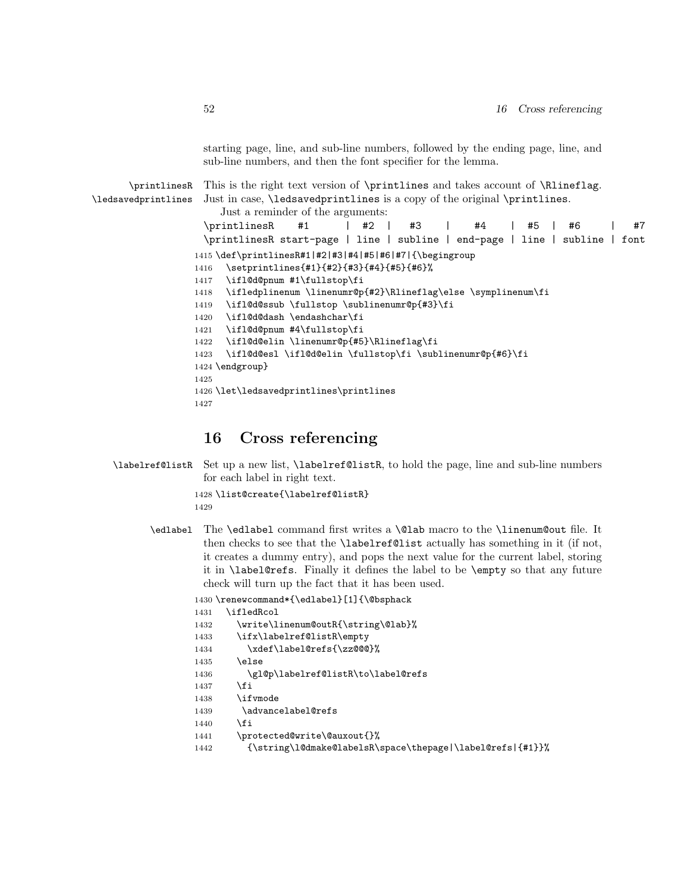starting page, line, and sub-line numbers, followed by the ending page, line, and sub-line numbers, and then the font specifier for the lemma.

\printlinesR \ledsavedprintlines This is the right text version of `\printlines` and takes account of `\Rlineflag`. Just in case, `\ledsavedprintlines` is a copy of the original `\printlines`.

Just a reminder of the arguments:

```
\printlinesR    #1       | #2  |   #3    |    #4    | #5  |  #6     |   #7
\printlinesR start-page | line | subline | end-page | line | subline | font
```

```
1415 \def\printlinesR#1|#2|#3|#4|#5|#6|#7|{\begingroup
1416   \setprintlines{#1}{#2}{#3}{#4}{#5}{#6}%
1417   \ifl@d@pnum #1\fullstop\fi
1418   \ifledplinenum \linenumr@p{#2}\Rlineflag\else \symplinenum\fi
1419   \ifl@d@ssub \fullstop \sublinenumr@p{#3}\fi
1420   \ifl@d@dash \endashchar\fi
1421   \ifl@d@pnum #4\fullstop\fi
1422   \ifl@d@elin \linenumr@p{#5}\Rlineflag\fi
1423   \ifl@d@esl \ifl@d@elin \fullstop\fi \sublinenumr@p{#6}\fi
1424 \endgroup}
1425
1426 \let\ledsavedprintlines\printlines
1427
```

# 16 Cross referencing

\labelref@listR Set up a new list, `\labelref@listR`, to hold the page, line and sub-line numbers for each label in right text.

```
1428 \list@create{\labelref@listR}
1429
```

\edlabel The `\edlabel` command first writes a `\@lab` macro to the `\linenum@out` file. It then checks to see that the `\labelref@list` actually has something in it (if not, it creates a dummy entry), and pops the next value for the current label, storing it in `\label@refs`. Finally it defines the label to be `\empty` so that any future check will turn up the fact that it has been used.

```
1430 \renewcommand*{\edlabel}[1]{\@bsphack
1431   \ifledRcol
1432     \write\linenum@outR{\string\@lab}%
1433     \ifx\labelref@listR\empty
1434       \xdef\label@refs{\zz@@@}%
1435     \else
1436       \gl@p\labelref@listR\to\label@refs
1437     \fi
1438     \ifvmode
1439      \advancelabel@refs
1440     \fi
1441     \protected@write\@auxout{}%
1442       {\string\l@dmake@labelsR\space\thepage|\label@refs|{#1}}%
```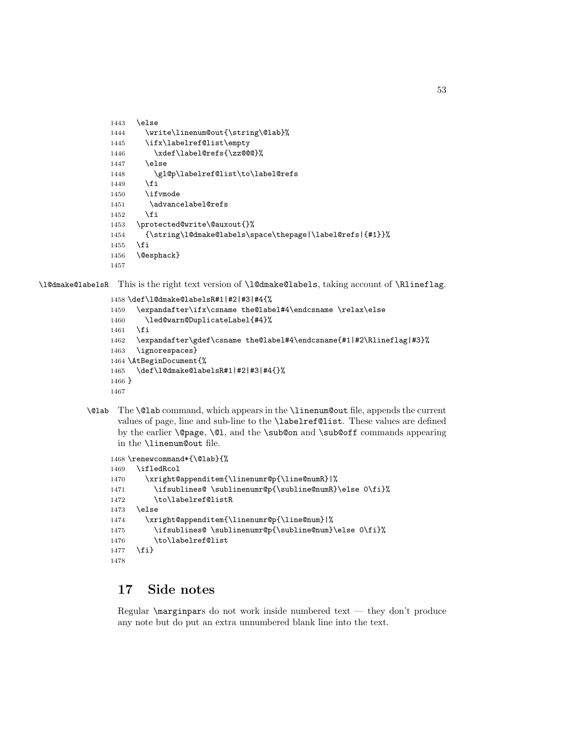```
1443  \else
1444    \write\linenum@out{\string\@lab}%
1445    \ifx\labelref@list\empty
1446      \xdef\label@refs{\zz@@@}%
1447    \else
1448      \gl@p\labelref@list\to\label@refs
1449    \fi
1450    \ifvmode
1451     \advancelabel@refs
1452    \fi
1453  \protected@write\@auxout{}%
1454    {\string\l@dmake@labels\space\thepage|\label@refs|{#1}}%
1455  \fi
1456  \@esphack}
1457
```

\l@dmake@labelsR This is the right text version of \l@dmake@labels, taking account of \Rlineflag.

```
1458 \def\l@dmake@labelsR#1|#2|#3|#4{%
1459   \expandafter\ifx\csname the@label#4\endcsname \relax\else
1460     \led@warn@DuplicateLabel{#4}%
1461   \fi
1462   \expandafter\gdef\csname the@label#4\endcsname{#1|#2\Rlineflag|#3}%
1463   \ignorespaces}
1464 \AtBeginDocument{%
1465   \def\l@dmake@labelsR#1|#2|#3|#4{}%
1466 }
1467
```

\@lab The \@lab command, which appears in the \linenum@out file, appends the current values of page, line and sub-line to the \labelref@list. These values are defined by the earlier \@page, \@l, and the \sub@on and \sub@off commands appearing in the \linenum@out file.

```
1468 \renewcommand*{\@lab}{%
1469   \ifledRcol
1470     \xright@appenditem{\linenumr@p{\line@numR}|%
1471       \ifsublines@ \sublinenumr@p{\subline@numR}\else 0\fi}%
1472       \to\labelref@listR
1473   \else
1474     \xright@appenditem{\linenumr@p{\line@num}|%
1475       \ifsublines@ \sublinenumr@p{\subline@num}\else 0\fi}%
1476       \to\labelref@list
1477   \fi}
1478
```

# 17 Side notes

Regular \marginpars do not work inside numbered text — they don't produce any note but do put an extra unnumbered blank line into the text.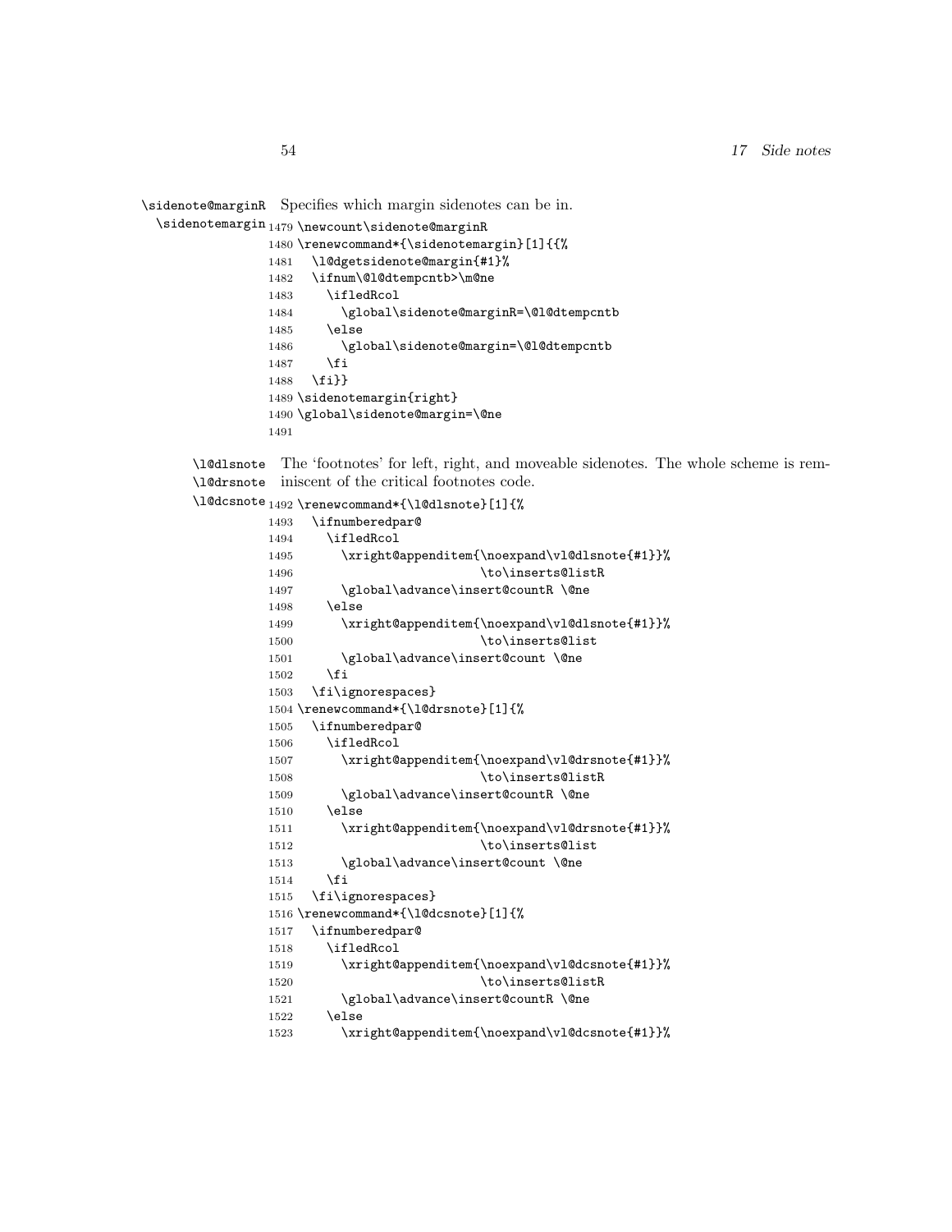\sidenote@marginR \sidenotemargin Specifies which margin sidenotes can be in.

```
1479 \newcount\sidenote@marginR
1480 \renewcommand*{\sidenotemargin}[1]{{%
1481   \l@dgetsidenote@margin{#1}%
1482   \ifnum\@l@dtempcntb>\m@ne
1483     \ifledRcol
1484       \global\sidenote@marginR=\@l@dtempcntb
1485     \else
1486       \global\sidenote@margin=\@l@dtempcntb
1487     \fi
1488   \fi}}
1489 \sidenotemargin{right}
1490 \global\sidenote@margin=\@ne
1491
```

\l@dlsnote \l@drsnote \l@dcsnote The 'footnotes' for left, right, and moveable sidenotes. The whole scheme is reminiscent of the critical footnotes code.

```
1492 \renewcommand*{\l@dlsnote}[1]{%
1493   \ifnumberedpar@
1494     \ifledRcol
1495       \xright@appenditem{\noexpand\vl@dlsnote{#1}}%
1496                         \to\inserts@listR
1497       \global\advance\insert@countR \@ne
1498     \else
1499       \xright@appenditem{\noexpand\vl@dlsnote{#1}}%
1500                         \to\inserts@list
1501       \global\advance\insert@count \@ne
1502     \fi
1503   \fi\ignorespaces}
1504 \renewcommand*{\l@drsnote}[1]{%
1505   \ifnumberedpar@
1506     \ifledRcol
1507       \xright@appenditem{\noexpand\vl@drsnote{#1}}%
1508                         \to\inserts@listR
1509       \global\advance\insert@countR \@ne
1510     \else
1511       \xright@appenditem{\noexpand\vl@drsnote{#1}}%
1512                         \to\inserts@list
1513       \global\advance\insert@count \@ne
1514     \fi
1515   \fi\ignorespaces}
1516 \renewcommand*{\l@dcsnote}[1]{%
1517   \ifnumberedpar@
1518     \ifledRcol
1519       \xright@appenditem{\noexpand\vl@dcsnote{#1}}%
1520                         \to\inserts@listR
1521       \global\advance\insert@countR \@ne
1522     \else
1523       \xright@appenditem{\noexpand\vl@dcsnote{#1}}%
```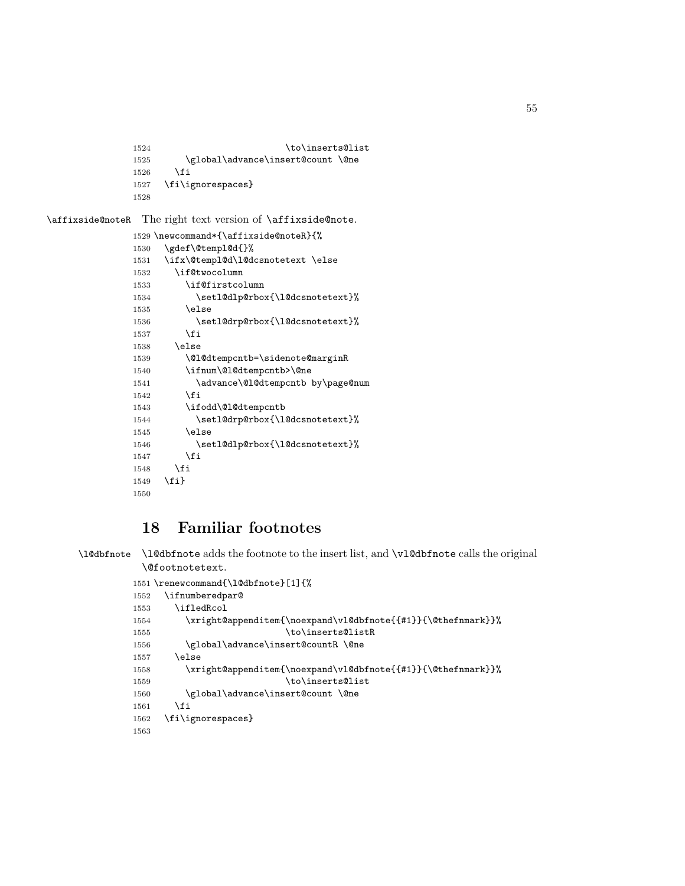```
1524                         \to\inserts@list
1525       \global\advance\insert@count \@ne
1526     \fi
1527   \fi\ignorespaces}
1528
```

\affixside@noteR The right text version of \affixside@note.

```
1529 \newcommand*{\affixside@noteR}{%
1530   \gdef\@templ@d{}%
1531   \ifx\@templ@d\l@dcsnotetext \else
1532     \if@twocolumn
1533       \if@firstcolumn
1534         \setl@dlp@rbox{\l@dcsnotetext}%
1535       \else
1536         \setl@drp@rbox{\l@dcsnotetext}%
1537       \fi
1538     \else
1539       \@l@dtempcntb=\sidenote@marginR
1540       \ifnum\@l@dtempcntb>\@ne
1541         \advance\@l@dtempcntb by\page@num
1542       \fi
1543       \ifodd\@l@dtempcntb
1544         \setl@drp@rbox{\l@dcsnotetext}%
1545       \else
1546         \setl@dlp@rbox{\l@dcsnotetext}%
1547       \fi
1548     \fi
1549   \fi}
1550
```

## 18 Familiar footnotes

\l@dbfnote \l@dbfnote adds the footnote to the insert list, and \vl@dbfnote calls the original \@footnotetext.

```
1551 \renewcommand{\l@dbfnote}[1]{%
1552   \ifnumberedpar@
1553     \ifledRcol
1554       \xright@appenditem{\noexpand\vl@dbfnote{{#1}}{\@thefnmark}}%
1555                         \to\inserts@listR
1556       \global\advance\insert@countR \@ne
1557     \else
1558       \xright@appenditem{\noexpand\vl@dbfnote{{#1}}{\@thefnmark}}%
1559                         \to\inserts@list
1560       \global\advance\insert@count \@ne
1561     \fi
1562   \fi\ignorespaces}
1563
```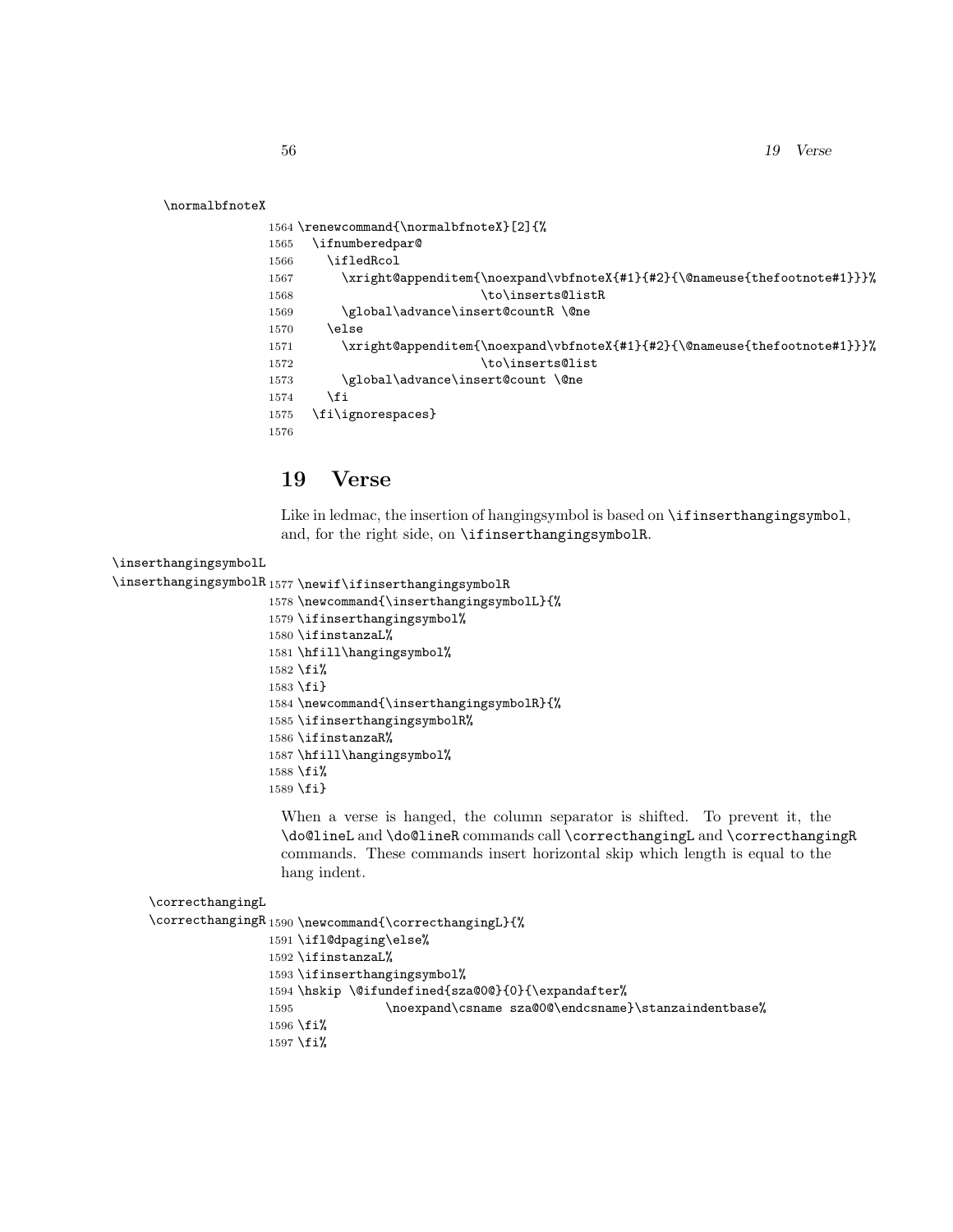\normalbfnoteX

```
1564 \renewcommand{\normalbfnoteX}[2]{%
1565   \ifnumberedpar@
1566     \ifledRcol
1567       \xright@appenditem{\noexpand\vbfnoteX{#1}{#2}{\@nameuse{thefootnote#1}}}%
1568                         \to\inserts@listR
1569       \global\advance\insert@countR \@ne
1570     \else
1571       \xright@appenditem{\noexpand\vbfnoteX{#1}{#2}{\@nameuse{thefootnote#1}}}%
1572                         \to\inserts@list
1573       \global\advance\insert@count \@ne
1574     \fi
1575   \fi\ignorespaces}
1576
```

# 19 Verse

Like in ledmac, the insertion of hangingsymbol is based on `\ifinserthangingsymbol`, and, for the right side, on `\ifinserthangingsymbolR`.

\inserthangingsymbolL
\inserthangingsymbolR

```
1577 \newif\ifinserthangingsymbolR
1578 \newcommand{\inserthangingsymbolL}{%
1579 \ifinserthangingsymbol%
1580 \ifinstanzaL%
1581 \hfill\hangingsymbol%
1582 \fi%
1583 \fi}
1584 \newcommand{\inserthangingsymbolR}{%
1585 \ifinserthangingsymbolR%
1586 \ifinstanzaR%
1587 \hfill\hangingsymbol%
1588 \fi%
1589 \fi}
```

When a verse is hanged, the column separator is shifted. To prevent it, the `\do@lineL` and `\do@lineR` commands call `\correcthangingL` and `\correcthangingR` commands. These commands insert horizontal skip which length is equal to the hang indent.

\correcthangingL
\correcthangingR

```
1590 \newcommand{\correcthangingL}{%
1591 \ifl@dpaging\else%
1592 \ifinstanzaL%
1593 \ifinserthangingsymbol%
1594 \hskip \@ifundefined{sza@0@}{0}{\expandafter%
1595             \noexpand\csname sza@0@\endcsname}\stanzaindentbase%
1596 \fi%
1597 \fi%
```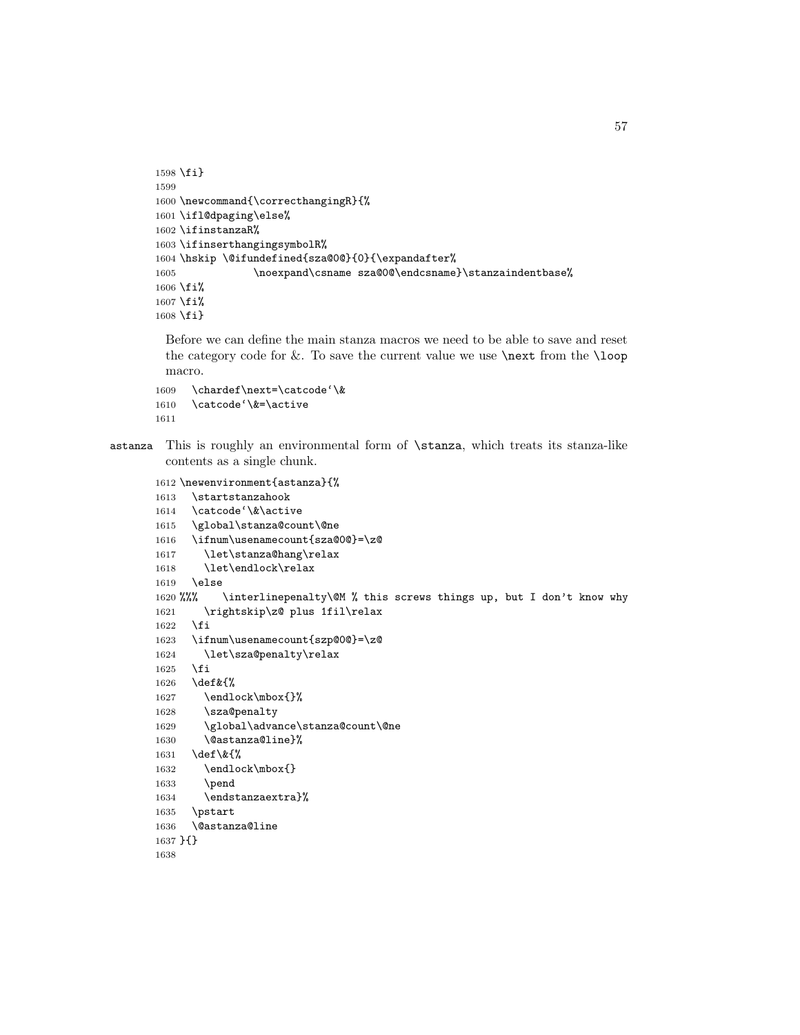```
1598 \fi}
1599
1600 \newcommand{\correcthangingR}{%
1601 \ifl@dpaging\else%
1602 \ifinstanzaR%
1603 \ifinserthangingsymbolR%
1604 \hskip \@ifundefined{sza@0@}{0}{\expandafter%
1605             \noexpand\csname sza@0@\endcsname}\stanzaindentbase%
1606 \fi%
1607 \fi%
1608 \fi}
```

Before we can define the main stanza macros we need to be able to save and reset the category code for &. To save the current value we use `\next` from the `\loop` macro.

```
1609   \chardef\next=\catcode`\&
1610   \catcode`\&=\active
1611
```

**astanza** This is roughly an environmental form of `\stanza`, which treats its stanza-like contents as a single chunk.

```
1612 \newenvironment{astanza}{%
1613   \startstanzahook
1614   \catcode`\&\active
1615   \global\stanza@count\@ne
1616   \ifnum\usenamecount{sza@0@}=\z@
1617     \let\stanza@hang\relax
1618     \let\endlock\relax
1619   \else
1620 %%%    \interlinepenalty\@M % this screws things up, but I don't know why
1621     \rightskip\z@ plus 1fil\relax
1622   \fi
1623   \ifnum\usenamecount{szp@0@}=\z@
1624     \let\sza@penalty\relax
1625   \fi
1626   \def&{%
1627     \endlock\mbox{}%
1628     \sza@penalty
1629     \global\advance\stanza@count\@ne
1630     \@astanza@line}%
1631   \def\&{%
1632     \endlock\mbox{}
1633     \pend
1634     \endstanzaextra}%
1635   \pstart
1636   \@astanza@line
1637 }{}
1638
```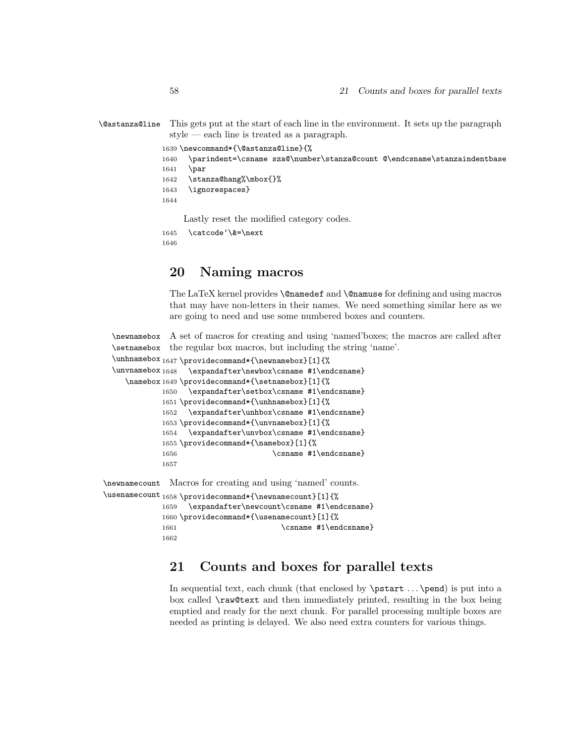\@astanza@line This gets put at the start of each line in the environment. It sets up the paragraph style — each line is treated as a paragraph.

```
1639 \newcommand*{\@astanza@line}{%
1640   \parindent=\csname sza@\number\stanza@count @\endcsname\stanzaindentbase
1641   \par
1642   \stanza@hang%\mbox{}%
1643   \ignorespaces}
1644
```

Lastly reset the modified category codes.

```
1645   \catcode`\&=\next
1646
```

## 20 Naming macros

The LaTeX kernel provides `\@namedef` and `\@namuse` for defining and using macros that may have non-letters in their names. We need something similar here as we are going to need and use some numbered boxes and counters.

\newnamebox \setnamebox \unhnamebox \unvnamebox \namebox A set of macros for creating and using 'named'boxes; the macros are called after the regular box macros, but including the string 'name'.

```
1647 \providecommand*{\newnamebox}[1]{%
1648   \expandafter\newbox\csname #1\endcsname}
1649 \providecommand*{\setnamebox}[1]{%
1650   \expandafter\setbox\csname #1\endcsname}
1651 \providecommand*{\unhnamebox}[1]{%
1652   \expandafter\unhbox\csname #1\endcsname}
1653 \providecommand*{\unvnamebox}[1]{%
1654   \expandafter\unvbox\csname #1\endcsname}
1655 \providecommand*{\namebox}[1]{%
1656                      \csname #1\endcsname}
1657
```

\newnamecount \usenamecount Macros for creating and using 'named' counts.

```
1658 \providecommand*{\newnamecount}[1]{%
1659   \expandafter\newcount\csname #1\endcsname}
1660 \providecommand*{\usenamecount}[1]{%
1661                        \csname #1\endcsname}
1662
```

## 21 Counts and boxes for parallel texts

In sequential text, each chunk (that enclosed by `\pstart` ... `\pend`) is put into a box called `\raw@text` and then immediately printed, resulting in the box being emptied and ready for the next chunk. For parallel processing multiple boxes are needed as printing is delayed. We also need extra counters for various things.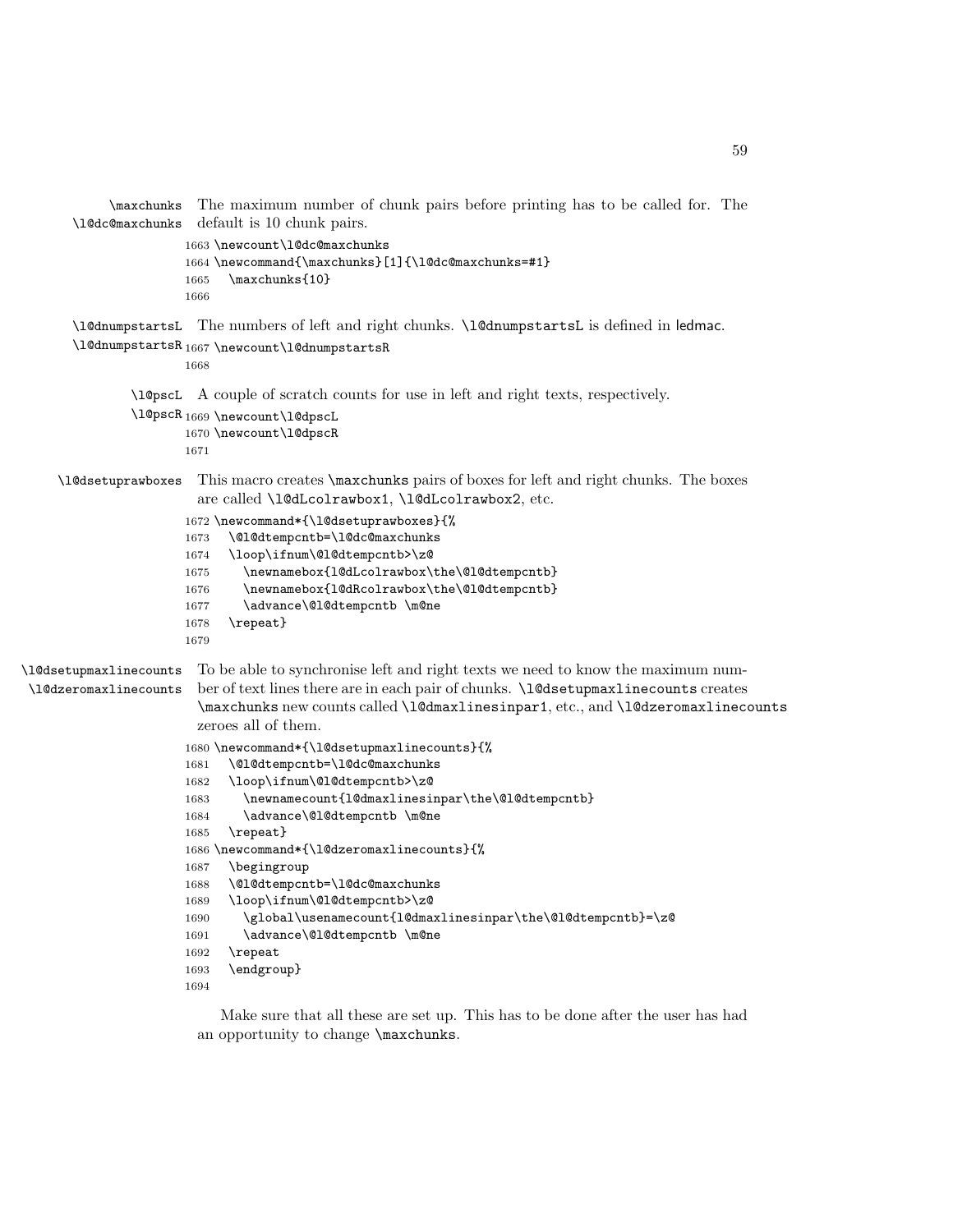`\maxchunks` `\l@dc@maxchunks` The maximum number of chunk pairs before printing has to be called for. The default is 10 chunk pairs.

```
1663 \newcount\l@dc@maxchunks
1664 \newcommand{\maxchunks}[1]{\l@dc@maxchunks=#1}
1665   \maxchunks{10}
1666
```

`\l@dnumpstartsL` `\l@dnumpstartsR` The numbers of left and right chunks. `\l@dnumpstartsL` is defined in ledmac.

```
1667 \newcount\l@dnumpstartsR
1668
```

`\l@pscL` `\l@pscR` A couple of scratch counts for use in left and right texts, respectively.

```
1669 \newcount\l@dpscL
1670 \newcount\l@dpscR
1671
```

`\l@dsetuprawboxes` This macro creates `\maxchunks` pairs of boxes for left and right chunks. The boxes are called `\l@dLcolrawbox1`, `\l@dLcolrawbox2`, etc.

```
1672 \newcommand*{\l@dsetuprawboxes}{%
1673   \@l@dtempcntb=\l@dc@maxchunks
1674   \loop\ifnum\@l@dtempcntb>\z@
1675     \newnamebox{l@dLcolrawbox\the\@l@dtempcntb}
1676     \newnamebox{l@dRcolrawbox\the\@l@dtempcntb}
1677     \advance\@l@dtempcntb \m@ne
1678   \repeat}
1679
```

`\l@dsetupmaxlinecounts` `\l@dzeromaxlinecounts` To be able to synchronise left and right texts we need to know the maximum number of text lines there are in each pair of chunks. `\l@dsetupmaxlinecounts` creates `\maxchunks` new counts called `\l@dmaxlinesinpar1`, etc., and `\l@dzeromaxlinecounts` zeroes all of them.

```
1680 \newcommand*{\l@dsetupmaxlinecounts}{%
1681   \@l@dtempcntb=\l@dc@maxchunks
1682   \loop\ifnum\@l@dtempcntb>\z@
1683     \newnamecount{l@dmaxlinesinpar\the\@l@dtempcntb}
1684     \advance\@l@dtempcntb \m@ne
1685   \repeat}
1686 \newcommand*{\l@dzeromaxlinecounts}{%
1687   \begingroup
1688   \@l@dtempcntb=\l@dc@maxchunks
1689   \loop\ifnum\@l@dtempcntb>\z@
1690     \global\usenamecount{l@dmaxlinesinpar\the\@l@dtempcntb}=\z@
1691     \advance\@l@dtempcntb \m@ne
1692   \repeat
1693   \endgroup}
1694
```

Make sure that all these are set up. This has to be done after the user has had an opportunity to change `\maxchunks`.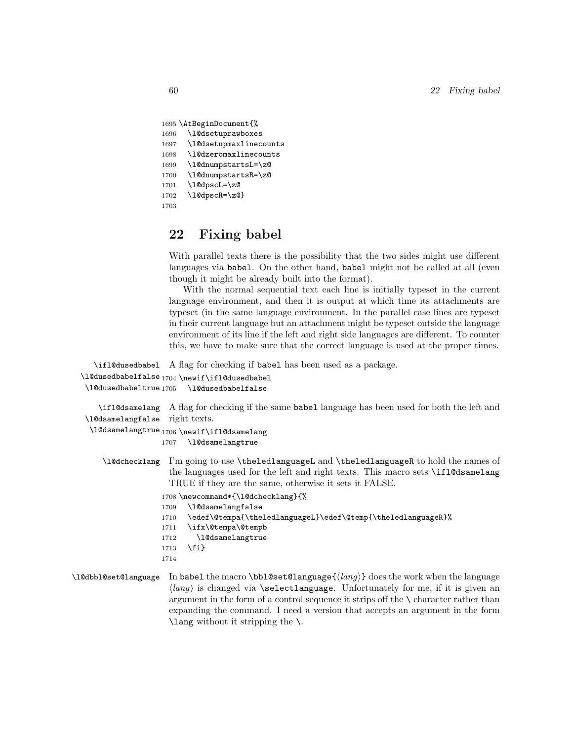```
1695 \AtBeginDocument{%
1696   \l@dsetuprawboxes
1697   \l@dsetupmaxlinecounts
1698   \l@dzeromaxlinecounts
1699   \l@dnumpstartsL=\z@
1700   \l@dnumpstartsR=\z@
1701   \l@dpscL=\z@
1702   \l@dpscR=\z@}
1703
```

## 22 Fixing babel

With parallel texts there is the possibility that the two sides might use different languages via `babel`. On the other hand, `babel` might not be called at all (even though it might be already built into the format).

With the normal sequential text each line is initially typeset in the current language environment, and then it is output at which time its attachments are typeset (in the same language environment. In the parallel case lines are typeset in their current language but an attachment might be typeset outside the language environment of its line if the left and right side languages are different. To counter this, we have to make sure that the correct language is used at the proper times.

`\ifl@dusedbabel` `\l@dusedbabelfalse` `\l@dusedbabeltrue` A flag for checking if `babel` has been used as a package.

```
1704 \newif\ifl@dusedbabel
1705   \l@dusedbabelfalse
```

`\ifl@dsamelang` `\l@dsamelangfalse` `\l@dsamelangtrue` A flag for checking if the same `babel` language has been used for both the left and right texts.

```
1706 \newif\ifl@dsamelang
1707   \l@dsamelangtrue
```

`\l@dchecklang` I'm going to use `\theledlanguageL` and `\theledlanguageR` to hold the names of the languages used for the left and right texts. This macro sets `\ifl@dsamelang` TRUE if they are the same, otherwise it sets it FALSE.

```
1708 \newcommand*{\l@dchecklang}{%
1709   \l@dsamelangfalse
1710   \edef\@tempa{\theledlanguageL}\edef\@temp{\theledlanguageR}%
1711   \ifx\@tempa\@tempb
1712     \l@dsamelangtrue
1713   \fi}
1714
```

`\l@dbbl@set@language` In `babel` the macro `\bbl@set@language{`⟨*lang*⟩`}` does the work when the language ⟨*lang*⟩ is changed via `\selectlanguage`. Unfortunately for me, if it is given an argument in the form of a control sequence it strips off the `\` character rather than expanding the command. I need a version that accepts an argument in the form `\lang` without it stripping the `\`.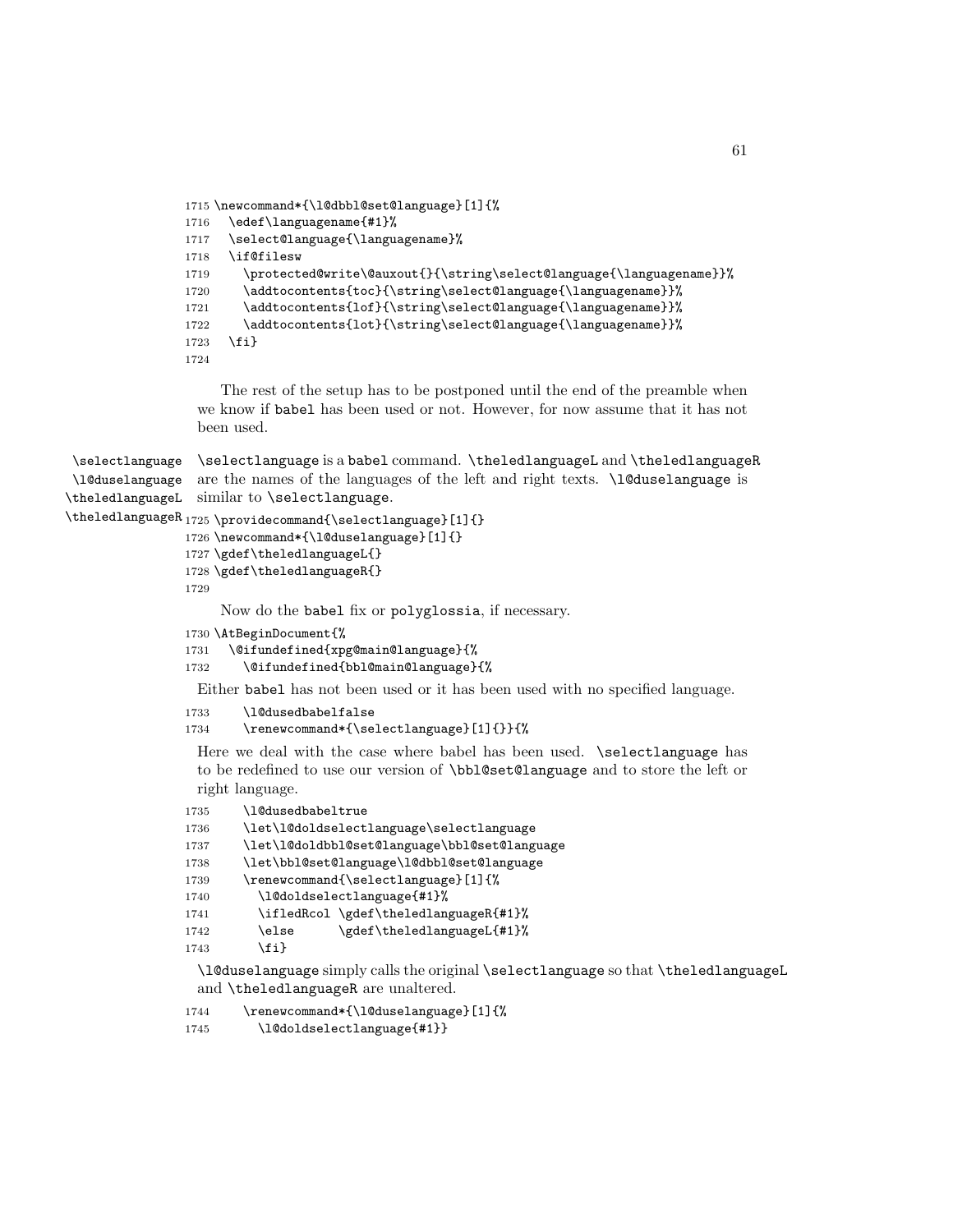```
1715 \newcommand*{\l@dbbl@set@language}[1]{%
1716   \edef\languagename{#1}%
1717   \select@language{\languagename}%
1718   \if@filesw
1719     \protected@write\@auxout{}{\string\select@language{\languagename}}%
1720     \addtocontents{toc}{\string\select@language{\languagename}}%
1721     \addtocontents{lof}{\string\select@language{\languagename}}%
1722     \addtocontents{lot}{\string\select@language{\languagename}}%
1723   \fi}
1724
```

The rest of the setup has to be postponed until the end of the preamble when we know if babel has been used or not. However, for now assume that it has not been used.

\selectlanguage \l@duselanguage \theledlanguageL \theledlanguageR

\selectlanguage is a babel command. \theledlanguageL and \theledlanguageR are the names of the languages of the left and right texts. \l@duselanguage is similar to \selectlanguage.

```
1725 \providecommand{\selectlanguage}[1]{}
1726 \newcommand*{\l@duselanguage}[1]{}
1727 \gdef\theledlanguageL{}
1728 \gdef\theledlanguageR{}
1729
```

Now do the babel fix or polyglossia, if necessary.

```
1730 \AtBeginDocument{%
1731   \@ifundefined{xpg@main@language}{%
1732     \@ifundefined{bbl@main@language}{%
```

Either babel has not been used or it has been used with no specified language.

```
1733     \l@dusedbabelfalse
1734     \renewcommand*{\selectlanguage}[1]{}}{%
```

Here we deal with the case where babel has been used. \selectlanguage has to be redefined to use our version of \bbl@set@language and to store the left or right language.

```
1735     \l@dusedbabeltrue
1736     \let\l@doldselectlanguage\selectlanguage
1737     \let\l@doldbbl@set@language\bbl@set@language
1738     \let\bbl@set@language\l@dbbl@set@language
1739     \renewcommand{\selectlanguage}[1]{%
1740       \l@doldselectlanguage{#1}%
1741       \ifledRcol \gdef\theledlanguageR{#1}%
1742       \else      \gdef\theledlanguageL{#1}%
1743       \fi}
```

\l@duselanguage simply calls the original \selectlanguage so that \theledlanguageL and \theledlanguageR are unaltered.

```
1744     \renewcommand*{\l@duselanguage}[1]{%
1745       \l@doldselectlanguage{#1}}
```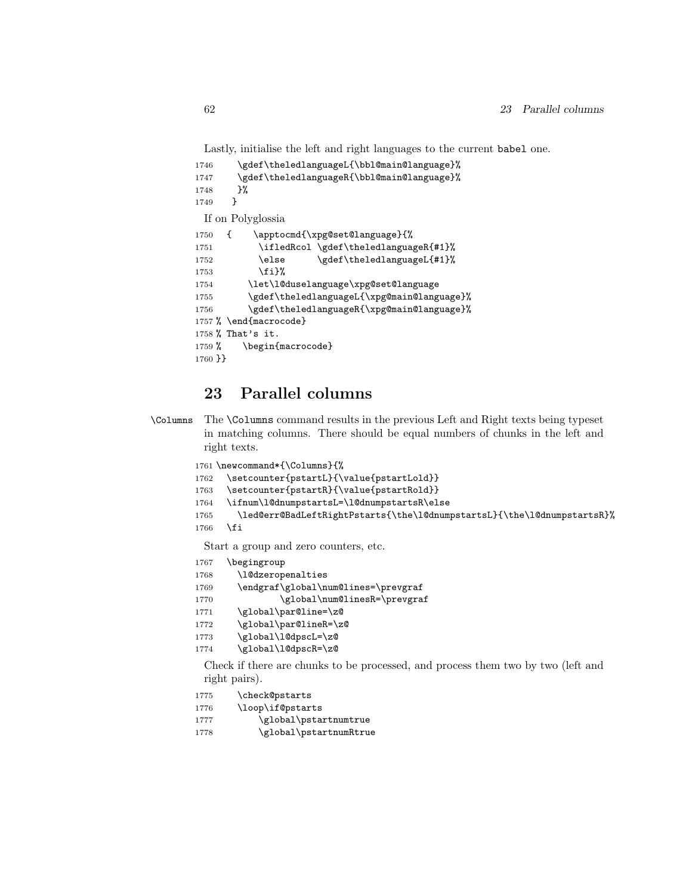Lastly, initialise the left and right languages to the current babel one.

```
1746     \gdef\theledlanguageL{\bbl@main@language}%
1747     \gdef\theledlanguageR{\bbl@main@language}%
1748     }%
1749   }
```

If on Polyglossia

```
1750  {     \apptocmd{\xpg@set@language}{%
1751        \ifledRcol \gdef\theledlanguageR{#1}%
1752        \else      \gdef\theledlanguageL{#1}%
1753        \fi}%
1754      \let\l@duselanguage\xpg@set@language
1755      \gdef\theledlanguageL{\xpg@main@language}%
1756      \gdef\theledlanguageR{\xpg@main@language}%
1757 % \end{macrocode}
1758 % That's it.
1759 %    \begin{macrocode}
1760 }}
```

# 23 Parallel columns

\Columns The \Columns command results in the previous Left and Right texts being typeset in matching columns. There should be equal numbers of chunks in the left and right texts.

```
1761 \newcommand*{\Columns}{%
1762   \setcounter{pstartL}{\value{pstartLold}}
1763   \setcounter{pstartR}{\value{pstartRold}}
1764   \ifnum\l@dnumpstartsL=\l@dnumpstartsR\else
1765     \led@err@BadLeftRightPstarts{\the\l@dnumpstartsL}{\the\l@dnumpstartsR}%
1766   \fi
```

Start a group and zero counters, etc.

```
1767   \begingroup
1768     \l@dzeropenalties
1769     \endgraf\global\num@lines=\prevgraf
1770             \global\num@linesR=\prevgraf
1771     \global\par@line=\z@
1772     \global\par@lineR=\z@
1773     \global\l@dpscL=\z@
1774     \global\l@dpscR=\z@
```

Check if there are chunks to be processed, and process them two by two (left and right pairs).

```
1775     \check@pstarts
1776     \loop\if@pstarts
1777         \global\pstartnumtrue
1778         \global\pstartnumRtrue
```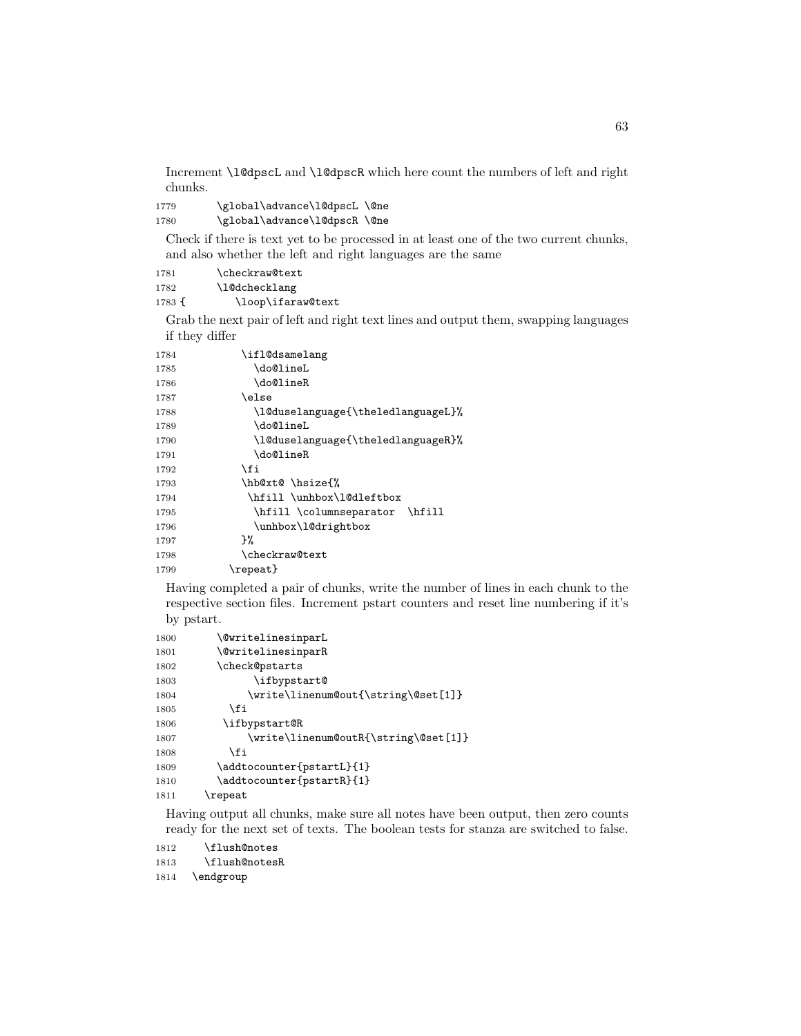Increment \l@dpscL and \l@dpscR which here count the numbers of left and right chunks.

```
1779       \global\advance\l@dpscL \@ne
1780       \global\advance\l@dpscR \@ne
```

Check if there is text yet to be processed in at least one of the two current chunks, and also whether the left and right languages are the same

```
1781       \checkraw@text
1782       \l@dchecklang
1783 {       \loop\ifaraw@text
```

Grab the next pair of left and right text lines and output them, swapping languages if they differ

```
1784           \ifl@dsamelang
1785             \do@lineL
1786             \do@lineR
1787           \else
1788             \l@duselanguage{\theledlanguageL}%
1789             \do@lineL
1790             \l@duselanguage{\theledlanguageR}%
1791             \do@lineR
1792           \fi
1793           \hb@xt@ \hsize{%
1794            \hfill \unhbox\l@dleftbox
1795             \hfill \columnseparator  \hfill
1796             \unhbox\l@drightbox
1797           }%
1798           \checkraw@text
1799         \repeat}
```

Having completed a pair of chunks, write the number of lines in each chunk to the respective section files. Increment pstart counters and reset line numbering if it's by pstart.

```
1800       \@writelinesinparL
1801       \@writelinesinparR
1802       \check@pstarts
1803             \ifbypstart@
1804           \write\linenum@out{\string\@set[1]}
1805         \fi
1806        \ifbypstart@R
1807             \write\linenum@outR{\string\@set[1]}
1808         \fi
1809       \addtocounter{pstartL}{1}
1810       \addtocounter{pstartR}{1}
1811     \repeat
```

Having output all chunks, make sure all notes have been output, then zero counts ready for the next set of texts. The boolean tests for stanza are switched to false.

```
1812     \flush@notes
1813     \flush@notesR
1814   \endgroup
```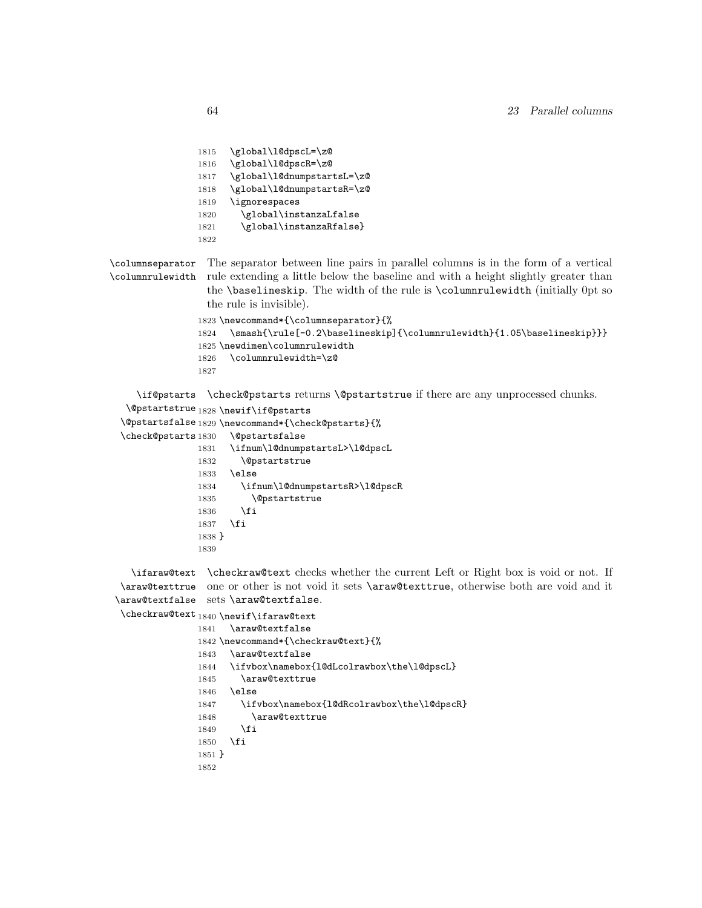```
1815   \global\l@dpscL=\z@
1816   \global\l@dpscR=\z@
1817   \global\l@dnumpstartsL=\z@
1818   \global\l@dnumpstartsR=\z@
1819   \ignorespaces
1820     \global\instanzaLfalse
1821     \global\instanzaRfalse}
1822
```

\columnseparator
\columnrulewidth

The separator between line pairs in parallel columns is in the form of a vertical rule extending a little below the baseline and with a height slightly greater than the `\baselineskip`. The width of the rule is `\columnrulewidth` (initially 0pt so the rule is invisible).

```
1823 \newcommand*{\columnseparator}{%
1824   \smash{\rule[-0.2\baselineskip]{\columnrulewidth}{1.05\baselineskip}}}
1825 \newdimen\columnrulewidth
1826   \columnrulewidth=\z@
1827
```

\if@pstarts
\@pstartstrue
\@pstartsfalse
\check@pstarts

`\check@pstarts` returns `\@pstartstrue` if there are any unprocessed chunks.

```
1828 \newif\if@pstarts
1829 \newcommand*{\check@pstarts}{%
1830   \@pstartsfalse
1831   \ifnum\l@dnumpstartsL>\l@dpscL
1832     \@pstartstrue
1833   \else
1834     \ifnum\l@dnumpstartsR>\l@dpscR
1835       \@pstartstrue
1836     \fi
1837   \fi
1838 }
1839
```

\ifaraw@text
\araw@texttrue
\araw@textfalse
\checkraw@text

`\checkraw@text` checks whether the current Left or Right box is void or not. If one or other is not void it sets `\araw@texttrue`, otherwise both are void and it sets `\araw@textfalse`.

```
1840 \newif\ifaraw@text
1841   \araw@textfalse
1842 \newcommand*{\checkraw@text}{%
1843   \araw@textfalse
1844   \ifvbox\namebox{l@dLcolrawbox\the\l@dpscL}
1845     \araw@texttrue
1846   \else
1847     \ifvbox\namebox{l@dRcolrawbox\the\l@dpscR}
1848       \araw@texttrue
1849     \fi
1850   \fi
1851 }
1852
```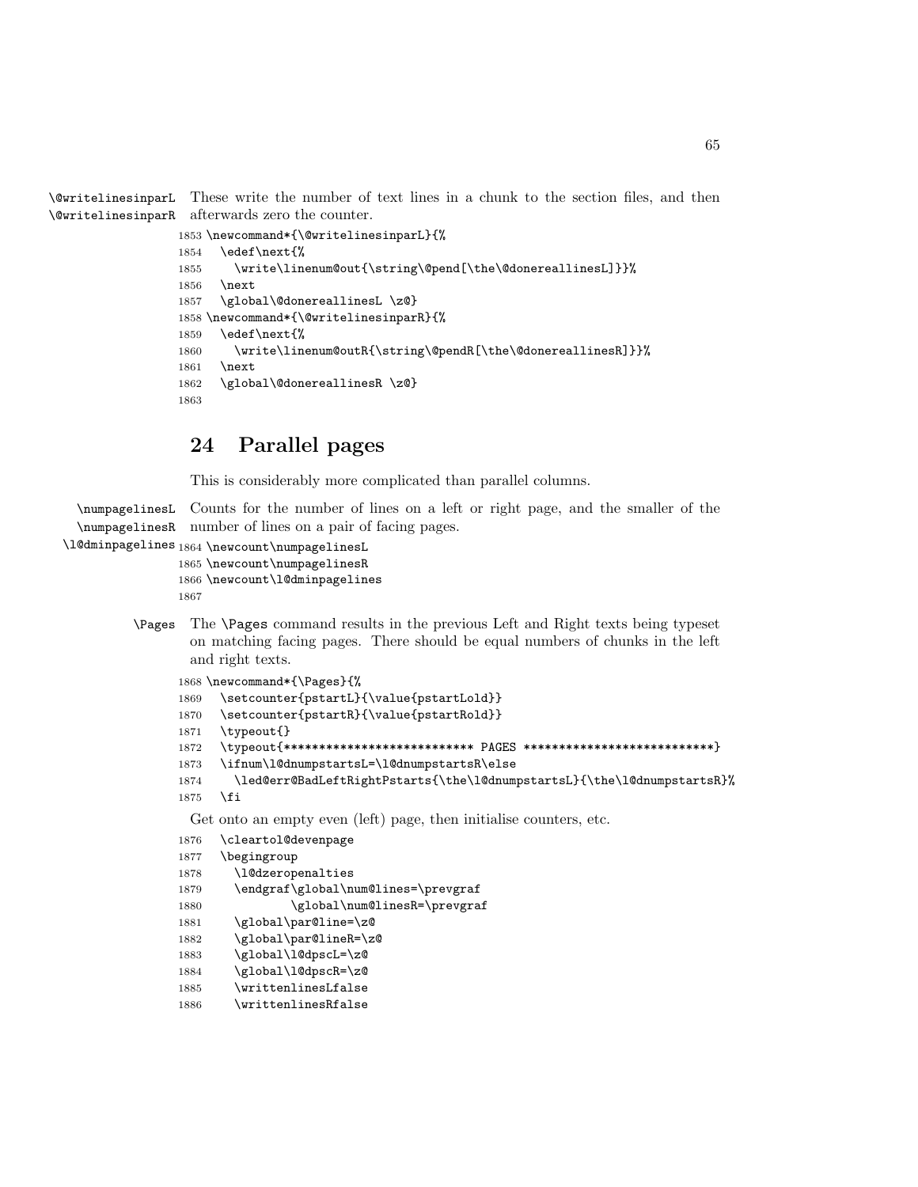\@writelinesinparL \@writelinesinparR These write the number of text lines in a chunk to the section files, and then afterwards zero the counter.

```
1853 \newcommand*{\@writelinesinparL}{%
1854   \edef\next{%
1855     \write\linenum@out{\string\@pend[\the\@donereallinesL]}}%
1856   \next
1857   \global\@donereallinesL \z@}
1858 \newcommand*{\@writelinesinparR}{%
1859   \edef\next{%
1860     \write\linenum@outR{\string\@pendR[\the\@donereallinesR]}}%
1861   \next
1862   \global\@donereallinesR \z@}
1863
```

## 24 Parallel pages

This is considerably more complicated than parallel columns.

\numpagelinesL \numpagelinesR \l@dminpagelines Counts for the number of lines on a left or right page, and the smaller of the number of lines on a pair of facing pages.

```
1864 \newcount\numpagelinesL
1865 \newcount\numpagelinesR
1866 \newcount\l@dminpagelines
1867
```

\Pages The \Pages command results in the previous Left and Right texts being typeset on matching facing pages. There should be equal numbers of chunks in the left and right texts.

```
1868 \newcommand*{\Pages}{%
1869   \setcounter{pstartL}{\value{pstartLold}}
1870   \setcounter{pstartR}{\value{pstartRold}}
1871   \typeout{}
1872   \typeout{*************************** PAGES ***************************}
1873   \ifnum\l@dnumpstartsL=\l@dnumpstartsR\else
1874     \led@err@BadLeftRightPstarts{\the\l@dnumpstartsL}{\the\l@dnumpstartsR}%
1875   \fi
```

Get onto an empty even (left) page, then initialise counters, etc.

```
1876   \cleartol@devenpage
1877   \begingroup
1878     \l@dzeropenalties
1879     \endgraf\global\num@lines=\prevgraf
1880             \global\num@linesR=\prevgraf
1881     \global\par@line=\z@
1882     \global\par@lineR=\z@
1883     \global\l@dpscL=\z@
1884     \global\l@dpscR=\z@
1885     \writtenlinesLfalse
1886     \writtenlinesRfalse
```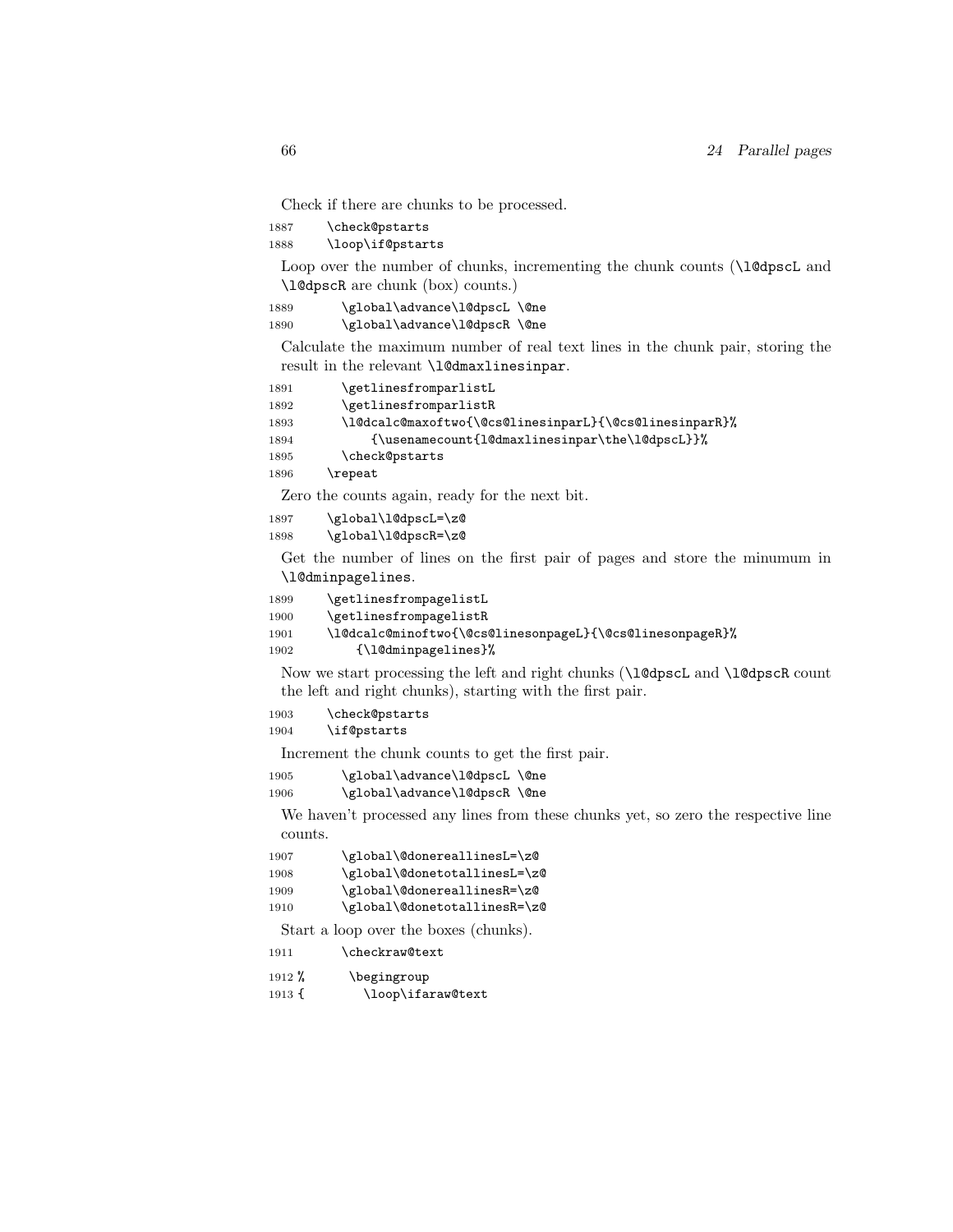Check if there are chunks to be processed.

```
1887      \check@pstarts
1888      \loop\if@pstarts
```

Loop over the number of chunks, incrementing the chunk counts (\l@dpscL and \l@dpscR are chunk (box) counts.)

```
1889        \global\advance\l@dpscL \@ne
1890        \global\advance\l@dpscR \@ne
```

Calculate the maximum number of real text lines in the chunk pair, storing the result in the relevant \l@dmaxlinesinpar.

```
1891        \getlinesfromparlistL
1892        \getlinesfromparlistR
1893        \l@dcalc@maxoftwo{\@cs@linesinparL}{\@cs@linesinparR}%
1894            {\usenamecount{l@dmaxlinesinpar\the\l@dpscL}}%
1895        \check@pstarts
1896      \repeat
```

Zero the counts again, ready for the next bit.

```
1897      \global\l@dpscL=\z@
1898      \global\l@dpscR=\z@
```

Get the number of lines on the first pair of pages and store the minumum in \l@dminpagelines.

```
1899      \getlinesfrompagelistL
1900      \getlinesfrompagelistR
1901      \l@dcalc@minoftwo{\@cs@linesonpageL}{\@cs@linesonpageR}%
1902          {\l@dminpagelines}%
```

Now we start processing the left and right chunks (\l@dpscL and \l@dpscR count the left and right chunks), starting with the first pair.

```
1903      \check@pstarts
1904      \if@pstarts
```

Increment the chunk counts to get the first pair.

```
1905        \global\advance\l@dpscL \@ne
1906        \global\advance\l@dpscR \@ne
```

We haven't processed any lines from these chunks yet, so zero the respective line counts.

```
1907        \global\@donereallinesL=\z@
1908        \global\@donetotallinesL=\z@
1909        \global\@donereallinesR=\z@
1910        \global\@donetotallinesR=\z@
```

Start a loop over the boxes (chunks).

```
1911        \checkraw@text
1912 %       \begingroup
1913 {         \loop\ifaraw@text
```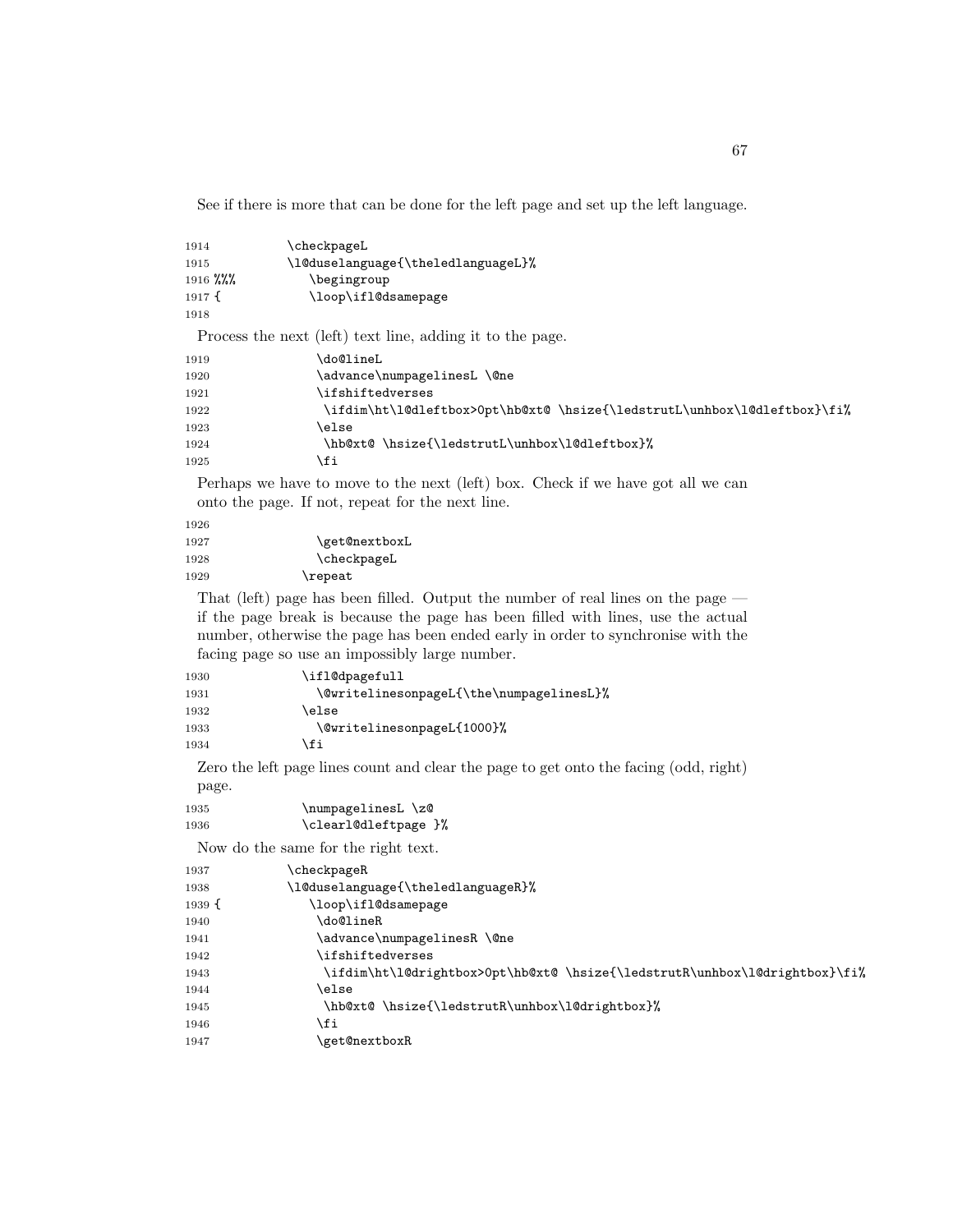See if there is more that can be done for the left page and set up the left language.

```
1914           \checkpageL
1915           \l@duselanguage{\theledlanguageL}%
1916 %%%         \begingroup
1917 {           \loop\ifl@dsamepage
1918
```

Process the next (left) text line, adding it to the page.

```
1919               \do@lineL
1920               \advance\numpagelinesL \@ne
1921               \ifshiftedverses
1922                \ifdim\ht\l@dleftbox>0pt\hb@xt@ \hsize{\ledstrutL\unhbox\l@dleftbox}\fi%
1923               \else
1924                \hb@xt@ \hsize{\ledstrutL\unhbox\l@dleftbox}%
1925               \fi
```

Perhaps we have to move to the next (left) box. Check if we have got all we can onto the page. If not, repeat for the next line.

```
1926
1927               \get@nextboxL
1928               \checkpageL
1929             \repeat
```

That (left) page has been filled. Output the number of real lines on the page — if the page break is because the page has been filled with lines, use the actual number, otherwise the page has been ended early in order to synchronise with the facing page so use an impossibly large number.

```
1930             \ifl@dpagefull
1931               \@writelinesonpageL{\the\numpagelinesL}%
1932             \else
1933               \@writelinesonpageL{1000}%
1934             \fi
```

Zero the left page lines count and clear the page to get onto the facing (odd, right) page.

```
1935             \numpagelinesL \z@
1936             \clearl@dleftpage }%
```

Now do the same for the right text.

```
1937           \checkpageR
1938           \l@duselanguage{\theledlanguageR}%
1939 {           \loop\ifl@dsamepage
1940              \do@lineR
1941              \advance\numpagelinesR \@ne
1942              \ifshiftedverses
1943               \ifdim\ht\l@drightbox>0pt\hb@xt@ \hsize{\ledstrutR\unhbox\l@drightbox}\fi%
1944              \else
1945               \hb@xt@ \hsize{\ledstrutR\unhbox\l@drightbox}%
1946              \fi
1947              \get@nextboxR
```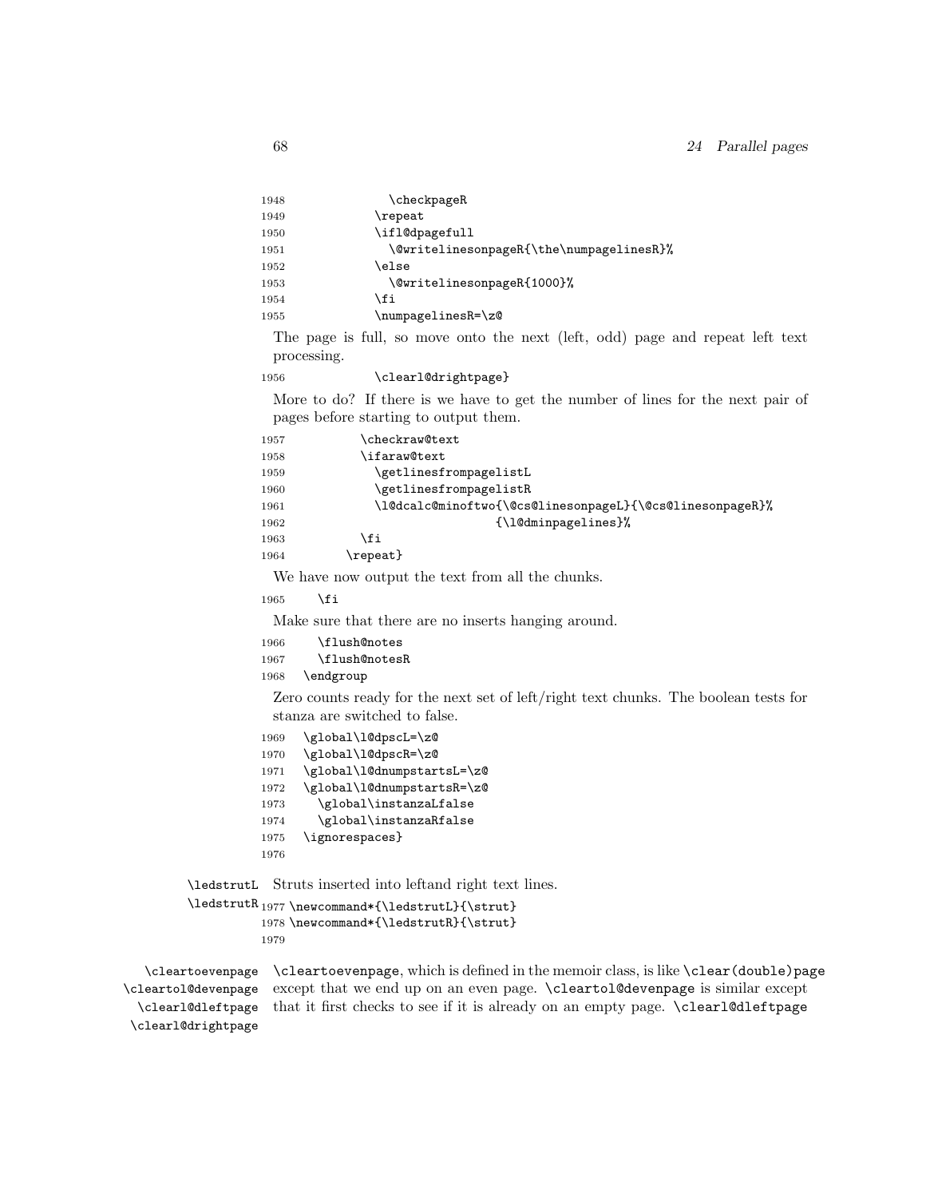```
1948                \checkpageR
1949              \repeat
1950              \ifl@dpagefull
1951                \@writelinesonpageR{\the\numpagelinesR}%
1952              \else
1953                \@writelinesonpageR{1000}%
1954              \fi
1955              \numpagelinesR=\z@
```

The page is full, so move onto the next (left, odd) page and repeat left text processing.

```
1956              \clearl@drightpage}
```

More to do? If there is we have to get the number of lines for the next pair of pages before starting to output them.

```
1957            \checkraw@text
1958            \ifaraw@text
1959              \getlinesfrompagelistL
1960              \getlinesfrompagelistR
1961              \l@dcalc@minoftwo{\@cs@linesonpageL}{\@cs@linesonpageR}%
1962                               {\l@dminpagelines}%
1963            \fi
1964          \repeat}
```

We have now output the text from all the chunks.

```
1965      \fi
```

Make sure that there are no inserts hanging around.

```
1966      \flush@notes
1967      \flush@notesR
1968    \endgroup
```

Zero counts ready for the next set of left/right text chunks. The boolean tests for stanza are switched to false.

```
1969    \global\l@dpscL=\z@
1970    \global\l@dpscR=\z@
1971    \global\l@dnumpstartsL=\z@
1972    \global\l@dnumpstartsR=\z@
1973      \global\instanzaLfalse
1974      \global\instanzaRfalse
1975    \ignorespaces}
1976
```

\ledstrutL \ledstrutR Struts inserted into leftand right text lines.

```
1977 \newcommand*{\ledstrutL}{\strut}
1978 \newcommand*{\ledstrutR}{\strut}
1979
```

\cleartoevenpage \cleartol@devenpage \clearl@dleftpage \clearl@drightpage

\cleartoevenpage, which is defined in the memoir class, is like \clear(double)page except that we end up on an even page. \cleartol@devenpage is similar except that it first checks to see if it is already on an empty page. \clearl@dleftpage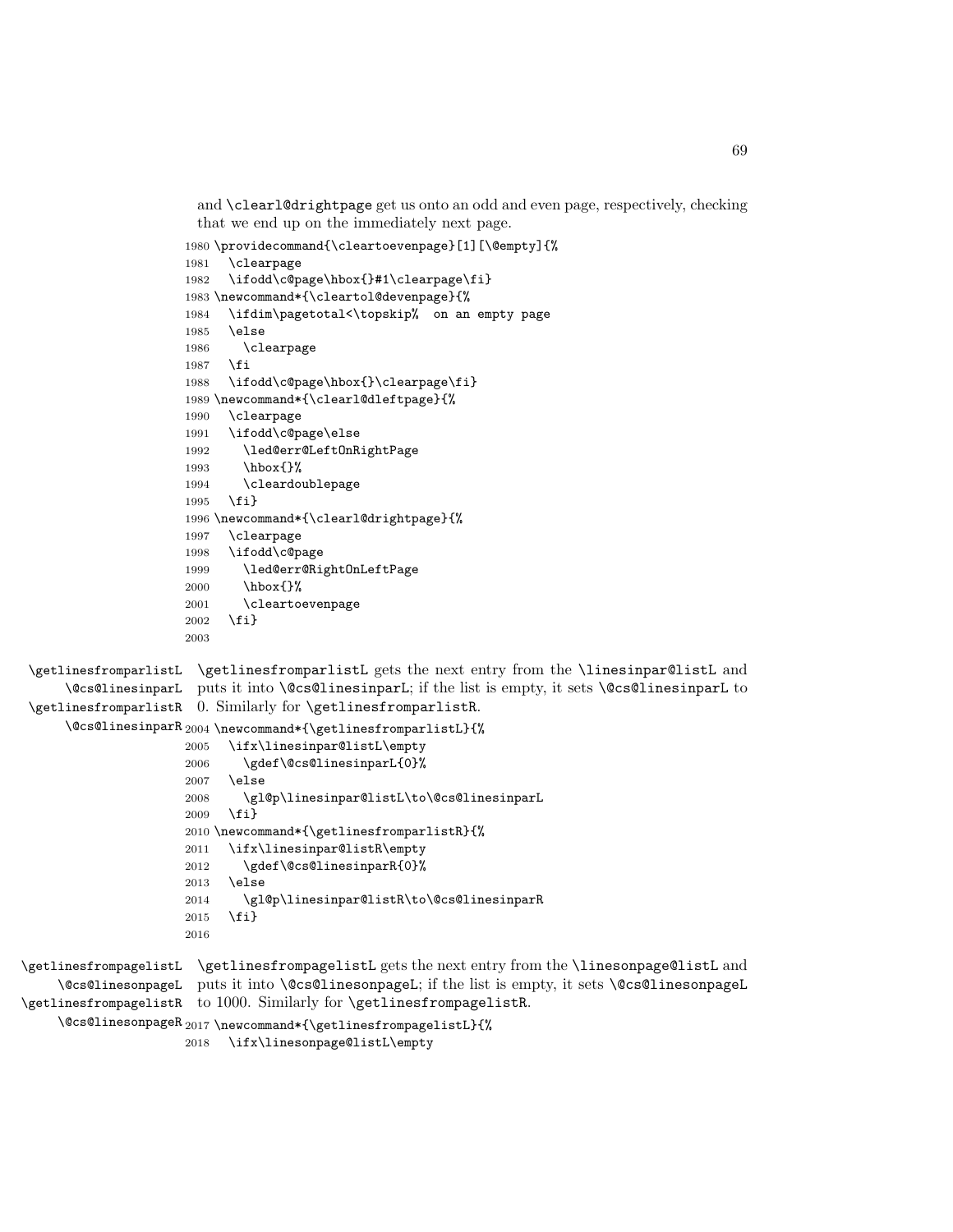and `\clearl@drightpage` get us onto an odd and even page, respectively, checking that we end up on the immediately next page.

```
1980 \providecommand{\cleartoevenpage}[1][\@empty]{%
1981   \clearpage
1982   \ifodd\c@page\hbox{}#1\clearpage\fi}
1983 \newcommand*{\cleartol@devenpage}{%
1984   \ifdim\pagetotal<\topskip%  on an empty page
1985   \else
1986     \clearpage
1987   \fi
1988   \ifodd\c@page\hbox{}\clearpage\fi}
1989 \newcommand*{\clearl@dleftpage}{%
1990   \clearpage
1991   \ifodd\c@page\else
1992     \led@err@LeftOnRightPage
1993     \hbox{}%
1994     \cleardoublepage
1995   \fi}
1996 \newcommand*{\clearl@drightpage}{%
1997   \clearpage
1998   \ifodd\c@page
1999     \led@err@RightOnLeftPage
2000     \hbox{}%
2001     \cleartoevenpage
2002   \fi}
2003
```

\getlinesfromparlistL
\@cs@linesinparL
\getlinesfromparlistR
\@cs@linesinparR

`\getlinesfromparlistL` gets the next entry from the `\linesinpar@listL` and puts it into `\@cs@linesinparL`; if the list is empty, it sets `\@cs@linesinparL` to 0. Similarly for `\getlinesfromparlistR`.

```
2004 \newcommand*{\getlinesfromparlistL}{%
2005   \ifx\linesinpar@listL\empty
2006     \gdef\@cs@linesinparL{0}%
2007   \else
2008     \gl@p\linesinpar@listL\to\@cs@linesinparL
2009   \fi}
2010 \newcommand*{\getlinesfromparlistR}{%
2011   \ifx\linesinpar@listR\empty
2012     \gdef\@cs@linesinparR{0}%
2013   \else
2014     \gl@p\linesinpar@listR\to\@cs@linesinparR
2015   \fi}
2016
```

\getlinesfrompagelistL
\@cs@linesonpageL
\getlinesfrompagelistR
\@cs@linesonpageR

`\getlinesfrompagelistL` gets the next entry from the `\linesonpage@listL` and puts it into `\@cs@linesonpageL`; if the list is empty, it sets `\@cs@linesonpageL` to 1000. Similarly for `\getlinesfrompagelistR`.

```
2017 \newcommand*{\getlinesfrompagelistL}{%
2018   \ifx\linesonpage@listL\empty
```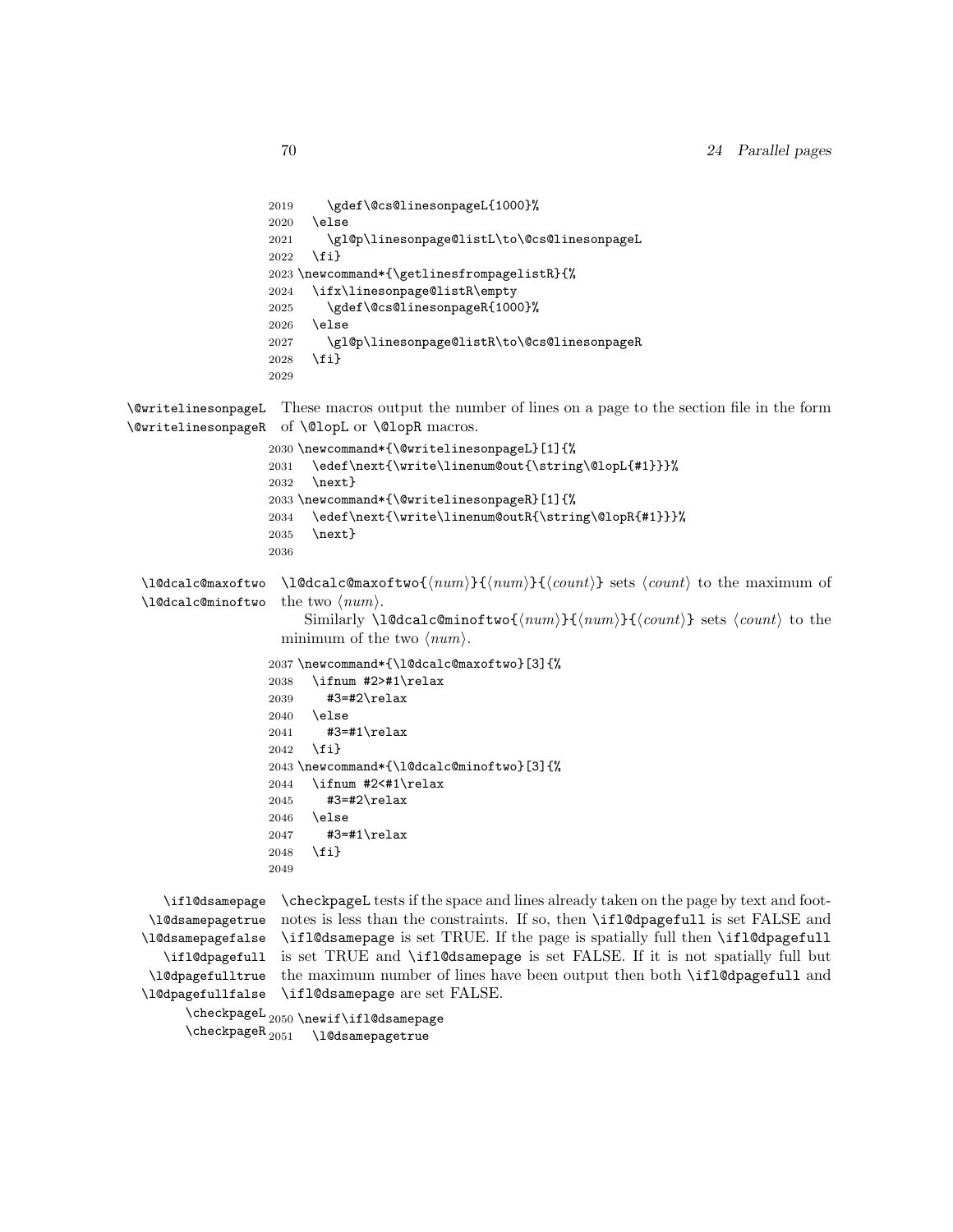```
2019     \gdef\@cs@linesonpageL{1000}%
2020   \else
2021     \gl@p\linesonpage@listL\to\@cs@linesonpageL
2022   \fi}
2023 \newcommand*{\getlinesfrompagelistR}{%
2024   \ifx\linesonpage@listR\empty
2025     \gdef\@cs@linesonpageR{1000}%
2026   \else
2027     \gl@p\linesonpage@listR\to\@cs@linesonpageR
2028   \fi}
2029
```

\@writelinesonpageL \@writelinesonpageR These macros output the number of lines on a page to the section file in the form of `\@lopL` or `\@lopR` macros.

```
2030 \newcommand*{\@writelinesonpageL}[1]{%
2031   \edef\next{\write\linenum@out{\string\@lopL{#1}}}%
2032   \next}
2033 \newcommand*{\@writelinesonpageR}[1]{%
2034   \edef\next{\write\linenum@outR{\string\@lopR{#1}}}%
2035   \next}
2036
```

\l@dcalc@maxoftwo \l@dcalc@minoftwo `\l@dcalc@maxoftwo{`⟨*num*⟩`}{`⟨*num*⟩`}{`⟨*count*⟩`}` sets ⟨*count*⟩ to the maximum of the two ⟨*num*⟩.

Similarly `\l@dcalc@minoftwo{`⟨*num*⟩`}{`⟨*num*⟩`}{`⟨*count*⟩`}` sets ⟨*count*⟩ to the minimum of the two ⟨*num*⟩.

```
2037 \newcommand*{\l@dcalc@maxoftwo}[3]{%
2038   \ifnum #2>#1\relax
2039     #3=#2\relax
2040   \else
2041     #3=#1\relax
2042   \fi}
2043 \newcommand*{\l@dcalc@minoftwo}[3]{%
2044   \ifnum #2<#1\relax
2045     #3=#2\relax
2046   \else
2047     #3=#1\relax
2048   \fi}
2049
```

\ifl@dsamepage \l@dsamepagetrue \l@dsamepagefalse \ifl@dpagefull \l@dpagefulltrue \l@dpagefullfalse \checkpageL \checkpageR `\checkpageL` tests if the space and lines already taken on the page by text and footnotes is less than the constraints. If so, then `\ifl@dpagefull` is set FALSE and `\ifl@dsamepage` is set TRUE. If the page is spatially full then `\ifl@dpagefull` is set TRUE and `\ifl@dsamepage` is set FALSE. If it is not spatially full but the maximum number of lines have been output then both `\ifl@dpagefull` and `\ifl@dsamepage` are set FALSE.

```
2050 \newif\ifl@dsamepage
2051   \l@dsamepagetrue
```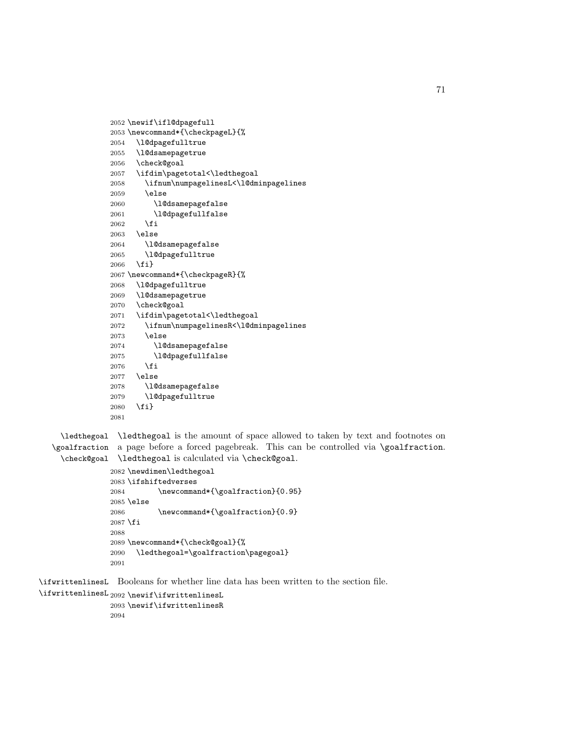```
2052 \newif\ifl@dpagefull
2053 \newcommand*{\checkpageL}{%
2054   \l@dpagefulltrue
2055   \l@dsamepagetrue
2056   \check@goal
2057   \ifdim\pagetotal<\ledthegoal
2058     \ifnum\numpagelinesL<\l@dminpagelines
2059     \else
2060       \l@dsamepagefalse
2061       \l@dpagefullfalse
2062     \fi
2063   \else
2064     \l@dsamepagefalse
2065     \l@dpagefulltrue
2066   \fi}
2067 \newcommand*{\checkpageR}{%
2068   \l@dpagefulltrue
2069   \l@dsamepagetrue
2070   \check@goal
2071   \ifdim\pagetotal<\ledthegoal
2072     \ifnum\numpagelinesR<\l@dminpagelines
2073     \else
2074       \l@dsamepagefalse
2075       \l@dpagefullfalse
2076     \fi
2077   \else
2078     \l@dsamepagefalse
2079     \l@dpagefulltrue
2080   \fi}
2081
```

\ledthegoal \goalfraction \check@goal

\ledthegoal is the amount of space allowed to taken by text and footnotes on a page before a forced pagebreak. This can be controlled via \goalfraction. \ledthegoal is calculated via \check@goal.

```
2082 \newdimen\ledthegoal
2083 \ifshiftedverses
2084       \newcommand*{\goalfraction}{0.95}
2085 \else
2086       \newcommand*{\goalfraction}{0.9}
2087 \fi
2088
2089 \newcommand*{\check@goal}{%
2090   \ledthegoal=\goalfraction\pagegoal}
2091
```

\ifwrittenlinesL \ifwrittenlinesL

Booleans for whether line data has been written to the section file.

```
2092 \newif\ifwrittenlinesL
2093 \newif\ifwrittenlinesR
2094
```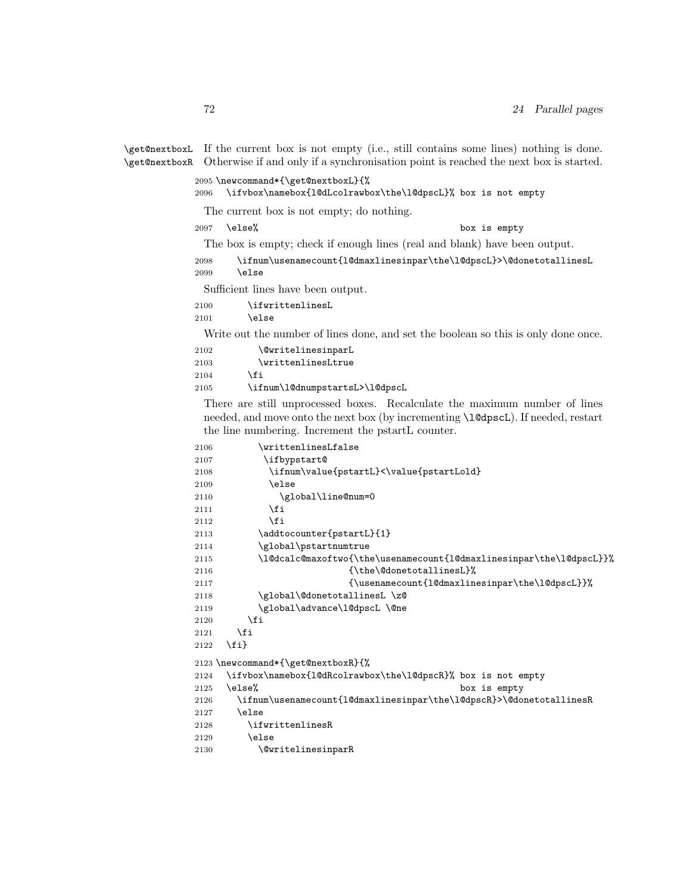\get@nextboxL \get@nextboxR If the current box is not empty (i.e., still contains some lines) nothing is done. Otherwise if and only if a synchronisation point is reached the next box is started.

```
2095 \newcommand*{\get@nextboxL}{%
2096   \ifvbox\namebox{l@dLcolrawbox\the\l@dpscL}% box is not empty
```

The current box is not empty; do nothing.

```
2097   \else%                                    box is empty
```

The box is empty; check if enough lines (real and blank) have been output.

```
2098     \ifnum\usenamecount{l@dmaxlinesinpar\the\l@dpscL}>\@donetotallinesL
2099     \else
```

Sufficient lines have been output.

```
2100       \ifwrittenlinesL
2101       \else
```

Write out the number of lines done, and set the boolean so this is only done once.

```
2102         \@writelinesinparL
2103         \writtenlinesLtrue
2104       \fi
2105       \ifnum\l@dnumpstartsL>\l@dpscL
```

There are still unprocessed boxes. Recalculate the maximum number of lines needed, and move onto the next box (by incrementing `\l@dpscL`). If needed, restart the line numbering. Increment the pstartL counter.

```
2106         \writtenlinesLfalse
2107          \ifbypstart@
2108           \ifnum\value{pstartL}<\value{pstartLold}
2109           \else
2110             \global\line@num=0
2111           \fi
2112           \fi
2113         \addtocounter{pstartL}{1}
2114         \global\pstartnumtrue
2115         \l@dcalc@maxoftwo{\the\usenamecount{l@dmaxlinesinpar\the\l@dpscL}}%
2116                          {\the\@donetotallinesL}%
2117                          {\usenamecount{l@dmaxlinesinpar\the\l@dpscL}}%
2118         \global\@donetotallinesL \z@
2119         \global\advance\l@dpscL \@ne
2120       \fi
2121     \fi
2122   \fi}
2123 \newcommand*{\get@nextboxR}{%
2124   \ifvbox\namebox{l@dRcolrawbox\the\l@dpscR}% box is not empty
2125   \else%                                    box is empty
2126     \ifnum\usenamecount{l@dmaxlinesinpar\the\l@dpscR}>\@donetotallinesR
2127     \else
2128       \ifwrittenlinesR
2129       \else
2130         \@writelinesinparR
```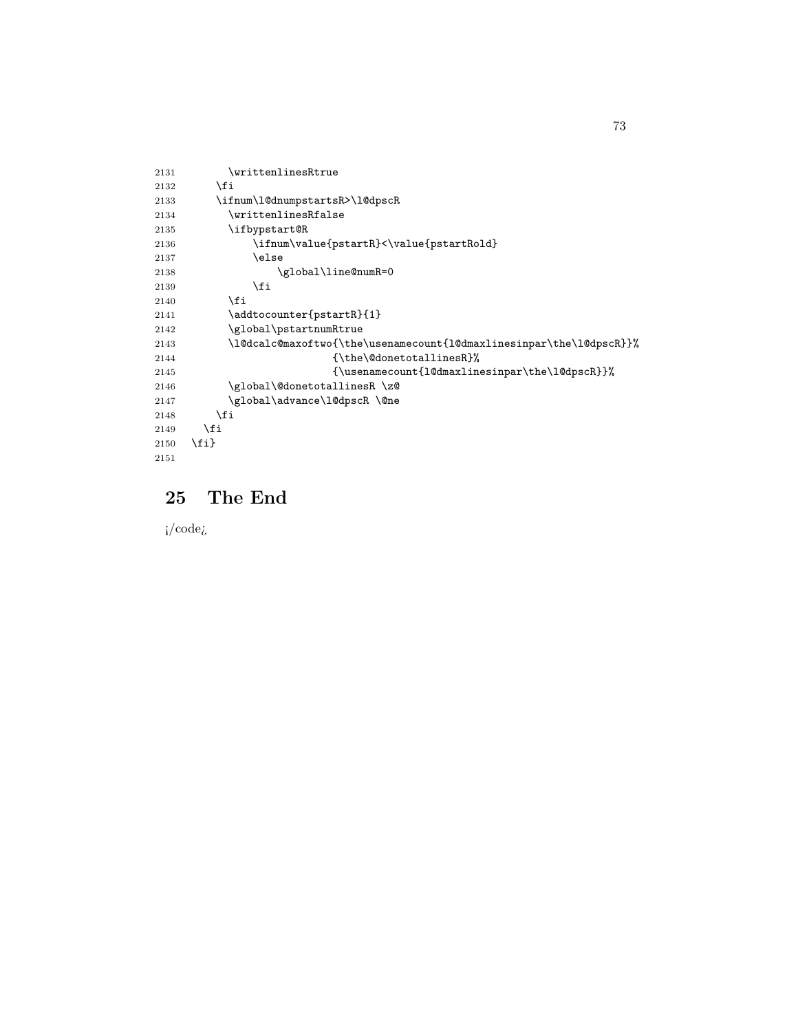```
2131        \writtenlinesRtrue
2132      \fi
2133      \ifnum\l@dnumpstartsR>\l@dpscR
2134        \writtenlinesRfalse
2135        \ifbypstart@R
2136            \ifnum\value{pstartR}<\value{pstartRold}
2137            \else
2138                \global\line@numR=0
2139            \fi
2140        \fi
2141        \addtocounter{pstartR}{1}
2142        \global\pstartnumRtrue
2143        \l@dcalc@maxoftwo{\the\usenamecount{l@dmaxlinesinpar\the\l@dpscR}}%
2144                        {\the\@donetotallinesR}%
2145                        {\usenamecount{l@dmaxlinesinpar\the\l@dpscR}}%
2146        \global\@donetotallinesR \z@
2147        \global\advance\l@dpscR \@ne
2148      \fi
2149    \fi
2150  \fi}
2151
```

## 25 The End

¡/code¿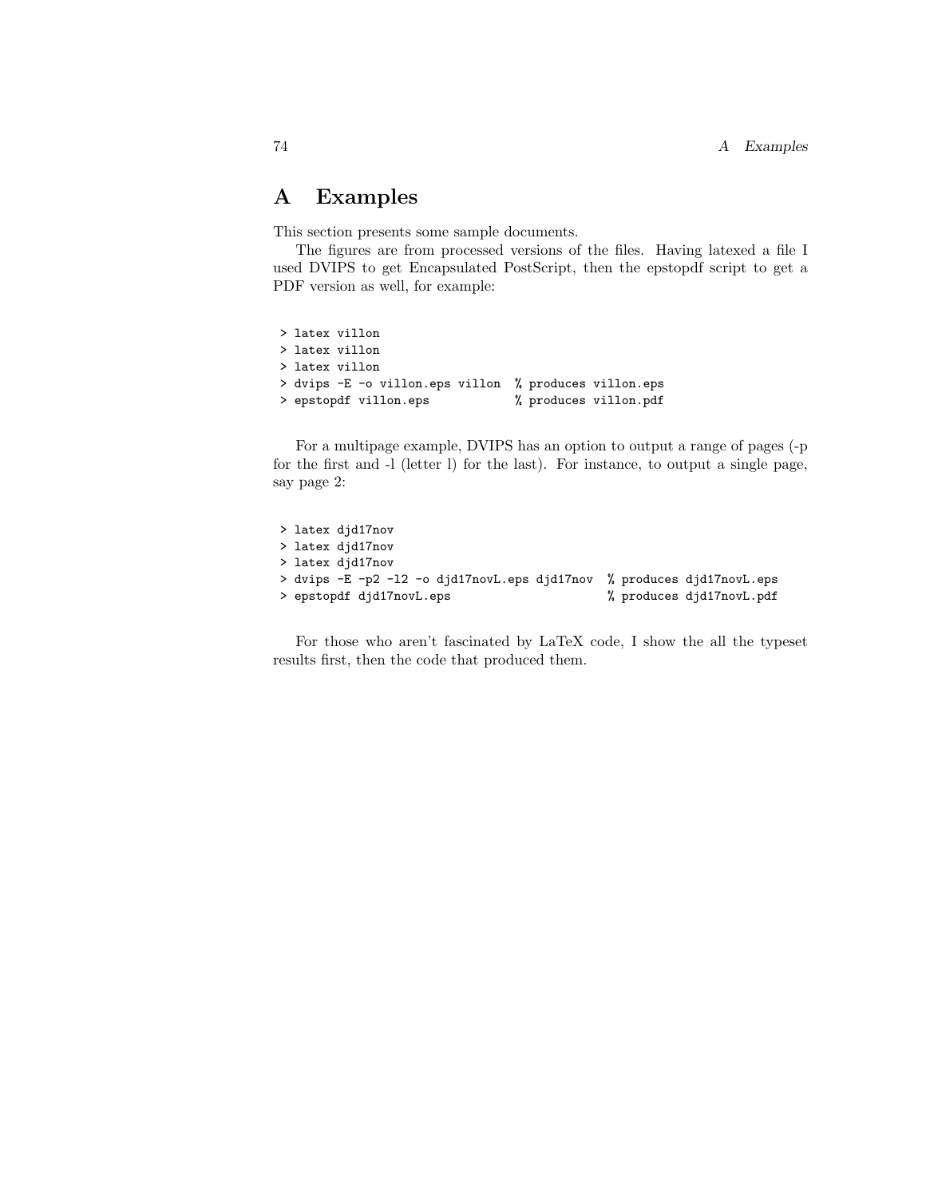# A Examples

This section presents some sample documents.

The figures are from processed versions of the files. Having latexed a file I used DVIPS to get Encapsulated PostScript, then the epstopdf script to get a PDF version as well, for example:

```
 > latex villon
 > latex villon
 > latex villon
 > dvips -E -o villon.eps villon  % produces villon.eps
 > epstopdf villon.eps            % produces villon.pdf
```

For a multipage example, DVIPS has an option to output a range of pages (-p for the first and -l (letter l) for the last). For instance, to output a single page, say page 2:

```
 > latex djd17nov
 > latex djd17nov
 > latex djd17nov
 > dvips -E -p2 -l2 -o djd17novL.eps djd17nov  % produces djd17novL.eps
 > epstopdf djd17novL.eps                      % produces djd17novL.pdf
```

For those who aren't fascinated by LaTeX code, I show the all the typeset results first, then the code that produced them.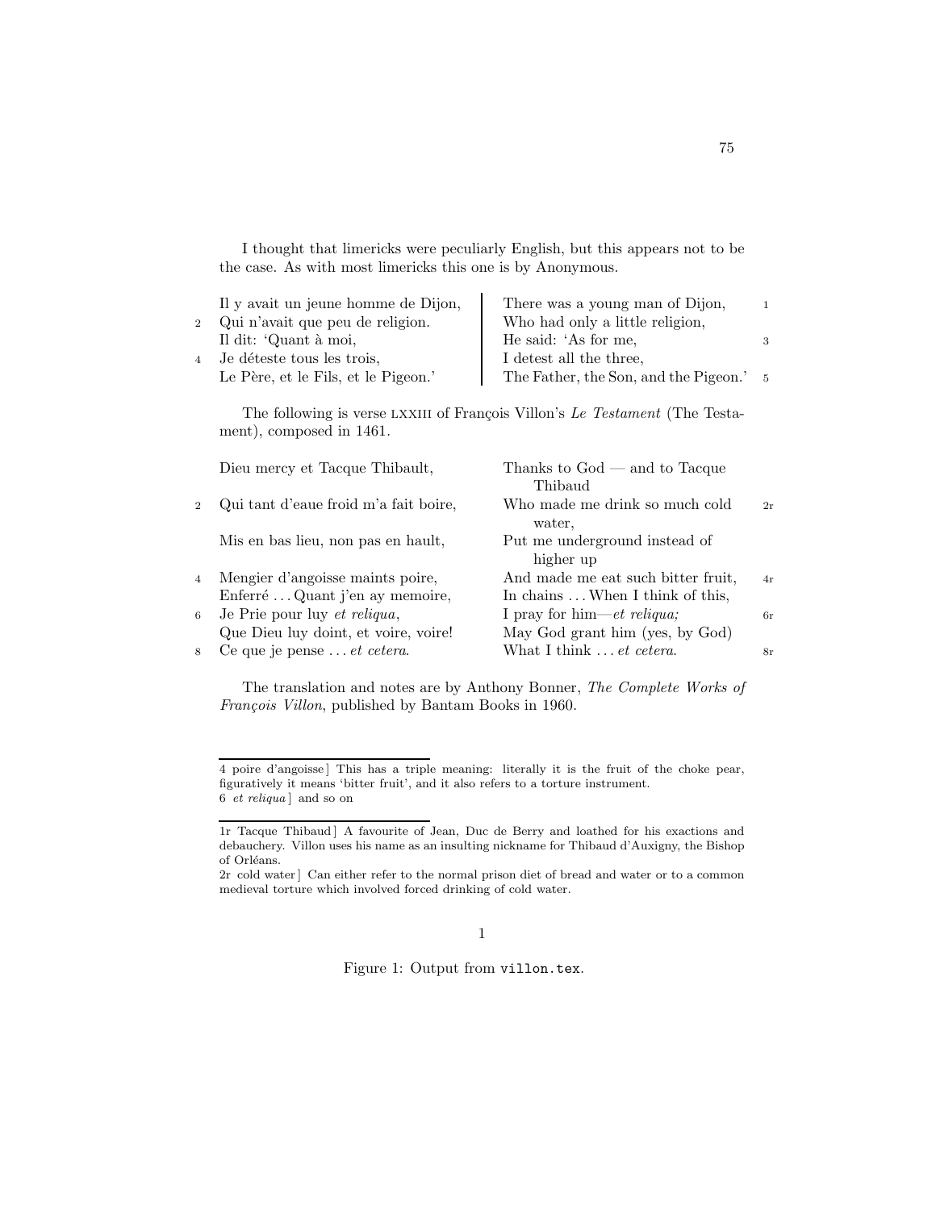I thought that limericks were peculiarly English, but this appears not to be the case. As with most limericks this one is by Anonymous.

| | | | |
|---|---|---|---|
| | Il y avait un jeune homme de Dijon, | There was a young man of Dijon, | 1 |
| 2 | Qui n'avait que peu de religion. | Who had only a little religion, | |
| | Il dit: 'Quant à moi, | He said: 'As for me, | 3 |
| 4 | Je déteste tous les trois, | I detest all the three, | |
| | Le Père, et le Fils, et le Pigeon.' | The Father, the Son, and the Pigeon.' | 5 |

The following is verse LXXIII of François Villon's *Le Testament* (The Testament), composed in 1461.

| | | | |
|---|---|---|---|
| | Dieu mercy et Tacque Thibault, | Thanks to God — and to Tacque Thibaud | |
| 2 | Qui tant d'eaue froid m'a fait boire, | Who made me drink so much cold water, | 2r |
| | Mis en bas lieu, non pas en hault, | Put me underground instead of higher up | |
| 4 | Mengier d'angoisse maints poire, | And made me eat such bitter fruit, | 4r |
| | Enferré ... Quant j'en ay memoire, | In chains ... When I think of this, | |
| 6 | Je Prie pour luy *et reliqua*, | I pray for him—*et reliqua;* | 6r |
| | Que Dieu luy doint, et voire, voire! | May God grant him (yes, by God) | |
| 8 | Ce que je pense ... *et cetera*. | What I think ... *et cetera.* | 8r |

The translation and notes are by Anthony Bonner, *The Complete Works of François Villon*, published by Bantam Books in 1960.

---

4 poire d'angoisse] This has a triple meaning: literally it is the fruit of the choke pear, figuratively it means 'bitter fruit', and it also refers to a torture instrument.
6 *et reliqua*] and so on

---

1r Tacque Thibaud] A favourite of Jean, Duc de Berry and loathed for his exactions and debauchery. Villon uses his name as an insulting nickname for Thibaud d'Auxigny, the Bishop of Orléans.
2r cold water] Can either refer to the normal prison diet of bread and water or to a common medieval torture which involved forced drinking of cold water.

1

Figure 1: Output from `villon.tex`.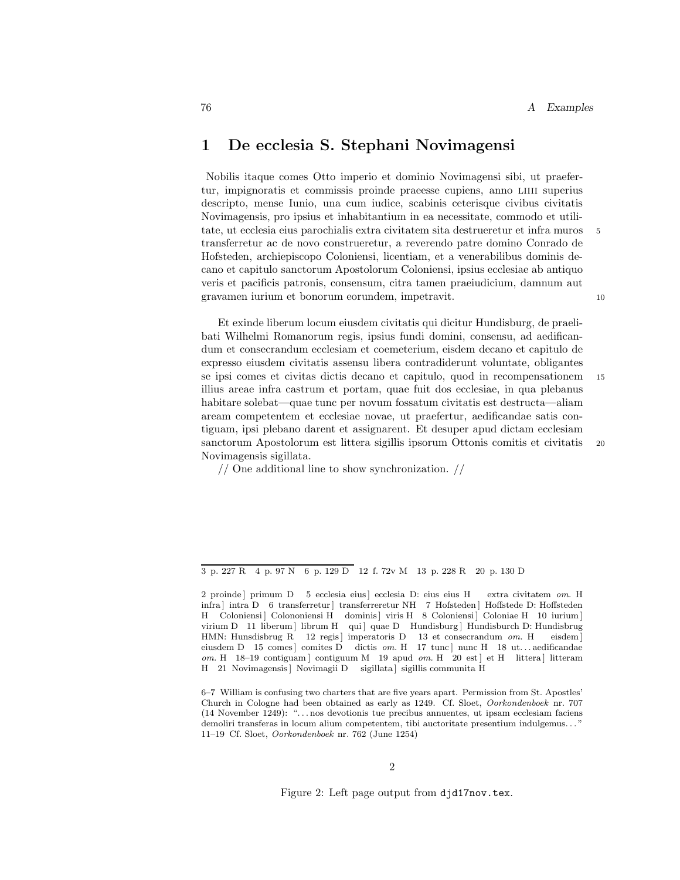# 1 De ecclesia S. Stephani Novimagensi

Nobilis itaque comes Otto imperio et dominio Novimagensi sibi, ut praefertur, impignoratis et commissis proinde praeesse cupiens, anno LIIII superius descripto, mense Iunio, una cum iudice, scabinis ceterisque civibus civitatis Novimagensis, pro ipsius et inhabitantium in ea necessitate, commodo et utilitate, ut ecclesia eius parochialis extra civitatem sita destrueretur et infra muros transferretur ac de novo construeretur, a reverendo patre domino Conrado de Hofsteden, archiepiscopo Coloniensi, licentiam, et a venerabilibus dominis decano et capitulo sanctorum Apostolorum Coloniensi, ipsius ecclesiae ab antiquo veris et pacificis patronis, consensum, citra tamen praeiudicium, damnum aut gravamen iurium et bonorum eorundem, impetravit.

Et exinde liberum locum eiusdem civitatis qui dicitur Hundisburg, de praelibati Wilhelmi Romanorum regis, ipsius fundi domini, consensu, ad aedificandum et consecrandum ecclesiam et coemeterium, eisdem decano et capitulo de expresso eiusdem civitatis assensu libera contradiderunt voluntate, obligantes se ipsi comes et civitas dictis decano et capitulo, quod in recompensationem illius areae infra castrum et portam, quae fuit dos ecclesiae, in qua plebanus habitare solebat—quae tunc per novum fossatum civitatis est destructa—aliam aream competentem et ecclesiae novae, ut praefertur, aedificandae satis contiguam, ipsi plebano darent et assignarent. Et desuper apud dictam ecclesiam sanctorum Apostolorum est littera sigillis ipsorum Ottonis comitis et civitatis Novimagensis sigillata.

// One additional line to show synchronization. //

---

3 p. 227 R  4 p. 97 N  6 p. 129 D  12 f. 72v M  13 p. 228 R  20 p. 130 D

2 proinde ] primum D  5 ecclesia eius ] ecclesia D: eius eius H  extra civitatem *om.* H  infra ] intra D  6 transferretur ] transferreretur NH  7 Hofsteden ] Hoffstede D: Hoffsteden H  Coloniensi ] Colonoaniensi H  dominis ] viris H  8 Coloniensi ] Coloniae H  10 iurium ] virium D  11 liberum ] librum H  qui ] quae D  Hundisburg ] Hundisburch D: Hundisbrug HMN: Hunsdisbrug R  12 regis ] imperatoris D  13 et consecrandum *om.* H  eisdem ] eiusdem D  15 comes ] comites D  dictis *om.* H  17 tunc ] nunc H  18 ut. . . aedificandae *om.* H  18–19 contiguam ] contiguum M  19 apud *om.* H  20 est ] et H  littera ] litteram H  21 Novimagensis ] Novimagii D  sigillata ] sigillis communita H

6–7 William is confusing two charters that are five years apart. Permission from St. Apostles' Church in Cologne had been obtained as early as 1249. Cf. Sloet, *Oorkondenboek* nr. 707 (14 November 1249): ". . . nos devotionis tue precibus annuentes, ut ipsam ecclesiam faciens demoliri transferas in locum alium competentem, tibi auctoritate presentium indulgemus. . . "
11–19 Cf. Sloet, *Oorkondenboek* nr. 762 (June 1254)

Figure 2: Left page output from `djd17nov.tex`.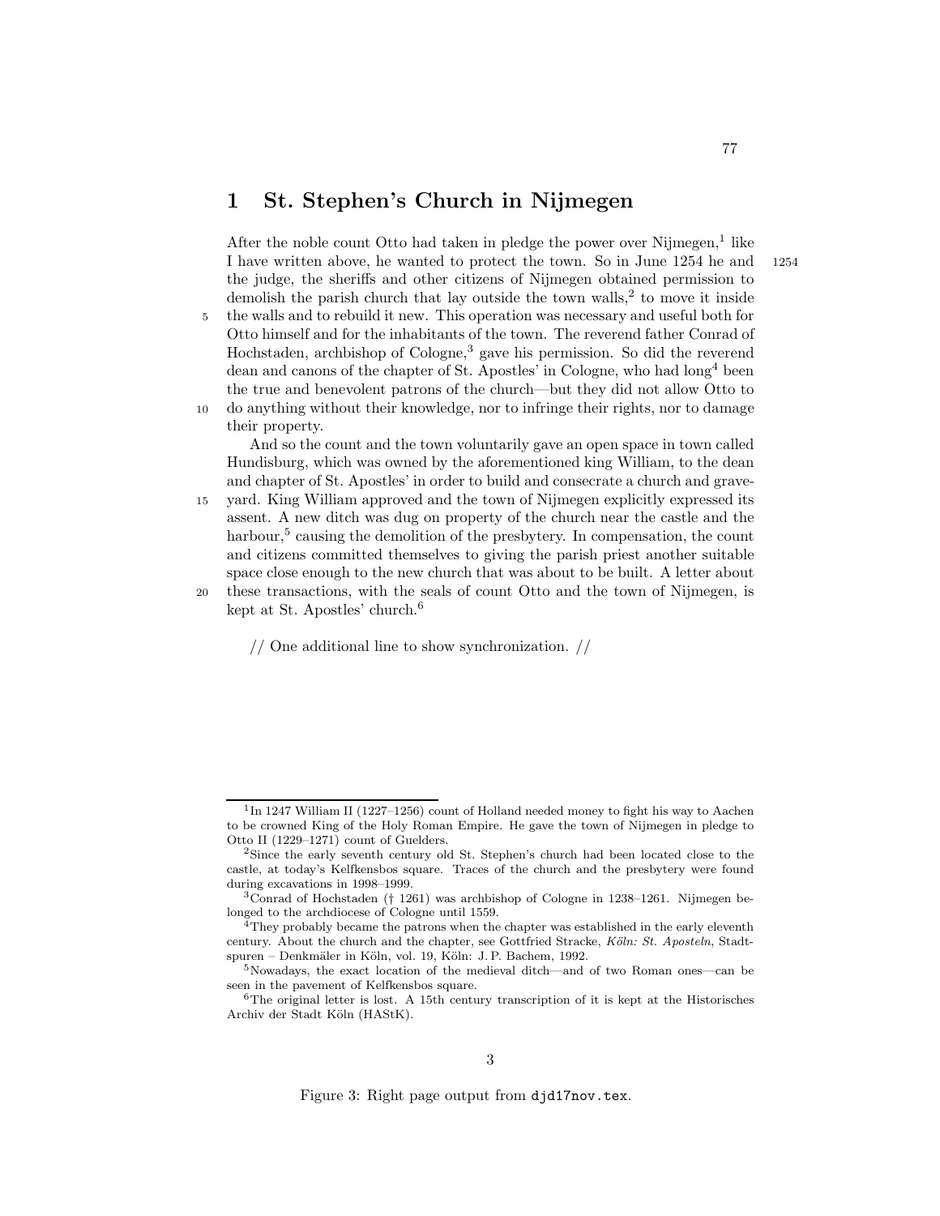# 1 St. Stephen's Church in Nijmegen

After the noble count Otto had taken in pledge the power over Nijmegen,[1] like I have written above, he wanted to protect the town. So in June 1254 he and the judge, the sheriffs and other citizens of Nijmegen obtained permission to demolish the parish church that lay outside the town walls,[2] to move it inside the walls and to rebuild it new. This operation was necessary and useful both for Otto himself and for the inhabitants of the town. The reverend father Conrad of Hochstaden, archbishop of Cologne,[3] gave his permission. So did the reverend dean and canons of the chapter of St. Apostles' in Cologne, who had long[4] been the true and benevolent patrons of the church—but they did not allow Otto to do anything without their knowledge, nor to infringe their rights, nor to damage their property.

1254

And so the count and the town voluntarily gave an open space in town called Hundisburg, which was owned by the aforementioned king William, to the dean and chapter of St. Apostles' in order to build and consecrate a church and graveyard. King William approved and the town of Nijmegen explicitly expressed its assent. A new ditch was dug on property of the church near the castle and the harbour,[5] causing the demolition of the presbytery. In compensation, the count and citizens committed themselves to giving the parish priest another suitable space close enough to the new church that was about to be built. A letter about these transactions, with the seals of count Otto and the town of Nijmegen, is kept at St. Apostles' church.[6]

// One additional line to show synchronization. //

[1] In 1247 William II (1227–1256) count of Holland needed money to fight his way to Aachen to be crowned King of the Holy Roman Empire. He gave the town of Nijmegen in pledge to Otto II (1229–1271) count of Guelders.

[2] Since the early seventh century old St. Stephen's church had been located close to the castle, at today's Kelfkensbos square. Traces of the church and the presbytery were found during excavations in 1998–1999.

[3] Conrad of Hochstaden († 1261) was archbishop of Cologne in 1238–1261. Nijmegen belonged to the archdiocese of Cologne until 1559.

[4] They probably became the patrons when the chapter was established in the early eleventh century. About the church and the chapter, see Gottfried Stracke, *Köln: St. Aposteln*, Stadtspuren – Denkmäler in Köln, vol. 19, Köln: J. P. Bachem, 1992.

[5] Nowadays, the exact location of the medieval ditch—and of two Roman ones—can be seen in the pavement of Kelfkensbos square.

[6] The original letter is lost. A 15th century transcription of it is kept at the Historisches Archiv der Stadt Köln (HAStK).

Figure 3: Right page output from djd17nov.tex.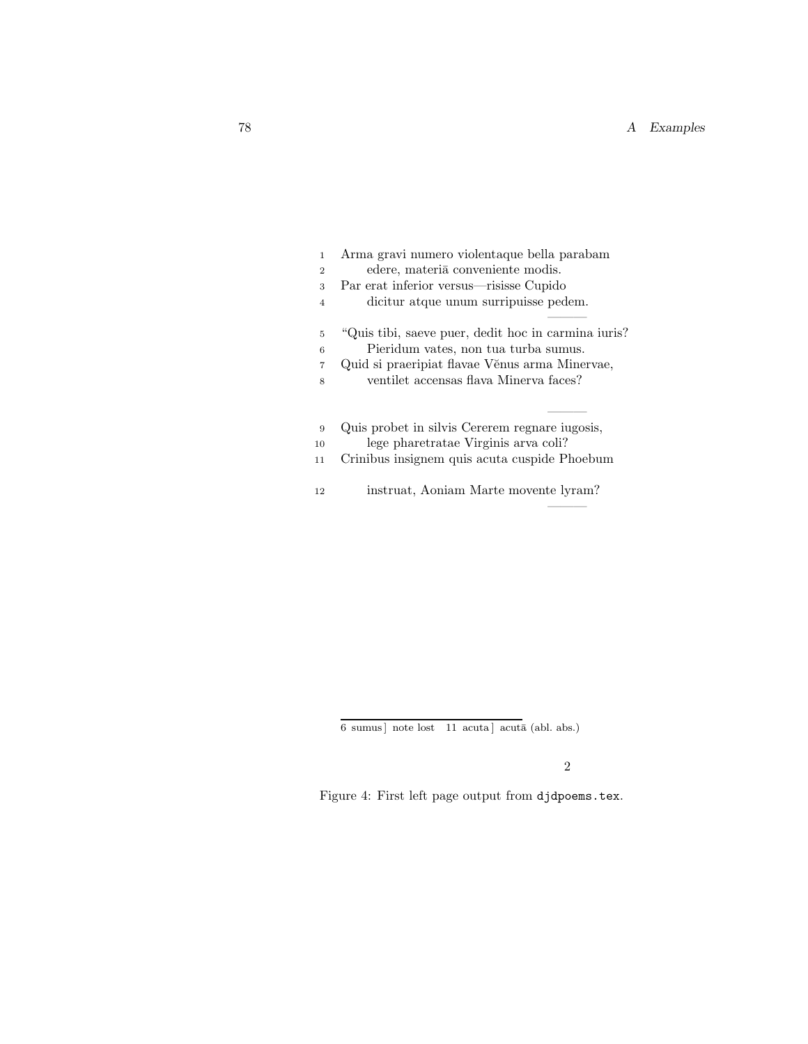1 Arma gravi numero violentaque bella parabam
2 &nbsp;&nbsp;&nbsp;&nbsp;&nbsp;&nbsp;edere, materiā conveniente modis.
3 Par erat inferior versus—risisse Cupido
4 &nbsp;&nbsp;&nbsp;&nbsp;&nbsp;&nbsp;dicitur atque unum surripuisse pedem.

5 “Quis tibi, saeve puer, dedit hoc in carmina iuris?
6 &nbsp;&nbsp;&nbsp;&nbsp;&nbsp;&nbsp;Pieridum vates, non tua turba sumus.
7 Quid si praeripiat flavae Vĕnus arma Minervae,
8 &nbsp;&nbsp;&nbsp;&nbsp;&nbsp;&nbsp;ventilet accensas flava Minerva faces?

9 Quis probet in silvis Cererem regnare iugosis,
10 &nbsp;&nbsp;&nbsp;&nbsp;&nbsp;&nbsp;lege pharetratae Virginis arva coli?
11 Crinibus insignem quis acuta cuspide Phoebum

12 &nbsp;&nbsp;&nbsp;&nbsp;&nbsp;&nbsp;instruat, Aoniam Marte movente lyram?

---

6 sumus ] note lost &nbsp;&nbsp; 11 acuta ] acutā (abl. abs.)

2

Figure 4: First left page output from `djdpoems.tex`.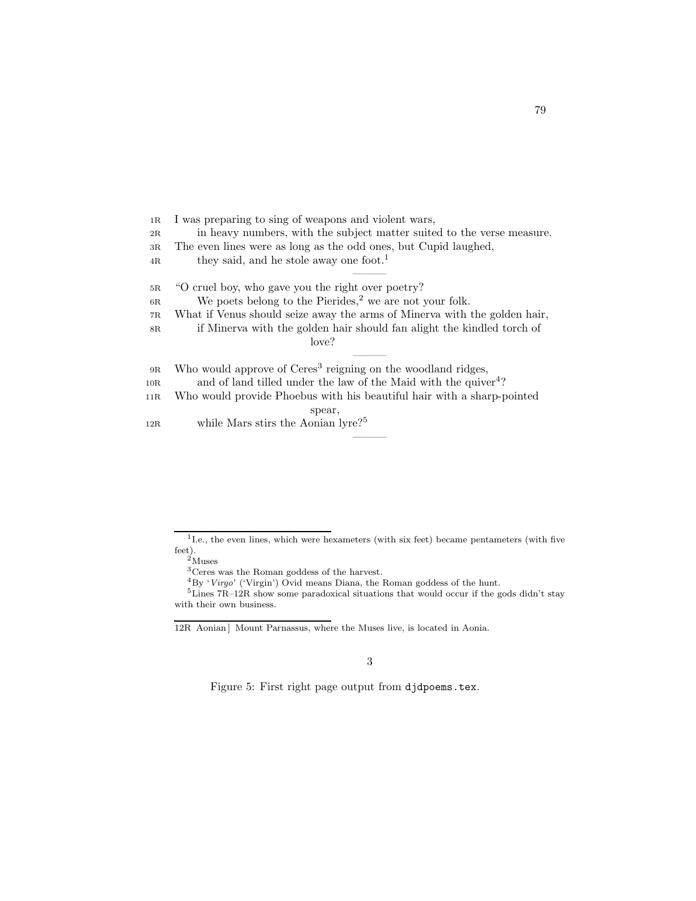1R I was preparing to sing of weapons and violent wars,
2R in heavy numbers, with the subject matter suited to the verse measure.
3R The even lines were as long as the odd ones, but Cupid laughed,
4R they said, and he stole away one foot.[1]

5R "O cruel boy, who gave you the right over poetry?
6R We poets belong to the Pierides,[2] we are not your folk.
7R What if Venus should seize away the arms of Minerva with the golden hair,
8R if Minerva with the golden hair should fan alight the kindled torch of love?

9R Who would approve of Ceres[3] reigning on the woodland ridges,
10R and of land tilled under the law of the Maid with the quiver[4]?
11R Who would provide Phoebus with his beautiful hair with a sharp-pointed spear,
12R while Mars stirs the Aonian lyre?[5]

---

[1] I.e., the even lines, which were hexameters (with six feet) became pentameters (with five feet).

[2] Muses

[3] Ceres was the Roman goddess of the harvest.

[4] By '*Virgo*' ('Virgin') Ovid means Diana, the Roman goddess of the hunt.

[5] Lines 7R–12R show some paradoxical situations that would occur if the gods didn't stay with their own business.

---

12R Aonian] Mount Parnassus, where the Muses live, is located in Aonia.

3

Figure 5: First right page output from `djdpoems.tex`.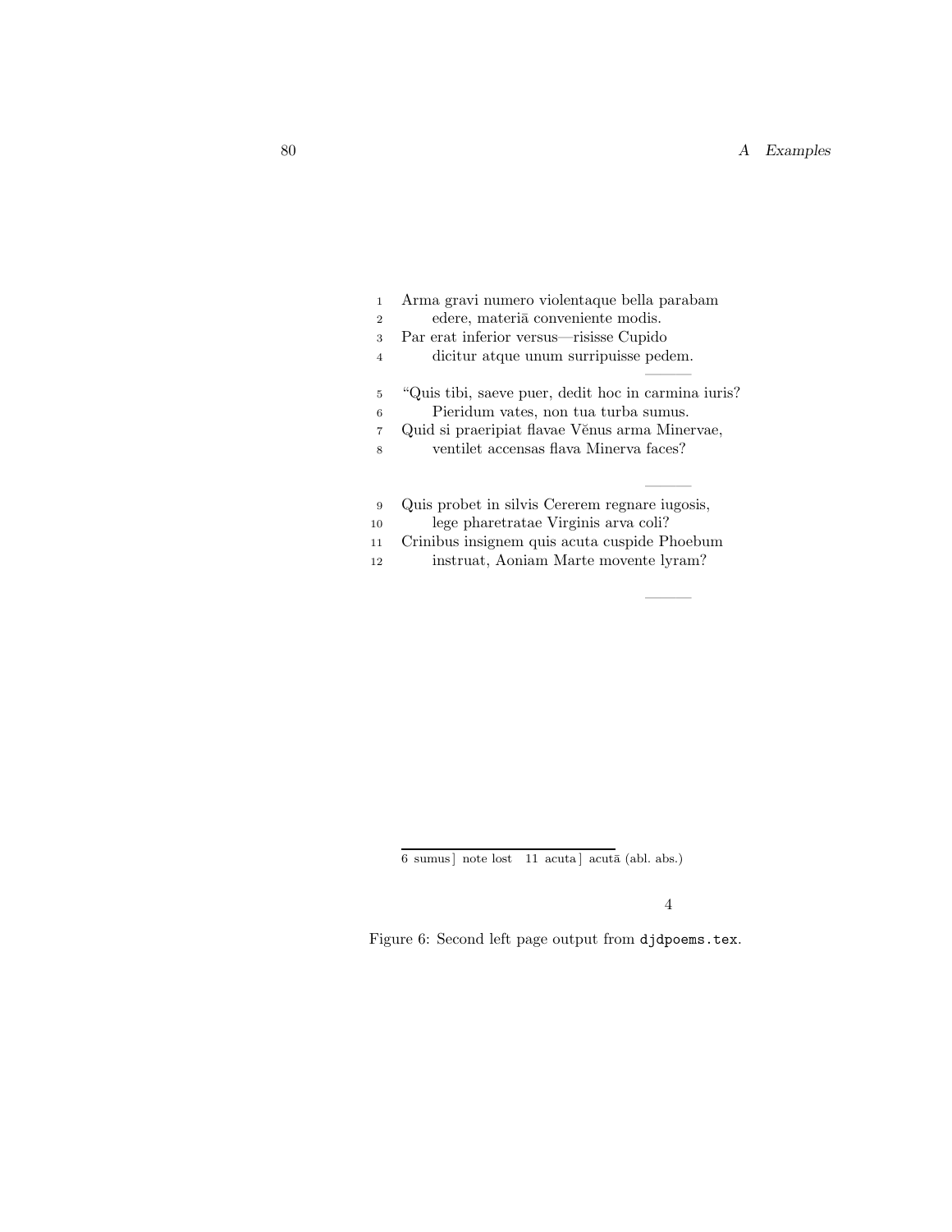1 Arma gravi numero violentaque bella parabam
2 edere, materiā conveniente modis.
3 Par erat inferior versus—risisse Cupido
4 dicitur atque unum surripuisse pedem.

5 "Quis tibi, saeve puer, dedit hoc in carmina iuris?
6 Pieridum vates, non tua turba sumus.
7 Quid si praeripiat flavae Vĕnus arma Minervae,
8 ventilet accensas flava Minerva faces?

9 Quis probet in silvis Cererem regnare iugosis,
10 lege pharetratae Virginis arva coli?
11 Crinibus insignem quis acuta cuspide Phoebum
12 instruat, Aoniam Marte movente lyram?

---

6 sumus] note lost 11 acuta] acutā (abl. abs.)

4

Figure 6: Second left page output from `djdpoems.tex`.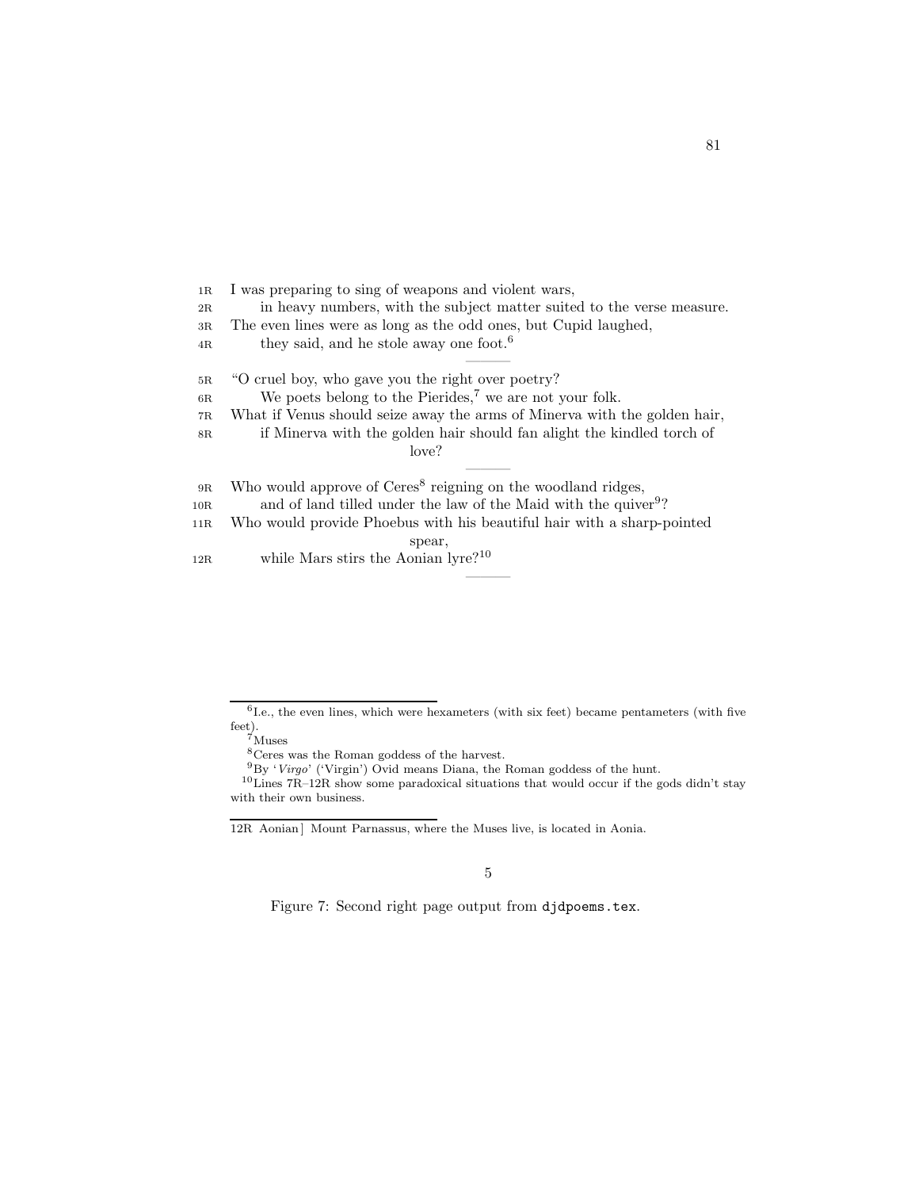1R I was preparing to sing of weapons and violent wars,
2R     in heavy numbers, with the subject matter suited to the verse measure.
3R The even lines were as long as the odd ones, but Cupid laughed,
4R     they said, and he stole away one foot.[6]

5R "O cruel boy, who gave you the right over poetry?
6R     We poets belong to the Pierides,[7] we are not your folk.
7R What if Venus should seize away the arms of Minerva with the golden hair,
8R     if Minerva with the golden hair should fan alight the kindled torch of love?

9R Who would approve of Ceres[8] reigning on the woodland ridges,
10R     and of land tilled under the law of the Maid with the quiver[9]?
11R Who would provide Phoebus with his beautiful hair with a sharp-pointed spear,
12R     while Mars stirs the Aonian lyre?[10]

---

[6] I.e., the even lines, which were hexameters (with six feet) became pentameters (with five feet).

[7] Muses

[8] Ceres was the Roman goddess of the harvest.

[9] By '*Virgo*' ('Virgin') Ovid means Diana, the Roman goddess of the hunt.

[10] Lines 7R–12R show some paradoxical situations that would occur if the gods didn't stay with their own business.

---

12R Aonian] Mount Parnassus, where the Muses live, is located in Aonia.

5

Figure 7: Second right page output from `djdpoems.tex`.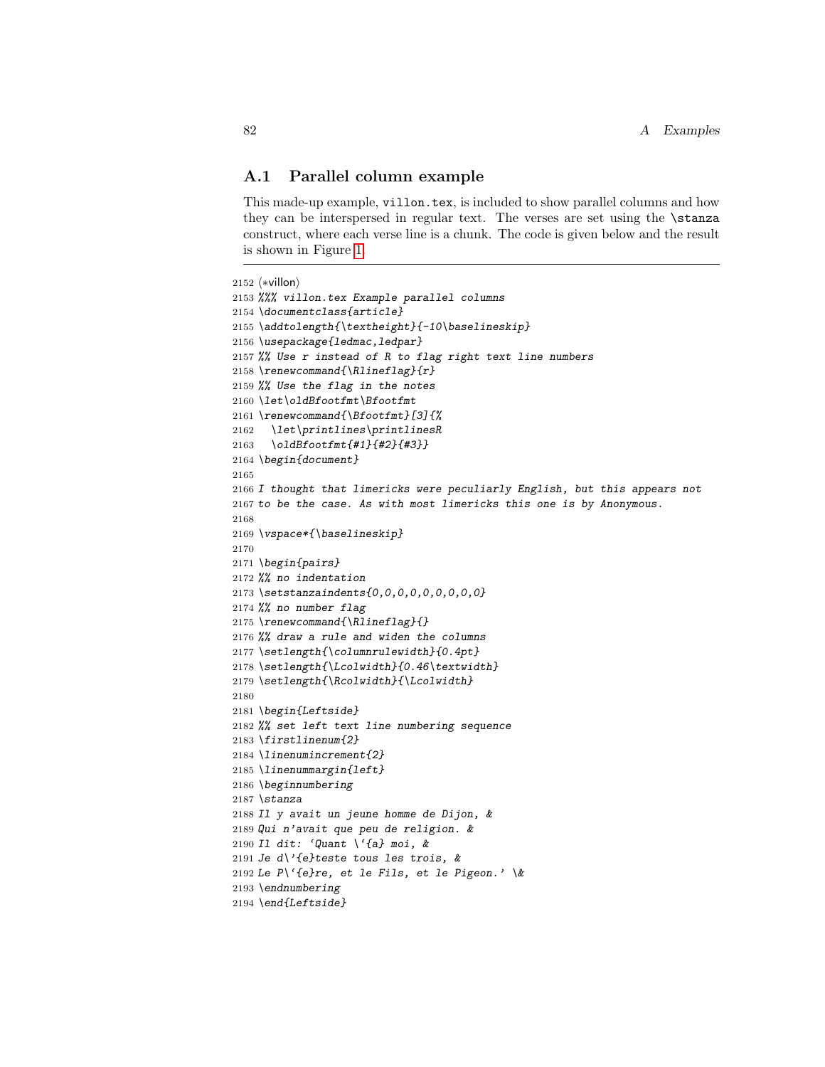## A.1 Parallel column example

This made-up example, `villon.tex`, is included to show parallel columns and how they can be interspersed in regular text. The verses are set using the `\stanza` construct, where each verse line is a chunk. The code is given below and the result is shown in Figure 1.

```
2152 ⟨*villon⟩
2153 %%% villon.tex Example parallel columns
2154 \documentclass{article}
2155 \addtolength{\textheight}{-10\baselineskip}
2156 \usepackage{ledmac,ledpar}
2157 %% Use r instead of R to flag right text line numbers
2158 \renewcommand{\Rlineflag}{r}
2159 %% Use the flag in the notes
2160 \let\oldBfootfmt\Bfootfmt
2161 \renewcommand{\Bfootfmt}[3]{%
2162   \let\printlines\printlinesR
2163   \oldBfootfmt{#1}{#2}{#3}}
2164 \begin{document}
2165
2166 I thought that limericks were peculiarly English, but this appears not
2167 to be the case. As with most limericks this one is by Anonymous.
2168
2169 \vspace*{\baselineskip}
2170
2171 \begin{pairs}
2172 %% no indentation
2173 \setstanzaindents{0,0,0,0,0,0,0,0,0}
2174 %% no number flag
2175 \renewcommand{\Rlineflag}{}
2176 %% draw a rule and widen the columns
2177 \setlength{\columnrulewidth}{0.4pt}
2178 \setlength{\Lcolwidth}{0.46\textwidth}
2179 \setlength{\Rcolwidth}{\Lcolwidth}
2180
2181 \begin{Leftside}
2182 %% set left text line numbering sequence
2183 \firstlinenum{2}
2184 \linenumincrement{2}
2185 \linenummargin{left}
2186 \beginnumbering
2187 \stanza
2188 Il y avait un jeune homme de Dijon, &
2189 Qui n'avait que peu de religion. &
2190 Il dit: `Quant \`{a} moi, &
2191 Je d\'{e}teste tous les trois, &
2192 Le P\`{e}re, et le Fils, et le Pigeon.' \&
2193 \endnumbering
2194 \end{Leftside}
```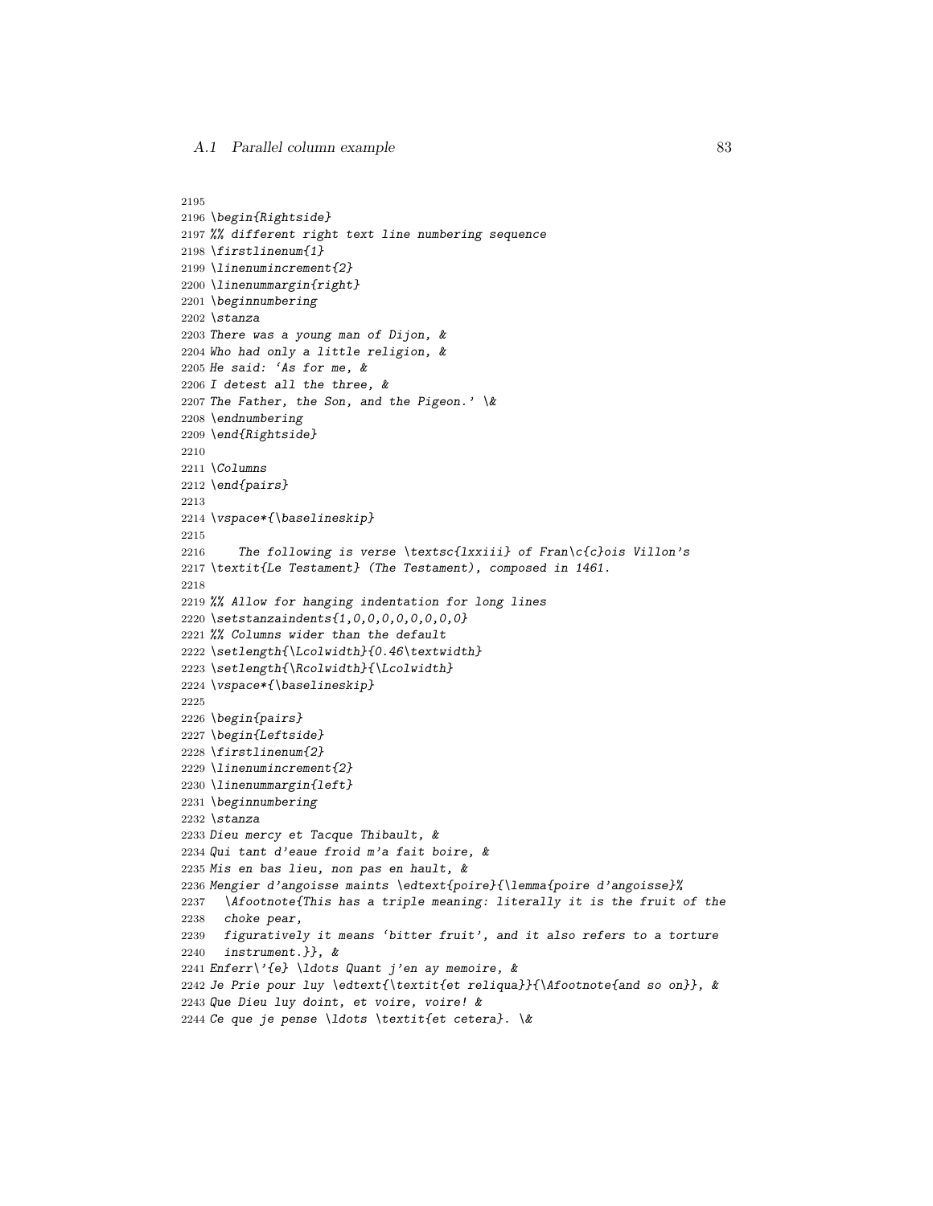```
2195
2196 \begin{Rightside}
2197 %% different right text line numbering sequence
2198 \firstlinenum{1}
2199 \linenumincrement{2}
2200 \linenummargin{right}
2201 \beginnumbering
2202 \stanza
2203 There was a young man of Dijon, &
2204 Who had only a little religion, &
2205 He said: ‘As for me, &
2206 I detest all the three, &
2207 The Father, the Son, and the Pigeon.’ \&
2208 \endnumbering
2209 \end{Rightside}
2210
2211 \Columns
2212 \end{pairs}
2213
2214 \vspace*{\baselineskip}
2215
2216     The following is verse \textsc{lxxiii} of Fran\c{c}ois Villon’s
2217 \textit{Le Testament} (The Testament), composed in 1461.
2218
2219 %% Allow for hanging indentation for long lines
2220 \setstanzaindents{1,0,0,0,0,0,0,0,0}
2221 %% Columns wider than the default
2222 \setlength{\Lcolwidth}{0.46\textwidth}
2223 \setlength{\Rcolwidth}{\Lcolwidth}
2224 \vspace*{\baselineskip}
2225
2226 \begin{pairs}
2227 \begin{Leftside}
2228 \firstlinenum{2}
2229 \linenumincrement{2}
2230 \linenummargin{left}
2231 \beginnumbering
2232 \stanza
2233 Dieu mercy et Tacque Thibault, &
2234 Qui tant d’eaue froid m’a fait boire, &
2235 Mis en bas lieu, non pas en hault, &
2236 Mengier d’angoisse maints \edtext{poire}{\lemma{poire d’angoisse}%
2237   \Afootnote{This has a triple meaning: literally it is the fruit of the
2238   choke pear,
2239   figuratively it means ‘bitter fruit’, and it also refers to a torture
2240   instrument.}}, &
2241 Enferr\'{e} \ldots Quant j’en ay memoire, &
2242 Je Prie pour luy \edtext{\textit{et reliqua}}{\Afootnote{and so on}}, &
2243 Que Dieu luy doint, et voire, voire! &
2244 Ce que je pense \ldots \textit{et cetera}. \&
```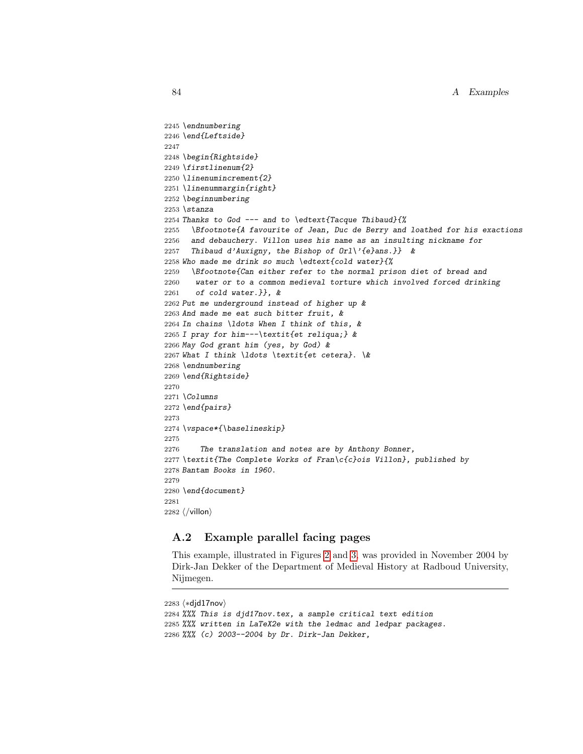```
2245 \endnumbering
2246 \end{Leftside}
2247
2248 \begin{Rightside}
2249 \firstlinenum{2}
2250 \linenumincrement{2}
2251 \linenummargin{right}
2252 \beginnumbering
2253 \stanza
2254 Thanks to God --- and to \edtext{Tacque Thibaud}{%
2255   \Bfootnote{A favourite of Jean, Duc de Berry and loathed for his exactions
2256   and debauchery. Villon uses his name as an insulting nickname for
2257   Thibaud d'Auxigny, the Bishop of Orl\'{e}ans.}}  &
2258 Who made me drink so much \edtext{cold water}{%
2259   \Bfootnote{Can either refer to the normal prison diet of bread and
2260    water or to a common medieval torture which involved forced drinking
2261    of cold water.}}, &
2262 Put me underground instead of higher up &
2263 And made me eat such bitter fruit, &
2264 In chains \ldots When I think of this, &
2265 I pray for him---\textit{et reliqua;} &
2266 May God grant him (yes, by God) &
2267 What I think \ldots \textit{et cetera}. \&
2268 \endnumbering
2269 \end{Rightside}
2270
2271 \Columns
2272 \end{pairs}
2273
2274 \vspace*{\baselineskip}
2275
2276     The translation and notes are by Anthony Bonner,
2277 \textit{The Complete Works of Fran\c{c}ois Villon}, published by
2278 Bantam Books in 1960.
2279
2280 \end{document}
2281
2282 ⟨/villon⟩
```

## A.2 Example parallel facing pages

This example, illustrated in Figures 2 and 3, was provided in November 2004 by Dirk-Jan Dekker of the Department of Medieval History at Radboud University, Nijmegen.

```
2283 ⟨*djd17nov⟩
2284 %%% This is djd17nov.tex, a sample critical text edition
2285 %%% written in LaTeX2e with the ledmac and ledpar packages.
2286 %%% (c) 2003--2004 by Dr. Dirk-Jan Dekker,
```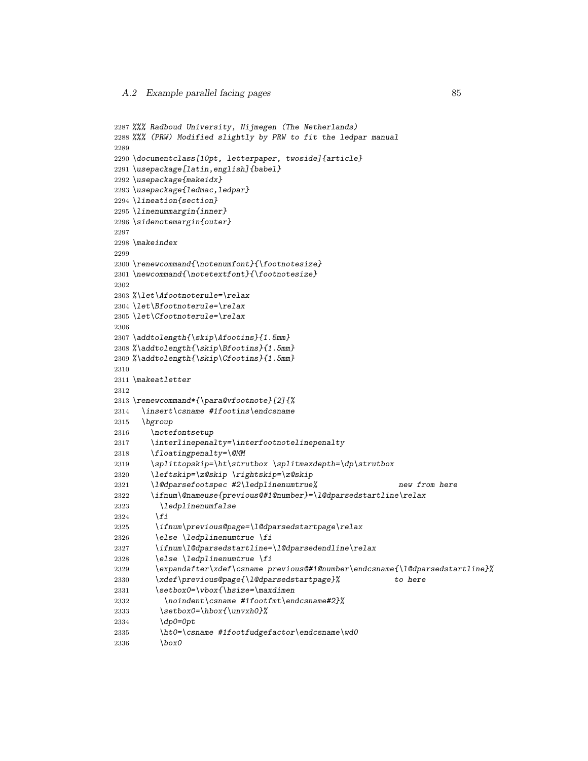```
2287 %%% Radboud University, Nijmegen (The Netherlands)
2288 %%% (PRW) Modified slightly by PRW to fit the ledpar manual
2289
2290 \documentclass[10pt, letterpaper, twoside]{article}
2291 \usepackage[latin,english]{babel}
2292 \usepackage{makeidx}
2293 \usepackage{ledmac,ledpar}
2294 \lineation{section}
2295 \linenummargin{inner}
2296 \sidenotemargin{outer}
2297
2298 \makeindex
2299
2300 \renewcommand{\notenumfont}{\footnotesize}
2301 \newcommand{\notetextfont}{\footnotesize}
2302
2303 %\let\Afootnoterule=\relax
2304 \let\Bfootnoterule=\relax
2305 \let\Cfootnoterule=\relax
2306
2307 \addtolength{\skip\Afootins}{1.5mm}
2308 %\addtolength{\skip\Bfootins}{1.5mm}
2309 %\addtolength{\skip\Cfootins}{1.5mm}
2310
2311 \makeatletter
2312
2313 \renewcommand*{\para@vfootnote}[2]{%
2314   \insert\csname #1footins\endcsname
2315   \bgroup
2316     \notefontsetup
2317     \interlinepenalty=\interfootnotelinepenalty
2318     \floatingpenalty=\@MM
2319     \splittopskip=\ht\strutbox \splitmaxdepth=\dp\strutbox
2320     \leftskip=\z@skip \rightskip=\z@skip
2321     \l@dparsefootspec #2\ledplinenumtrue%                    new from here
2322     \ifnum\@nameuse{previous@#1@number}=\l@dparsedstartline\relax
2323       \ledplinenumfalse
2324     \fi
2325     \ifnum\previous@page=\l@dparsedstartpage\relax
2326     \else \ledplinenumtrue \fi
2327     \ifnum\l@dparsedstartline=\l@dparsedendline\relax
2328     \else \ledplinenumtrue \fi
2329     \expandafter\xdef\csname previous@#1@number\endcsname{\l@dparsedstartline}%
2330     \xdef\previous@page{\l@dparsedstartpage}%            to here
2331     \setbox0=\vbox{\hsize=\maxdimen
2332       \noindent\csname #1footfmt\endcsname#2}%
2333     \setbox0=\hbox{\unvxh0}%
2334     \dp0=0pt
2335     \ht0=\csname #1footfudgefactor\endcsname\wd0
2336     \box0
```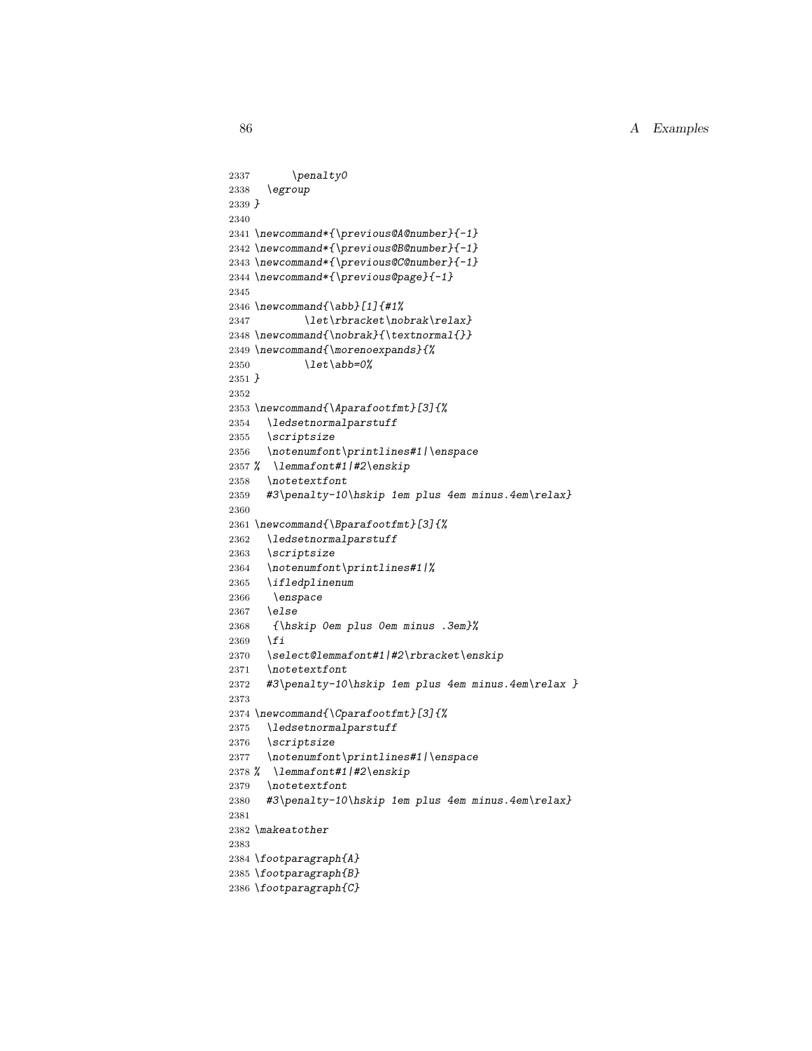```
2337       \penalty0
2338   \egroup
2339 }
2340
2341 \newcommand*{\previous@A@number}{-1}
2342 \newcommand*{\previous@B@number}{-1}
2343 \newcommand*{\previous@C@number}{-1}
2344 \newcommand*{\previous@page}{-1}
2345
2346 \newcommand{\abb}[1]{#1%
2347         \let\rbracket\nobrak\relax}
2348 \newcommand{\nobrak}{\textnormal{}}
2349 \newcommand{\morenoexpands}{%
2350         \let\abb=0%
2351 }
2352
2353 \newcommand{\Aparafootfmt}[3]{%
2354   \ledsetnormalparstuff
2355   \scriptsize
2356   \notenumfont\printlines#1|\enspace
2357 %  \lemmafont#1|#2\enskip
2358   \notetextfont
2359   #3\penalty-10\hskip 1em plus 4em minus.4em\relax}
2360
2361 \newcommand{\Bparafootfmt}[3]{%
2362   \ledsetnormalparstuff
2363   \scriptsize
2364   \notenumfont\printlines#1|%
2365   \ifledplinenum
2366    \enspace
2367   \else
2368    {\hskip 0em plus 0em minus .3em}%
2369   \fi
2370   \select@lemmafont#1|#2\rbracket\enskip
2371   \notetextfont
2372   #3\penalty-10\hskip 1em plus 4em minus.4em\relax }
2373
2374 \newcommand{\Cparafootfmt}[3]{%
2375   \ledsetnormalparstuff
2376   \scriptsize
2377   \notenumfont\printlines#1|\enspace
2378 %  \lemmafont#1|#2\enskip
2379   \notetextfont
2380   #3\penalty-10\hskip 1em plus 4em minus.4em\relax}
2381
2382 \makeatother
2383
2384 \footparagraph{A}
2385 \footparagraph{B}
2386 \footparagraph{C}
```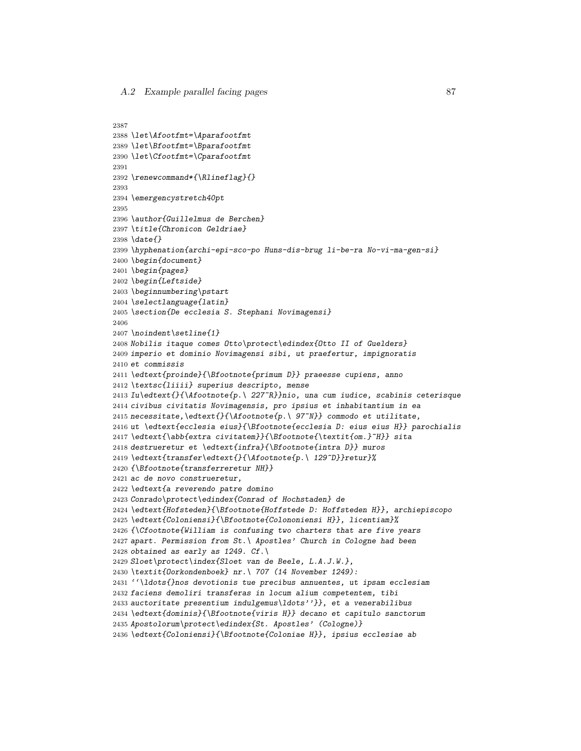```
2387
2388 \let\Afootfmt=\Aparafootfmt
2389 \let\Bfootfmt=\Bparafootfmt
2390 \let\Cfootfmt=\Cparafootfmt
2391
2392 \renewcommand*{\Rlineflag}{}
2393
2394 \emergencystretch40pt
2395
2396 \author{Guillelmus de Berchen}
2397 \title{Chronicon Geldriae}
2398 \date{}
2399 \hyphenation{archi-epi-sco-po Huns-dis-brug li-be-ra No-vi-ma-gen-si}
2400 \begin{document}
2401 \begin{pages}
2402 \begin{Leftside}
2403 \beginnumbering\pstart
2404 \selectlanguage{latin}
2405 \section{De ecclesia S. Stephani Novimagensi}
2406
2407 \noindent\setline{1}
2408 Nobilis itaque comes Otto\protect\edindex{Otto II of Guelders}
2409 imperio et dominio Novimagensi sibi, ut praefertur, impignoratis
2410 et commissis
2411 \edtext{proinde}{\Bfootnote{primum D}} praeesse cupiens, anno
2412 \textsc{liiii} superius descripto, mense
2413 Iu\edtext{}{\Afootnote{p.\ 227~R}}nio, una cum iudice, scabinis ceterisque
2414 civibus civitatis Novimagensis, pro ipsius et inhabitantium in ea
2415 necessitate,\edtext{}{\Afootnote{p.\ 97~N}} commodo et utilitate,
2416 ut \edtext{ecclesia eius}{\Bfootnote{ecclesia D: eius eius H}} parochialis
2417 \edtext{\abb{extra civitatem}}{\Bfootnote{\textit{om.}~H}} sita
2418 destrueretur et \edtext{infra}{\Bfootnote{intra D}} muros
2419 \edtext{transfer\edtext{}{\Afootnote{p.\ 129~D}}retur}%
2420 {\Bfootnote{transferreretur NH}}
2421 ac de novo construeretur,
2422 \edtext{a reverendo patre domino
2423 Conrado\protect\edindex{Conrad of Hochstaden} de
2424 \edtext{Hofsteden}{\Bfootnote{Hoffstede D: Hoffsteden H}}, archiepiscopo
2425 \edtext{Coloniensi}{\Bfootnote{Colononiensi H}}, licentiam}%
2426 {\Cfootnote{William is confusing two charters that are five years
2427 apart. Permission from St.\ Apostles' Church in Cologne had been
2428 obtained as early as 1249. Cf.\
2429 Sloet\protect\index{Sloet van de Beele, L.A.J.W.},
2430 \textit{Oorkondenboek} nr.\ 707 (14 November 1249):
2431 ``\ldots{}nos devotionis tue precibus annuentes, ut ipsam ecclesiam
2432 faciens demoliri transferas in locum alium competentem, tibi
2433 auctoritate presentium indulgemus\ldots''}}, et a venerabilibus
2434 \edtext{dominis}{\Bfootnote{viris H}} decano et capitulo sanctorum
2435 Apostolorum\protect\edindex{St. Apostles' (Cologne)}
2436 \edtext{Coloniensi}{\Bfootnote{Coloniae H}}, ipsius ecclesiae ab
```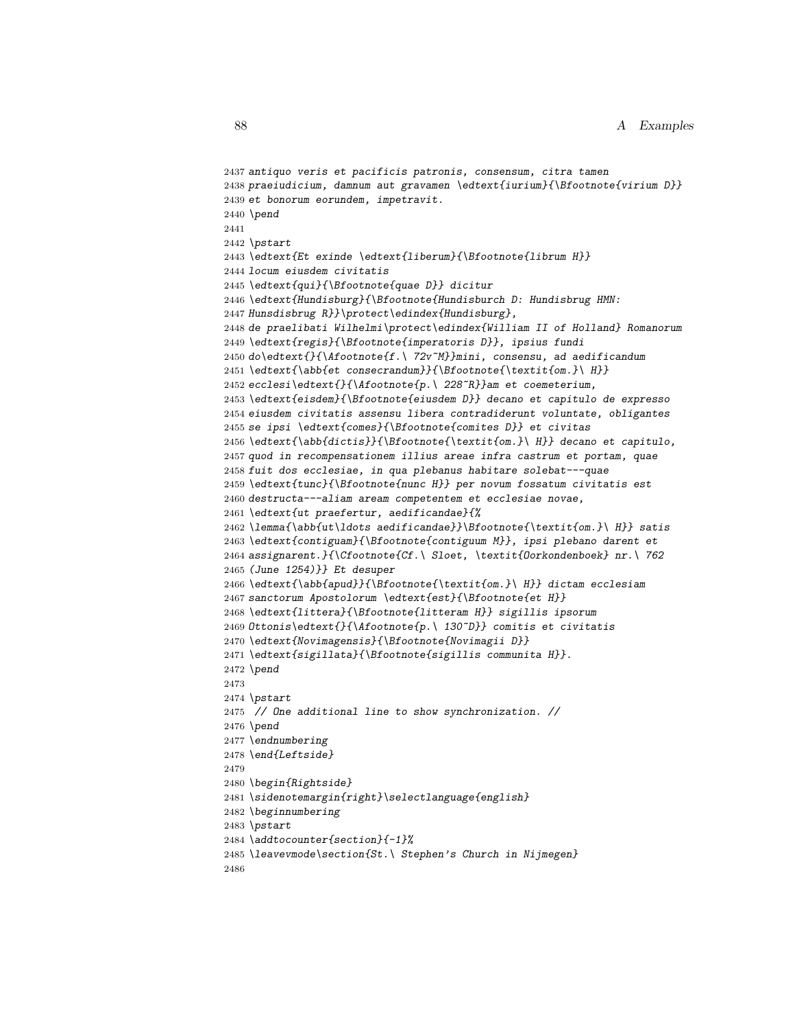```
2437 antiquo veris et pacificis patronis, consensum, citra tamen
2438 praeiudicium, damnum aut gravamen \edtext{iurium}{\Bfootnote{virium D}}
2439 et bonorum eorundem, impetravit.
2440 \pend
2441
2442 \pstart
2443 \edtext{Et exinde \edtext{liberum}{\Bfootnote{librum H}}
2444 locum eiusdem civitatis
2445 \edtext{qui}{\Bfootnote{quae D}} dicitur
2446 \edtext{Hundisburg}{\Bfootnote{Hundisburch D: Hundisbrug HMN:
2447 Hunsdisbrug R}}\protect\edindex{Hundisburg},
2448 de praelibati Wilhelmi\protect\edindex{William II of Holland} Romanorum
2449 \edtext{regis}{\Bfootnote{imperatoris D}}, ipsius fundi
2450 do\edtext{}{\Afootnote{f.\ 72v~M}}mini, consensu, ad aedificandum
2451 \edtext{\abb{et consecrandum}}{\Bfootnote{\textit{om.}\ H}}
2452 ecclesi\edtext{}{\Afootnote{p.\ 228~R}}am et coemeterium,
2453 \edtext{eisdem}{\Bfootnote{eiusdem D}} decano et capitulo de expresso
2454 eiusdem civitatis assensu libera contradiderunt voluntate, obligantes
2455 se ipsi \edtext{comes}{\Bfootnote{comites D}} et civitas
2456 \edtext{\abb{dictis}}{\Bfootnote{\textit{om.}\ H}} decano et capitulo,
2457 quod in recompensationem illius areae infra castrum et portam, quae
2458 fuit dos ecclesiae, in qua plebanus habitare solebat---quae
2459 \edtext{tunc}{\Bfootnote{nunc H}} per novum fossatum civitatis est
2460 destructa---aliam aream competentem et ecclesiae novae,
2461 \edtext{ut praefertur, aedificandae}{%
2462 \lemma{\abb{ut\ldots aedificandae}}\Bfootnote{\textit{om.}\ H}} satis
2463 \edtext{contiguam}{\Bfootnote{contiguum M}}, ipsi plebano darent et
2464 assignarent.}{\Cfootnote{Cf.\ Sloet, \textit{Oorkondenboek} nr.\ 762
2465 (June 1254)}} Et desuper
2466 \edtext{\abb{apud}}{\Bfootnote{\textit{om.}\ H}} dictam ecclesiam
2467 sanctorum Apostolorum \edtext{est}{\Bfootnote{et H}}
2468 \edtext{littera}{\Bfootnote{litteram H}} sigillis ipsorum
2469 Ottonis\edtext{}{\Afootnote{p.\ 130~D}} comitis et civitatis
2470 \edtext{Novimagensis}{\Bfootnote{Novimagii D}}
2471 \edtext{sigillata}{\Bfootnote{sigillis communita H}}.
2472 \pend
2473
2474 \pstart
2475  // One additional line to show synchronization. //
2476 \pend
2477 \endnumbering
2478 \end{Leftside}
2479
2480 \begin{Rightside}
2481 \sidenotemargin{right}\selectlanguage{english}
2482 \beginnumbering
2483 \pstart
2484 \addtocounter{section}{-1}%
2485 \leavevmode\section{St.\ Stephen's Church in Nijmegen}
2486
```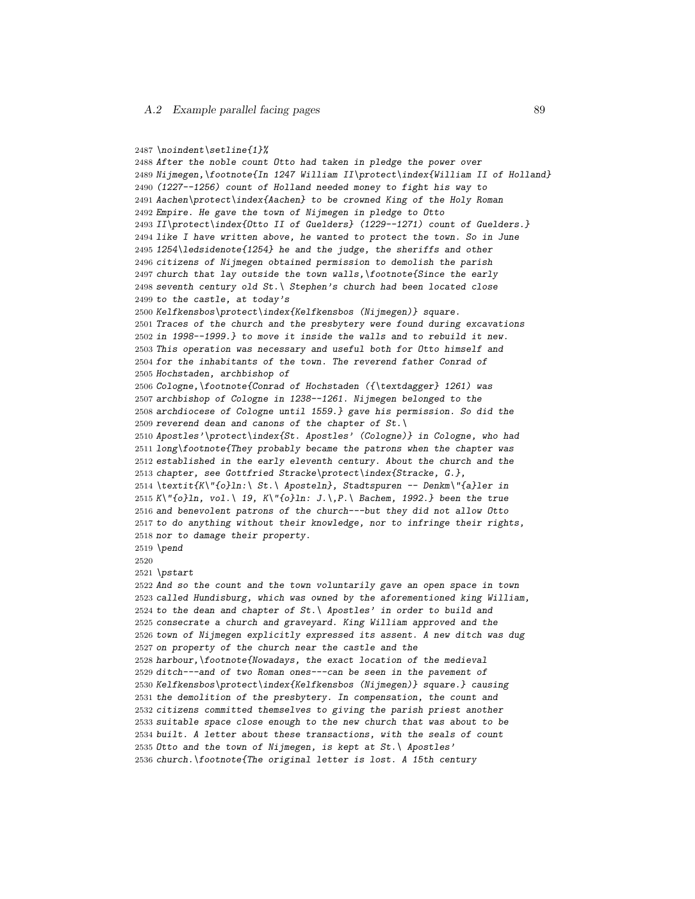```
2487 \noindent\setline{1}%
2488 After the noble count Otto had taken in pledge the power over
2489 Nijmegen,\footnote{In 1247 William II\protect\index{William II of Holland}
2490 (1227--1256) count of Holland needed money to fight his way to
2491 Aachen\protect\index{Aachen} to be crowned King of the Holy Roman
2492 Empire. He gave the town of Nijmegen in pledge to Otto
2493 II\protect\index{Otto II of Guelders} (1229--1271) count of Guelders.}
2494 like I have written above, he wanted to protect the town. So in June
2495 1254\ledsidenote{1254} he and the judge, the sheriffs and other
2496 citizens of Nijmegen obtained permission to demolish the parish
2497 church that lay outside the town walls,\footnote{Since the early
2498 seventh century old St.\ Stephen's church had been located close
2499 to the castle, at today's
2500 Kelfkensbos\protect\index{Kelfkensbos (Nijmegen)} square.
2501 Traces of the church and the presbytery were found during excavations
2502 in 1998--1999.} to move it inside the walls and to rebuild it new.
2503 This operation was necessary and useful both for Otto himself and
2504 for the inhabitants of the town. The reverend father Conrad of
2505 Hochstaden, archbishop of
2506 Cologne,\footnote{Conrad of Hochstaden ({\textdagger} 1261) was
2507 archbishop of Cologne in 1238--1261. Nijmegen belonged to the
2508 archdiocese of Cologne until 1559.} gave his permission. So did the
2509 reverend dean and canons of the chapter of St.\
2510 Apostles'\protect\index{St. Apostles' (Cologne)} in Cologne, who had
2511 long\footnote{They probably became the patrons when the chapter was
2512 established in the early eleventh century. About the church and the
2513 chapter, see Gottfried Stracke\protect\index{Stracke, G.},
2514 \textit{K\"{o}ln:\ St.\ Aposteln}, Stadtspuren -- Denkm\"{a}ler in
2515 K\"{o}ln, vol.\ 19, K\"{o}ln: J.\,P.\ Bachem, 1992.} been the true
2516 and benevolent patrons of the church---but they did not allow Otto
2517 to do anything without their knowledge, nor to infringe their rights,
2518 nor to damage their property.
2519 \pend
2520
2521 \pstart
2522 And so the count and the town voluntarily gave an open space in town
2523 called Hundisburg, which was owned by the aforementioned king William,
2524 to the dean and chapter of St.\ Apostles' in order to build and
2525 consecrate a church and graveyard. King William approved and the
2526 town of Nijmegen explicitly expressed its assent. A new ditch was dug
2527 on property of the church near the castle and the
2528 harbour,\footnote{Nowadays, the exact location of the medieval
2529 ditch---and of two Roman ones---can be seen in the pavement of
2530 Kelfkensbos\protect\index{Kelfkensbos (Nijmegen)} square.} causing
2531 the demolition of the presbytery. In compensation, the count and
2532 citizens committed themselves to giving the parish priest another
2533 suitable space close enough to the new church that was about to be
2534 built. A letter about these transactions, with the seals of count
2535 Otto and the town of Nijmegen, is kept at St.\ Apostles'
2536 church.\footnote{The original letter is lost. A 15th century
```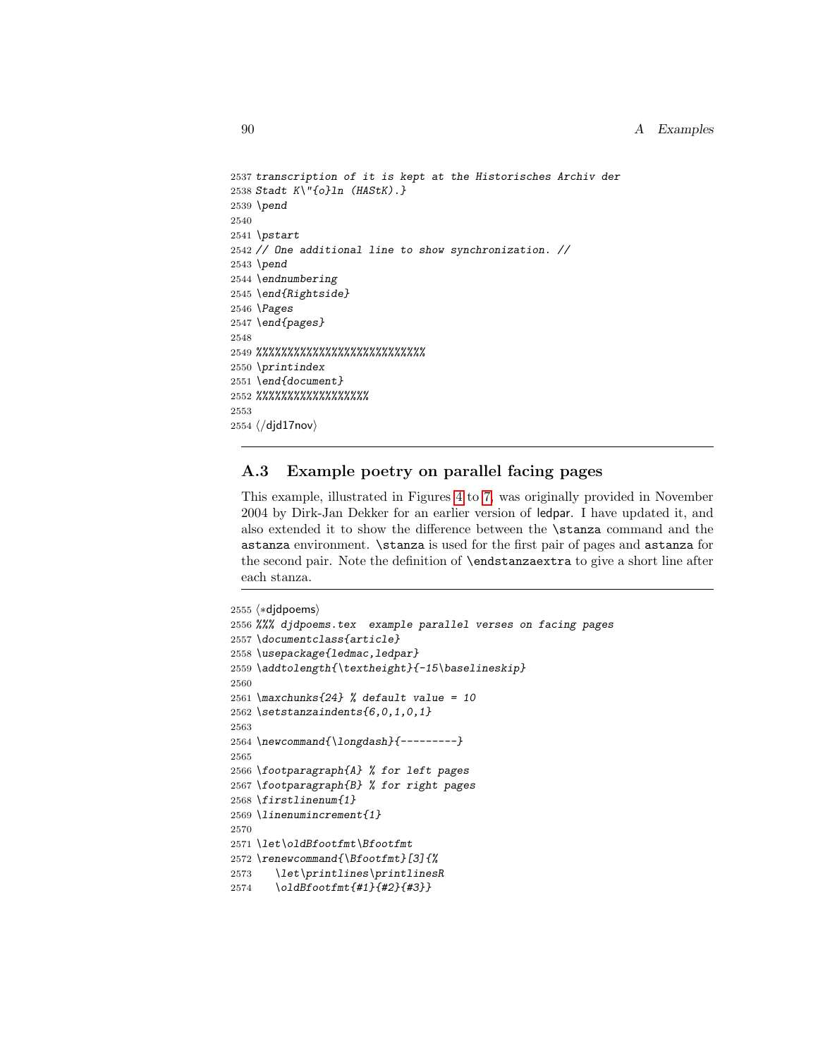```
2537 transcription of it is kept at the Historisches Archiv der
2538 Stadt K\"{o}ln (HAStK).}
2539 \pend
2540
2541 \pstart
2542 // One additional line to show synchronization. //
2543 \pend
2544 \endnumbering
2545 \end{Rightside}
2546 \Pages
2547 \end{pages}
2548
2549 %%%%%%%%%%%%%%%%%%%%%%%%%%
2550 \printindex
2551 \end{document}
2552 %%%%%%%%%%%%%%%%%%
2553
2554 ⟨/djd17nov⟩
```

## A.3 Example poetry on parallel facing pages

This example, illustrated in Figures 4 to 7, was originally provided in November 2004 by Dirk-Jan Dekker for an earlier version of ledpar. I have updated it, and also extended it to show the difference between the `\stanza` command and the `astanza` environment. `\stanza` is used for the first pair of pages and `astanza` for the second pair. Note the definition of `\endstanzaextra` to give a short line after each stanza.

```
2555 ⟨*djdpoems⟩
2556 %%% djdpoems.tex  example parallel verses on facing pages
2557 \documentclass{article}
2558 \usepackage{ledmac,ledpar}
2559 \addtolength{\textheight}{-15\baselineskip}
2560
2561 \maxchunks{24} % default value = 10
2562 \setstanzaindents{6,0,1,0,1}
2563
2564 \newcommand{\longdash}{---------}
2565
2566 \footparagraph{A} % for left pages
2567 \footparagraph{B} % for right pages
2568 \firstlinenum{1}
2569 \linenumincrement{1}
2570
2571 \let\oldBfootfmt\Bfootfmt
2572 \renewcommand{\Bfootfmt}[3]{%
2573    \let\printlines\printlinesR
2574    \oldBfootfmt{#1}{#2}{#3}}
```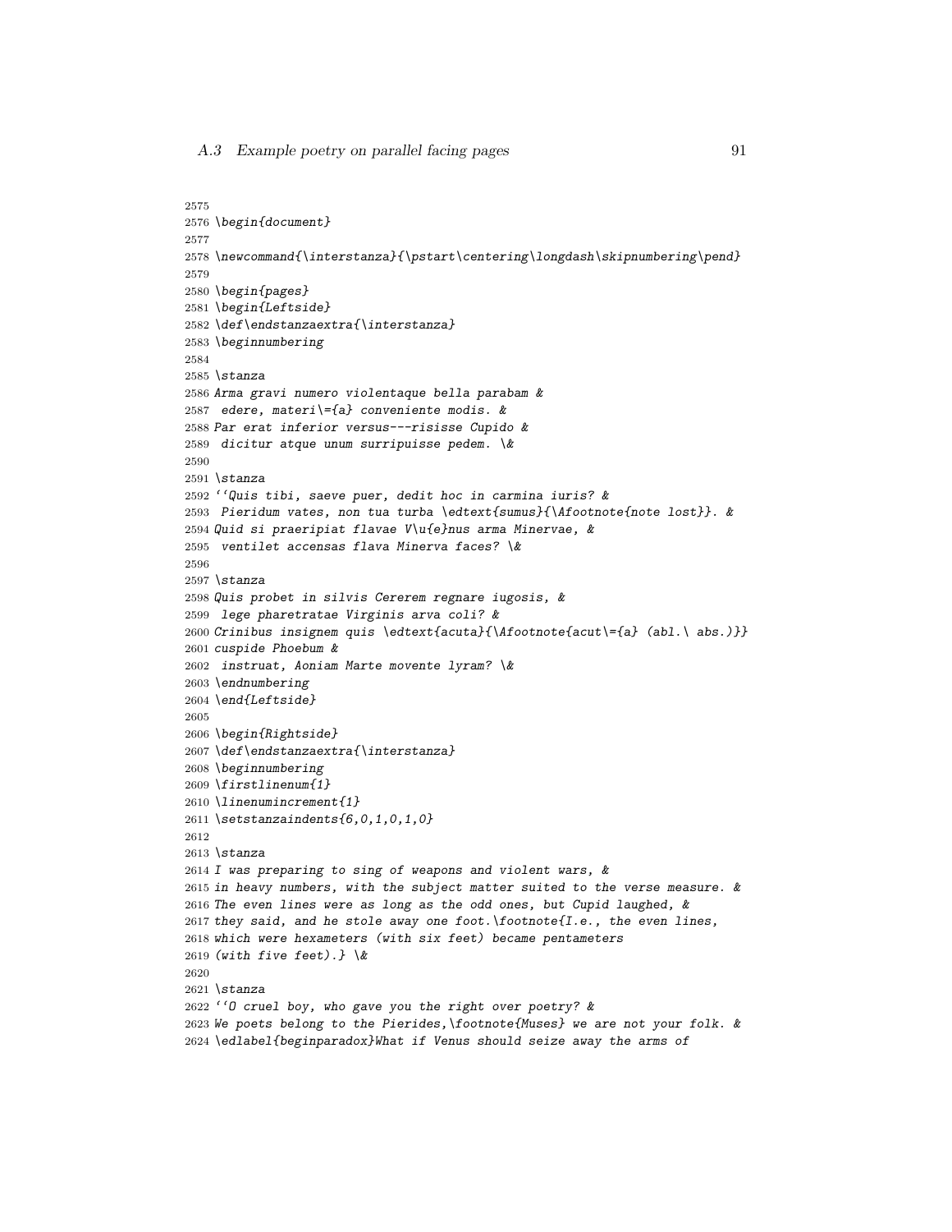```
2575
2576 \begin{document}
2577
2578 \newcommand{\interstanza}{\pstart\centering\longdash\skipnumbering\pend}
2579
2580 \begin{pages}
2581 \begin{Leftside}
2582 \def\endstanzaextra{\interstanza}
2583 \beginnumbering
2584
2585 \stanza
2586 Arma gravi numero violentaque bella parabam &
2587  edere, materi\={a} conveniente modis. &
2588 Par erat inferior versus---risisse Cupido &
2589  dicitur atque unum surripuisse pedem. \&
2590
2591 \stanza
2592 ``Quis tibi, saeve puer, dedit hoc in carmina iuris? &
2593  Pieridum vates, non tua turba \edtext{sumus}{\Afootnote{note lost}}. &
2594 Quid si praeripiat flavae V\u{e}nus arma Minervae, &
2595  ventilet accensas flava Minerva faces? \&
2596
2597 \stanza
2598 Quis probet in silvis Cererem regnare iugosis, &
2599  lege pharetratae Virginis arva coli? &
2600 Crinibus insignem quis \edtext{acuta}{\Afootnote{acut\={a} (abl.\ abs.)}}
2601 cuspide Phoebum &
2602  instruat, Aoniam Marte movente lyram? \&
2603 \endnumbering
2604 \end{Leftside}
2605
2606 \begin{Rightside}
2607 \def\endstanzaextra{\interstanza}
2608 \beginnumbering
2609 \firstlinenum{1}
2610 \linenumincrement{1}
2611 \setstanzaindents{6,0,1,0,1,0}
2612
2613 \stanza
2614 I was preparing to sing of weapons and violent wars, &
2615 in heavy numbers, with the subject matter suited to the verse measure. &
2616 The even lines were as long as the odd ones, but Cupid laughed, &
2617 they said, and he stole away one foot.\footnote{I.e., the even lines,
2618 which were hexameters (with six feet) became pentameters
2619 (with five feet).} \&
2620
2621 \stanza
2622 ``O cruel boy, who gave you the right over poetry? &
2623 We poets belong to the Pierides,\footnote{Muses} we are not your folk. &
2624 \edlabel{beginparadox}What if Venus should seize away the arms of
```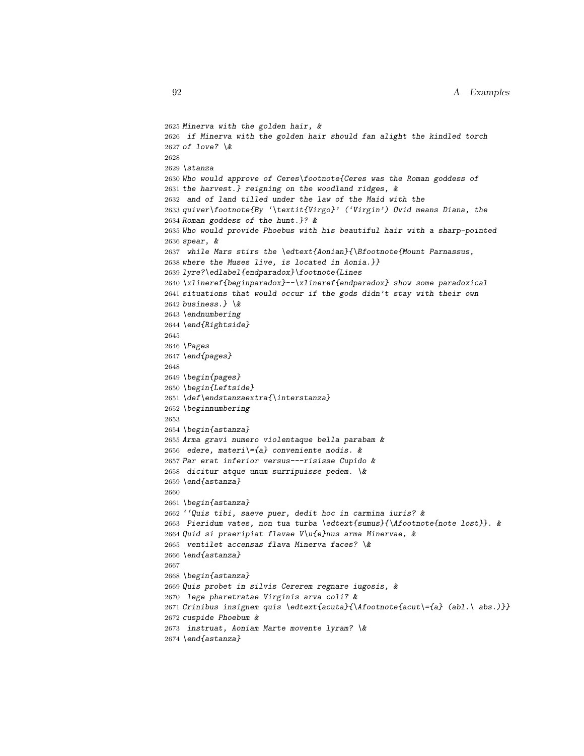```
2625 Minerva with the golden hair, &
2626  if Minerva with the golden hair should fan alight the kindled torch
2627 of love? \&
2628
2629 \stanza
2630 Who would approve of Ceres\footnote{Ceres was the Roman goddess of
2631 the harvest.} reigning on the woodland ridges, &
2632  and of land tilled under the law of the Maid with the
2633 quiver\footnote{By `\textit{Virgo}' (`Virgin') Ovid means Diana, the
2634 Roman goddess of the hunt.}? &
2635 Who would provide Phoebus with his beautiful hair with a sharp-pointed
2636 spear, &
2637  while Mars stirs the \edtext{Aonian}{\Bfootnote{Mount Parnassus,
2638 where the Muses live, is located in Aonia.}}
2639 lyre?\edlabel{endparadox}\footnote{Lines
2640 \xlineref{beginparadox}--\xlineref{endparadox} show some paradoxical
2641 situations that would occur if the gods didn't stay with their own
2642 business.} \&
2643 \endnumbering
2644 \end{Rightside}
2645
2646 \Pages
2647 \end{pages}
2648
2649 \begin{pages}
2650 \begin{Leftside}
2651 \def\endstanzaextra{\interstanza}
2652 \beginnumbering
2653
2654 \begin{astanza}
2655 Arma gravi numero violentaque bella parabam &
2656  edere, materi\={a} conveniente modis. &
2657 Par erat inferior versus---risisse Cupido &
2658  dicitur atque unum surripuisse pedem. \&
2659 \end{astanza}
2660
2661 \begin{astanza}
2662 ``Quis tibi, saeve puer, dedit hoc in carmina iuris? &
2663  Pieridum vates, non tua turba \edtext{sumus}{\Afootnote{note lost}}. &
2664 Quid si praeripiat flavae V\u{e}nus arma Minervae, &
2665  ventilet accensas flava Minerva faces? \&
2666 \end{astanza}
2667
2668 \begin{astanza}
2669 Quis probet in silvis Cererem regnare iugosis, &
2670  lege pharetratae Virginis arva coli? &
2671 Crinibus insignem quis \edtext{acuta}{\Afootnote{acut\={a} (abl.\ abs.)}}
2672 cuspide Phoebum &
2673  instruat, Aoniam Marte movente lyram? \&
2674 \end{astanza}
```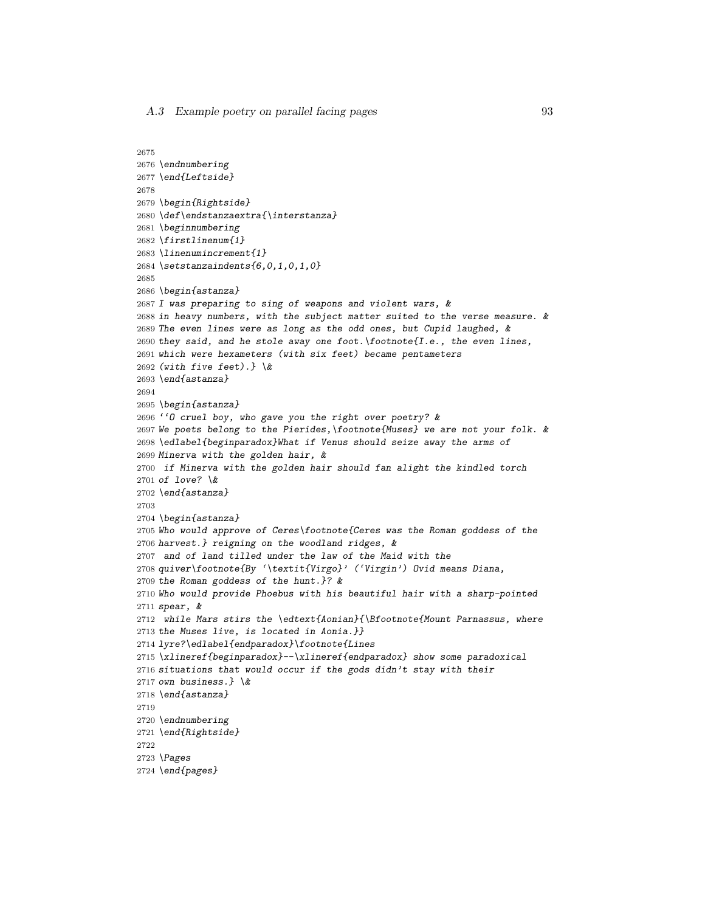```
2675
2676 \endnumbering
2677 \end{Leftside}
2678
2679 \begin{Rightside}
2680 \def\endstanzaextra{\interstanza}
2681 \beginnumbering
2682 \firstlinenum{1}
2683 \linenumincrement{1}
2684 \setstanzaindents{6,0,1,0,1,0}
2685
2686 \begin{astanza}
2687 I was preparing to sing of weapons and violent wars, &
2688 in heavy numbers, with the subject matter suited to the verse measure. &
2689 The even lines were as long as the odd ones, but Cupid laughed, &
2690 they said, and he stole away one foot.\footnote{I.e., the even lines,
2691 which were hexameters (with six feet) became pentameters
2692 (with five feet).} \&
2693 \end{astanza}
2694
2695 \begin{astanza}
2696 ``O cruel boy, who gave you the right over poetry? &
2697 We poets belong to the Pierides,\footnote{Muses} we are not your folk. &
2698 \edlabel{beginparadox}What if Venus should seize away the arms of
2699 Minerva with the golden hair, &
2700  if Minerva with the golden hair should fan alight the kindled torch
2701 of love? \&
2702 \end{astanza}
2703
2704 \begin{astanza}
2705 Who would approve of Ceres\footnote{Ceres was the Roman goddess of the
2706 harvest.} reigning on the woodland ridges, &
2707  and of land tilled under the law of the Maid with the
2708 quiver\footnote{By `\textit{Virgo}' (`Virgin') Ovid means Diana,
2709 the Roman goddess of the hunt.}? &
2710 Who would provide Phoebus with his beautiful hair with a sharp-pointed
2711 spear, &
2712  while Mars stirs the \edtext{Aonian}{\Bfootnote{Mount Parnassus, where
2713 the Muses live, is located in Aonia.}}
2714 lyre?\edlabel{endparadox}\footnote{Lines
2715 \xlineref{beginparadox}--\xlineref{endparadox} show some paradoxical
2716 situations that would occur if the gods didn't stay with their
2717 own business.} \&
2718 \end{astanza}
2719
2720 \endnumbering
2721 \end{Rightside}
2722
2723 \Pages
2724 \end{pages}
```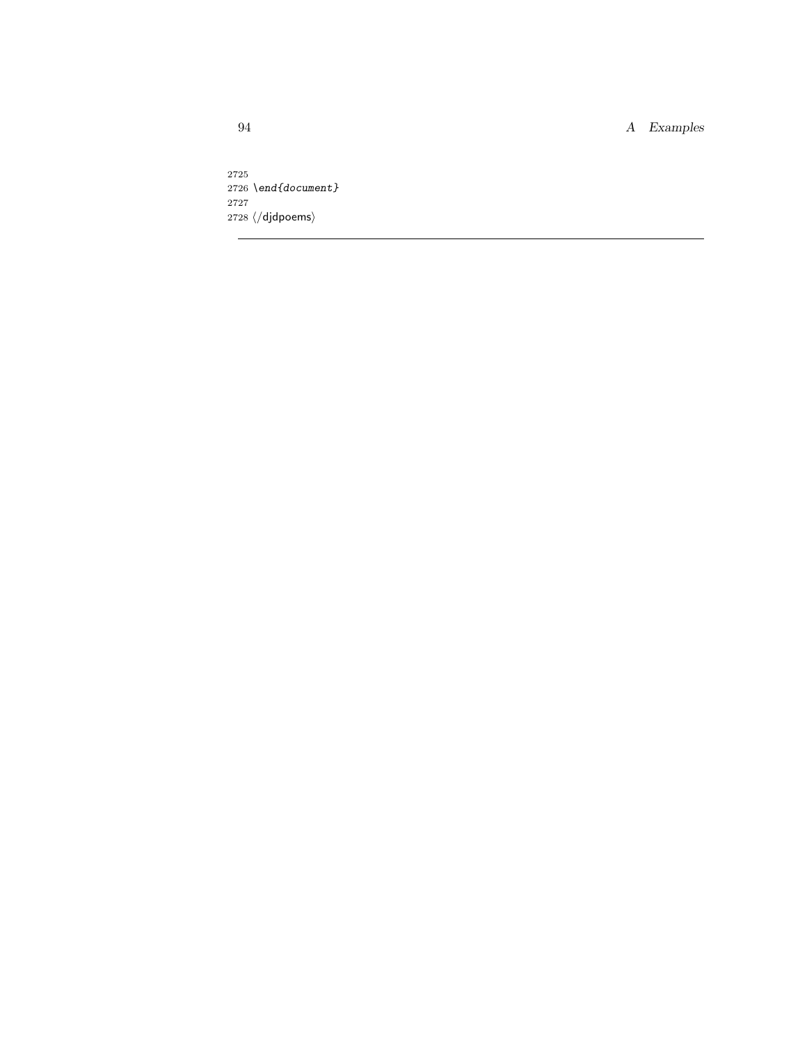```
2725
2726 \end{document}
2727
2728 ⟨/djdpoems⟩
```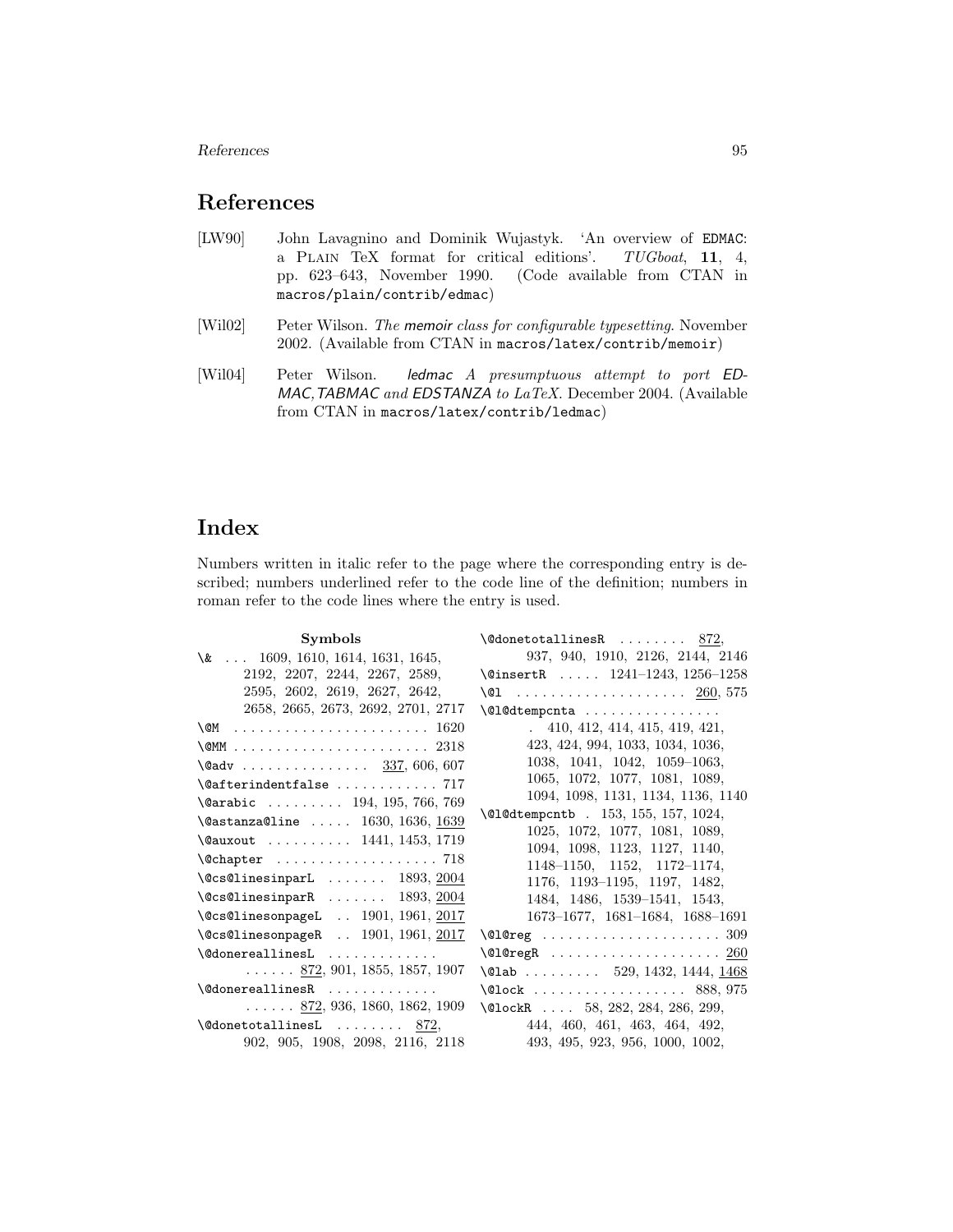## References

[LW90] John Lavagnino and Dominik Wujastyk. 'An overview of EDMAC: a Plain TeX format for critical editions'. *TUGboat*, **11**, 4, pp. 623–643, November 1990. (Code available from CTAN in macros/plain/contrib/edmac)

[Wil02] Peter Wilson. *The memoir class for configurable typesetting*. November 2002. (Available from CTAN in macros/latex/contrib/memoir)

[Wil04] Peter Wilson. *ledmac A presumptuous attempt to port EDMAC,TABMAC and EDSTANZA to LaTeX*. December 2004. (Available from CTAN in macros/latex/contrib/ledmac)

## Index

Numbers written in italic refer to the page where the corresponding entry is described; numbers underlined refer to the code line of the definition; numbers in roman refer to the code lines where the entry is used.

**Symbols**

\& . . . 1609, 1610, 1614, 1631, 1645, 2192, 2207, 2244, 2267, 2589, 2595, 2602, 2619, 2627, 2642, 2658, 2665, 2673, 2692, 2701, 2717
\@M . . . 1620
\@MM . . . 2318
\@adv . . . <u>337</u>, 606, 607
\@afterindentfalse . . . 717
\@arabic . . . 194, 195, 766, 769
\@astanza@line . . . 1630, 1636, <u>1639</u>
\@auxout . . . 1441, 1453, 1719
\@chapter . . . 718
\@cs@linesinparL . . . 1893, <u>2004</u>
\@cs@linesinparR . . . 1893, <u>2004</u>
\@cs@linesonpageL . . 1901, 1961, <u>2017</u>
\@cs@linesonpageR . . 1901, 1961, <u>2017</u>
\@donereallinesL . . . <u>872</u>, 901, 1855, 1857, 1907
\@donereallinesR . . . <u>872</u>, 936, 1860, 1862, 1909
\@donetotallinesL . . . <u>872</u>, 902, 905, 1908, 2098, 2116, 2118
\@donetotallinesR . . . <u>872</u>, 937, 940, 1910, 2126, 2144, 2146
\@insertR . . . 1241–1243, 1256–1258
\@l . . . <u>260</u>, 575
\@l@dtempcnta . . . 410, 412, 414, 415, 419, 421, 423, 424, 994, 1033, 1034, 1036, 1038, 1041, 1042, 1059–1063, 1065, 1072, 1077, 1081, 1089, 1094, 1098, 1131, 1134, 1136, 1140
\@l@dtempcntb . 153, 155, 157, 1024, 1025, 1072, 1077, 1081, 1089, 1094, 1098, 1123, 1127, 1140, 1148–1150, 1152, 1172–1174, 1176, 1193–1195, 1197, 1482, 1484, 1486, 1539–1541, 1543, 1673–1677, 1681–1684, 1688–1691
\@l@reg . . . 309
\@l@regR . . . <u>260</u>
\@lab . . . 529, 1432, 1444, <u>1468</u>
\@lock . . . 888, 975
\@lockR . . . 58, 282, 284, 286, 299, 444, 460, 461, 463, 464, 492, 493, 495, 923, 956, 1000, 1002,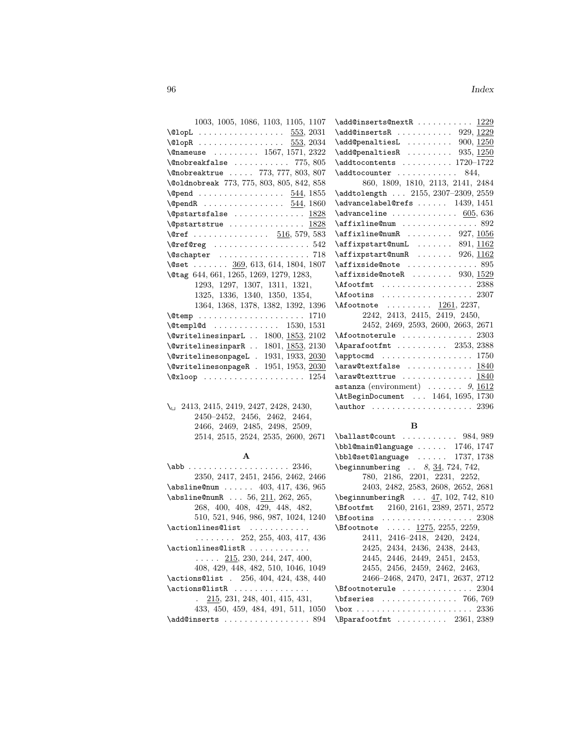1003, 1005, 1086, 1103, 1105, 1107
\@lopL . . . . . . . . . . . . . . . . . 553, 2031
\@lopR . . . . . . . . . . . . . . . . . 553, 2034
\@nameuse . . . . . . . . . 1567, 1571, 2322
\@nobreakfalse . . . . . . . . . . . 775, 805
\@nobreaktrue . . . . . 773, 777, 803, 807
\@oldnobreak 773, 775, 803, 805, 842, 858
\@pend . . . . . . . . . . . . . . . . . 544, 1855
\@pendR . . . . . . . . . . . . . . . . 544, 1860
\@pstartsfalse . . . . . . . . . . . . . . 1828
\@pstartstrue . . . . . . . . . . . . . . . 1828
\@ref . . . . . . . . . . . . . . . 516, 579, 583
\@ref@reg . . . . . . . . . . . . . . . . . . . 542
\@schapter . . . . . . . . . . . . . . . . . . 718
\@set . . . . . . . 369, 613, 614, 1804, 1807
\@tag 644, 661, 1265, 1269, 1279, 1283, 1293, 1297, 1307, 1311, 1321, 1325, 1336, 1340, 1350, 1354, 1364, 1368, 1378, 1382, 1392, 1396
\@temp . . . . . . . . . . . . . . . . . . . . . 1710
\@templ@d . . . . . . . . . . . . . 1530, 1531
\@writelinesinparL . . 1800, 1853, 2102
\@writelinesinparR . . 1801, 1853, 2130
\@writelinesonpageL . 1931, 1933, 2030
\@writelinesonpageR . 1951, 1953, 2030
\@xloop . . . . . . . . . . . . . . . . . . . . 1254

\␣ 2413, 2415, 2419, 2427, 2428, 2430, 2450–2452, 2456, 2462, 2464, 2466, 2469, 2485, 2498, 2509, 2514, 2515, 2524, 2535, 2600, 2671

**A**

\abb . . . . . . . . . . . . . . . . . . . . 2346, 2350, 2417, 2451, 2456, 2462, 2466
\absline@num . . . . . . 403, 417, 436, 965
\absline@numR . . . 56, 211, 262, 265, 268, 400, 408, 429, 448, 482, 510, 521, 946, 986, 987, 1024, 1240
\actionlines@list . . . . . . . . . . . . . . . . . . . . 252, 255, 403, 417, 436
\actionlines@listR . . . . . . . . . . . . . . . . . 215, 230, 244, 247, 400, 408, 429, 448, 482, 510, 1046, 1049
\actions@list . 256, 404, 424, 438, 440
\actions@listR . . . . . . . . . . . . . . . . 215, 231, 248, 401, 415, 431, 433, 450, 459, 484, 491, 511, 1050
\add@inserts . . . . . . . . . . . . . . . . 894
\add@inserts@nextR . . . . . . . . . . . 1229
\add@insertsR . . . . . . . . . . . 929, 1229
\add@penaltiesL . . . . . . . . . 900, 1250
\add@penaltiesR . . . . . . . . . 935, 1250
\addtocontents . . . . . . . . . . 1720–1722
\addtocounter . . . . . . . . . . . . 844, 860, 1809, 1810, 2113, 2141, 2484
\addtolength . . . 2155, 2307–2309, 2559
\advancelabel@refs . . . . . . 1439, 1451
\advanceline . . . . . . . . . . . . . 605, 636
\affixline@num . . . . . . . . . . . . . . . 892
\affixline@numR . . . . . . . . . 927, 1056
\affixpstart@numL . . . . . . . 891, 1162
\affixpstart@numR . . . . . . . 926, 1162
\affixside@note . . . . . . . . . . . . . . 895
\affixside@noteR . . . . . . . . 930, 1529
\Afootfmt . . . . . . . . . . . . . . . . . . 2388
\Afootins . . . . . . . . . . . . . . . . . . 2307
\Afootnote . . . . . . . . . 1261, 2237, 2242, 2413, 2415, 2419, 2450, 2452, 2469, 2593, 2600, 2663, 2671
\Afootnoterule . . . . . . . . . . . . . . 2303
\Aparafootfmt . . . . . . . . . . 2353, 2388
\apptocmd . . . . . . . . . . . . . . . . . . 1750
\araw@textfalse . . . . . . . . . . . . . 1840
\araw@texttrue . . . . . . . . . . . . . . 1840
astanza (environment) . . . . . . . *9*, 1612
\AtBeginDocument . . . 1464, 1695, 1730
\author . . . . . . . . . . . . . . . . . . . . 2396

**B**

\ballast@count . . . . . . . . . . . 984, 989
\bbl@main@language . . . . . . 1746, 1747
\bbl@set@language . . . . . . 1737, 1738
\beginnumbering . . *8*, 34, 724, 742, 780, 2186, 2201, 2231, 2252, 2403, 2482, 2583, 2608, 2652, 2681
\beginnumberingR . . . 47, 102, 742, 810
\Bfootfmt 2160, 2161, 2389, 2571, 2572
\Bfootins . . . . . . . . . . . . . . . . . . 2308
\Bfootnote . . . . . 1275, 2255, 2259, 2411, 2416–2418, 2420, 2424, 2425, 2434, 2436, 2438, 2443, 2445, 2446, 2449, 2451, 2453, 2455, 2456, 2459, 2462, 2463, 2466–2468, 2470, 2471, 2637, 2712
\Bfootnoterule . . . . . . . . . . . . . . 2304
\bfseries . . . . . . . . . . . . . . . 766, 769
\box . . . . . . . . . . . . . . . . . . . . . . . 2336
\Bparafootfmt . . . . . . . . . . 2361, 2389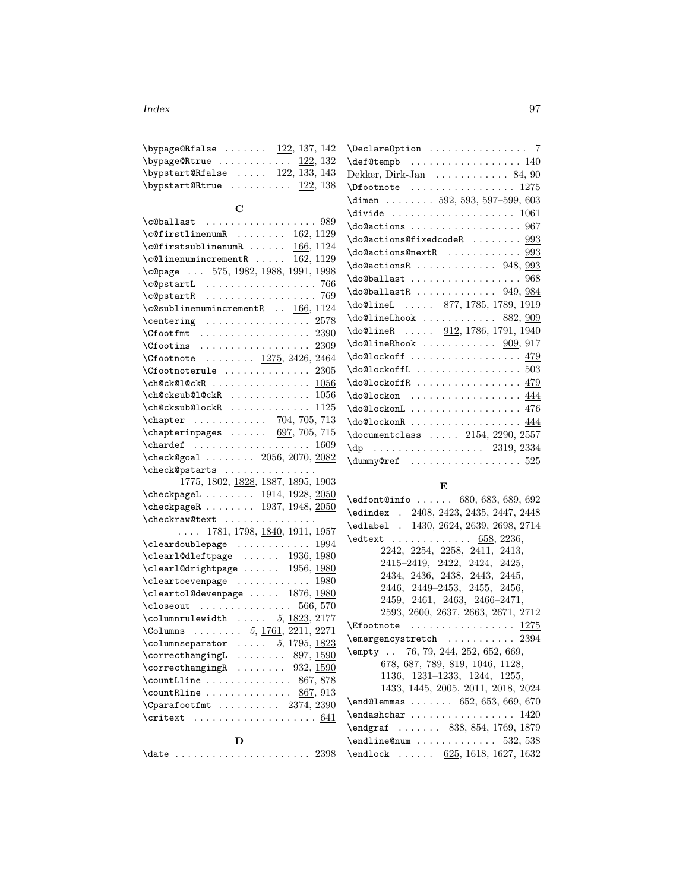\bypage@Rfalse ....... <u>122</u>, 137, 142
\bypage@Rtrue ............ <u>122</u>, 132
\bypstart@Rfalse ..... <u>122</u>, 133, 143
\bypstart@Rtrue .......... <u>122</u>, 138

**C**

\c@ballast .................. 989
\c@firstlinenumR ........ <u>162</u>, 1129
\c@firstsublinenumR ...... <u>166</u>, 1124
\c@linenumincrementR ..... <u>162</u>, 1129
\c@page ... 575, 1982, 1988, 1991, 1998
\c@pstartL .................. 766
\c@pstartR .................. 769
\c@sublinenumincrementR .. <u>166</u>, 1124
\centering ................. 2578
\Cfootfmt .................. 2390
\Cfootins .................. 2309
\Cfootnote ........ <u>1275</u>, 2426, 2464
\Cfootnoterule .............. 2305
\ch@ck@l@ckR ................ <u>1056</u>
\ch@cksub@l@ckR ............. <u>1056</u>
\ch@cksub@lockR ............. 1125
\chapter ............ 704, 705, 713
\chapterinpages ...... <u>697</u>, 705, 715
\chardef ................... 1609
\check@goal ........ 2056, 2070, <u>2082</u>
\check@pstarts ...............
1775, 1802, <u>1828</u>, 1887, 1895, 1903
\checkpageL ........ 1914, 1928, <u>2050</u>
\checkpageR ........ 1937, 1948, <u>2050</u>
\checkraw@text ...............
.... 1781, 1798, <u>1840</u>, 1911, 1957
\cleardoublepage ............ 1994
\clearl@dleftpage ...... 1936, <u>1980</u>
\clearl@drightpage ...... 1956, <u>1980</u>
\cleartoevenpage ............ <u>1980</u>
\cleartol@devenpage ..... 1876, <u>1980</u>
\closeout ............... 566, 570
\columnrulewidth ..... *5*, <u>1823</u>, 2177
\Columns ........ *5*, <u>1761</u>, 2211, 2271
\columnseparator ..... *5*, 1795, <u>1823</u>
\correcthangingL ........ 897, <u>1590</u>
\correcthangingR ........ 932, <u>1590</u>
\countLline .............. <u>867</u>, 878
\countRline .............. <u>867</u>, 913
\Cparafootfmt .......... 2374, 2390
\critext .................... <u>641</u>

**D**

\date ...................... 2398
\DeclareOption ................ 7
\def@tempb .................. 140
Dekker, Dirk-Jan ............ 84, 90
\Dfootnote ................. <u>1275</u>
\dimen ........ 592, 593, 597–599, 603
\divide .................... 1061
\do@actions .................. 967
\do@actions@fixedcodeR ........ <u>993</u>
\do@actions@nextR ............ <u>993</u>
\do@actionsR ............. 948, <u>993</u>
\do@ballast .................. 968
\do@ballastR ............. 949, <u>984</u>
\do@lineL ..... <u>877</u>, 1785, 1789, 1919
\do@lineLhook ............ 882, <u>909</u>
\do@lineR ..... <u>912</u>, 1786, 1791, 1940
\do@lineRhook ............ <u>909</u>, 917
\do@lockoff .................. <u>479</u>
\do@lockoffL ................. 503
\do@lockoffR ................. <u>479</u>
\do@lockon .................. <u>444</u>
\do@lockonL .................. 476
\do@lockonR .................. <u>444</u>
\documentclass ..... 2154, 2290, 2557
\dp .................. 2319, 2334
\dummy@ref .................. 525

**E**

\edfont@info ...... 680, 683, 689, 692
\edindex . 2408, 2423, 2435, 2447, 2448
\edlabel . <u>1430</u>, 2624, 2639, 2698, 2714
\edtext ............. <u>658</u>, 2236,
2242, 2254, 2258, 2411, 2413,
2415–2419, 2422, 2424, 2425,
2434, 2436, 2438, 2443, 2445,
2446, 2449–2453, 2455, 2456,
2459, 2461, 2463, 2466–2471,
2593, 2600, 2637, 2663, 2671, 2712
\Efootnote ................. <u>1275</u>
\emergencystretch ........... 2394
\empty .. 76, 79, 244, 252, 652, 669,
678, 687, 789, 819, 1046, 1128,
1136, 1231–1233, 1244, 1255,
1433, 1445, 2005, 2011, 2018, 2024
\end@lemmas ....... 652, 653, 669, 670
\endashchar ................. 1420
\endgraf ....... 838, 854, 1769, 1879
\endline@num ............. 532, 538
\endlock ...... <u>625</u>, 1618, 1627, 1632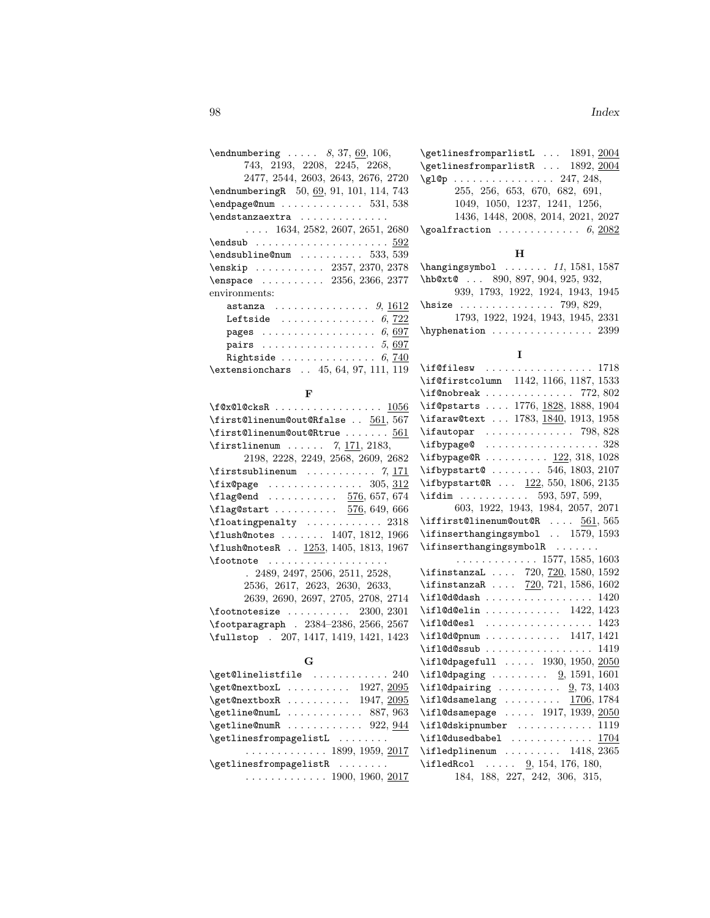\endnumbering . . . . . *8*, 37, 69, 106, 743, 2193, 2208, 2245, 2268, 2477, 2544, 2603, 2643, 2676, 2720
\endnumberingR 50, 69, 91, 101, 114, 743
\endpage@num . . . . . . . . . . . . . 531, 538
\endstanzaextra . . . . . . . . . . . . . . . . . 1634, 2582, 2607, 2651, 2680
\endsub . . . . . . . . . . . . . . . . . . . . . 592
\endsubline@num . . . . . . . . . . 533, 539
\enskip . . . . . . . . . . . 2357, 2370, 2378
\enspace . . . . . . . . . . 2356, 2366, 2377
environments:
- astanza . . . . . . . . . . . . . . . *9*, 1612
- Leftside . . . . . . . . . . . . . . . *6*, 722
- pages . . . . . . . . . . . . . . . . . . *6*, 697
- pairs . . . . . . . . . . . . . . . . . . *5*, 697
- Rightside . . . . . . . . . . . . . . . *6*, 740

\extensionchars . . 45, 64, 97, 111, 119

**F**

\f@x@l@cksR . . . . . . . . . . . . . . . . . 1056
\first@linenum@out@Rfalse . . 561, 567
\first@linenum@out@Rtrue . . . . . . . 561
\firstlinenum . . . . . . *7*, 171, 2183, 2198, 2228, 2249, 2568, 2609, 2682
\firstsublinenum . . . . . . . . . . . *7*, 171
\fix@page . . . . . . . . . . . . . . . 305, 312
\flag@end . . . . . . . . . . . 576, 657, 674
\flag@start . . . . . . . . . . 576, 649, 666
\floatingpenalty . . . . . . . . . . . . 2318
\flush@notes . . . . . . . 1407, 1812, 1966
\flush@notesR . . 1253, 1405, 1813, 1967
\footnote . . . . . . . . . . . . . . . . . . . 2489, 2497, 2506, 2511, 2528, 2536, 2617, 2623, 2630, 2633, 2639, 2690, 2697, 2705, 2708, 2714
\footnotesize . . . . . . . . . . 2300, 2301
\footparagraph . 2384–2386, 2566, 2567
\fullstop . 207, 1417, 1419, 1421, 1423

**G**

\get@linelistfile . . . . . . . . . . . . 240
\get@nextboxL . . . . . . . . . . 1927, 2095
\get@nextboxR . . . . . . . . . . 1947, 2095
\getline@numL . . . . . . . . . . . . 887, 963
\getline@numR . . . . . . . . . . . . 922, 944
\getlinesfrompagelistL . . . . . . . . . . . . . . . . . . . . . 1899, 1959, 2017
\getlinesfrompagelistR . . . . . . . . . . . . . . . . . . . . . 1900, 1960, 2017
\getlinesfromparlistL . . . 1891, 2004
\getlinesfromparlistR . . . 1892, 2004
\gl@p . . . . . . . . . . . . . . . . 247, 248, 255, 256, 653, 670, 682, 691, 1049, 1050, 1237, 1241, 1256, 1436, 1448, 2008, 2014, 2021, 2027
\goalfraction . . . . . . . . . . . . . *6*, 2082

**H**

\hangingsymbol . . . . . . . *11*, 1581, 1587
\hb@xt@ . . . 890, 897, 904, 925, 932, 939, 1793, 1922, 1924, 1943, 1945
\hsize . . . . . . . . . . . . . . . 799, 829, 1793, 1922, 1924, 1943, 1945, 2331
\hyphenation . . . . . . . . . . . . . . . . 2399

**I**

\if@filesw . . . . . . . . . . . . . . . . . 1718
\if@firstcolumn 1142, 1166, 1187, 1533
\if@nobreak . . . . . . . . . . . . . . 772, 802
\if@pstarts . . . . 1776, 1828, 1888, 1904
\ifaraw@text . . . 1783, 1840, 1913, 1958
\ifautopar . . . . . . . . . . . . . . 798, 828
\ifbypage@ . . . . . . . . . . . . . . . . . . 328
\ifbypage@R . . . . . . . . . . 122, 318, 1028
\ifbypstart@ . . . . . . . . 546, 1803, 2107
\ifbypstart@R . . . 122, 550, 1806, 2135
\ifdim . . . . . . . . . . . 593, 597, 599, 603, 1922, 1943, 1984, 2057, 2071
\iffirst@linenum@out@R . . . . 561, 565
\ifinserthangingsymbol . . 1579, 1593
\ifinserthangingsymbolR . . . . . . . . . . . . . . . . . . . 1577, 1585, 1603
\ifinstanzaL . . . . 720, 720, 1580, 1592
\ifinstanzaR . . . . 720, 721, 1586, 1602
\ifl@d@dash . . . . . . . . . . . . . . . . . 1420
\ifl@d@elin . . . . . . . . . . . . 1422, 1423
\ifl@d@esl . . . . . . . . . . . . . . . . . 1423
\ifl@d@pnum . . . . . . . . . . . . 1417, 1421
\ifl@d@ssub . . . . . . . . . . . . . . . . . 1419
\ifl@dpagefull . . . . . 1930, 1950, 2050
\ifl@dpaging . . . . . . . . . 9, 1591, 1601
\ifl@dpairing . . . . . . . . . . 9, 73, 1403
\ifl@dsamelang . . . . . . . . . 1706, 1784
\ifl@dsamepage . . . . . 1917, 1939, 2050
\ifl@dskipnumber . . . . . . . . . . . . 1119
\ifl@dusedbabel . . . . . . . . . . . . . 1704
\ifledplinenum . . . . . . . . . 1418, 2365
\ifledRcol . . . . . 9, 154, 176, 180, 184, 188, 227, 242, 306, 315,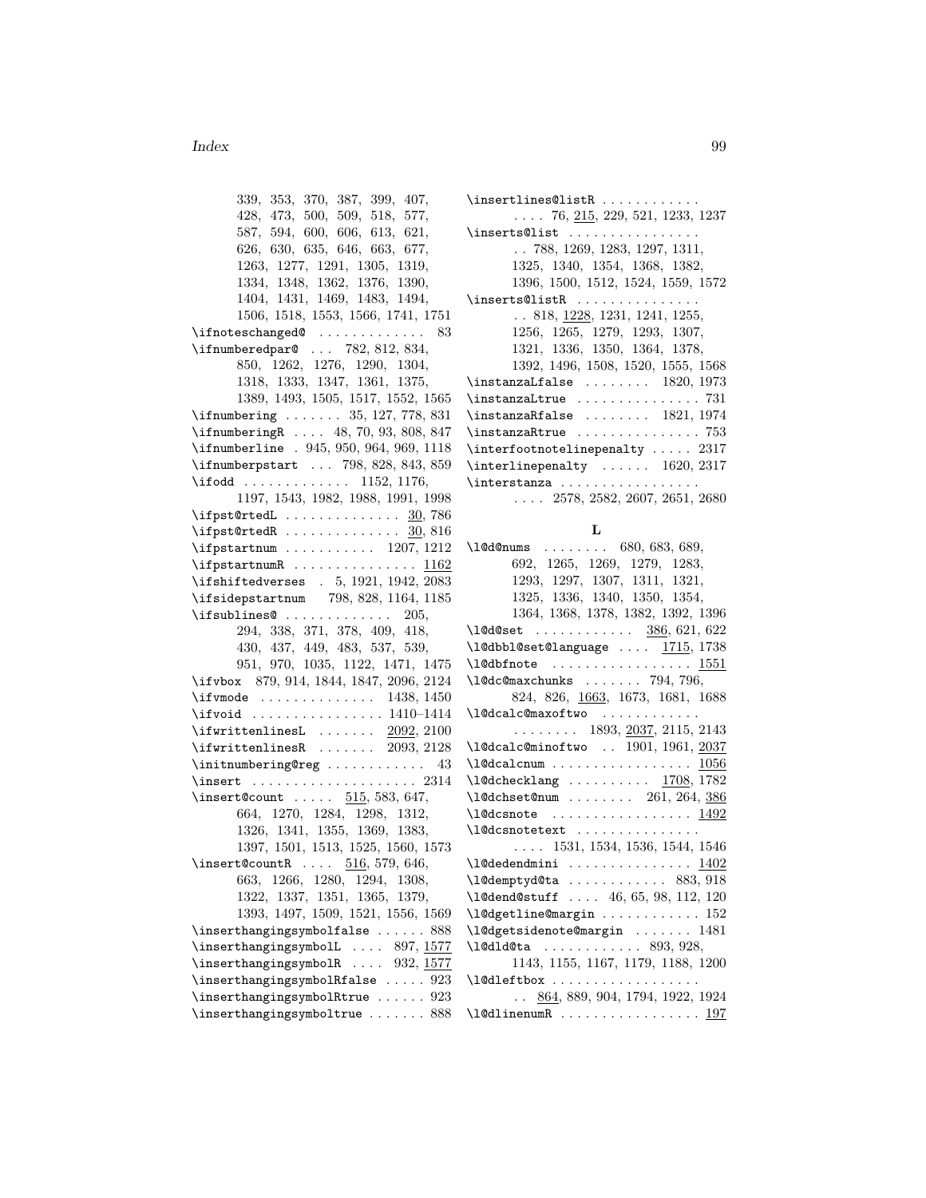339, 353, 370, 387, 399, 407, 428, 473, 500, 509, 518, 577, 587, 594, 600, 606, 613, 621, 626, 630, 635, 646, 663, 677, 1263, 1277, 1291, 1305, 1319, 1334, 1348, 1362, 1376, 1390, 1404, 1431, 1469, 1483, 1494, 1506, 1518, 1553, 1566, 1741, 1751

`\ifnoteschanged@` . . . . . . . . . . . . . 83
`\ifnumberedpar@` . . . 782, 812, 834, 850, 1262, 1276, 1290, 1304, 1318, 1333, 1347, 1361, 1375, 1389, 1493, 1505, 1517, 1552, 1565
`\ifnumbering` . . . . . . . 35, 127, 778, 831
`\ifnumberingR` . . . . 48, 70, 93, 808, 847
`\ifnumberline` . 945, 950, 964, 969, 1118
`\ifnumberpstart` . . . 798, 828, 843, 859
`\ifodd` . . . . . . . . . . . . . 1152, 1176, 1197, 1543, 1982, 1988, 1991, 1998
`\ifpst@rtedL` . . . . . . . . . . . . . . <u>30</u>, 786
`\ifpst@rtedR` . . . . . . . . . . . . . . <u>30</u>, 816
`\ifpstartnum` . . . . . . . . . . . 1207, 1212
`\ifpstartnumR` . . . . . . . . . . . . . . . <u>1162</u>
`\ifshiftedverses` . 5, 1921, 1942, 2083
`\ifsidepstartnum` 798, 828, 1164, 1185
`\ifsublines@` . . . . . . . . . . . . . 205, 294, 338, 371, 378, 409, 418, 430, 437, 449, 483, 537, 539, 951, 970, 1035, 1122, 1471, 1475
`\ifvbox` 879, 914, 1844, 1847, 2096, 2124
`\ifvmode` . . . . . . . . . . . . . 1438, 1450
`\ifvoid` . . . . . . . . . . . . . . . . 1410–1414
`\ifwrittenlinesL` . . . . . . . <u>2092</u>, 2100
`\ifwrittenlinesR` . . . . . . . 2093, 2128
`\initnumbering@reg` . . . . . . . . . . . . 43
`\insert` . . . . . . . . . . . . . . . . . . . 2314
`\insert@count` . . . . . <u>515</u>, 583, 647, 664, 1270, 1284, 1298, 1312, 1326, 1341, 1355, 1369, 1383, 1397, 1501, 1513, 1525, 1560, 1573
`\insert@countR` . . . . <u>516</u>, 579, 646, 663, 1266, 1280, 1294, 1308, 1322, 1337, 1351, 1365, 1379, 1393, 1497, 1509, 1521, 1556, 1569
`\inserthangingsymbolfalse` . . . . . . 888
`\inserthangingsymbolL` . . . . 897, <u>1577</u>
`\inserthangingsymbolR` . . . . 932, <u>1577</u>
`\inserthangingsymbolRfalse` . . . . . 923
`\inserthangingsymbolRtrue` . . . . . . 923
`\inserthangingsymboltrue` . . . . . . . 888
`\insertlines@listR` . . . . . . . . . . . . . . . . 76, <u>215</u>, 229, 521, 1233, 1237
`\inserts@list` . . . . . . . . . . . . . . . . 788, 1269, 1283, 1297, 1311, 1325, 1340, 1354, 1368, 1382, 1396, 1500, 1512, 1524, 1559, 1572
`\inserts@listR` . . . . . . . . . . . . . . . . 818, <u>1228</u>, 1231, 1241, 1255, 1256, 1265, 1279, 1293, 1307, 1321, 1336, 1350, 1364, 1378, 1392, 1496, 1508, 1520, 1555, 1568
`\instanzaLfalse` . . . . . . . . 1820, 1973
`\instanzaLtrue` . . . . . . . . . . . . . . . 731
`\instanzaRfalse` . . . . . . . . 1821, 1974
`\instanzaRtrue` . . . . . . . . . . . . . . . 753
`\interfootnotelinepenalty` . . . . . 2317
`\interlinepenalty` . . . . . . 1620, 2317
`\interstanza` . . . . . . . . . . . . . . . . . . . . 2578, 2582, 2607, 2651, 2680

## L

`\l@d@nums` . . . . . . . . 680, 683, 689, 692, 1265, 1269, 1279, 1283, 1293, 1297, 1307, 1311, 1321, 1325, 1336, 1340, 1350, 1354, 1364, 1368, 1378, 1382, 1392, 1396
`\l@d@set` . . . . . . . . . . . . <u>386</u>, 621, 622
`\l@dbbl@set@language` . . . . <u>1715</u>, 1738
`\l@dbfnote` . . . . . . . . . . . . . . . . . <u>1551</u>
`\l@dc@maxchunks` . . . . . . . 794, 796, 824, 826, <u>1663</u>, 1673, 1681, 1688
`\l@dcalc@maxoftwo` . . . . . . . . . . . . . . . . . . . 1893, <u>2037</u>, 2115, 2143
`\l@dcalc@minoftwo` . . 1901, 1961, <u>2037</u>
`\l@dcalcnum` . . . . . . . . . . . . . . . . . <u>1056</u>
`\l@dchecklang` . . . . . . . . . . <u>1708</u>, 1782
`\l@dchset@num` . . . . . . . . 261, 264, <u>386</u>
`\l@dcsnote` . . . . . . . . . . . . . . . . . <u>1492</u>
`\l@dcsnotetext` . . . . . . . . . . . . . . . . . . 1531, 1534, 1536, 1544, 1546
`\l@dedendmini` . . . . . . . . . . . . . . <u>1402</u>
`\l@demptyd@ta` . . . . . . . . . . . . 883, 918
`\l@dend@stuff` . . . . 46, 65, 98, 112, 120
`\l@dgetline@margin` . . . . . . . . . . . . 152
`\l@dgetsidenote@margin` . . . . . . . 1481
`\l@dld@ta` . . . . . . . . . . . . 893, 928, 1143, 1155, 1167, 1179, 1188, 1200
`\l@dleftbox` . . . . . . . . . . . . . . . . . . . <u>864</u>, 889, 904, 1794, 1922, 1924
`\l@dlinenumR` . . . . . . . . . . . . . . . . <u>197</u>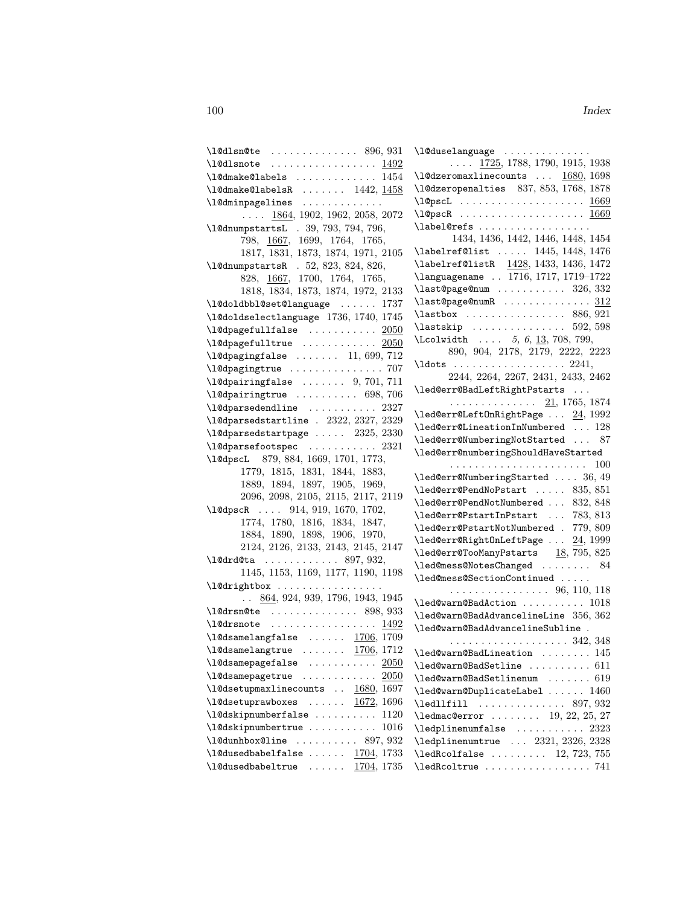\l@dlsn@te . . . . . . . . . . . . . . 896, 931
\l@dlsnote . . . . . . . . . . . . . . . . . 1492
\l@dmake@labels . . . . . . . . . . . . . 1454
\l@dmake@labelsR . . . . . . . 1442, 1458
\l@dminpagelines . . . . . . . . . . . . . . . . . 1864, 1902, 1962, 2058, 2072
\l@dnumpstartsL . 39, 793, 794, 796, 798, 1667, 1699, 1764, 1765, 1817, 1831, 1873, 1874, 1971, 2105
\l@dnumpstartsR . 52, 823, 824, 826, 828, 1667, 1700, 1764, 1765, 1818, 1834, 1873, 1874, 1972, 2133
\l@doldbbl@set@language . . . . . . 1737
\l@doldselectlanguage 1736, 1740, 1745
\l@dpagefullfalse . . . . . . . . . . . 2050
\l@dpagefulltrue . . . . . . . . . . . . 2050
\l@dpagingfalse . . . . . . . 11, 699, 712
\l@dpagingtrue . . . . . . . . . . . . . . . 707
\l@dpairingfalse . . . . . . . 9, 701, 711
\l@dpairingtrue . . . . . . . . . . 698, 706
\l@dparsedendline . . . . . . . . . . . 2327
\l@dparsedstartline . 2322, 2327, 2329
\l@dparsedstartpage . . . . . 2325, 2330
\l@dparsefootspec . . . . . . . . . . . 2321
\l@dpscL 879, 884, 1669, 1701, 1773, 1779, 1815, 1831, 1844, 1883, 1889, 1894, 1897, 1905, 1969, 2096, 2098, 2105, 2115, 2117, 2119
\l@dpscR . . . . 914, 919, 1670, 1702, 1774, 1780, 1816, 1834, 1847, 1884, 1890, 1898, 1906, 1970, 2124, 2126, 2133, 2143, 2145, 2147
\l@drd@ta . . . . . . . . . . . . 897, 932, 1145, 1153, 1169, 1177, 1190, 1198
\l@drightbox . . . . . . . . . . . . . . . . . . 864, 924, 939, 1796, 1943, 1945
\l@drsn@te . . . . . . . . . . . . . . 898, 933
\l@drsnote . . . . . . . . . . . . . . . . . 1492
\l@dsamelangfalse . . . . . . 1706, 1709
\l@dsamelangtrue . . . . . . . 1706, 1712
\l@dsamepagefalse . . . . . . . . . . . 2050
\l@dsamepagetrue . . . . . . . . . . . . 2050
\l@dsetupmaxlinecounts . . 1680, 1697
\l@dsetuprawboxes . . . . . . 1672, 1696
\l@dskipnumberfalse . . . . . . . . . . 1120
\l@dskipnumbertrue . . . . . . . . . . . 1016
\l@dunhbox@line . . . . . . . . . . 897, 932
\l@dusedbabelfalse . . . . . . 1704, 1733
\l@dusedbabeltrue . . . . . . 1704, 1735
\l@duselanguage . . . . . . . . . . . . . . . . . . 1725, 1788, 1790, 1915, 1938
\l@dzeromaxlinecounts . . . 1680, 1698
\l@dzeropenalties 837, 853, 1768, 1878
\l@pscL . . . . . . . . . . . . . . . . . . . . 1669
\l@pscR . . . . . . . . . . . . . . . . . . . . 1669
\label@refs . . . . . . . . . . . . . . . . . . 1434, 1436, 1442, 1446, 1448, 1454
\labelref@list . . . . . 1445, 1448, 1476
\labelref@listR 1428, 1433, 1436, 1472
\languagename . . 1716, 1717, 1719–1722
\last@page@num . . . . . . . . . . . 326, 332
\last@page@numR . . . . . . . . . . . . . . 312
\lastbox . . . . . . . . . . . . . . . . 886, 921
\lastskip . . . . . . . . . . . . . . . 592, 598
\Lcolwidth . . . . *5*, *6*, 13, 708, 799, 890, 904, 2178, 2179, 2222, 2223
\ldots . . . . . . . . . . . . . . . . . . 2241, 2244, 2264, 2267, 2431, 2433, 2462
\led@err@BadLeftRightPstarts . . . . . . . . . . . . . . . . . 21, 1765, 1874
\led@err@LeftOnRightPage . . . 24, 1992
\led@err@LineationInNumbered . . . 128
\led@err@NumberingNotStarted . . . 87
\led@err@numberingShouldHaveStarted . . . . . . . . . . . . . . . . . . . . . . 100
\led@err@NumberingStarted . . . . 36, 49
\led@err@PendNoPstart . . . . . 835, 851
\led@err@PendNotNumbered . . . 832, 848
\led@err@PstartInPstart . . . 783, 813
\led@err@PstartNotNumbered . 779, 809
\led@err@RightOnLeftPage . . . 24, 1999
\led@err@TooManyPstarts 18, 795, 825
\led@mess@NotesChanged . . . . . . . . 84
\led@mess@SectionContinued . . . . . . . . . . . . . . . . . . . . . 96, 110, 118
\led@warn@BadAction . . . . . . . . . . 1018
\led@warn@BadAdvancelineLine 356, 362
\led@warn@BadAdvancelineSubline . . . . . . . . . . . . . . . . . . . . . 342, 348
\led@warn@BadLineation . . . . . . . . 145
\led@warn@BadSetline . . . . . . . . . . 611
\led@warn@BadSetlinenum . . . . . . . 619
\led@warn@DuplicateLabel . . . . . . 1460
\ledllfill . . . . . . . . . . . . . . 897, 932
\ledmac@error . . . . . . . . 19, 22, 25, 27
\ledplinenumfalse . . . . . . . . . . . 2323
\ledplinenumtrue . . . 2321, 2326, 2328
\ledRcolfalse . . . . . . . . . 12, 723, 755
\ledRcoltrue . . . . . . . . . . . . . . . . . 741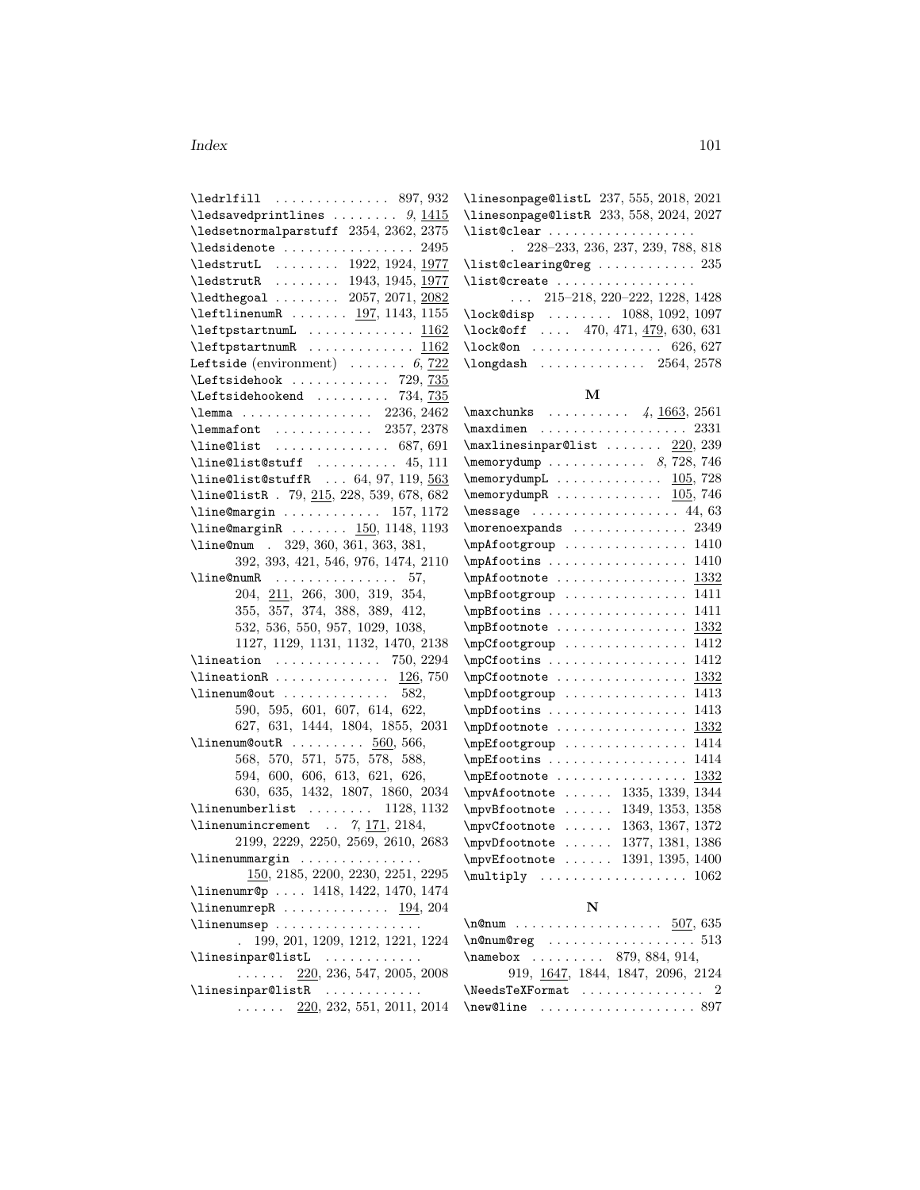\ledrlfill . . . . . . . . . . . . . . 897, 932
\ledsavedprintlines . . . . . . . . *9*, 1415
\ledsetnormalparstuff 2354, 2362, 2375
\ledsidenote . . . . . . . . . . . . . . . 2495
\ledstrutL . . . . . . . . 1922, 1924, 1977
\ledstrutR . . . . . . . . 1943, 1945, 1977
\ledthegoal . . . . . . . . 2057, 2071, 2082
\leftlinenumR . . . . . . . 197, 1143, 1155
\leftpstartnumL . . . . . . . . . . . . . 1162
\leftpstartnumR . . . . . . . . . . . . . 1162
Leftside (environment) . . . . . . . *6*, 722
\Leftsidehook . . . . . . . . . . . 729, 735
\Leftsidehookend . . . . . . . . . 734, 735
\lemma . . . . . . . . . . . . . . . . 2236, 2462
\lemmafont . . . . . . . . . . . . 2357, 2378
\line@list . . . . . . . . . . . . . . 687, 691
\line@list@stuff . . . . . . . . . . 45, 111
\line@list@stuffR . . . 64, 97, 119, 563
\line@listR . 79, 215, 228, 539, 678, 682
\line@margin . . . . . . . . . . . . 157, 1172
\line@marginR . . . . . . . 150, 1148, 1193
\line@num . 329, 360, 361, 363, 381, 392, 393, 421, 546, 976, 1474, 2110
\line@numR . . . . . . . . . . . . . . . 57, 204, 211, 266, 300, 319, 354, 355, 357, 374, 388, 389, 412, 532, 536, 550, 957, 1029, 1038, 1127, 1129, 1131, 1132, 1470, 2138
\lineation . . . . . . . . . . . . . 750, 2294
\lineationR . . . . . . . . . . . . . . 126, 750
\linenum@out . . . . . . . . . . . . . 582, 590, 595, 601, 607, 614, 622, 627, 631, 1444, 1804, 1855, 2031
\linenum@outR . . . . . . . . . 560, 566, 568, 570, 571, 575, 578, 588, 594, 600, 606, 613, 621, 626, 630, 635, 1432, 1807, 1860, 2034
\linenumberlist . . . . . . . . 1128, 1132
\linenumincrement . . *7*, 171, 2184, 2199, 2229, 2250, 2569, 2610, 2683
\linenummargin . . . . . . . . . . . . . . . 150, 2185, 2200, 2230, 2251, 2295
\linenumr@p . . . . 1418, 1422, 1470, 1474
\linenumrepR . . . . . . . . . . . . . 194, 204
\linenumsep . . . . . . . . . . . . . . . . . . 199, 201, 1209, 1212, 1221, 1224
\linesinpar@listL . . . . . . . . . . . . . . . . . 220, 236, 547, 2005, 2008
\linesinpar@listR . . . . . . . . . . . . . . . . . 220, 232, 551, 2011, 2014
\linesonpage@listL 237, 555, 2018, 2021
\linesonpage@listR 233, 558, 2024, 2027
\list@clear . . . . . . . . . . . . . . . . . . 228–233, 236, 237, 239, 788, 818
\list@clearing@reg . . . . . . . . . . . . 235
\list@create . . . . . . . . . . . . . . . . . . . 215–218, 220–222, 1228, 1428
\lock@disp . . . . . . . . 1088, 1092, 1097
\lock@off . . . . 470, 471, 479, 630, 631
\lock@on . . . . . . . . . . . . . . . . 626, 627
\longdash . . . . . . . . . . . . . 2564, 2578

## M

\maxchunks . . . . . . . . . . *4*, 1663, 2561
\maxdimen . . . . . . . . . . . . . . . . . . 2331
\maxlinesinpar@list . . . . . . . 220, 239
\memorydump . . . . . . . . . . . . *8*, 728, 746
\memorydumpL . . . . . . . . . . . . . 105, 728
\memorydumpR . . . . . . . . . . . . . 105, 746
\message . . . . . . . . . . . . . . . . . . 44, 63
\morenoexpands . . . . . . . . . . . . . . 2349
\mpAfootgroup . . . . . . . . . . . . . . . 1410
\mpAfootins . . . . . . . . . . . . . . . . . 1410
\mpAfootnote . . . . . . . . . . . . . . . . 1332
\mpBfootgroup . . . . . . . . . . . . . . . 1411
\mpBfootins . . . . . . . . . . . . . . . . . 1411
\mpBfootnote . . . . . . . . . . . . . . . . 1332
\mpCfootgroup . . . . . . . . . . . . . . . 1412
\mpCfootins . . . . . . . . . . . . . . . . . 1412
\mpCfootnote . . . . . . . . . . . . . . . . 1332
\mpDfootgroup . . . . . . . . . . . . . . . 1413
\mpDfootins . . . . . . . . . . . . . . . . . 1413
\mpDfootnote . . . . . . . . . . . . . . . . 1332
\mpEfootgroup . . . . . . . . . . . . . . . 1414
\mpEfootins . . . . . . . . . . . . . . . . . 1414
\mpEfootnote . . . . . . . . . . . . . . . . 1332
\mpvAfootnote . . . . . . 1335, 1339, 1344
\mpvBfootnote . . . . . . 1349, 1353, 1358
\mpvCfootnote . . . . . . 1363, 1367, 1372
\mpvDfootnote . . . . . . 1377, 1381, 1386
\mpvEfootnote . . . . . . 1391, 1395, 1400
\multiply . . . . . . . . . . . . . . . . . . 1062

## N

\n@num . . . . . . . . . . . . . . . . . . 507, 635
\n@num@reg . . . . . . . . . . . . . . . . . . 513
\namebox . . . . . . . . . 879, 884, 914, 919, 1647, 1844, 1847, 2096, 2124
\NeedsTeXFormat . . . . . . . . . . . . . . . 2
\new@line . . . . . . . . . . . . . . . . . . . 897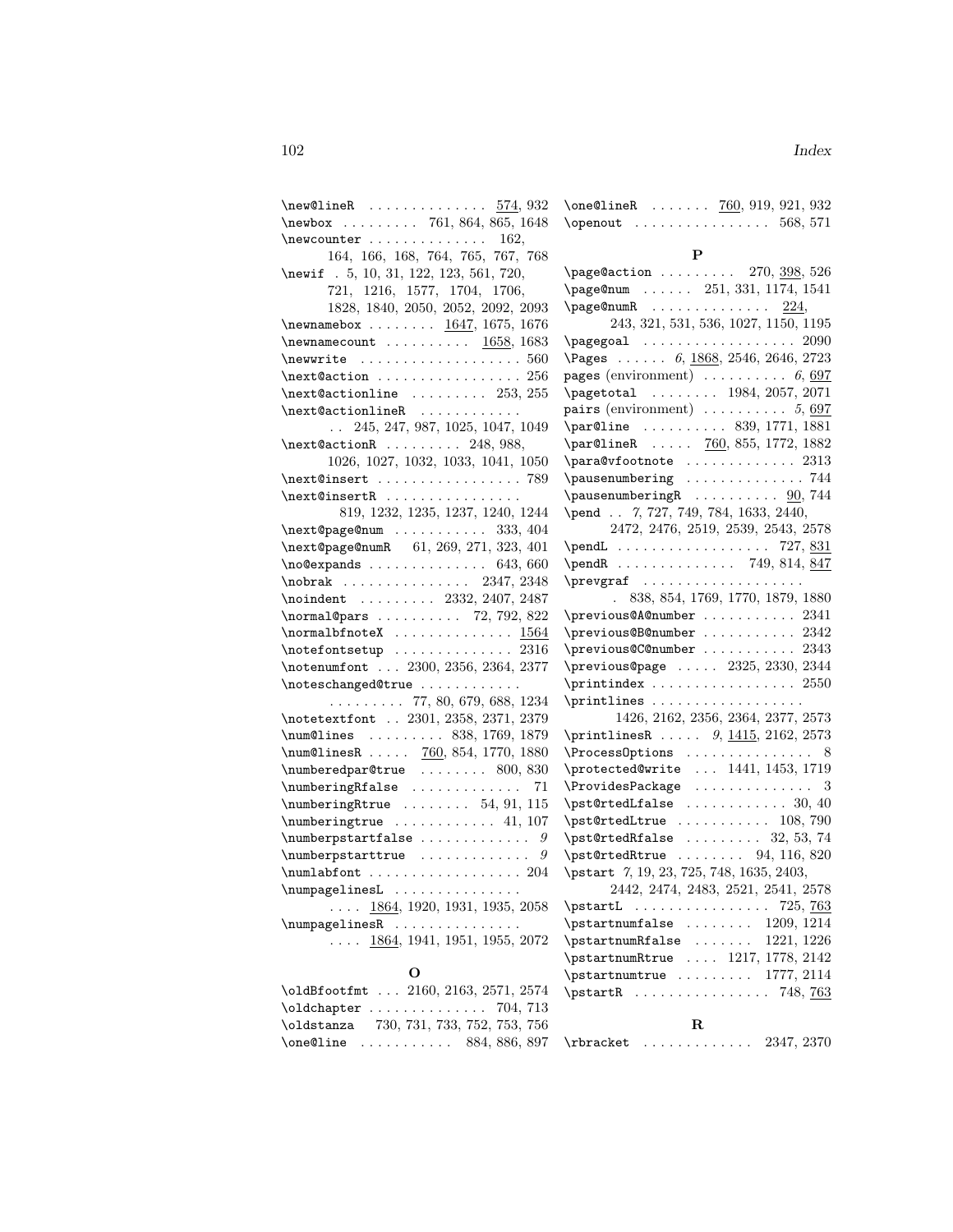\new@lineR . . . . . . . . . . . . . . 574, 932
\newbox . . . . . . . . . 761, 864, 865, 1648
\newcounter . . . . . . . . . . . . . . 162, 164, 166, 168, 764, 765, 767, 768
\newif . 5, 10, 31, 122, 123, 561, 720, 721, 1216, 1577, 1704, 1706, 1828, 1840, 2050, 2052, 2092, 2093
\newnamebox . . . . . . . . 1647, 1675, 1676
\newnamecount . . . . . . . . . . 1658, 1683
\newwrite . . . . . . . . . . . . . . . . . . . 560
\next@action . . . . . . . . . . . . . . . . . 256
\next@actionline . . . . . . . . . 253, 255
\next@actionlineR . . . . . . . . . . . . 245, 247, 987, 1025, 1047, 1049
\next@actionR . . . . . . . . . 248, 988, 1026, 1027, 1032, 1033, 1041, 1050
\next@insert . . . . . . . . . . . . . . . . . 789
\next@insertR . . . . . . . . . . . . . . . . 819, 1232, 1235, 1237, 1240, 1244
\next@page@num . . . . . . . . . . . 333, 404
\next@page@numR 61, 269, 271, 323, 401
\no@expands . . . . . . . . . . . . . . 643, 660
\nobrak . . . . . . . . . . . . . . . 2347, 2348
\noindent . . . . . . . . . 2332, 2407, 2487
\normal@pars . . . . . . . . . . 72, 792, 822
\normalbfnoteX . . . . . . . . . . . . . . 1564
\notefontsetup . . . . . . . . . . . . . . 2316
\notenumfont . . . 2300, 2356, 2364, 2377
\noteschanged@true . . . . . . . . . . . . 77, 80, 679, 688, 1234
\notetextfont . . 2301, 2358, 2371, 2379
\num@lines . . . . . . . . . 838, 1769, 1879
\num@linesR . . . . . 760, 854, 1770, 1880
\numberedpar@true . . . . . . . . 800, 830
\numberingRfalse . . . . . . . . . . . . . 71
\numberingRtrue . . . . . . . . 54, 91, 115
\numberingtrue . . . . . . . . . . . . 41, 107
\numberpstartfalse . . . . . . . . . . . . . *9*
\numberpstarttrue . . . . . . . . . . . . . *9*
\numlabfont . . . . . . . . . . . . . . . . . . 204
\numpagelinesL . . . . . . . . . . . . . . . 1864, 1920, 1931, 1935, 2058
\numpagelinesR . . . . . . . . . . . . . . . 1864, 1941, 1951, 1955, 2072

**O**

\oldBfootfmt . . . 2160, 2163, 2571, 2574
\oldchapter . . . . . . . . . . . . . . 704, 713
\oldstanza 730, 731, 733, 752, 753, 756
\one@line . . . . . . . . . . . 884, 886, 897
\one@lineR . . . . . . . 760, 919, 921, 932
\openout . . . . . . . . . . . . . . . . 568, 571

**P**

\page@action . . . . . . . . . 270, 398, 526
\page@num . . . . . . 251, 331, 1174, 1541
\page@numR . . . . . . . . . . . . . . 224, 243, 321, 531, 536, 1027, 1150, 1195
\pagegoal . . . . . . . . . . . . . . . . . . 2090
\Pages . . . . . . *6*, 1868, 2546, 2646, 2723
pages (environment) . . . . . . . . . . *6*, 697
\pagetotal . . . . . . . . 1984, 2057, 2071
pairs (environment) . . . . . . . . . . *5*, 697
\par@line . . . . . . . . . . 839, 1771, 1881
\par@lineR . . . . . 760, 855, 1772, 1882
\para@vfootnote . . . . . . . . . . . . . 2313
\pausenumbering . . . . . . . . . . . . . . 744
\pausenumberingR . . . . . . . . . . 90, 744
\pend . . *7*, 727, 749, 784, 1633, 2440, 2472, 2476, 2519, 2539, 2543, 2578
\pendL . . . . . . . . . . . . . . . . . . 727, 831
\pendR . . . . . . . . . . . . . . 749, 814, 847
\prevgraf . . . . . . . . . . . . . . . . . . . 838, 854, 1769, 1770, 1879, 1880
\previous@A@number . . . . . . . . . . . 2341
\previous@B@number . . . . . . . . . . . 2342
\previous@C@number . . . . . . . . . . . 2343
\previous@page . . . . . 2325, 2330, 2344
\printindex . . . . . . . . . . . . . . . . . 2550
\printlines . . . . . . . . . . . . . . . . . . 1426, 2162, 2356, 2364, 2377, 2573
\printlinesR . . . . . *9*, 1415, 2162, 2573
\ProcessOptions . . . . . . . . . . . . . . . 8
\protected@write . . . 1441, 1453, 1719
\ProvidesPackage . . . . . . . . . . . . . . 3
\pst@rtedLfalse . . . . . . . . . . . . 30, 40
\pst@rtedLtrue . . . . . . . . . . . 108, 790
\pst@rtedRfalse . . . . . . . . . 32, 53, 74
\pst@rtedRtrue . . . . . . . . 94, 116, 820
\pstart *7*, 19, 23, 725, 748, 1635, 2403, 2442, 2474, 2483, 2521, 2541, 2578
\pstartL . . . . . . . . . . . . . . . . 725, 763
\pstartnumfalse . . . . . . . . 1209, 1214
\pstartnumRfalse . . . . . . . 1221, 1226
\pstartnumRtrue . . . . 1217, 1778, 2142
\pstartnumtrue . . . . . . . . . 1777, 2114
\pstartR . . . . . . . . . . . . . . . . 748, 763

**R**

\rbracket . . . . . . . . . . . . . 2347, 2370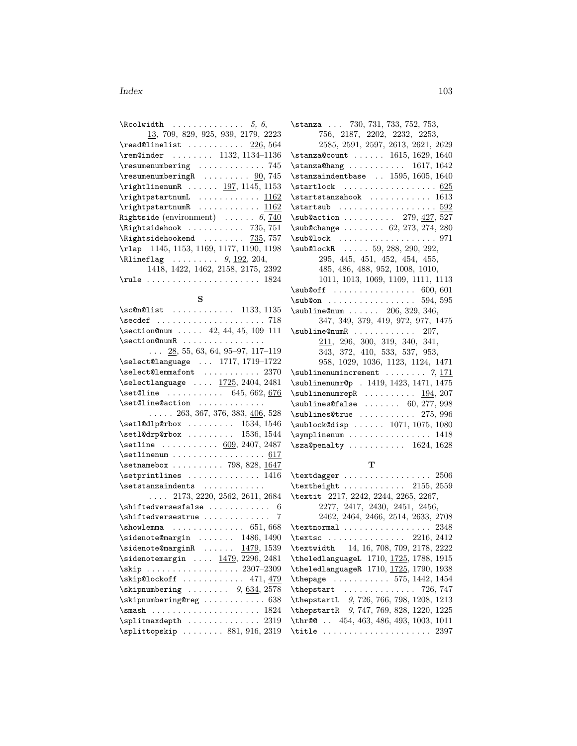\Rcolwidth . . . . . . . . . . . . . . *5*, *6*, 13, 709, 829, 925, 939, 2179, 2223
\read@linelist . . . . . . . . . . . 226, 564
\rem@inder . . . . . . . . 1132, 1134–1136
\resumenumbering . . . . . . . . . . . . . 745
\resumenumberingR . . . . . . . . . 90, 745
\rightlinenumR . . . . . . 197, 1145, 1153
\rightpstartnumL . . . . . . . . . . . . 1162
\rightpstartnumR . . . . . . . . . . . . 1162
Rightside (environment) . . . . . . *6*, 740
\Rightsidehook . . . . . . . . . . . 735, 751
\Rightsidehookend . . . . . . . . 735, 757
\rlap 1145, 1153, 1169, 1177, 1190, 1198
\Rlineflag . . . . . . . . . *9*, 192, 204, 1418, 1422, 1462, 2158, 2175, 2392
\rule . . . . . . . . . . . . . . . . . . . . . . 1824

**S**

\sc@n@list . . . . . . . . . . . . 1133, 1135
\secdef . . . . . . . . . . . . . . . . . . . . . 718
\section@num . . . . . 42, 44, 45, 109–111
\section@numR . . . . . . . . . . . . . . . . . . 28, 55, 63, 64, 95–97, 117–119
\select@language . . . 1717, 1719–1722
\select@lemmafont . . . . . . . . . . . 2370
\selectlanguage . . . . 1725, 2404, 2481
\set@line . . . . . . . . . . . 645, 662, 676
\set@line@action . . . . . . . . . . . . . . . . . 263, 367, 376, 383, 406, 528
\setl@dlp@rbox . . . . . . . . . 1534, 1546
\setl@drp@rbox . . . . . . . . . 1536, 1544
\setline . . . . . . . . . . . 609, 2407, 2487
\setlinenum . . . . . . . . . . . . . . . . . . 617
\setnamebox . . . . . . . . . . 798, 828, 1647
\setprintlines . . . . . . . . . . . . . . 1416
\setstanzaindents . . . . . . . . . . . . . . . . 2173, 2220, 2562, 2611, 2684
\shiftedversesfalse . . . . . . . . . . . . 6
\shiftedversestrue . . . . . . . . . . . . . 7
\showlemma . . . . . . . . . . . . . . 651, 668
\sidenote@margin . . . . . . . 1486, 1490
\sidenote@marginR . . . . . . 1479, 1539
\sidenotemargin . . . . 1479, 2296, 2481
\skip . . . . . . . . . . . . . . . . . . 2307–2309
\skip@lockoff . . . . . . . . . . . . 471, 479
\skipnumbering . . . . . . . . *9*, 634, 2578
\skipnumbering@reg . . . . . . . . . . . . 638
\smash . . . . . . . . . . . . . . . . . . . . . 1824
\splitmaxdepth . . . . . . . . . . . . . . 2319
\splittopskip . . . . . . . . 881, 916, 2319
\stanza . . . 730, 731, 733, 752, 753, 756, 2187, 2202, 2232, 2253, 2585, 2591, 2597, 2613, 2621, 2629
\stanza@count . . . . . . 1615, 1629, 1640
\stanza@hang . . . . . . . . . . . 1617, 1642
\stanzaindentbase . . 1595, 1605, 1640
\startlock . . . . . . . . . . . . . . . . . . 625
\startstanzahook . . . . . . . . . . . . 1613
\startsub . . . . . . . . . . . . . . . . . . . 592
\sub@action . . . . . . . . . . 279, 427, 527
\sub@change . . . . . . . . 62, 273, 274, 280
\sub@lock . . . . . . . . . . . . . . . . . . . 971
\sub@lockR . . . . . 59, 288, 290, 292, 295, 445, 451, 452, 454, 455, 485, 486, 488, 952, 1008, 1010, 1011, 1013, 1069, 1109, 1111, 1113
\sub@off . . . . . . . . . . . . . . . . 600, 601
\sub@on . . . . . . . . . . . . . . . . . 594, 595
\subline@num . . . . . . 206, 329, 346, 347, 349, 379, 419, 972, 977, 1475
\subline@numR . . . . . . . . . . . . 207, 211, 296, 300, 319, 340, 341, 343, 372, 410, 533, 537, 953, 958, 1029, 1036, 1123, 1124, 1471
\sublinenumincrement . . . . . . . . *7*, 171
\sublinenumr@p . 1419, 1423, 1471, 1475
\sublinenumrepR . . . . . . . . . . 194, 207
\sublines@false . . . . . . . 60, 277, 998
\sublines@true . . . . . . . . . . . 275, 996
\sublock@disp . . . . . . 1071, 1075, 1080
\symplinenum . . . . . . . . . . . . . . . . 1418
\sza@penalty . . . . . . . . . . . 1624, 1628

**T**

\textdagger . . . . . . . . . . . . . . . . . 2506
\textheight . . . . . . . . . . . . 2155, 2559
\textit 2217, 2242, 2244, 2265, 2267, 2277, 2417, 2430, 2451, 2456, 2462, 2464, 2466, 2514, 2633, 2708
\textnormal . . . . . . . . . . . . . . . . . 2348
\textsc . . . . . . . . . . . . . . . 2216, 2412
\textwidth 14, 16, 708, 709, 2178, 2222
\theledlanguageL 1710, 1725, 1788, 1915
\theledlanguageR 1710, 1725, 1790, 1938
\thepage . . . . . . . . . . . 575, 1442, 1454
\thepstart . . . . . . . . . . . . . . 726, 747
\thepstartL *9*, 726, 766, 798, 1208, 1213
\thepstartR *9*, 747, 769, 828, 1220, 1225
\thr@@ . . 454, 463, 486, 493, 1003, 1011
\title . . . . . . . . . . . . . . . . . . . . . 2397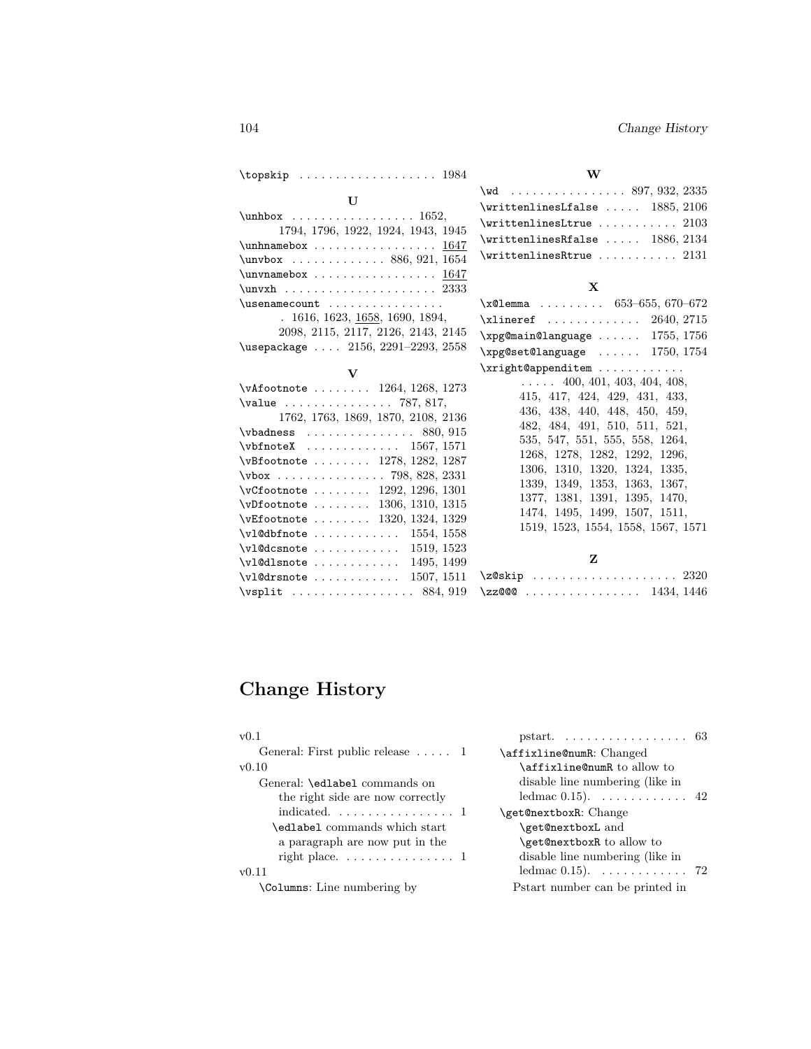\topskip . . . . . . . . . . . . . . . . . . . 1984

**U**

\unhbox . . . . . . . . . . . . . . . . . 1652, 1794, 1796, 1922, 1924, 1943, 1945
\unhnamebox . . . . . . . . . . . . . . . . . 1647
\unvbox . . . . . . . . . . . . . 886, 921, 1654
\unvnamebox . . . . . . . . . . . . . . . . . 1647
\unvxh . . . . . . . . . . . . . . . . . . . . . 2333
\usenamecount . . . . . . . . . . . . . . . . 1616, 1623, 1658, 1690, 1894, 2098, 2115, 2117, 2126, 2143, 2145
\usepackage . . . . 2156, 2291–2293, 2558

**V**

\vAfootnote . . . . . . . . 1264, 1268, 1273
\value . . . . . . . . . . . . . . . 787, 817, 1762, 1763, 1869, 1870, 2108, 2136
\vbadness . . . . . . . . . . . . . . . 880, 915
\vbfnoteX . . . . . . . . . . . . . 1567, 1571
\vBfootnote . . . . . . . . 1278, 1282, 1287
\vbox . . . . . . . . . . . . . . . 798, 828, 2331
\vCfootnote . . . . . . . . 1292, 1296, 1301
\vDfootnote . . . . . . . . 1306, 1310, 1315
\vEfootnote . . . . . . . . 1320, 1324, 1329
\vl@dbfnote . . . . . . . . . . . . 1554, 1558
\vl@dcsnote . . . . . . . . . . . . 1519, 1523
\vl@dlsnote . . . . . . . . . . . . 1495, 1499
\vl@drsnote . . . . . . . . . . . . 1507, 1511
\vsplit . . . . . . . . . . . . . . . . . 884, 919

**W**

\wd . . . . . . . . . . . . . . . . 897, 932, 2335
\writtenlinesLfalse . . . . . 1885, 2106
\writtenlinesLtrue . . . . . . . . . . . 2103
\writtenlinesRfalse . . . . . 1886, 2134
\writtenlinesRtrue . . . . . . . . . . . 2131

**X**

\x@lemma . . . . . . . . . 653–655, 670–672
\xlineref . . . . . . . . . . . . . 2640, 2715
\xpg@main@language . . . . . . 1755, 1756
\xpg@set@language . . . . . . 1750, 1754
\xright@appenditem . . . . . . . . . . . . . . . . . 400, 401, 403, 404, 408, 415, 417, 424, 429, 431, 433, 436, 438, 440, 448, 450, 459, 482, 484, 491, 510, 511, 521, 535, 547, 551, 555, 558, 1264, 1268, 1278, 1282, 1292, 1296, 1306, 1310, 1320, 1324, 1335, 1339, 1349, 1353, 1363, 1367, 1377, 1381, 1391, 1395, 1470, 1474, 1495, 1499, 1507, 1511, 1519, 1523, 1554, 1558, 1567, 1571

**Z**

\z@skip . . . . . . . . . . . . . . . . . . . . 2320
\zz@@@ . . . . . . . . . . . . . . . . 1434, 1446

# Change History

v0.1
  General: First public release . . . . . 1

v0.10
  General: \edlabel commands on the right side are now correctly indicated. . . . . . . . . . . . . . . . . 1
  \edlabel commands which start a paragraph are now put in the right place. . . . . . . . . . . . . . . 1

v0.11
  \Columns: Line numbering by pstart. . . . . . . . . . . . . . . . . . 63
  \affixline@numR: Changed \affixline@numR to allow to disable line numbering (like in ledmac 0.15). . . . . . . . . . . . 42
  \get@nextboxR: Change \get@nextboxL and \get@nextboxR to allow to disable line numbering (like in ledmac 0.15). . . . . . . . . . . . 72
  Pstart number can be printed in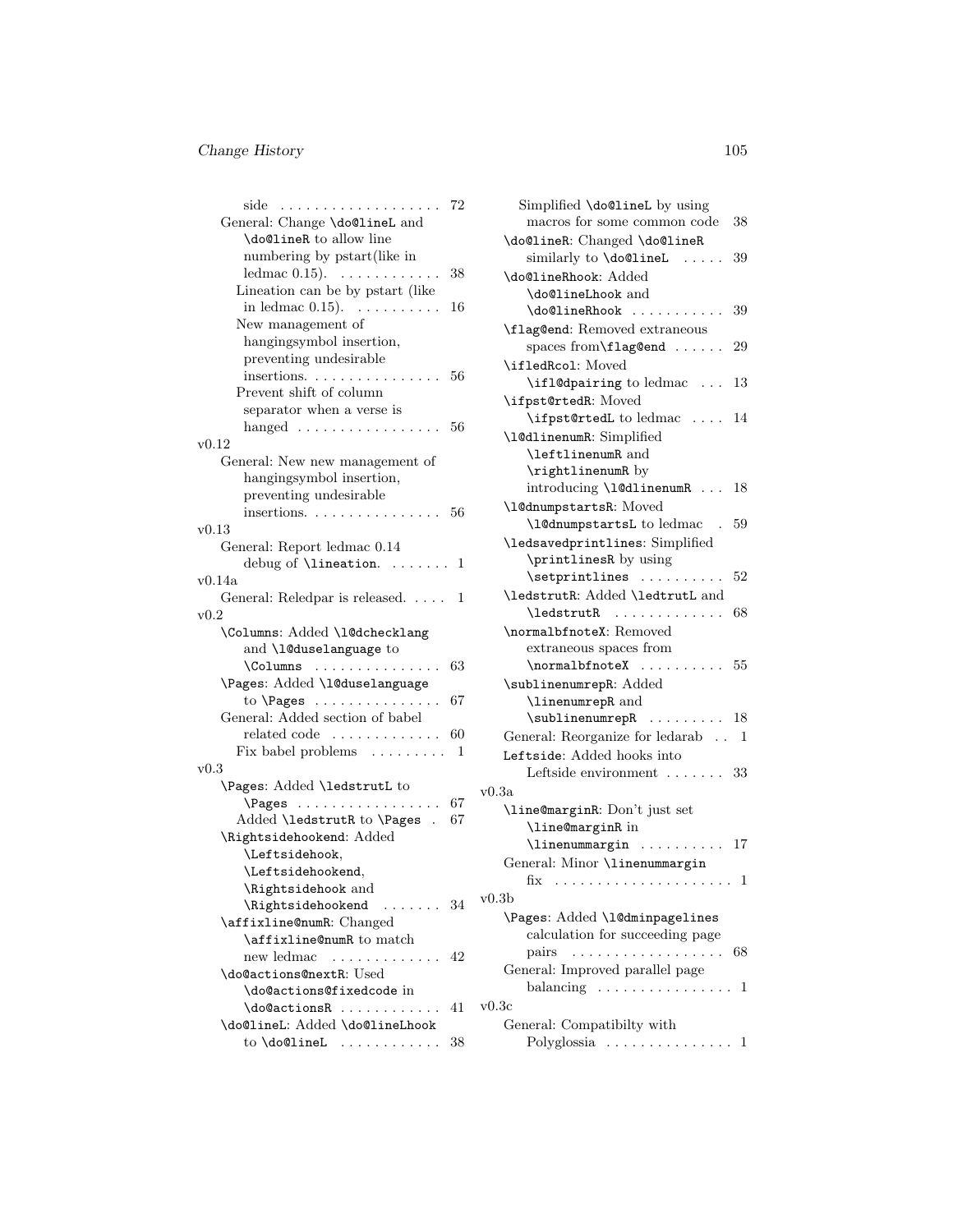side . . . . . . . . . . . . . . . . . . . 72

General: Change `\do@lineL` and `\do@lineR` to allow line numbering by pstart(like in ledmac 0.15). . . . . . . . . . . . . 38

Lineation can be by pstart (like in ledmac 0.15). . . . . . . . . . . 16

New management of hangingsymbol insertion, preventing undesirable insertions. . . . . . . . . . . . . . . . 56

Prevent shift of column separator when a verse is hanged . . . . . . . . . . . . . . . . . 56

v0.12

General: New new management of hangingsymbol insertion, preventing undesirable insertions. . . . . . . . . . . . . . . . 56

v0.13

General: Report ledmac 0.14 debug of `\lineation`. . . . . . . . 1

v0.14a

General: Reledpar is released. . . . . 1

v0.2

`\Columns`: Added `\l@dchecklang` and `\l@duselanguage` to `\Columns` . . . . . . . . . . . . . . . 63

`\Pages`: Added `\l@duselanguage` to `\Pages` . . . . . . . . . . . . . . . 67

General: Added section of babel related code . . . . . . . . . . . . . 60

Fix babel problems . . . . . . . . . 1

v0.3

`\Pages`: Added `\ledstrutL` to `\Pages` . . . . . . . . . . . . . . . . . 67

Added `\ledstrutR` to `\Pages` . 67

`\Rightsidehookend`: Added `\Leftsidehook`, `\Leftsidehookend`, `\Rightsidehook` and `\Rightsidehookend` . . . . . . . 34

`\affixline@numR`: Changed `\affixline@numR` to match new ledmac . . . . . . . . . . . . . 42

`\do@actions@nextR`: Used `\do@actions@fixedcode` in `\do@actionsR` . . . . . . . . . . . . 41

`\do@lineL`: Added `\do@lineLhook` to `\do@lineL` . . . . . . . . . . . . 38

Simplified `\do@lineL` by using macros for some common code 38

`\do@lineR`: Changed `\do@lineR` similarly to `\do@lineL` . . . . . 39

`\do@lineRhook`: Added `\do@lineLhook` and `\do@lineRhook` . . . . . . . . . . . 39

`\flag@end`: Removed extraneous spaces from`\flag@end` . . . . . . 29

`\ifledRcol`: Moved `\ifl@dpairing` to ledmac . . . 13

`\ifpst@rtedR`: Moved `\ifpst@rtedL` to ledmac . . . . 14

`\l@dlinenumR`: Simplified `\leftlinenumR` and `\rightlinenumR` by introducing `\l@dlinenumR` . . . 18

`\l@dnumpstartsR`: Moved `\l@dnumpstartsL` to ledmac . 59

`\ledsavedprintlines`: Simplified `\printlinesR` by using `\setprintlines` . . . . . . . . . . 52

`\ledstrutR`: Added `\ledtrutL` and `\ledstrutR` . . . . . . . . . . . . . 68

`\normalbfnoteX`: Removed extraneous spaces from `\normalbfnoteX` . . . . . . . . . . 55

`\sublinenumrepR`: Added `\linenumrepR` and `\sublinenumrepR` . . . . . . . . . 18

General: Reorganize for ledarab . . 1

`Leftside`: Added hooks into Leftside environment . . . . . . . 33

v0.3a

`\line@marginR`: Don't just set `\line@marginR` in `\linenummargin` . . . . . . . . . . 17

General: Minor `\linenummargin` fix . . . . . . . . . . . . . . . . . . . . . 1

v0.3b

`\Pages`: Added `\l@dminpagelines` calculation for succeeding page pairs . . . . . . . . . . . . . . . . . . 68

General: Improved parallel page balancing . . . . . . . . . . . . . . . . 1

v0.3c

General: Compatibilty with Polyglossia . . . . . . . . . . . . . . . 1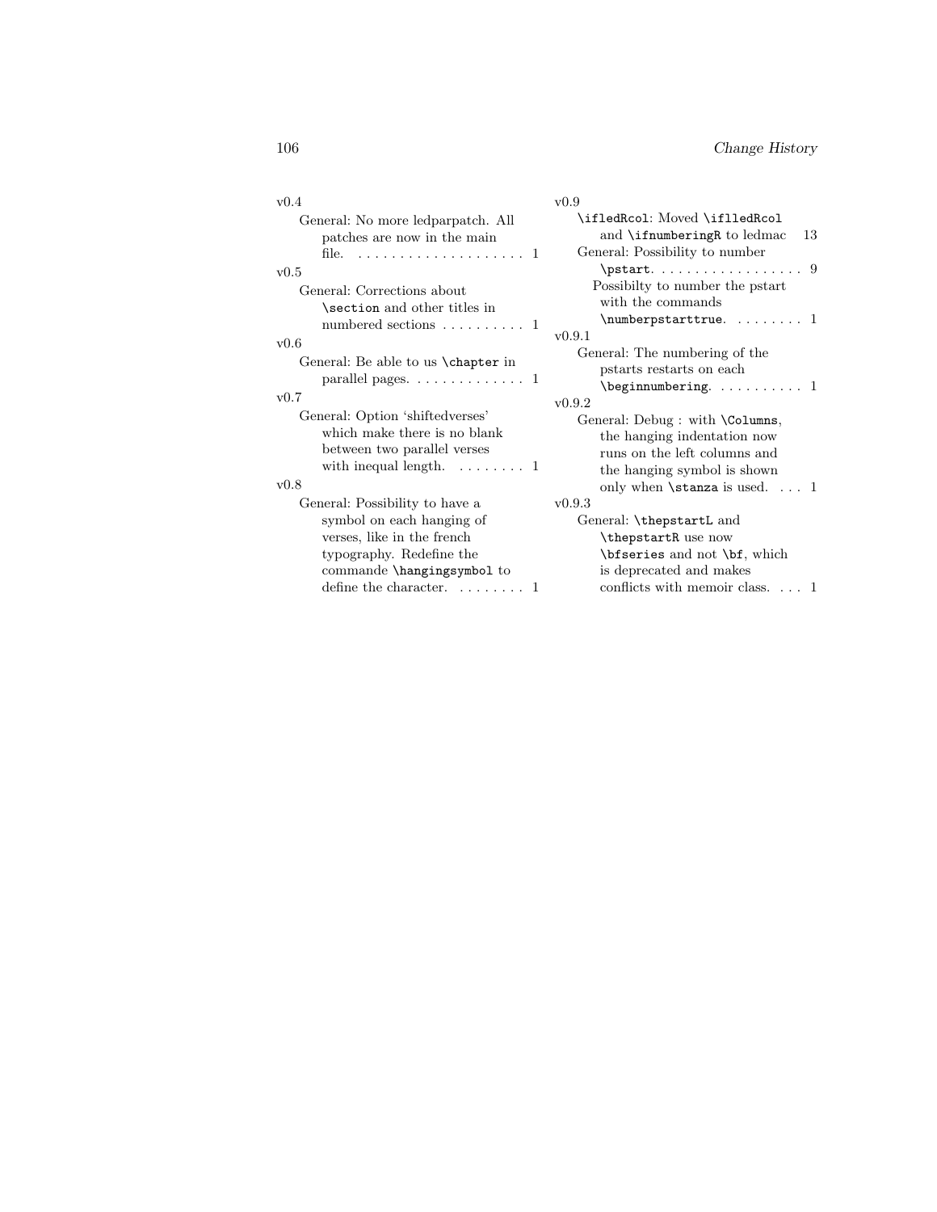v0.4

General: No more ledparpatch. All patches are now in the main file. . . . . . . . . . . . . . . . . . . . 1

v0.5

General: Corrections about `\section` and other titles in numbered sections . . . . . . . . . . 1

v0.6

General: Be able to us `\chapter` in parallel pages. . . . . . . . . . . . . . 1

v0.7

General: Option 'shiftedverses' which make there is no blank between two parallel verses with inequal length. . . . . . . . . 1

v0.8

General: Possibility to have a symbol on each hanging of verses, like in the french typography. Redefine the commande `\hangingsymbol` to define the character. . . . . . . . . 1

v0.9

`\ifledRcol`: Moved `\iflledRcol` and `\ifnumberingR` to ledmac 13

General: Possibility to number `\pstart`. . . . . . . . . . . . . . . . . . 9

Possibilty to number the pstart with the commands `\numberpstarttrue`. . . . . . . . . 1

v0.9.1

General: The numbering of the pstarts restarts on each `\beginnumbering`. . . . . . . . . . . 1

v0.9.2

General: Debug : with `\Columns`, the hanging indentation now runs on the left columns and the hanging symbol is shown only when `\stanza` is used. . . . 1

v0.9.3

General: `\thepstartL` and `\thepstartR` use now `\bfseries` and not `\bf`, which is deprecated and makes conflicts with memoir class. . . . 1